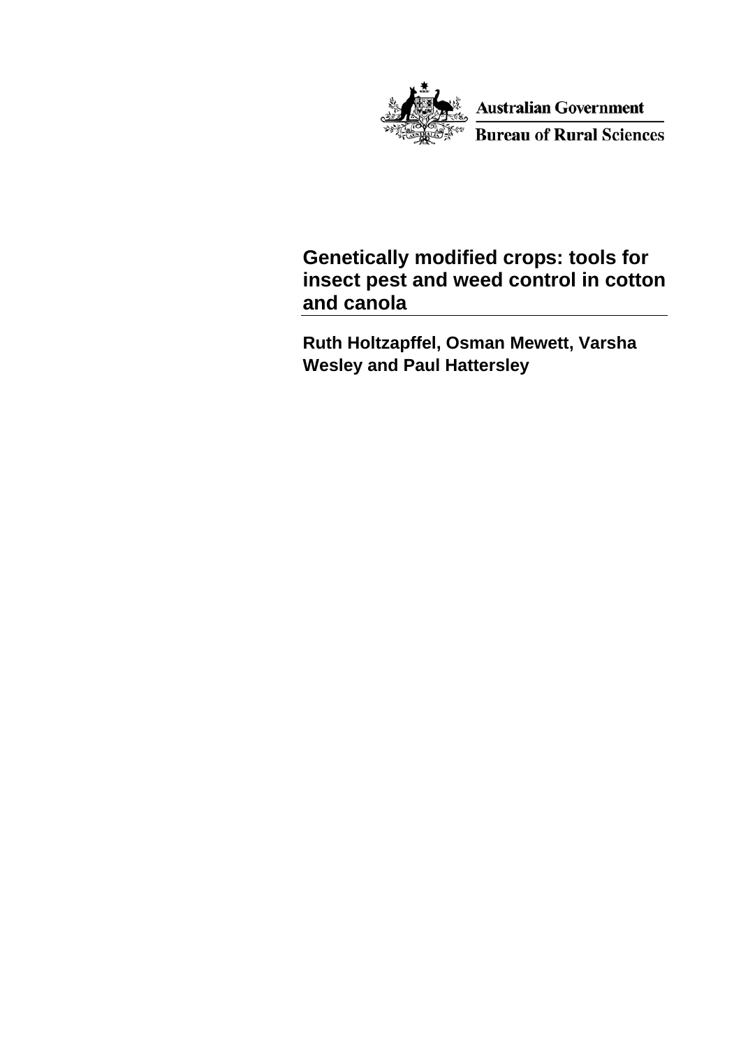Australian Government

Bureau of Rural Sciences

# Genetically modified crops: tools for insect pest and weed control in cotton and canola

**Ruth Holtzapffel, Osman Mewett, Varsha Wesley and Paul Hattersley**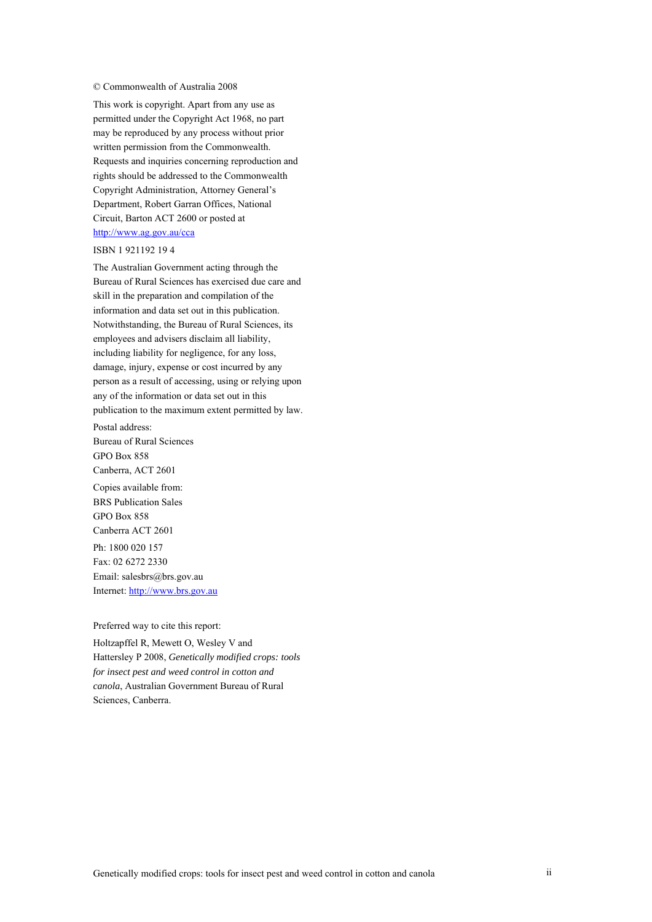© Commonwealth of Australia 2008

This work is copyright. Apart from any use as permitted under the Copyright Act 1968, no part may be reproduced by any process without prior written permission from the Commonwealth. Requests and inquiries concerning reproduction and rights should be addressed to the Commonwealth Copyright Administration, Attorney General's Department, Robert Garran Offices, National Circuit, Barton ACT 2600 or posted at http://www.ag.gov.au/cca

ISBN 1 921192 19 4

The Australian Government acting through the Bureau of Rural Sciences has exercised due care and skill in the preparation and compilation of the information and data set out in this publication. Notwithstanding, the Bureau of Rural Sciences, its employees and advisers disclaim all liability, including liability for negligence, for any loss, damage, injury, expense or cost incurred by any person as a result of accessing, using or relying upon any of the information or data set out in this publication to the maximum extent permitted by law.

Postal address:
Bureau of Rural Sciences
GPO Box 858
Canberra, ACT 2601

Copies available from:
BRS Publication Sales
GPO Box 858
Canberra ACT 2601

Ph: 1800 020 157
Fax: 02 6272 2330
Email: salesbrs@brs.gov.au
Internet: http://www.brs.gov.au

Preferred way to cite this report:

Holtzapffel R, Mewett O, Wesley V and Hattersley P 2008, *Genetically modified crops: tools for insect pest and weed control in cotton and canola*, Australian Government Bureau of Rural Sciences, Canberra.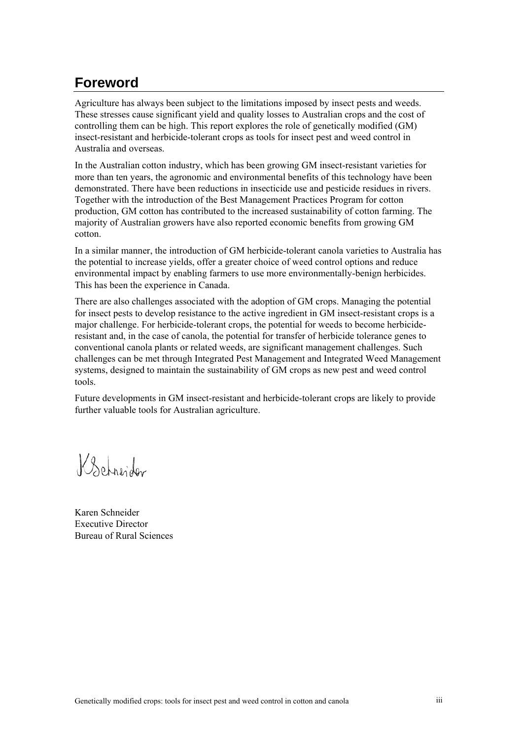# Foreword

Agriculture has always been subject to the limitations imposed by insect pests and weeds. These stresses cause significant yield and quality losses to Australian crops and the cost of controlling them can be high. This report explores the role of genetically modified (GM) insect-resistant and herbicide-tolerant crops as tools for insect pest and weed control in Australia and overseas.

In the Australian cotton industry, which has been growing GM insect-resistant varieties for more than ten years, the agronomic and environmental benefits of this technology have been demonstrated. There have been reductions in insecticide use and pesticide residues in rivers. Together with the introduction of the Best Management Practices Program for cotton production, GM cotton has contributed to the increased sustainability of cotton farming. The majority of Australian growers have also reported economic benefits from growing GM cotton.

In a similar manner, the introduction of GM herbicide-tolerant canola varieties to Australia has the potential to increase yields, offer a greater choice of weed control options and reduce environmental impact by enabling farmers to use more environmentally-benign herbicides. This has been the experience in Canada.

There are also challenges associated with the adoption of GM crops. Managing the potential for insect pests to develop resistance to the active ingredient in GM insect-resistant crops is a major challenge. For herbicide-tolerant crops, the potential for weeds to become herbicide-resistant and, in the case of canola, the potential for transfer of herbicide tolerance genes to conventional canola plants or related weeds, are significant management challenges. Such challenges can be met through Integrated Pest Management and Integrated Weed Management systems, designed to maintain the sustainability of GM crops as new pest and weed control tools.

Future developments in GM insect-resistant and herbicide-tolerant crops are likely to provide further valuable tools for Australian agriculture.

K Schneider

Karen Schneider
Executive Director
Bureau of Rural Sciences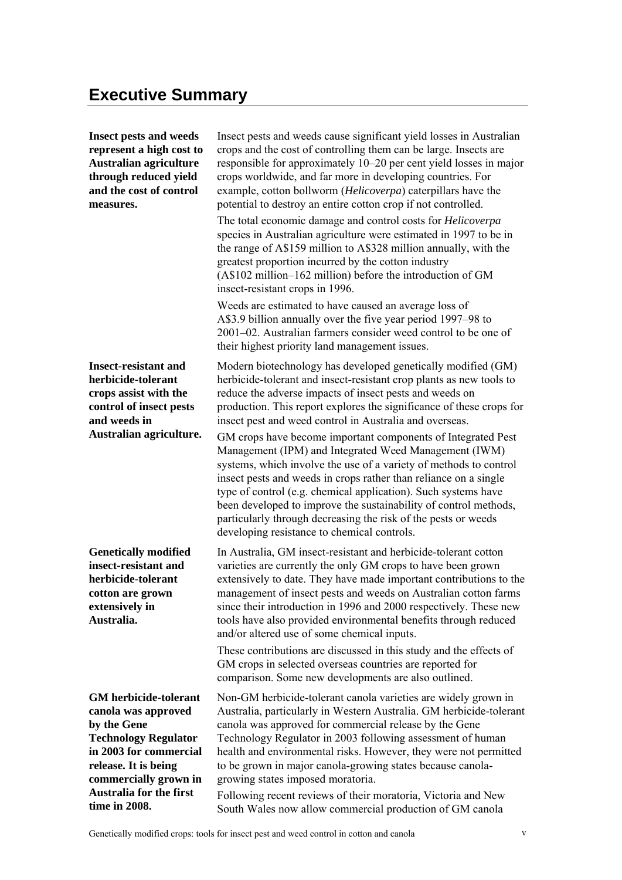# Executive Summary

**Insect pests and weeds represent a high cost to Australian agriculture through reduced yield and the cost of control measures.**

Insect pests and weeds cause significant yield losses in Australian crops and the cost of controlling them can be large. Insects are responsible for approximately 10–20 per cent yield losses in major crops worldwide, and far more in developing countries. For example, cotton bollworm (*Helicoverpa*) caterpillars have the potential to destroy an entire cotton crop if not controlled.

The total economic damage and control costs for *Helicoverpa* species in Australian agriculture were estimated in 1997 to be in the range of A$159 million to A$328 million annually, with the greatest proportion incurred by the cotton industry (A$102 million–162 million) before the introduction of GM insect-resistant crops in 1996.

Weeds are estimated to have caused an average loss of A$3.9 billion annually over the five year period 1997–98 to 2001–02. Australian farmers consider weed control to be one of their highest priority land management issues.

**Insect-resistant and herbicide-tolerant crops assist with the control of insect pests and weeds in Australian agriculture.**

Modern biotechnology has developed genetically modified (GM) herbicide-tolerant and insect-resistant crop plants as new tools to reduce the adverse impacts of insect pests and weeds on production. This report explores the significance of these crops for insect pest and weed control in Australia and overseas.

GM crops have become important components of Integrated Pest Management (IPM) and Integrated Weed Management (IWM) systems, which involve the use of a variety of methods to control insect pests and weeds in crops rather than reliance on a single type of control (e.g. chemical application). Such systems have been developed to improve the sustainability of control methods, particularly through decreasing the risk of the pests or weeds developing resistance to chemical controls.

**Genetically modified insect-resistant and herbicide-tolerant cotton are grown extensively in Australia.**

In Australia, GM insect-resistant and herbicide-tolerant cotton varieties are currently the only GM crops to have been grown extensively to date. They have made important contributions to the management of insect pests and weeds on Australian cotton farms since their introduction in 1996 and 2000 respectively. These new tools have also provided environmental benefits through reduced and/or altered use of some chemical inputs.

These contributions are discussed in this study and the effects of GM crops in selected overseas countries are reported for comparison. Some new developments are also outlined.

**GM herbicide-tolerant canola was approved by the Gene Technology Regulator in 2003 for commercial release. It is being commercially grown in Australia for the first time in 2008.**

Non-GM herbicide-tolerant canola varieties are widely grown in Australia, particularly in Western Australia. GM herbicide-tolerant canola was approved for commercial release by the Gene Technology Regulator in 2003 following assessment of human health and environmental risks. However, they were not permitted to be grown in major canola-growing states because canola-growing states imposed moratoria.

Following recent reviews of their moratoria, Victoria and New South Wales now allow commercial production of GM canola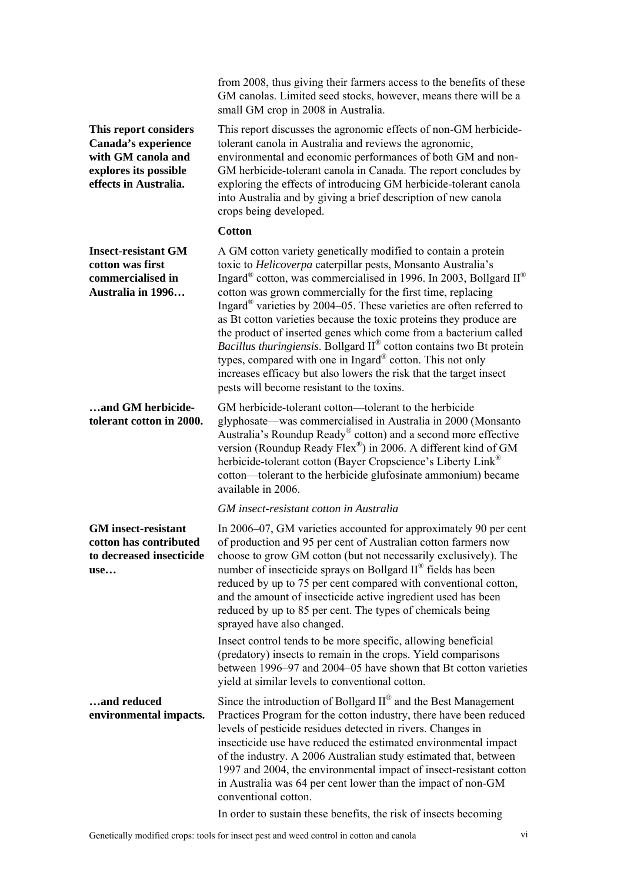from 2008, thus giving their farmers access to the benefits of these GM canolas. Limited seed stocks, however, means there will be a small GM crop in 2008 in Australia.

**This report considers Canada's experience with GM canola and explores its possible effects in Australia.**

This report discusses the agronomic effects of non-GM herbicide-tolerant canola in Australia and reviews the agronomic, environmental and economic performances of both GM and non-GM herbicide-tolerant canola in Canada. The report concludes by exploring the effects of introducing GM herbicide-tolerant canola into Australia and by giving a brief description of new canola crops being developed.

### Cotton

**Insect-resistant GM cotton was first commercialised in Australia in 1996…**

A GM cotton variety genetically modified to contain a protein toxic to *Helicoverpa* caterpillar pests, Monsanto Australia's Ingard® cotton, was commercialised in 1996. In 2003, Bollgard II® cotton was grown commercially for the first time, replacing Ingard® varieties by 2004–05. These varieties are often referred to as Bt cotton varieties because the toxic proteins they produce are the product of inserted genes which come from a bacterium called *Bacillus thuringiensis*. Bollgard II® cotton contains two Bt protein types, compared with one in Ingard® cotton. This not only increases efficacy but also lowers the risk that the target insect pests will become resistant to the toxins.

**…and GM herbicide-tolerant cotton in 2000.**

GM herbicide-tolerant cotton—tolerant to the herbicide glyphosate—was commercialised in Australia in 2000 (Monsanto Australia's Roundup Ready® cotton) and a second more effective version (Roundup Ready Flex®) in 2006. A different kind of GM herbicide-tolerant cotton (Bayer Cropscience's Liberty Link® cotton—tolerant to the herbicide glufosinate ammonium) became available in 2006.

#### *GM insect-resistant cotton in Australia*

**GM insect-resistant cotton has contributed to decreased insecticide use…**

In 2006–07, GM varieties accounted for approximately 90 per cent of production and 95 per cent of Australian cotton farmers now choose to grow GM cotton (but not necessarily exclusively). The number of insecticide sprays on Bollgard II® fields has been reduced by up to 75 per cent compared with conventional cotton, and the amount of insecticide active ingredient used has been reduced by up to 85 per cent. The types of chemicals being sprayed have also changed.

Insect control tends to be more specific, allowing beneficial (predatory) insects to remain in the crops. Yield comparisons between 1996–97 and 2004–05 have shown that Bt cotton varieties yield at similar levels to conventional cotton.

**…and reduced environmental impacts.**

Since the introduction of Bollgard II® and the Best Management Practices Program for the cotton industry, there have been reduced levels of pesticide residues detected in rivers. Changes in insecticide use have reduced the estimated environmental impact of the industry. A 2006 Australian study estimated that, between 1997 and 2004, the environmental impact of insect-resistant cotton in Australia was 64 per cent lower than the impact of non-GM conventional cotton.

In order to sustain these benefits, the risk of insects becoming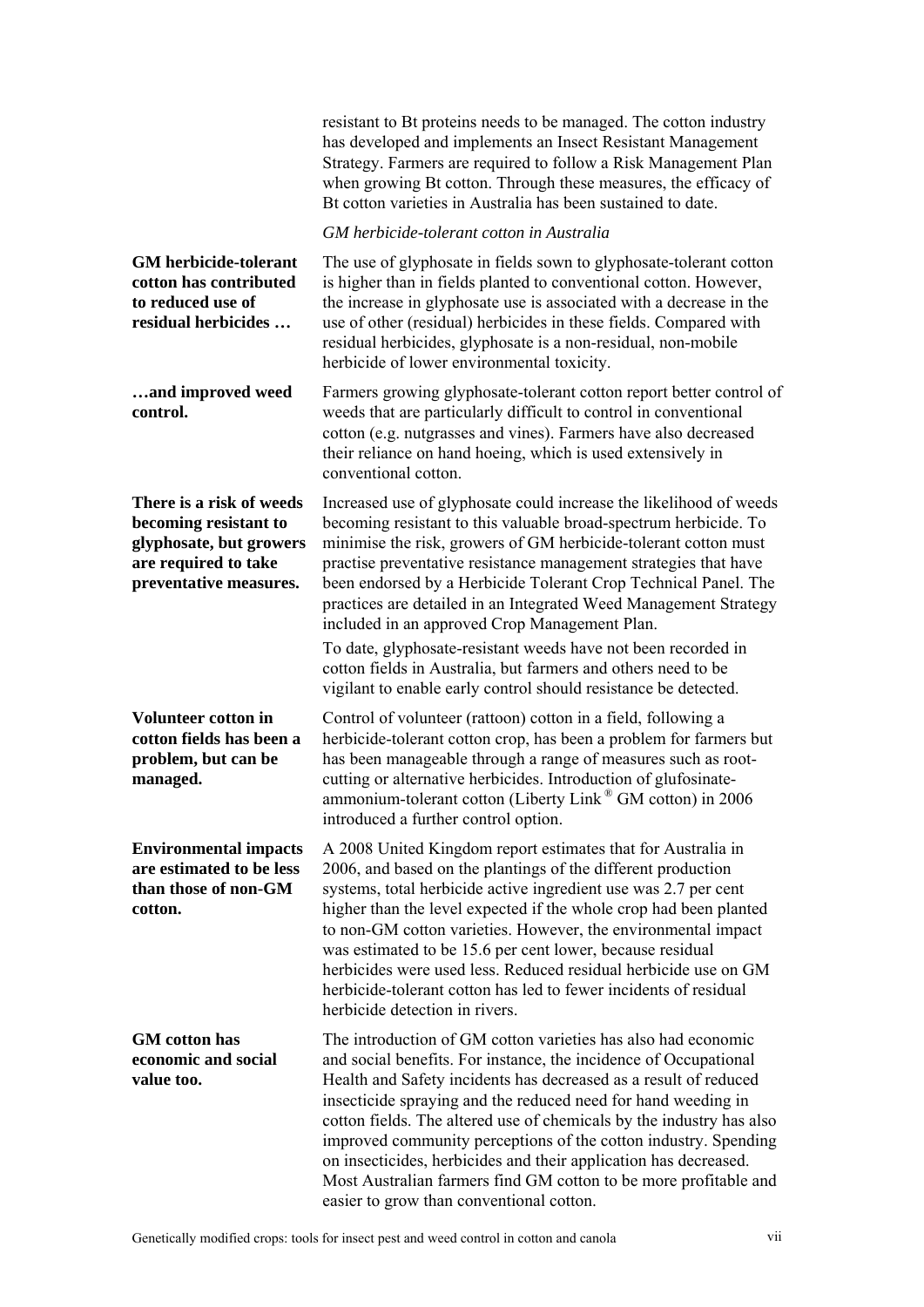resistant to Bt proteins needs to be managed. The cotton industry has developed and implements an Insect Resistant Management Strategy. Farmers are required to follow a Risk Management Plan when growing Bt cotton. Through these measures, the efficacy of Bt cotton varieties in Australia has been sustained to date.

*GM herbicide-tolerant cotton in Australia*

**GM herbicide-tolerant cotton has contributed to reduced use of residual herbicides …**

The use of glyphosate in fields sown to glyphosate-tolerant cotton is higher than in fields planted to conventional cotton. However, the increase in glyphosate use is associated with a decrease in the use of other (residual) herbicides in these fields. Compared with residual herbicides, glyphosate is a non-residual, non-mobile herbicide of lower environmental toxicity.

**…and improved weed control.**

Farmers growing glyphosate-tolerant cotton report better control of weeds that are particularly difficult to control in conventional cotton (e.g. nutgrasses and vines). Farmers have also decreased their reliance on hand hoeing, which is used extensively in conventional cotton.

**There is a risk of weeds becoming resistant to glyphosate, but growers are required to take preventative measures.**

Increased use of glyphosate could increase the likelihood of weeds becoming resistant to this valuable broad-spectrum herbicide. To minimise the risk, growers of GM herbicide-tolerant cotton must practise preventative resistance management strategies that have been endorsed by a Herbicide Tolerant Crop Technical Panel. The practices are detailed in an Integrated Weed Management Strategy included in an approved Crop Management Plan.

To date, glyphosate-resistant weeds have not been recorded in cotton fields in Australia, but farmers and others need to be vigilant to enable early control should resistance be detected.

**Volunteer cotton in cotton fields has been a problem, but can be managed.**

Control of volunteer (rattoon) cotton in a field, following a herbicide-tolerant cotton crop, has been a problem for farmers but has been manageable through a range of measures such as root-cutting or alternative herbicides. Introduction of glufosinate-ammonium-tolerant cotton (Liberty Link® GM cotton) in 2006 introduced a further control option.

**Environmental impacts are estimated to be less than those of non-GM cotton.**

A 2008 United Kingdom report estimates that for Australia in 2006, and based on the plantings of the different production systems, total herbicide active ingredient use was 2.7 per cent higher than the level expected if the whole crop had been planted to non-GM cotton varieties. However, the environmental impact was estimated to be 15.6 per cent lower, because residual herbicides were used less. Reduced residual herbicide use on GM herbicide-tolerant cotton has led to fewer incidents of residual herbicide detection in rivers.

**GM cotton has economic and social value too.**

The introduction of GM cotton varieties has also had economic and social benefits. For instance, the incidence of Occupational Health and Safety incidents has decreased as a result of reduced insecticide spraying and the reduced need for hand weeding in cotton fields. The altered use of chemicals by the industry has also improved community perceptions of the cotton industry. Spending on insecticides, herbicides and their application has decreased. Most Australian farmers find GM cotton to be more profitable and easier to grow than conventional cotton.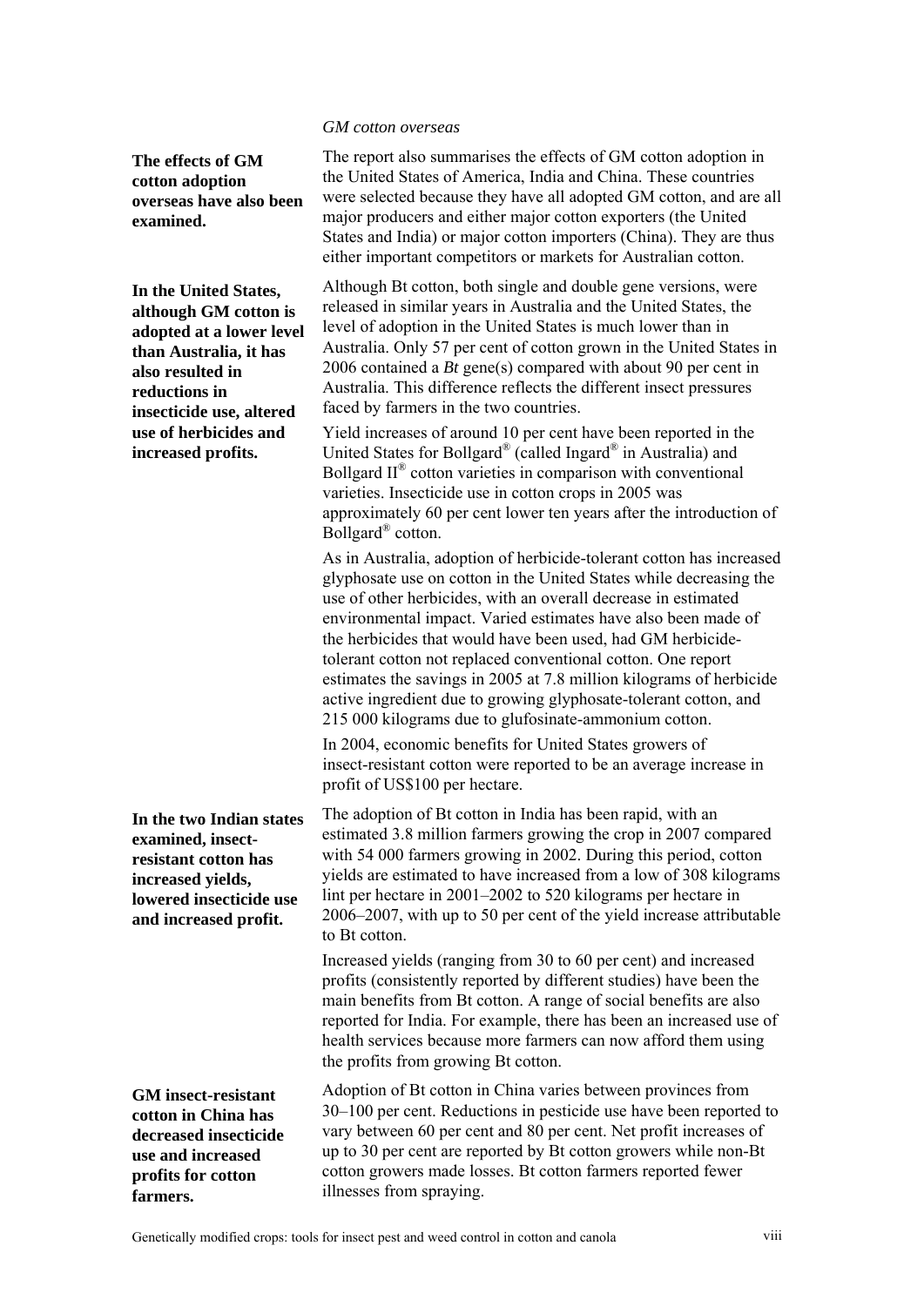*GM cotton overseas*

**The effects of GM cotton adoption overseas have also been examined.**

The report also summarises the effects of GM cotton adoption in the United States of America, India and China. These countries were selected because they have all adopted GM cotton, and are all major producers and either major cotton exporters (the United States and India) or major cotton importers (China). They are thus either important competitors or markets for Australian cotton.

**In the United States, although GM cotton is adopted at a lower level than Australia, it has also resulted in reductions in insecticide use, altered use of herbicides and increased profits.**

Although Bt cotton, both single and double gene versions, were released in similar years in Australia and the United States, the level of adoption in the United States is much lower than in Australia. Only 57 per cent of cotton grown in the United States in 2006 contained a *Bt* gene(s) compared with about 90 per cent in Australia. This difference reflects the different insect pressures faced by farmers in the two countries.

Yield increases of around 10 per cent have been reported in the United States for Bollgard® (called Ingard® in Australia) and Bollgard II® cotton varieties in comparison with conventional varieties. Insecticide use in cotton crops in 2005 was approximately 60 per cent lower ten years after the introduction of Bollgard® cotton.

As in Australia, adoption of herbicide-tolerant cotton has increased glyphosate use on cotton in the United States while decreasing the use of other herbicides, with an overall decrease in estimated environmental impact. Varied estimates have also been made of the herbicides that would have been used, had GM herbicide-tolerant cotton not replaced conventional cotton. One report estimates the savings in 2005 at 7.8 million kilograms of herbicide active ingredient due to growing glyphosate-tolerant cotton, and 215 000 kilograms due to glufosinate-ammonium cotton.

In 2004, economic benefits for United States growers of insect-resistant cotton were reported to be an average increase in profit of US$100 per hectare.

**In the two Indian states examined, insect-resistant cotton has increased yields, lowered insecticide use and increased profit.**

The adoption of Bt cotton in India has been rapid, with an estimated 3.8 million farmers growing the crop in 2007 compared with 54 000 farmers growing in 2002. During this period, cotton yields are estimated to have increased from a low of 308 kilograms lint per hectare in 2001–2002 to 520 kilograms per hectare in 2006–2007, with up to 50 per cent of the yield increase attributable to Bt cotton.

Increased yields (ranging from 30 to 60 per cent) and increased profits (consistently reported by different studies) have been the main benefits from Bt cotton. A range of social benefits are also reported for India. For example, there has been an increased use of health services because more farmers can now afford them using the profits from growing Bt cotton.

**GM insect-resistant cotton in China has decreased insecticide use and increased profits for cotton farmers.**

Adoption of Bt cotton in China varies between provinces from 30–100 per cent. Reductions in pesticide use have been reported to vary between 60 per cent and 80 per cent. Net profit increases of up to 30 per cent are reported by Bt cotton growers while non-Bt cotton growers made losses. Bt cotton farmers reported fewer illnesses from spraying.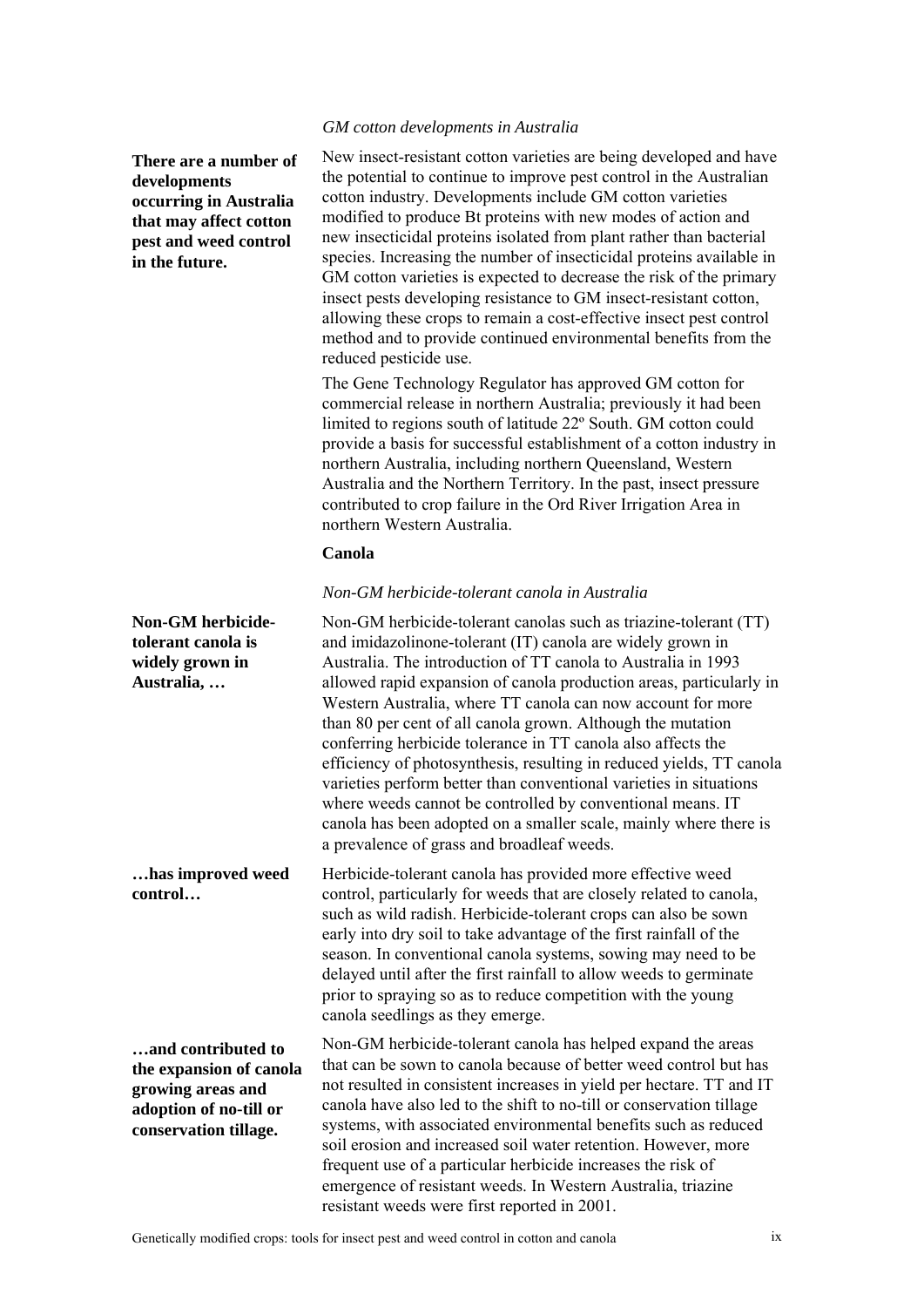*GM cotton developments in Australia*

**There are a number of developments occurring in Australia that may affect cotton pest and weed control in the future.**

New insect-resistant cotton varieties are being developed and have the potential to continue to improve pest control in the Australian cotton industry. Developments include GM cotton varieties modified to produce Bt proteins with new modes of action and new insecticidal proteins isolated from plant rather than bacterial species. Increasing the number of insecticidal proteins available in GM cotton varieties is expected to decrease the risk of the primary insect pests developing resistance to GM insect-resistant cotton, allowing these crops to remain a cost-effective insect pest control method and to provide continued environmental benefits from the reduced pesticide use.

The Gene Technology Regulator has approved GM cotton for commercial release in northern Australia; previously it had been limited to regions south of latitude 22º South. GM cotton could provide a basis for successful establishment of a cotton industry in northern Australia, including northern Queensland, Western Australia and the Northern Territory. In the past, insect pressure contributed to crop failure in the Ord River Irrigation Area in northern Western Australia.

## Canola

*Non-GM herbicide-tolerant canola in Australia*

**Non-GM herbicide-tolerant canola is widely grown in Australia, …**

Non-GM herbicide-tolerant canolas such as triazine-tolerant (TT) and imidazolinone-tolerant (IT) canola are widely grown in Australia. The introduction of TT canola to Australia in 1993 allowed rapid expansion of canola production areas, particularly in Western Australia, where TT canola can now account for more than 80 per cent of all canola grown. Although the mutation conferring herbicide tolerance in TT canola also affects the efficiency of photosynthesis, resulting in reduced yields, TT canola varieties perform better than conventional varieties in situations where weeds cannot be controlled by conventional means. IT canola has been adopted on a smaller scale, mainly where there is a prevalence of grass and broadleaf weeds.

**…has improved weed control…**

Herbicide-tolerant canola has provided more effective weed control, particularly for weeds that are closely related to canola, such as wild radish. Herbicide-tolerant crops can also be sown early into dry soil to take advantage of the first rainfall of the season. In conventional canola systems, sowing may need to be delayed until after the first rainfall to allow weeds to germinate prior to spraying so as to reduce competition with the young canola seedlings as they emerge.

**…and contributed to the expansion of canola growing areas and adoption of no-till or conservation tillage.**

Non-GM herbicide-tolerant canola has helped expand the areas that can be sown to canola because of better weed control but has not resulted in consistent increases in yield per hectare. TT and IT canola have also led to the shift to no-till or conservation tillage systems, with associated environmental benefits such as reduced soil erosion and increased soil water retention. However, more frequent use of a particular herbicide increases the risk of emergence of resistant weeds. In Western Australia, triazine resistant weeds were first reported in 2001.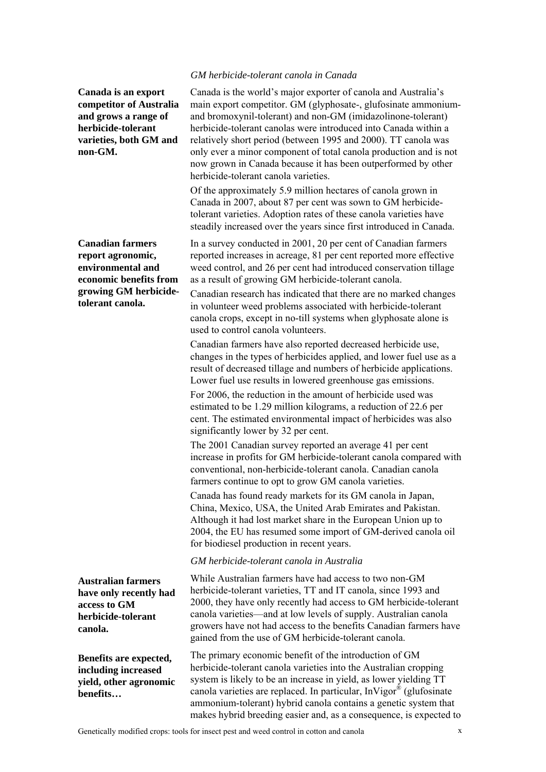*GM herbicide-tolerant canola in Canada*

**Canada is an export competitor of Australia and grows a range of herbicide-tolerant varieties, both GM and non-GM.**

Canada is the world's major exporter of canola and Australia's main export competitor. GM (glyphosate-, glufosinate ammonium- and bromoxynil-tolerant) and non-GM (imidazolinone-tolerant) herbicide-tolerant canolas were introduced into Canada within a relatively short period (between 1995 and 2000). TT canola was only ever a minor component of total canola production and is not now grown in Canada because it has been outperformed by other herbicide-tolerant canola varieties.

Of the approximately 5.9 million hectares of canola grown in Canada in 2007, about 87 per cent was sown to GM herbicide-tolerant varieties. Adoption rates of these canola varieties have steadily increased over the years since first introduced in Canada.

**Canadian farmers report agronomic, environmental and economic benefits from growing GM herbicide-tolerant canola.**

In a survey conducted in 2001, 20 per cent of Canadian farmers reported increases in acreage, 81 per cent reported more effective weed control, and 26 per cent had introduced conservation tillage as a result of growing GM herbicide-tolerant canola.

Canadian research has indicated that there are no marked changes in volunteer weed problems associated with herbicide-tolerant canola crops, except in no-till systems when glyphosate alone is used to control canola volunteers.

Canadian farmers have also reported decreased herbicide use, changes in the types of herbicides applied, and lower fuel use as a result of decreased tillage and numbers of herbicide applications. Lower fuel use results in lowered greenhouse gas emissions.

For 2006, the reduction in the amount of herbicide used was estimated to be 1.29 million kilograms, a reduction of 22.6 per cent. The estimated environmental impact of herbicides was also significantly lower by 32 per cent.

The 2001 Canadian survey reported an average 41 per cent increase in profits for GM herbicide-tolerant canola compared with conventional, non-herbicide-tolerant canola. Canadian canola farmers continue to opt to grow GM canola varieties.

Canada has found ready markets for its GM canola in Japan, China, Mexico, USA, the United Arab Emirates and Pakistan. Although it had lost market share in the European Union up to 2004, the EU has resumed some import of GM-derived canola oil for biodiesel production in recent years.

*GM herbicide-tolerant canola in Australia*

**Australian farmers have only recently had access to GM herbicide-tolerant canola.**

While Australian farmers have had access to two non-GM herbicide-tolerant varieties, TT and IT canola, since 1993 and 2000, they have only recently had access to GM herbicide-tolerant canola varieties—and at low levels of supply. Australian canola growers have not had access to the benefits Canadian farmers have gained from the use of GM herbicide-tolerant canola.

**Benefits are expected, including increased yield, other agronomic benefits…**

The primary economic benefit of the introduction of GM herbicide-tolerant canola varieties into the Australian cropping system is likely to be an increase in yield, as lower yielding TT canola varieties are replaced. In particular, InVigor® (glufosinate ammonium-tolerant) hybrid canola contains a genetic system that makes hybrid breeding easier and, as a consequence, is expected to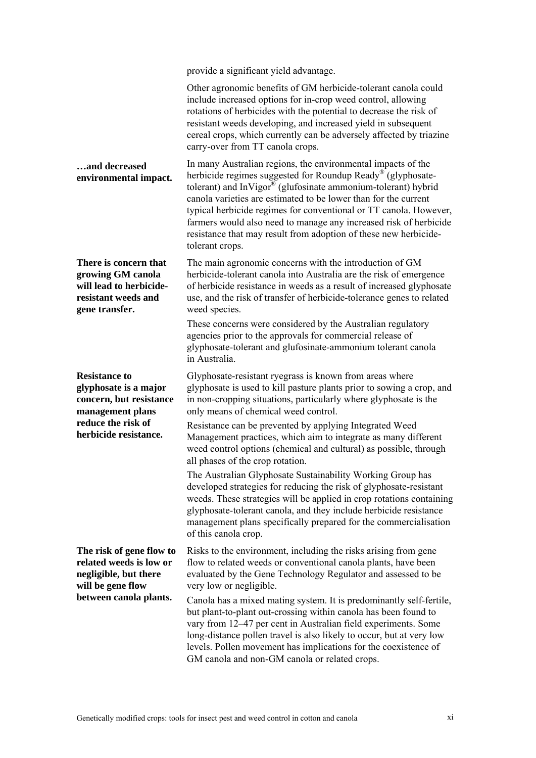provide a significant yield advantage.

Other agronomic benefits of GM herbicide-tolerant canola could include increased options for in-crop weed control, allowing rotations of herbicides with the potential to decrease the risk of resistant weeds developing, and increased yield in subsequent cereal crops, which currently can be adversely affected by triazine carry-over from TT canola crops.

**…and decreased environmental impact.**

In many Australian regions, the environmental impacts of the herbicide regimes suggested for Roundup Ready® (glyphosate-tolerant) and InVigor® (glufosinate ammonium-tolerant) hybrid canola varieties are estimated to be lower than for the current typical herbicide regimes for conventional or TT canola. However, farmers would also need to manage any increased risk of herbicide resistance that may result from adoption of these new herbicide-tolerant crops.

**There is concern that growing GM canola will lead to herbicide-resistant weeds and gene transfer.**

The main agronomic concerns with the introduction of GM herbicide-tolerant canola into Australia are the risk of emergence of herbicide resistance in weeds as a result of increased glyphosate use, and the risk of transfer of herbicide-tolerance genes to related weed species.

These concerns were considered by the Australian regulatory agencies prior to the approvals for commercial release of glyphosate-tolerant and glufosinate-ammonium tolerant canola in Australia.

**Resistance to glyphosate is a major concern, but resistance management plans reduce the risk of herbicide resistance.**

Glyphosate-resistant ryegrass is known from areas where glyphosate is used to kill pasture plants prior to sowing a crop, and in non-cropping situations, particularly where glyphosate is the only means of chemical weed control.

Resistance can be prevented by applying Integrated Weed Management practices, which aim to integrate as many different weed control options (chemical and cultural) as possible, through all phases of the crop rotation.

The Australian Glyphosate Sustainability Working Group has developed strategies for reducing the risk of glyphosate-resistant weeds. These strategies will be applied in crop rotations containing glyphosate-tolerant canola, and they include herbicide resistance management plans specifically prepared for the commercialisation of this canola crop.

**The risk of gene flow to related weeds is low or negligible, but there will be gene flow between canola plants.**

Risks to the environment, including the risks arising from gene flow to related weeds or conventional canola plants, have been evaluated by the Gene Technology Regulator and assessed to be very low or negligible.

Canola has a mixed mating system. It is predominantly self-fertile, but plant-to-plant out-crossing within canola has been found to vary from 12–47 per cent in Australian field experiments. Some long-distance pollen travel is also likely to occur, but at very low levels. Pollen movement has implications for the coexistence of GM canola and non-GM canola or related crops.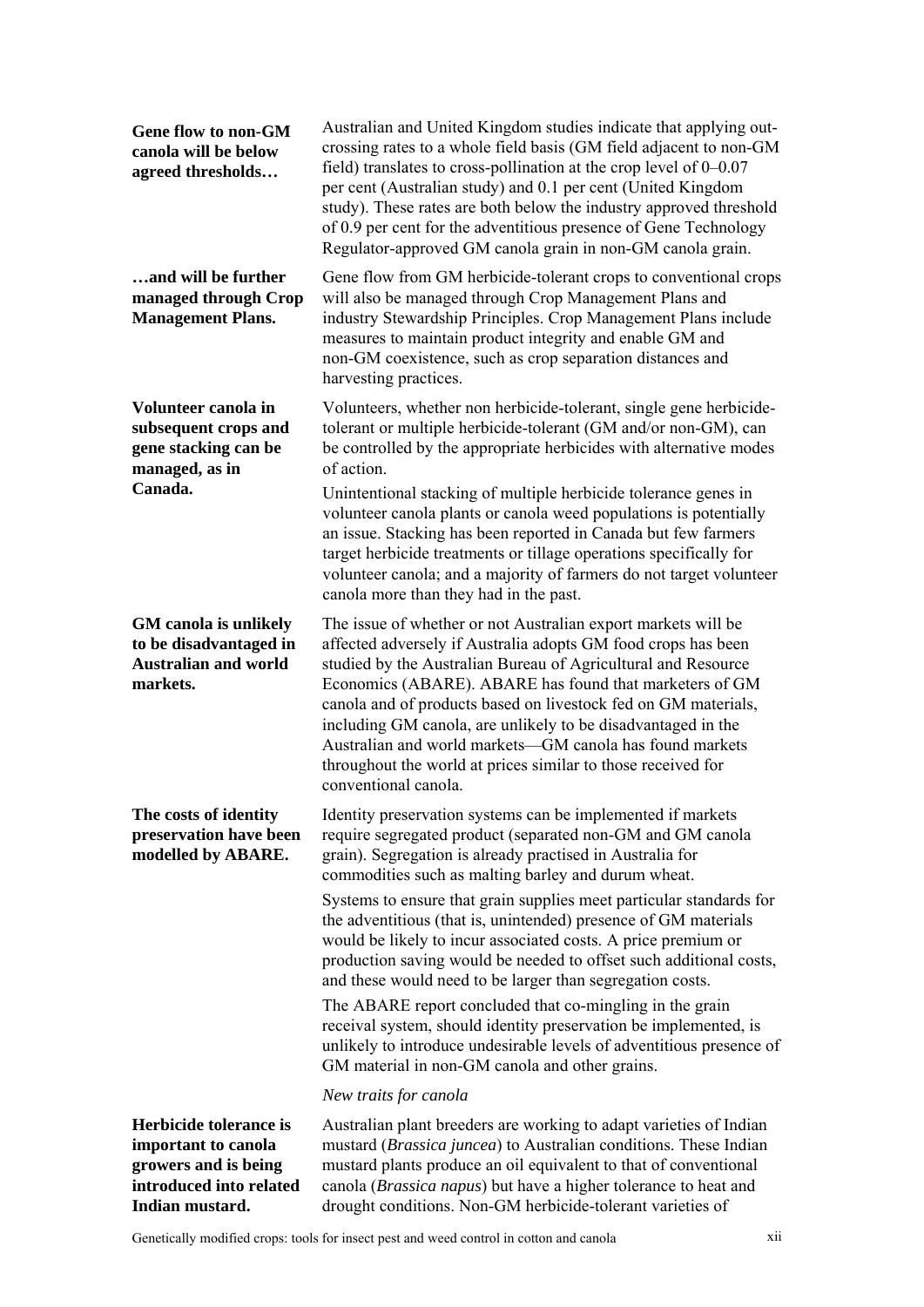**Gene flow to non-GM canola will be below agreed thresholds…**

Australian and United Kingdom studies indicate that applying out-crossing rates to a whole field basis (GM field adjacent to non-GM field) translates to cross-pollination at the crop level of 0–0.07 per cent (Australian study) and 0.1 per cent (United Kingdom study). These rates are both below the industry approved threshold of 0.9 per cent for the adventitious presence of Gene Technology Regulator-approved GM canola grain in non-GM canola grain.

**…and will be further managed through Crop Management Plans.**

Gene flow from GM herbicide-tolerant crops to conventional crops will also be managed through Crop Management Plans and industry Stewardship Principles. Crop Management Plans include measures to maintain product integrity and enable GM and non-GM coexistence, such as crop separation distances and harvesting practices.

**Volunteer canola in subsequent crops and gene stacking can be managed, as in Canada.**

Volunteers, whether non herbicide-tolerant, single gene herbicide-tolerant or multiple herbicide-tolerant (GM and/or non-GM), can be controlled by the appropriate herbicides with alternative modes of action.

Unintentional stacking of multiple herbicide tolerance genes in volunteer canola plants or canola weed populations is potentially an issue. Stacking has been reported in Canada but few farmers target herbicide treatments or tillage operations specifically for volunteer canola; and a majority of farmers do not target volunteer canola more than they had in the past.

**GM canola is unlikely to be disadvantaged in Australian and world markets.**

The issue of whether or not Australian export markets will be affected adversely if Australia adopts GM food crops has been studied by the Australian Bureau of Agricultural and Resource Economics (ABARE). ABARE has found that marketers of GM canola and of products based on livestock fed on GM materials, including GM canola, are unlikely to be disadvantaged in the Australian and world markets—GM canola has found markets throughout the world at prices similar to those received for conventional canola.

**The costs of identity preservation have been modelled by ABARE.**

Identity preservation systems can be implemented if markets require segregated product (separated non-GM and GM canola grain). Segregation is already practised in Australia for commodities such as malting barley and durum wheat.

Systems to ensure that grain supplies meet particular standards for the adventitious (that is, unintended) presence of GM materials would be likely to incur associated costs. A price premium or production saving would be needed to offset such additional costs, and these would need to be larger than segregation costs.

The ABARE report concluded that co-mingling in the grain receival system, should identity preservation be implemented, is unlikely to introduce undesirable levels of adventitious presence of GM material in non-GM canola and other grains.

*New traits for canola*

**Herbicide tolerance is important to canola growers and is being introduced into related Indian mustard.**

Australian plant breeders are working to adapt varieties of Indian mustard (*Brassica juncea*) to Australian conditions. These Indian mustard plants produce an oil equivalent to that of conventional canola (*Brassica napus*) but have a higher tolerance to heat and drought conditions. Non-GM herbicide-tolerant varieties of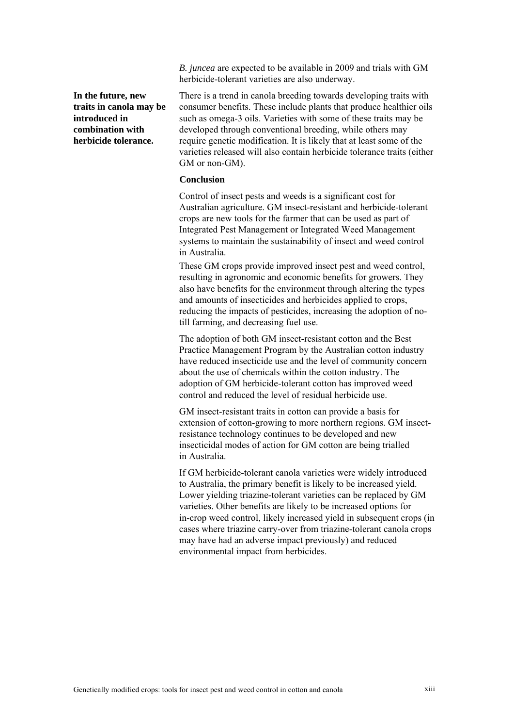*B. juncea* are expected to be available in 2009 and trials with GM herbicide-tolerant varieties are also underway.

**In the future, new traits in canola may be introduced in combination with herbicide tolerance.**

There is a trend in canola breeding towards developing traits with consumer benefits. These include plants that produce healthier oils such as omega-3 oils. Varieties with some of these traits may be developed through conventional breeding, while others may require genetic modification. It is likely that at least some of the varieties released will also contain herbicide tolerance traits (either GM or non-GM).

### Conclusion

Control of insect pests and weeds is a significant cost for Australian agriculture. GM insect-resistant and herbicide-tolerant crops are new tools for the farmer that can be used as part of Integrated Pest Management or Integrated Weed Management systems to maintain the sustainability of insect and weed control in Australia.

These GM crops provide improved insect pest and weed control, resulting in agronomic and economic benefits for growers. They also have benefits for the environment through altering the types and amounts of insecticides and herbicides applied to crops, reducing the impacts of pesticides, increasing the adoption of no-till farming, and decreasing fuel use.

The adoption of both GM insect-resistant cotton and the Best Practice Management Program by the Australian cotton industry have reduced insecticide use and the level of community concern about the use of chemicals within the cotton industry. The adoption of GM herbicide-tolerant cotton has improved weed control and reduced the level of residual herbicide use.

GM insect-resistant traits in cotton can provide a basis for extension of cotton-growing to more northern regions. GM insect-resistance technology continues to be developed and new insecticidal modes of action for GM cotton are being trialled in Australia.

If GM herbicide-tolerant canola varieties were widely introduced to Australia, the primary benefit is likely to be increased yield. Lower yielding triazine-tolerant varieties can be replaced by GM varieties. Other benefits are likely to be increased options for in-crop weed control, likely increased yield in subsequent crops (in cases where triazine carry-over from triazine-tolerant canola crops may have had an adverse impact previously) and reduced environmental impact from herbicides.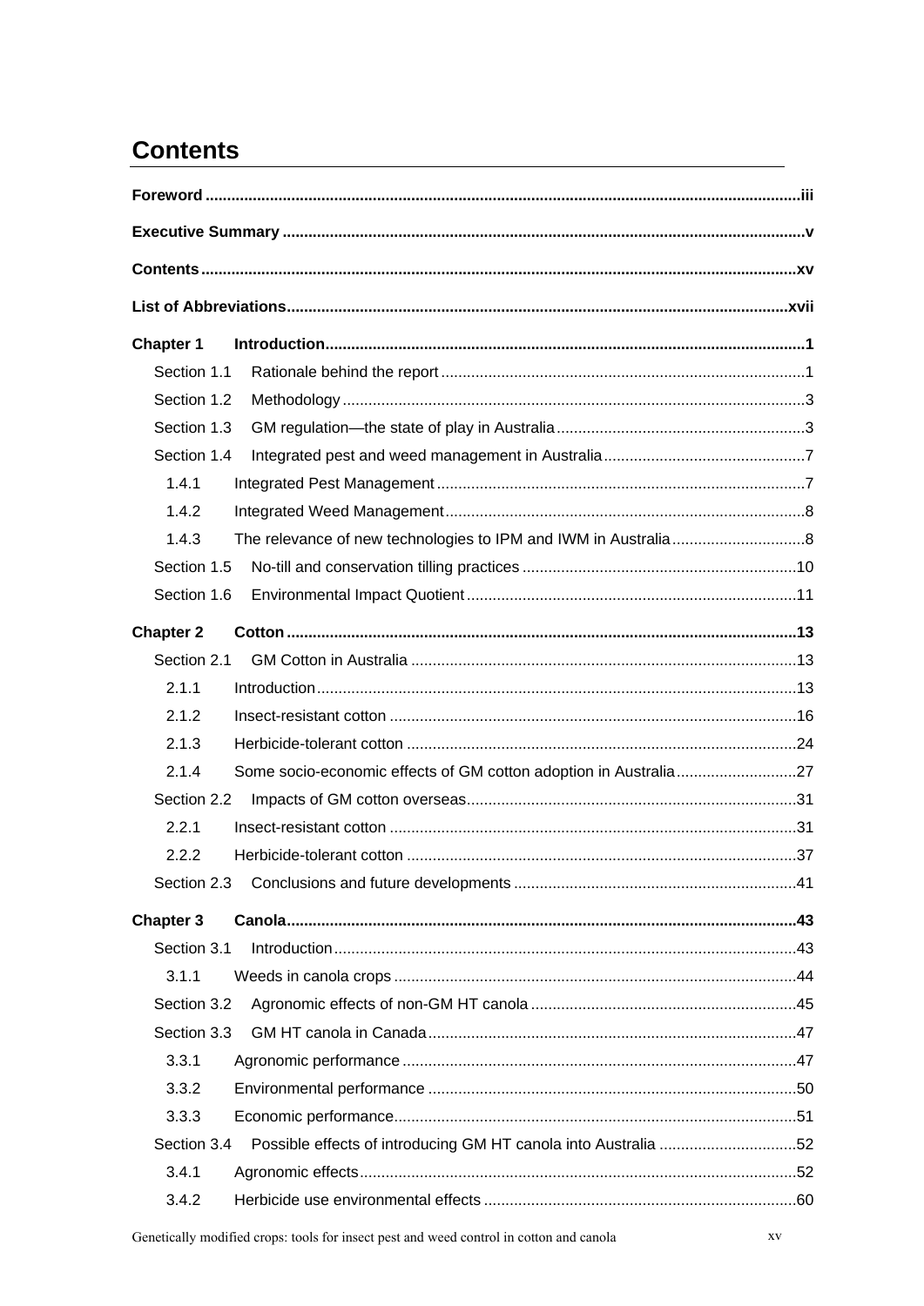# Contents

**Foreword** ........................................................................................................................................iii

**Executive Summary** ........................................................................................................................v

**Contents** .........................................................................................................................................xv

**List of Abbreviations** ..................................................................................................................xvii

**Chapter 1 Introduction** ..................................................................................................................1

- Section 1.1 Rationale behind the report ....................................................................................1
- Section 1.2 Methodology ...........................................................................................................3
- Section 1.3 GM regulation—the state of play in Australia .........................................................3
- Section 1.4 Integrated pest and weed management in Australia ...............................................7
  - 1.4.1 Integrated Pest Management .........................................................................................7
  - 1.4.2 Integrated Weed Management ........................................................................................8
  - 1.4.3 The relevance of new technologies to IPM and IWM in Australia ..................................8
- Section 1.5 No-till and conservation tilling practices ................................................................10
- Section 1.6 Environmental Impact Quotient ............................................................................11

**Chapter 2 Cotton** ...........................................................................................................................13

- Section 2.1 GM Cotton in Australia .........................................................................................13
  - 2.1.1 Introduction .....................................................................................................................13
  - 2.1.2 Insect-resistant cotton ....................................................................................................16
  - 2.1.3 Herbicide-tolerant cotton ................................................................................................24
  - 2.1.4 Some socio-economic effects of GM cotton adoption in Australia ................................27
- Section 2.2 Impacts of GM cotton overseas .............................................................................31
  - 2.2.1 Insect-resistant cotton ....................................................................................................31
  - 2.2.2 Herbicide-tolerant cotton ................................................................................................37
- Section 2.3 Conclusions and future developments ..................................................................41

**Chapter 3 Canola** ...........................................................................................................................43

- Section 3.1 Introduction ...........................................................................................................43
  - 3.1.1 Weeds in canola crops ...................................................................................................44
- Section 3.2 Agronomic effects of non-GM HT canola ..............................................................45
- Section 3.3 GM HT canola in Canada ......................................................................................47
  - 3.3.1 Agronomic performance .................................................................................................47
  - 3.3.2 Environmental performance ...........................................................................................50
  - 3.3.3 Economic performance ...................................................................................................51
- Section 3.4 Possible effects of introducing GM HT canola into Australia ................................52
  - 3.4.1 Agronomic effects ...........................................................................................................52
  - 3.4.2 Herbicide use environmental effects ..............................................................................60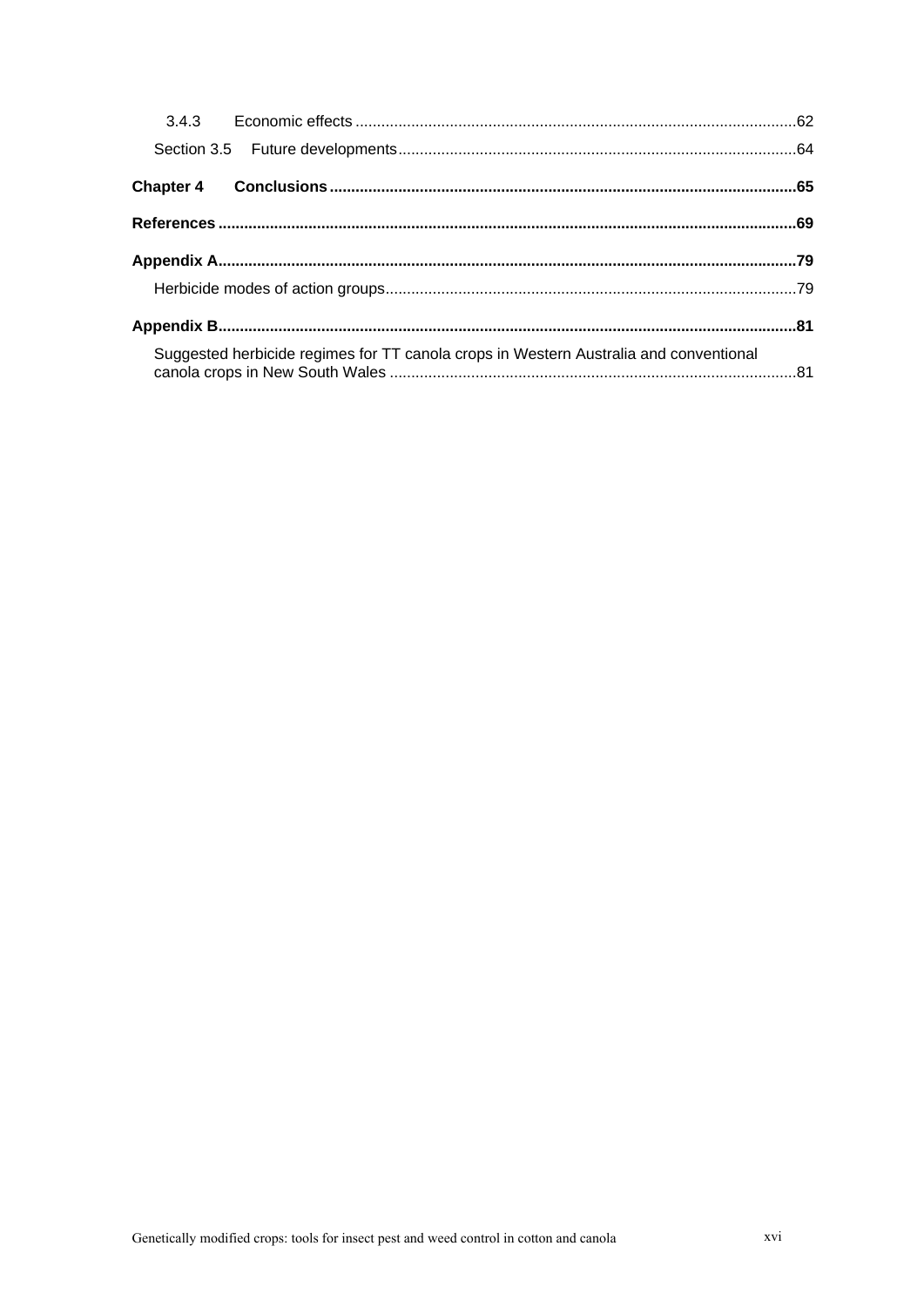3.4.3 Economic effects ....................................................................................................62

Section 3.5 Future developments..........................................................................................64

**Chapter 4 Conclusions..........................................................................................................65**

**References ...................................................................................................................................69**

**Appendix A..................................................................................................................................79**

Herbicide modes of action groups.............................................................................................79

**Appendix B..................................................................................................................................81**

Suggested herbicide regimes for TT canola crops in Western Australia and conventional canola crops in New South Wales .............................................................................................81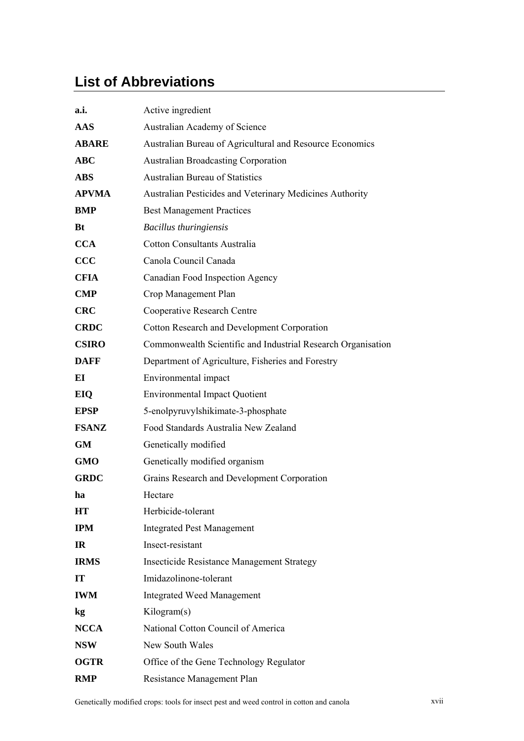## List of Abbreviations

| | |
|---|---|
| **a.i.** | Active ingredient |
| **AAS** | Australian Academy of Science |
| **ABARE** | Australian Bureau of Agricultural and Resource Economics |
| **ABC** | Australian Broadcasting Corporation |
| **ABS** | Australian Bureau of Statistics |
| **APVMA** | Australian Pesticides and Veterinary Medicines Authority |
| **BMP** | Best Management Practices |
| **Bt** | *Bacillus thuringiensis* |
| **CCA** | Cotton Consultants Australia |
| **CCC** | Canola Council Canada |
| **CFIA** | Canadian Food Inspection Agency |
| **CMP** | Crop Management Plan |
| **CRC** | Cooperative Research Centre |
| **CRDC** | Cotton Research and Development Corporation |
| **CSIRO** | Commonwealth Scientific and Industrial Research Organisation |
| **DAFF** | Department of Agriculture, Fisheries and Forestry |
| **EI** | Environmental impact |
| **EIQ** | Environmental Impact Quotient |
| **EPSP** | 5-enolpyruvylshikimate-3-phosphate |
| **FSANZ** | Food Standards Australia New Zealand |
| **GM** | Genetically modified |
| **GMO** | Genetically modified organism |
| **GRDC** | Grains Research and Development Corporation |
| **ha** | Hectare |
| **HT** | Herbicide-tolerant |
| **IPM** | Integrated Pest Management |
| **IR** | Insect-resistant |
| **IRMS** | Insecticide Resistance Management Strategy |
| **IT** | Imidazolinone-tolerant |
| **IWM** | Integrated Weed Management |
| **kg** | Kilogram(s) |
| **NCCA** | National Cotton Council of America |
| **NSW** | New South Wales |
| **OGTR** | Office of the Gene Technology Regulator |
| **RMP** | Resistance Management Plan |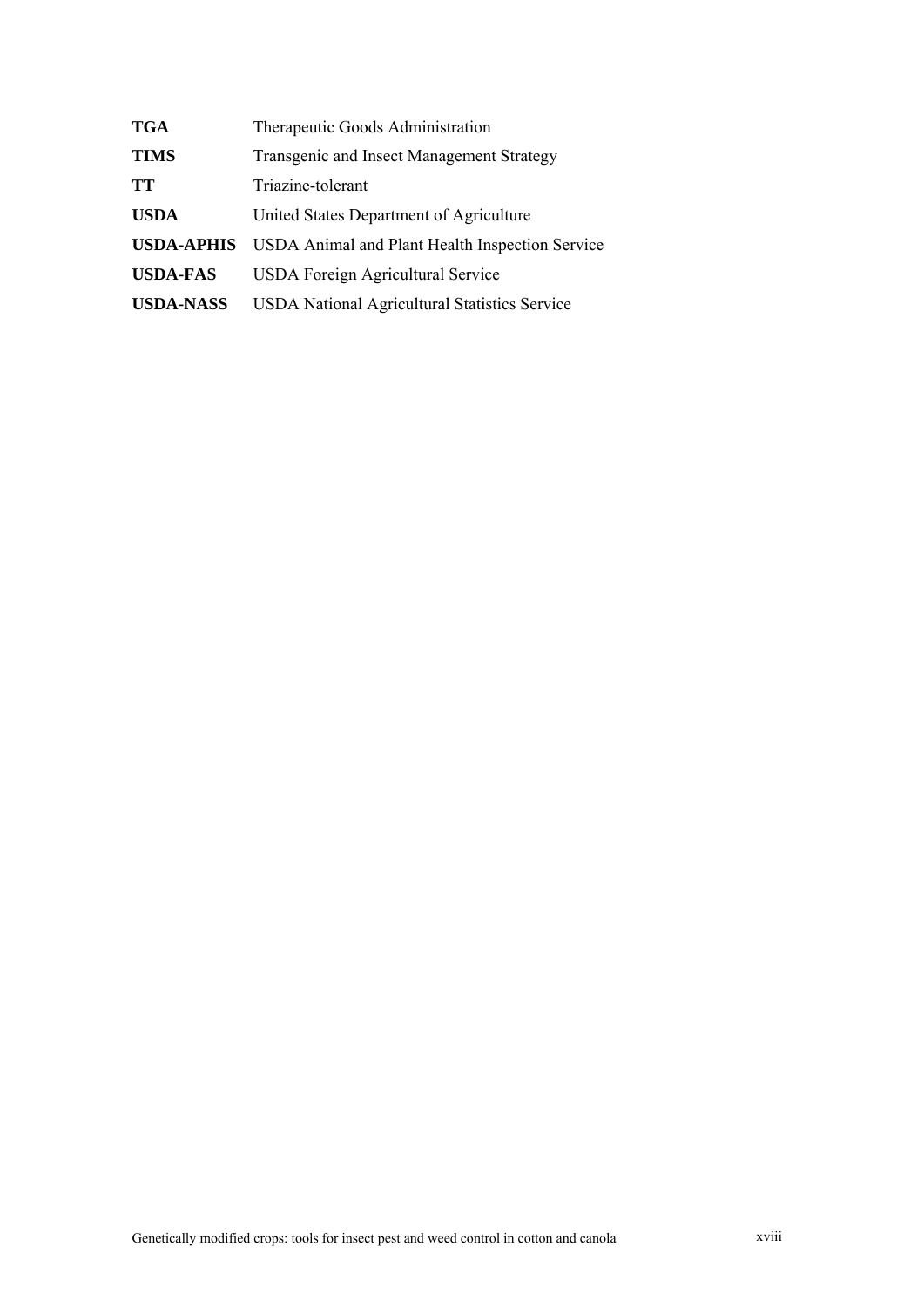| | |
|---|---|
| **TGA** | Therapeutic Goods Administration |
| **TIMS** | Transgenic and Insect Management Strategy |
| **TT** | Triazine-tolerant |
| **USDA** | United States Department of Agriculture |
| **USDA-APHIS** | USDA Animal and Plant Health Inspection Service |
| **USDA-FAS** | USDA Foreign Agricultural Service |
| **USDA-NASS** | USDA National Agricultural Statistics Service |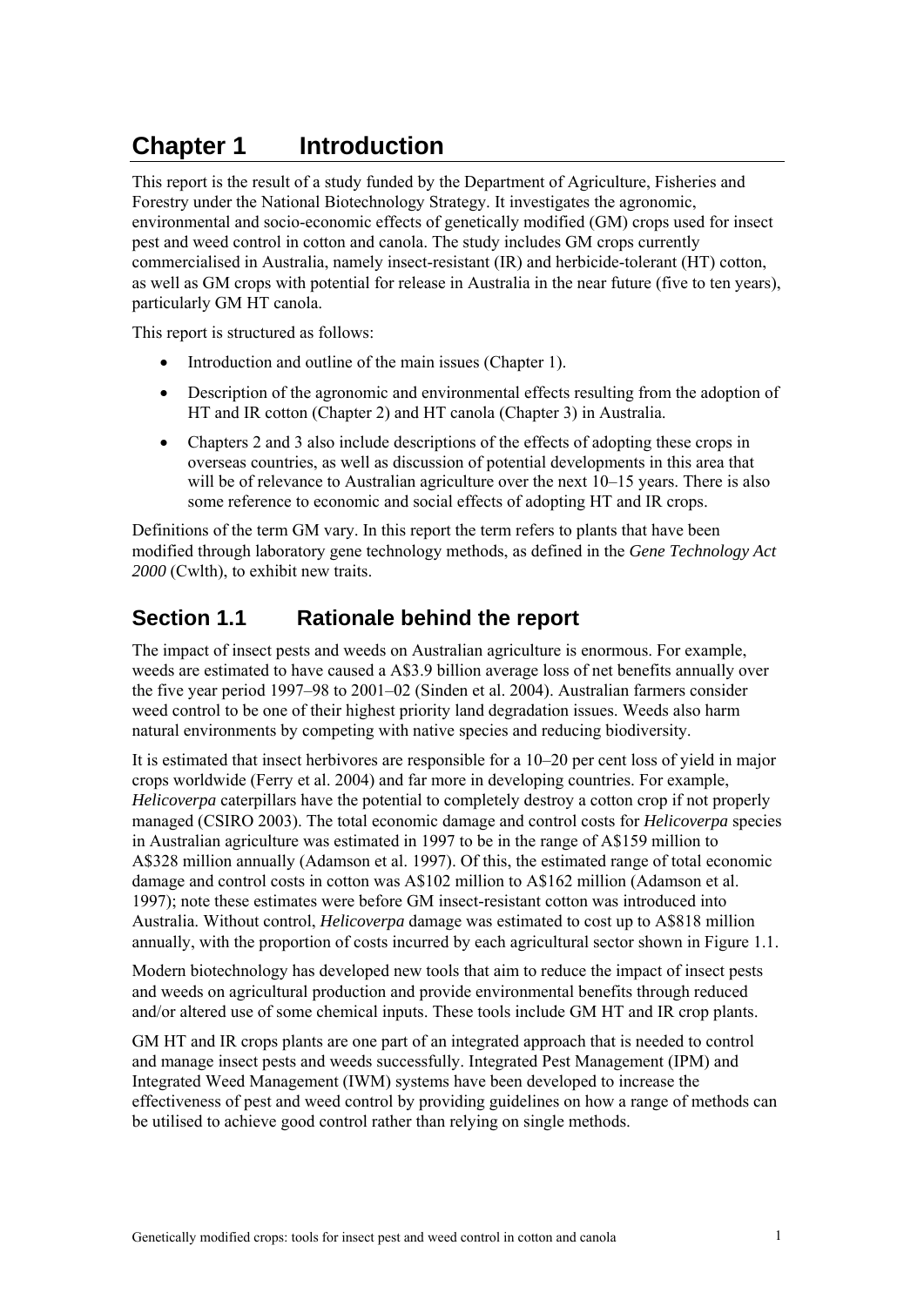# Chapter 1 Introduction

This report is the result of a study funded by the Department of Agriculture, Fisheries and Forestry under the National Biotechnology Strategy. It investigates the agronomic, environmental and socio-economic effects of genetically modified (GM) crops used for insect pest and weed control in cotton and canola. The study includes GM crops currently commercialised in Australia, namely insect-resistant (IR) and herbicide-tolerant (HT) cotton, as well as GM crops with potential for release in Australia in the near future (five to ten years), particularly GM HT canola.

This report is structured as follows:

- Introduction and outline of the main issues (Chapter 1).
- Description of the agronomic and environmental effects resulting from the adoption of HT and IR cotton (Chapter 2) and HT canola (Chapter 3) in Australia.
- Chapters 2 and 3 also include descriptions of the effects of adopting these crops in overseas countries, as well as discussion of potential developments in this area that will be of relevance to Australian agriculture over the next 10–15 years. There is also some reference to economic and social effects of adopting HT and IR crops.

Definitions of the term GM vary. In this report the term refers to plants that have been modified through laboratory gene technology methods, as defined in the *Gene Technology Act 2000* (Cwlth), to exhibit new traits.

## Section 1.1 Rationale behind the report

The impact of insect pests and weeds on Australian agriculture is enormous. For example, weeds are estimated to have caused a A$3.9 billion average loss of net benefits annually over the five year period 1997–98 to 2001–02 (Sinden et al. 2004). Australian farmers consider weed control to be one of their highest priority land degradation issues. Weeds also harm natural environments by competing with native species and reducing biodiversity.

It is estimated that insect herbivores are responsible for a 10–20 per cent loss of yield in major crops worldwide (Ferry et al. 2004) and far more in developing countries. For example, *Helicoverpa* caterpillars have the potential to completely destroy a cotton crop if not properly managed (CSIRO 2003). The total economic damage and control costs for *Helicoverpa* species in Australian agriculture was estimated in 1997 to be in the range of A$159 million to A$328 million annually (Adamson et al. 1997). Of this, the estimated range of total economic damage and control costs in cotton was A$102 million to A$162 million (Adamson et al. 1997); note these estimates were before GM insect-resistant cotton was introduced into Australia. Without control, *Helicoverpa* damage was estimated to cost up to A$818 million annually, with the proportion of costs incurred by each agricultural sector shown in Figure 1.1.

Modern biotechnology has developed new tools that aim to reduce the impact of insect pests and weeds on agricultural production and provide environmental benefits through reduced and/or altered use of some chemical inputs. These tools include GM HT and IR crop plants.

GM HT and IR crops plants are one part of an integrated approach that is needed to control and manage insect pests and weeds successfully. Integrated Pest Management (IPM) and Integrated Weed Management (IWM) systems have been developed to increase the effectiveness of pest and weed control by providing guidelines on how a range of methods can be utilised to achieve good control rather than relying on single methods.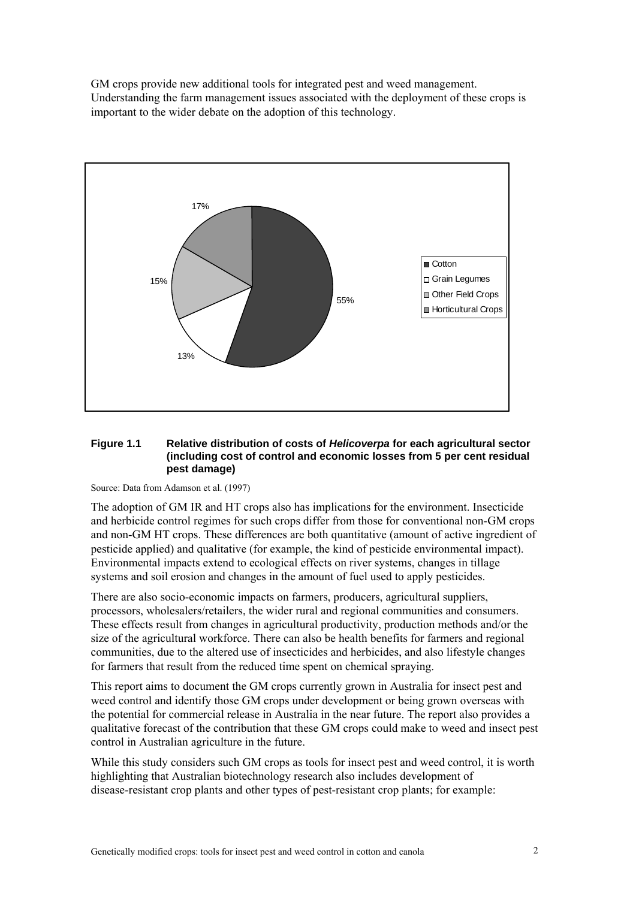GM crops provide new additional tools for integrated pest and weed management. Understanding the farm management issues associated with the deployment of these crops is important to the wider debate on the adoption of this technology.

**Figure 1.1 Relative distribution of costs of *Helicoverpa* for each agricultural sector (including cost of control and economic losses from 5 per cent residual pest damage)**

Source: Data from Adamson et al. (1997)

The adoption of GM IR and HT crops also has implications for the environment. Insecticide and herbicide control regimes for such crops differ from those for conventional non-GM crops and non-GM HT crops. These differences are both quantitative (amount of active ingredient of pesticide applied) and qualitative (for example, the kind of pesticide environmental impact). Environmental impacts extend to ecological effects on river systems, changes in tillage systems and soil erosion and changes in the amount of fuel used to apply pesticides.

There are also socio-economic impacts on farmers, producers, agricultural suppliers, processors, wholesalers/retailers, the wider rural and regional communities and consumers. These effects result from changes in agricultural productivity, production methods and/or the size of the agricultural workforce. There can also be health benefits for farmers and regional communities, due to the altered use of insecticides and herbicides, and also lifestyle changes for farmers that result from the reduced time spent on chemical spraying.

This report aims to document the GM crops currently grown in Australia for insect pest and weed control and identify those GM crops under development or being grown overseas with the potential for commercial release in Australia in the near future. The report also provides a qualitative forecast of the contribution that these GM crops could make to weed and insect pest control in Australian agriculture in the future.

While this study considers such GM crops as tools for insect pest and weed control, it is worth highlighting that Australian biotechnology research also includes development of disease-resistant crop plants and other types of pest-resistant crop plants; for example: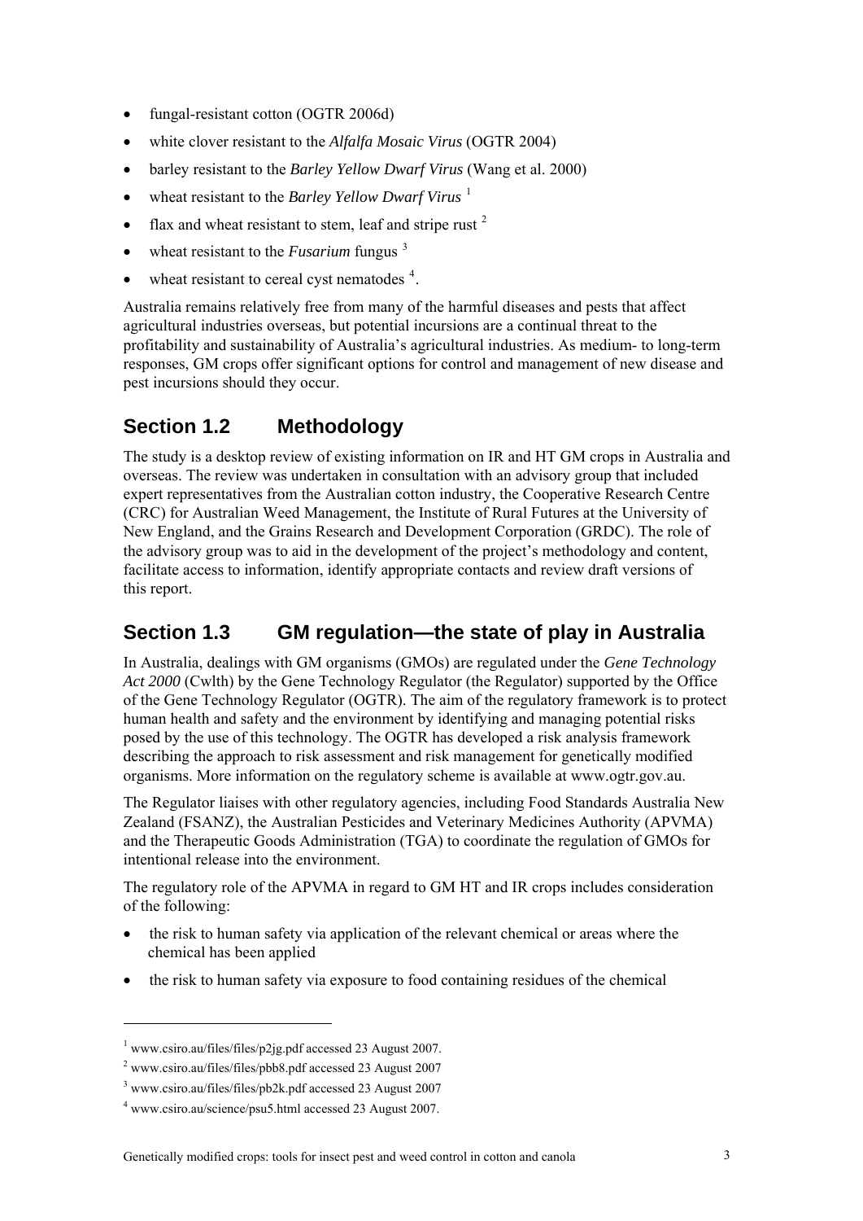- fungal-resistant cotton (OGTR 2006d)
- white clover resistant to the *Alfalfa Mosaic Virus* (OGTR 2004)
- barley resistant to the *Barley Yellow Dwarf Virus* (Wang et al. 2000)
- wheat resistant to the *Barley Yellow Dwarf Virus* [1]
- flax and wheat resistant to stem, leaf and stripe rust [2]
- wheat resistant to the *Fusarium* fungus [3]
- wheat resistant to cereal cyst nematodes [4].

Australia remains relatively free from many of the harmful diseases and pests that affect agricultural industries overseas, but potential incursions are a continual threat to the profitability and sustainability of Australia's agricultural industries. As medium- to long-term responses, GM crops offer significant options for control and management of new disease and pest incursions should they occur.

## Section 1.2 Methodology

The study is a desktop review of existing information on IR and HT GM crops in Australia and overseas. The review was undertaken in consultation with an advisory group that included expert representatives from the Australian cotton industry, the Cooperative Research Centre (CRC) for Australian Weed Management, the Institute of Rural Futures at the University of New England, and the Grains Research and Development Corporation (GRDC). The role of the advisory group was to aid in the development of the project's methodology and content, facilitate access to information, identify appropriate contacts and review draft versions of this report.

## Section 1.3 GM regulation—the state of play in Australia

In Australia, dealings with GM organisms (GMOs) are regulated under the *Gene Technology Act 2000* (Cwlth) by the Gene Technology Regulator (the Regulator) supported by the Office of the Gene Technology Regulator (OGTR). The aim of the regulatory framework is to protect human health and safety and the environment by identifying and managing potential risks posed by the use of this technology. The OGTR has developed a risk analysis framework describing the approach to risk assessment and risk management for genetically modified organisms. More information on the regulatory scheme is available at www.ogtr.gov.au.

The Regulator liaises with other regulatory agencies, including Food Standards Australia New Zealand (FSANZ), the Australian Pesticides and Veterinary Medicines Authority (APVMA) and the Therapeutic Goods Administration (TGA) to coordinate the regulation of GMOs for intentional release into the environment.

The regulatory role of the APVMA in regard to GM HT and IR crops includes consideration of the following:

- the risk to human safety via application of the relevant chemical or areas where the chemical has been applied
- the risk to human safety via exposure to food containing residues of the chemical

---

[1] www.csiro.au/files/files/p2jg.pdf accessed 23 August 2007.

[2] www.csiro.au/files/files/pbb8.pdf accessed 23 August 2007

[3] www.csiro.au/files/files/pb2k.pdf accessed 23 August 2007

[4] www.csiro.au/science/psu5.html accessed 23 August 2007.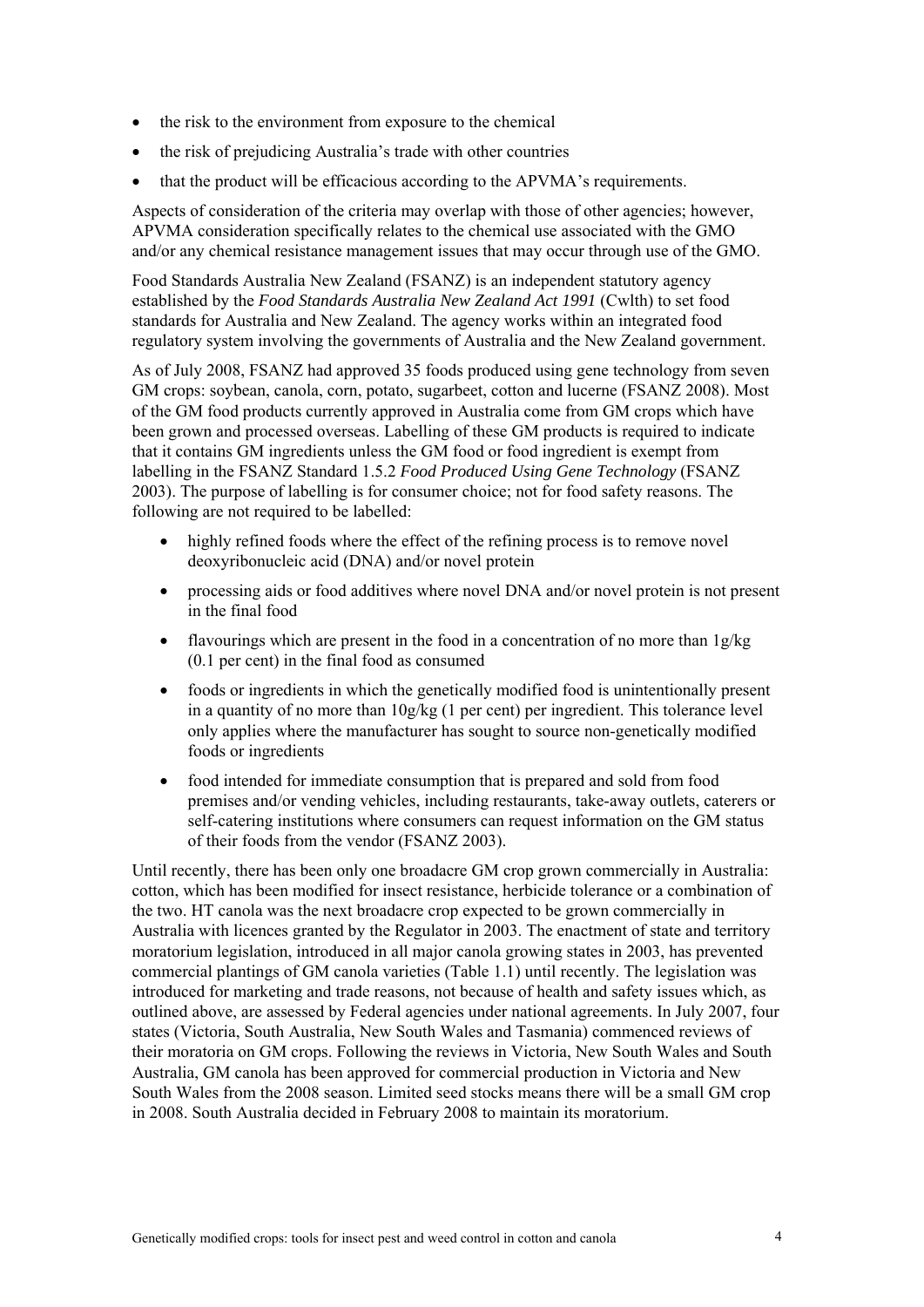- the risk to the environment from exposure to the chemical
- the risk of prejudicing Australia's trade with other countries
- that the product will be efficacious according to the APVMA's requirements.

Aspects of consideration of the criteria may overlap with those of other agencies; however, APVMA consideration specifically relates to the chemical use associated with the GMO and/or any chemical resistance management issues that may occur through use of the GMO.

Food Standards Australia New Zealand (FSANZ) is an independent statutory agency established by the *Food Standards Australia New Zealand Act 1991* (Cwlth) to set food standards for Australia and New Zealand. The agency works within an integrated food regulatory system involving the governments of Australia and the New Zealand government.

As of July 2008, FSANZ had approved 35 foods produced using gene technology from seven GM crops: soybean, canola, corn, potato, sugarbeet, cotton and lucerne (FSANZ 2008). Most of the GM food products currently approved in Australia come from GM crops which have been grown and processed overseas. Labelling of these GM products is required to indicate that it contains GM ingredients unless the GM food or food ingredient is exempt from labelling in the FSANZ Standard 1.5.2 *Food Produced Using Gene Technology* (FSANZ 2003). The purpose of labelling is for consumer choice; not for food safety reasons. The following are not required to be labelled:

- highly refined foods where the effect of the refining process is to remove novel deoxyribonucleic acid (DNA) and/or novel protein
- processing aids or food additives where novel DNA and/or novel protein is not present in the final food
- flavourings which are present in the food in a concentration of no more than 1g/kg (0.1 per cent) in the final food as consumed
- foods or ingredients in which the genetically modified food is unintentionally present in a quantity of no more than 10g/kg (1 per cent) per ingredient. This tolerance level only applies where the manufacturer has sought to source non-genetically modified foods or ingredients
- food intended for immediate consumption that is prepared and sold from food premises and/or vending vehicles, including restaurants, take-away outlets, caterers or self-catering institutions where consumers can request information on the GM status of their foods from the vendor (FSANZ 2003).

Until recently, there has been only one broadacre GM crop grown commercially in Australia: cotton, which has been modified for insect resistance, herbicide tolerance or a combination of the two. HT canola was the next broadacre crop expected to be grown commercially in Australia with licences granted by the Regulator in 2003. The enactment of state and territory moratorium legislation, introduced in all major canola growing states in 2003, has prevented commercial plantings of GM canola varieties (Table 1.1) until recently. The legislation was introduced for marketing and trade reasons, not because of health and safety issues which, as outlined above, are assessed by Federal agencies under national agreements. In July 2007, four states (Victoria, South Australia, New South Wales and Tasmania) commenced reviews of their moratoria on GM crops. Following the reviews in Victoria, New South Wales and South Australia, GM canola has been approved for commercial production in Victoria and New South Wales from the 2008 season. Limited seed stocks means there will be a small GM crop in 2008. South Australia decided in February 2008 to maintain its moratorium.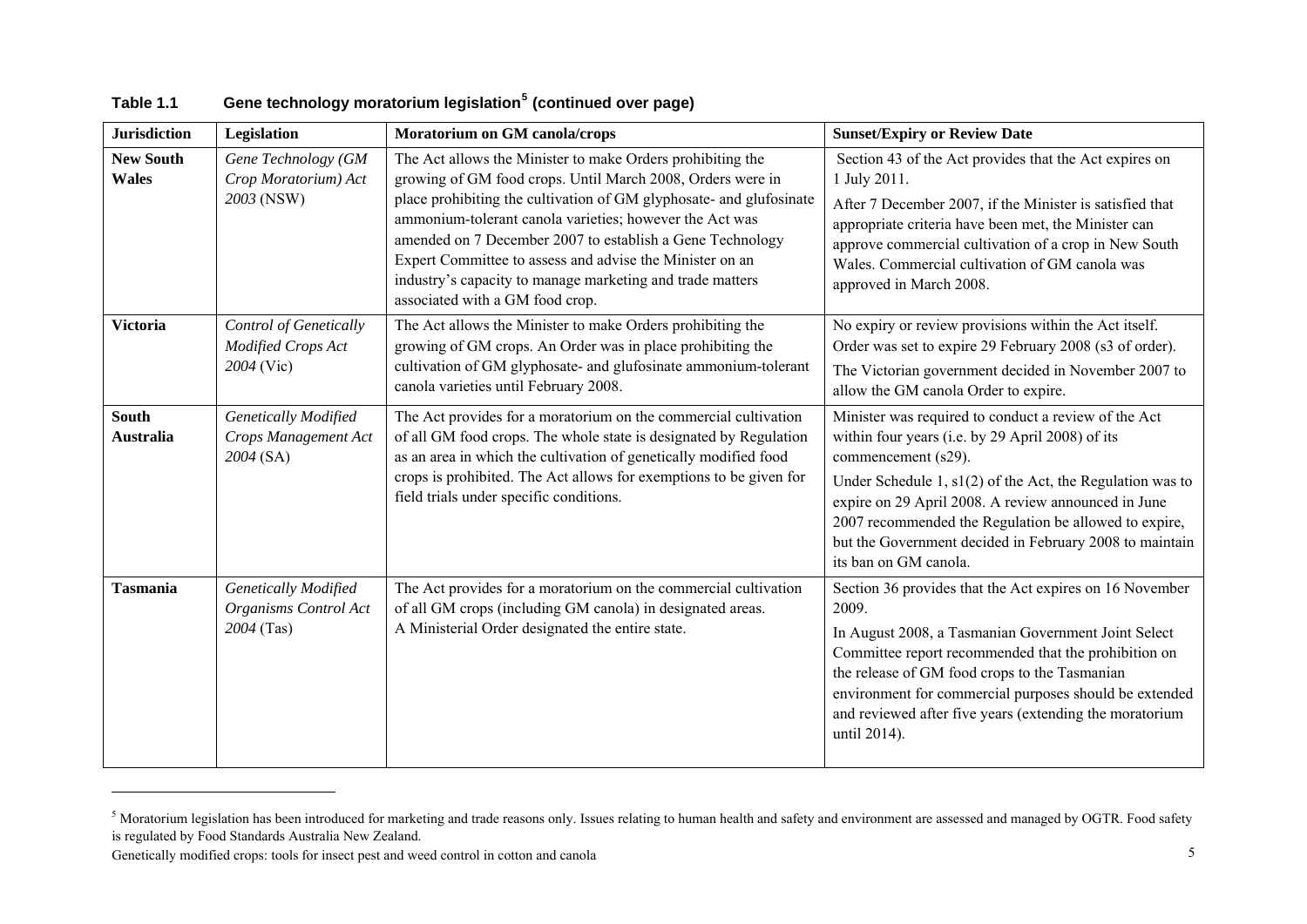**Table 1.1 Gene technology moratorium legislation[5] (continued over page)**

| Jurisdiction | Legislation | Moratorium on GM canola/crops | Sunset/Expiry or Review Date |
|---|---|---|---|
| **New South Wales** | *Gene Technology (GM Crop Moratorium) Act 2003* (NSW) | The Act allows the Minister to make Orders prohibiting the growing of GM food crops. Until March 2008, Orders were in place prohibiting the cultivation of GM glyphosate- and glufosinate ammonium-tolerant canola varieties; however the Act was amended on 7 December 2007 to establish a Gene Technology Expert Committee to assess and advise the Minister on an industry's capacity to manage marketing and trade matters associated with a GM food crop. | Section 43 of the Act provides that the Act expires on 1 July 2011. After 7 December 2007, if the Minister is satisfied that appropriate criteria have been met, the Minister can approve commercial cultivation of a crop in New South Wales. Commercial cultivation of GM canola was approved in March 2008. |
| **Victoria** | *Control of Genetically Modified Crops Act 2004* (Vic) | The Act allows the Minister to make Orders prohibiting the growing of GM crops. An Order was in place prohibiting the cultivation of GM glyphosate- and glufosinate ammonium-tolerant canola varieties until February 2008. | No expiry or review provisions within the Act itself. Order was set to expire 29 February 2008 (s3 of order). The Victorian government decided in November 2007 to allow the GM canola Order to expire. |
| **South Australia** | *Genetically Modified Crops Management Act 2004* (SA) | The Act provides for a moratorium on the commercial cultivation of all GM food crops. The whole state is designated by Regulation as an area in which the cultivation of genetically modified food crops is prohibited. The Act allows for exemptions to be given for field trials under specific conditions. | Minister was required to conduct a review of the Act within four years (i.e. by 29 April 2008) of its commencement (s29). Under Schedule 1, s1(2) of the Act, the Regulation was to expire on 29 April 2008. A review announced in June 2007 recommended the Regulation be allowed to expire, but the Government decided in February 2008 to maintain its ban on GM canola. |
| **Tasmania** | *Genetically Modified Organisms Control Act 2004* (Tas) | The Act provides for a moratorium on the commercial cultivation of all GM crops (including GM canola) in designated areas. A Ministerial Order designated the entire state. | Section 36 provides that the Act expires on 16 November 2009. In August 2008, a Tasmanian Government Joint Select Committee report recommended that the prohibition on the release of GM food crops to the Tasmanian environment for commercial purposes should be extended and reviewed after five years (extending the moratorium until 2014). |

[5] Moratorium legislation has been introduced for marketing and trade reasons only. Issues relating to human health and safety and environment are assessed and managed by OGTR. Food safety is regulated by Food Standards Australia New Zealand.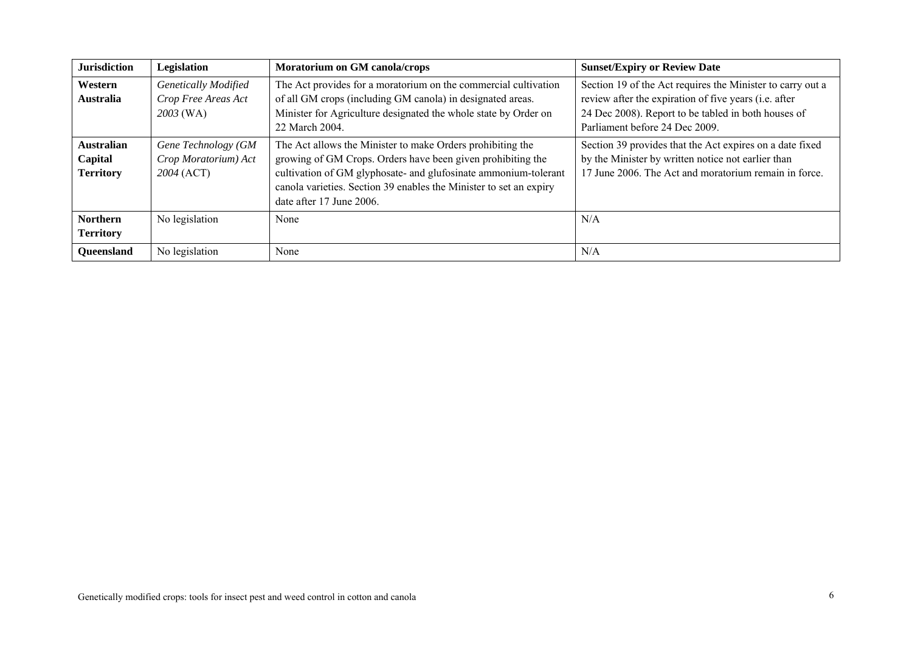| **Jurisdiction** | **Legislation** | **Moratorium on GM canola/crops** | **Sunset/Expiry or Review Date** |
|---|---|---|---|
| **Western Australia** | *Genetically Modified Crop Free Areas Act 2003* (WA) | The Act provides for a moratorium on the commercial cultivation of all GM crops (including GM canola) in designated areas. Minister for Agriculture designated the whole state by Order on 22 March 2004. | Section 19 of the Act requires the Minister to carry out a review after the expiration of five years (i.e. after 24 Dec 2008). Report to be tabled in both houses of Parliament before 24 Dec 2009. |
| **Australian Capital Territory** | *Gene Technology (GM Crop Moratorium) Act 2004* (ACT) | The Act allows the Minister to make Orders prohibiting the growing of GM Crops. Orders have been given prohibiting the cultivation of GM glyphosate- and glufosinate ammonium-tolerant canola varieties. Section 39 enables the Minister to set an expiry date after 17 June 2006. | Section 39 provides that the Act expires on a date fixed by the Minister by written notice not earlier than 17 June 2006. The Act and moratorium remain in force. |
| **Northern Territory** | No legislation | None | N/A |
| **Queensland** | No legislation | None | N/A |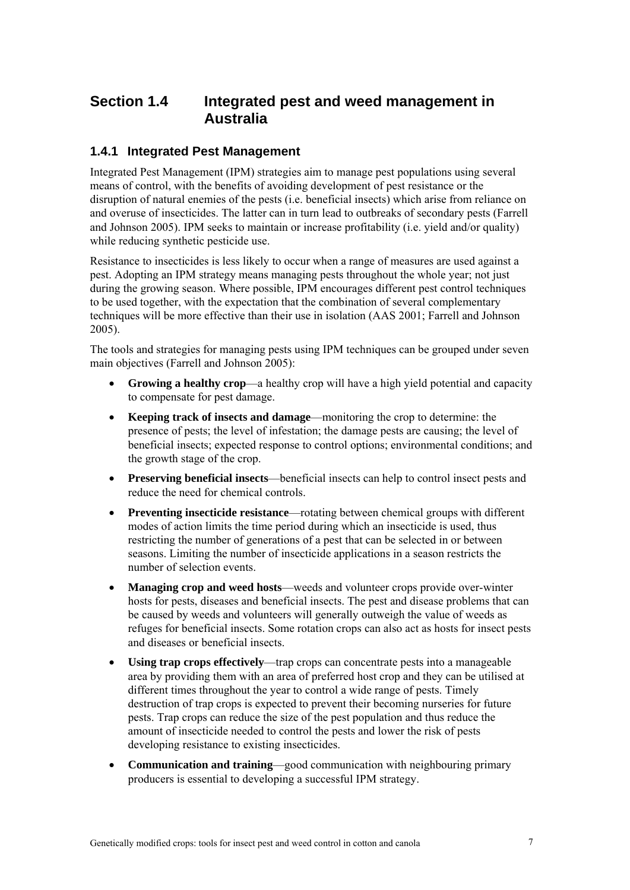## Section 1.4 Integrated pest and weed management in Australia

### 1.4.1 Integrated Pest Management

Integrated Pest Management (IPM) strategies aim to manage pest populations using several means of control, with the benefits of avoiding development of pest resistance or the disruption of natural enemies of the pests (i.e. beneficial insects) which arise from reliance on and overuse of insecticides. The latter can in turn lead to outbreaks of secondary pests (Farrell and Johnson 2005). IPM seeks to maintain or increase profitability (i.e. yield and/or quality) while reducing synthetic pesticide use.

Resistance to insecticides is less likely to occur when a range of measures are used against a pest. Adopting an IPM strategy means managing pests throughout the whole year; not just during the growing season. Where possible, IPM encourages different pest control techniques to be used together, with the expectation that the combination of several complementary techniques will be more effective than their use in isolation (AAS 2001; Farrell and Johnson 2005).

The tools and strategies for managing pests using IPM techniques can be grouped under seven main objectives (Farrell and Johnson 2005):

- **Growing a healthy crop**—a healthy crop will have a high yield potential and capacity to compensate for pest damage.
- **Keeping track of insects and damage**—monitoring the crop to determine: the presence of pests; the level of infestation; the damage pests are causing; the level of beneficial insects; expected response to control options; environmental conditions; and the growth stage of the crop.
- **Preserving beneficial insects**—beneficial insects can help to control insect pests and reduce the need for chemical controls.
- **Preventing insecticide resistance**—rotating between chemical groups with different modes of action limits the time period during which an insecticide is used, thus restricting the number of generations of a pest that can be selected in or between seasons. Limiting the number of insecticide applications in a season restricts the number of selection events.
- **Managing crop and weed hosts**—weeds and volunteer crops provide over-winter hosts for pests, diseases and beneficial insects. The pest and disease problems that can be caused by weeds and volunteers will generally outweigh the value of weeds as refuges for beneficial insects. Some rotation crops can also act as hosts for insect pests and diseases or beneficial insects.
- **Using trap crops effectively**—trap crops can concentrate pests into a manageable area by providing them with an area of preferred host crop and they can be utilised at different times throughout the year to control a wide range of pests. Timely destruction of trap crops is expected to prevent their becoming nurseries for future pests. Trap crops can reduce the size of the pest population and thus reduce the amount of insecticide needed to control the pests and lower the risk of pests developing resistance to existing insecticides.
- **Communication and training**—good communication with neighbouring primary producers is essential to developing a successful IPM strategy.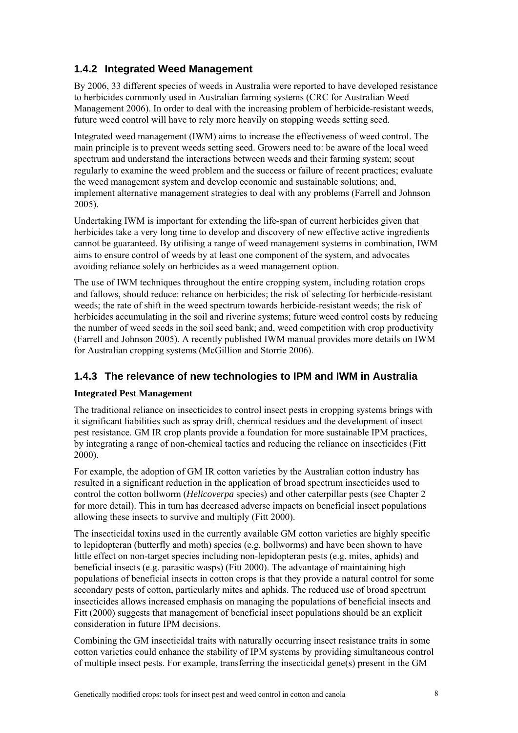### 1.4.2 Integrated Weed Management

By 2006, 33 different species of weeds in Australia were reported to have developed resistance to herbicides commonly used in Australian farming systems (CRC for Australian Weed Management 2006). In order to deal with the increasing problem of herbicide-resistant weeds, future weed control will have to rely more heavily on stopping weeds setting seed.

Integrated weed management (IWM) aims to increase the effectiveness of weed control. The main principle is to prevent weeds setting seed. Growers need to: be aware of the local weed spectrum and understand the interactions between weeds and their farming system; scout regularly to examine the weed problem and the success or failure of recent practices; evaluate the weed management system and develop economic and sustainable solutions; and, implement alternative management strategies to deal with any problems (Farrell and Johnson 2005).

Undertaking IWM is important for extending the life-span of current herbicides given that herbicides take a very long time to develop and discovery of new effective active ingredients cannot be guaranteed. By utilising a range of weed management systems in combination, IWM aims to ensure control of weeds by at least one component of the system, and advocates avoiding reliance solely on herbicides as a weed management option.

The use of IWM techniques throughout the entire cropping system, including rotation crops and fallows, should reduce: reliance on herbicides; the risk of selecting for herbicide-resistant weeds; the rate of shift in the weed spectrum towards herbicide-resistant weeds; the risk of herbicides accumulating in the soil and riverine systems; future weed control costs by reducing the number of weed seeds in the soil seed bank; and, weed competition with crop productivity (Farrell and Johnson 2005). A recently published IWM manual provides more details on IWM for Australian cropping systems (McGillion and Storrie 2006).

### 1.4.3 The relevance of new technologies to IPM and IWM in Australia

**Integrated Pest Management**

The traditional reliance on insecticides to control insect pests in cropping systems brings with it significant liabilities such as spray drift, chemical residues and the development of insect pest resistance. GM IR crop plants provide a foundation for more sustainable IPM practices, by integrating a range of non-chemical tactics and reducing the reliance on insecticides (Fitt 2000).

For example, the adoption of GM IR cotton varieties by the Australian cotton industry has resulted in a significant reduction in the application of broad spectrum insecticides used to control the cotton bollworm (*Helicoverpa* species) and other caterpillar pests (see Chapter 2 for more detail). This in turn has decreased adverse impacts on beneficial insect populations allowing these insects to survive and multiply (Fitt 2000).

The insecticidal toxins used in the currently available GM cotton varieties are highly specific to lepidopteran (butterfly and moth) species (e.g. bollworms) and have been shown to have little effect on non-target species including non-lepidopteran pests (e.g. mites, aphids) and beneficial insects (e.g. parasitic wasps) (Fitt 2000). The advantage of maintaining high populations of beneficial insects in cotton crops is that they provide a natural control for some secondary pests of cotton, particularly mites and aphids. The reduced use of broad spectrum insecticides allows increased emphasis on managing the populations of beneficial insects and Fitt (2000) suggests that management of beneficial insect populations should be an explicit consideration in future IPM decisions.

Combining the GM insecticidal traits with naturally occurring insect resistance traits in some cotton varieties could enhance the stability of IPM systems by providing simultaneous control of multiple insect pests. For example, transferring the insecticidal gene(s) present in the GM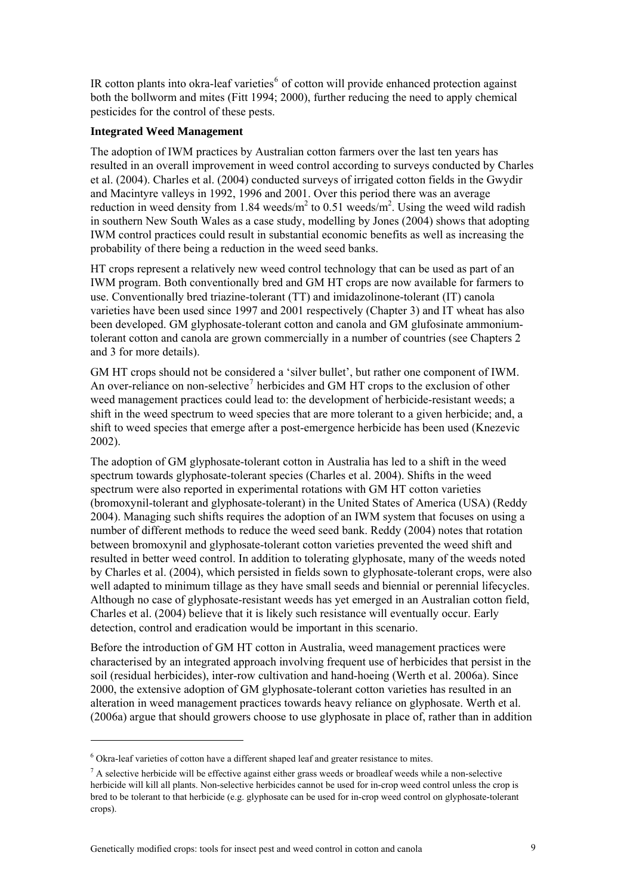IR cotton plants into okra-leaf varieties[6] of cotton will provide enhanced protection against both the bollworm and mites (Fitt 1994; 2000), further reducing the need to apply chemical pesticides for the control of these pests.

**Integrated Weed Management**

The adoption of IWM practices by Australian cotton farmers over the last ten years has resulted in an overall improvement in weed control according to surveys conducted by Charles et al. (2004). Charles et al. (2004) conducted surveys of irrigated cotton fields in the Gwydir and Macintyre valleys in 1992, 1996 and 2001. Over this period there was an average reduction in weed density from 1.84 weeds/$m^2$ to 0.51 weeds/$m^2$. Using the weed wild radish in southern New South Wales as a case study, modelling by Jones (2004) shows that adopting IWM control practices could result in substantial economic benefits as well as increasing the probability of there being a reduction in the weed seed banks.

HT crops represent a relatively new weed control technology that can be used as part of an IWM program. Both conventionally bred and GM HT crops are now available for farmers to use. Conventionally bred triazine-tolerant (TT) and imidazolinone-tolerant (IT) canola varieties have been used since 1997 and 2001 respectively (Chapter 3) and IT wheat has also been developed. GM glyphosate-tolerant cotton and canola and GM glufosinate ammonium-tolerant cotton and canola are grown commercially in a number of countries (see Chapters 2 and 3 for more details).

GM HT crops should not be considered a 'silver bullet', but rather one component of IWM. An over-reliance on non-selective[7] herbicides and GM HT crops to the exclusion of other weed management practices could lead to: the development of herbicide-resistant weeds; a shift in the weed spectrum to weed species that are more tolerant to a given herbicide; and, a shift to weed species that emerge after a post-emergence herbicide has been used (Knezevic 2002).

The adoption of GM glyphosate-tolerant cotton in Australia has led to a shift in the weed spectrum towards glyphosate-tolerant species (Charles et al. 2004). Shifts in the weed spectrum were also reported in experimental rotations with GM HT cotton varieties (bromoxynil-tolerant and glyphosate-tolerant) in the United States of America (USA) (Reddy 2004). Managing such shifts requires the adoption of an IWM system that focuses on using a number of different methods to reduce the weed seed bank. Reddy (2004) notes that rotation between bromoxynil and glyphosate-tolerant cotton varieties prevented the weed shift and resulted in better weed control. In addition to tolerating glyphosate, many of the weeds noted by Charles et al. (2004), which persisted in fields sown to glyphosate-tolerant crops, were also well adapted to minimum tillage as they have small seeds and biennial or perennial lifecycles. Although no case of glyphosate-resistant weeds has yet emerged in an Australian cotton field, Charles et al. (2004) believe that it is likely such resistance will eventually occur. Early detection, control and eradication would be important in this scenario.

Before the introduction of GM HT cotton in Australia, weed management practices were characterised by an integrated approach involving frequent use of herbicides that persist in the soil (residual herbicides), inter-row cultivation and hand-hoeing (Werth et al. 2006a). Since 2000, the extensive adoption of GM glyphosate-tolerant cotton varieties has resulted in an alteration in weed management practices towards heavy reliance on glyphosate. Werth et al. (2006a) argue that should growers choose to use glyphosate in place of, rather than in addition

[6] Okra-leaf varieties of cotton have a different shaped leaf and greater resistance to mites.

[7] A selective herbicide will be effective against either grass weeds or broadleaf weeds while a non-selective herbicide will kill all plants. Non-selective herbicides cannot be used for in-crop weed control unless the crop is bred to be tolerant to that herbicide (e.g. glyphosate can be used for in-crop weed control on glyphosate-tolerant crops).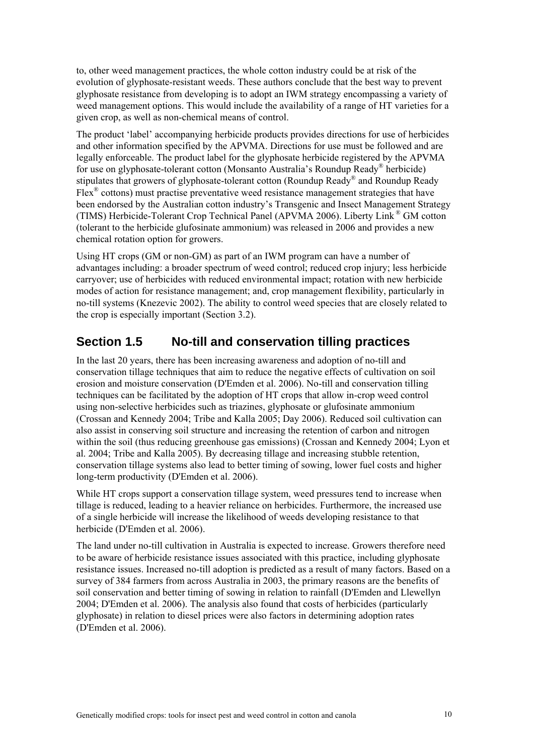to, other weed management practices, the whole cotton industry could be at risk of the evolution of glyphosate-resistant weeds. These authors conclude that the best way to prevent glyphosate resistance from developing is to adopt an IWM strategy encompassing a variety of weed management options. This would include the availability of a range of HT varieties for a given crop, as well as non-chemical means of control.

The product 'label' accompanying herbicide products provides directions for use of herbicides and other information specified by the APVMA. Directions for use must be followed and are legally enforceable. The product label for the glyphosate herbicide registered by the APVMA for use on glyphosate-tolerant cotton (Monsanto Australia's Roundup Ready® herbicide) stipulates that growers of glyphosate-tolerant cotton (Roundup Ready® and Roundup Ready Flex® cottons) must practise preventative weed resistance management strategies that have been endorsed by the Australian cotton industry's Transgenic and Insect Management Strategy (TIMS) Herbicide-Tolerant Crop Technical Panel (APVMA 2006). Liberty Link® GM cotton (tolerant to the herbicide glufosinate ammonium) was released in 2006 and provides a new chemical rotation option for growers.

Using HT crops (GM or non-GM) as part of an IWM program can have a number of advantages including: a broader spectrum of weed control; reduced crop injury; less herbicide carryover; use of herbicides with reduced environmental impact; rotation with new herbicide modes of action for resistance management; and, crop management flexibility, particularly in no-till systems (Knezevic 2002). The ability to control weed species that are closely related to the crop is especially important (Section 3.2).

## Section 1.5 No-till and conservation tilling practices

In the last 20 years, there has been increasing awareness and adoption of no-till and conservation tillage techniques that aim to reduce the negative effects of cultivation on soil erosion and moisture conservation (D'Emden et al. 2006). No-till and conservation tilling techniques can be facilitated by the adoption of HT crops that allow in-crop weed control using non-selective herbicides such as triazines, glyphosate or glufosinate ammonium (Crossan and Kennedy 2004; Tribe and Kalla 2005; Day 2006). Reduced soil cultivation can also assist in conserving soil structure and increasing the retention of carbon and nitrogen within the soil (thus reducing greenhouse gas emissions) (Crossan and Kennedy 2004; Lyon et al. 2004; Tribe and Kalla 2005). By decreasing tillage and increasing stubble retention, conservation tillage systems also lead to better timing of sowing, lower fuel costs and higher long-term productivity (D'Emden et al. 2006).

While HT crops support a conservation tillage system, weed pressures tend to increase when tillage is reduced, leading to a heavier reliance on herbicides. Furthermore, the increased use of a single herbicide will increase the likelihood of weeds developing resistance to that herbicide (D'Emden et al. 2006).

The land under no-till cultivation in Australia is expected to increase. Growers therefore need to be aware of herbicide resistance issues associated with this practice, including glyphosate resistance issues. Increased no-till adoption is predicted as a result of many factors. Based on a survey of 384 farmers from across Australia in 2003, the primary reasons are the benefits of soil conservation and better timing of sowing in relation to rainfall (D'Emden and Llewellyn 2004; D'Emden et al. 2006). The analysis also found that costs of herbicides (particularly glyphosate) in relation to diesel prices were also factors in determining adoption rates (D'Emden et al. 2006).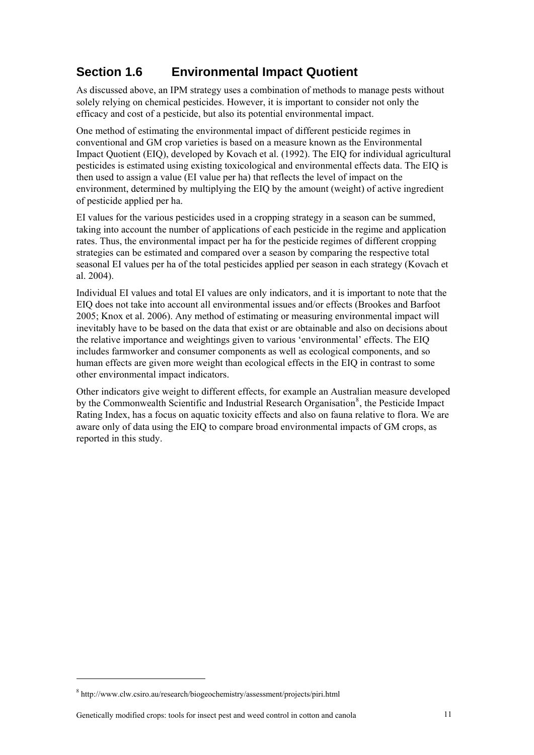## Section 1.6 Environmental Impact Quotient

As discussed above, an IPM strategy uses a combination of methods to manage pests without solely relying on chemical pesticides. However, it is important to consider not only the efficacy and cost of a pesticide, but also its potential environmental impact.

One method of estimating the environmental impact of different pesticide regimes in conventional and GM crop varieties is based on a measure known as the Environmental Impact Quotient (EIQ), developed by Kovach et al. (1992). The EIQ for individual agricultural pesticides is estimated using existing toxicological and environmental effects data. The EIQ is then used to assign a value (EI value per ha) that reflects the level of impact on the environment, determined by multiplying the EIQ by the amount (weight) of active ingredient of pesticide applied per ha.

EI values for the various pesticides used in a cropping strategy in a season can be summed, taking into account the number of applications of each pesticide in the regime and application rates. Thus, the environmental impact per ha for the pesticide regimes of different cropping strategies can be estimated and compared over a season by comparing the respective total seasonal EI values per ha of the total pesticides applied per season in each strategy (Kovach et al. 2004).

Individual EI values and total EI values are only indicators, and it is important to note that the EIQ does not take into account all environmental issues and/or effects (Brookes and Barfoot 2005; Knox et al. 2006). Any method of estimating or measuring environmental impact will inevitably have to be based on the data that exist or are obtainable and also on decisions about the relative importance and weightings given to various 'environmental' effects. The EIQ includes farmworker and consumer components as well as ecological components, and so human effects are given more weight than ecological effects in the EIQ in contrast to some other environmental impact indicators.

Other indicators give weight to different effects, for example an Australian measure developed by the Commonwealth Scientific and Industrial Research Organisation[8], the Pesticide Impact Rating Index, has a focus on aquatic toxicity effects and also on fauna relative to flora. We are aware only of data using the EIQ to compare broad environmental impacts of GM crops, as reported in this study.

[8] http://www.clw.csiro.au/research/biogeochemistry/assessment/projects/piri.html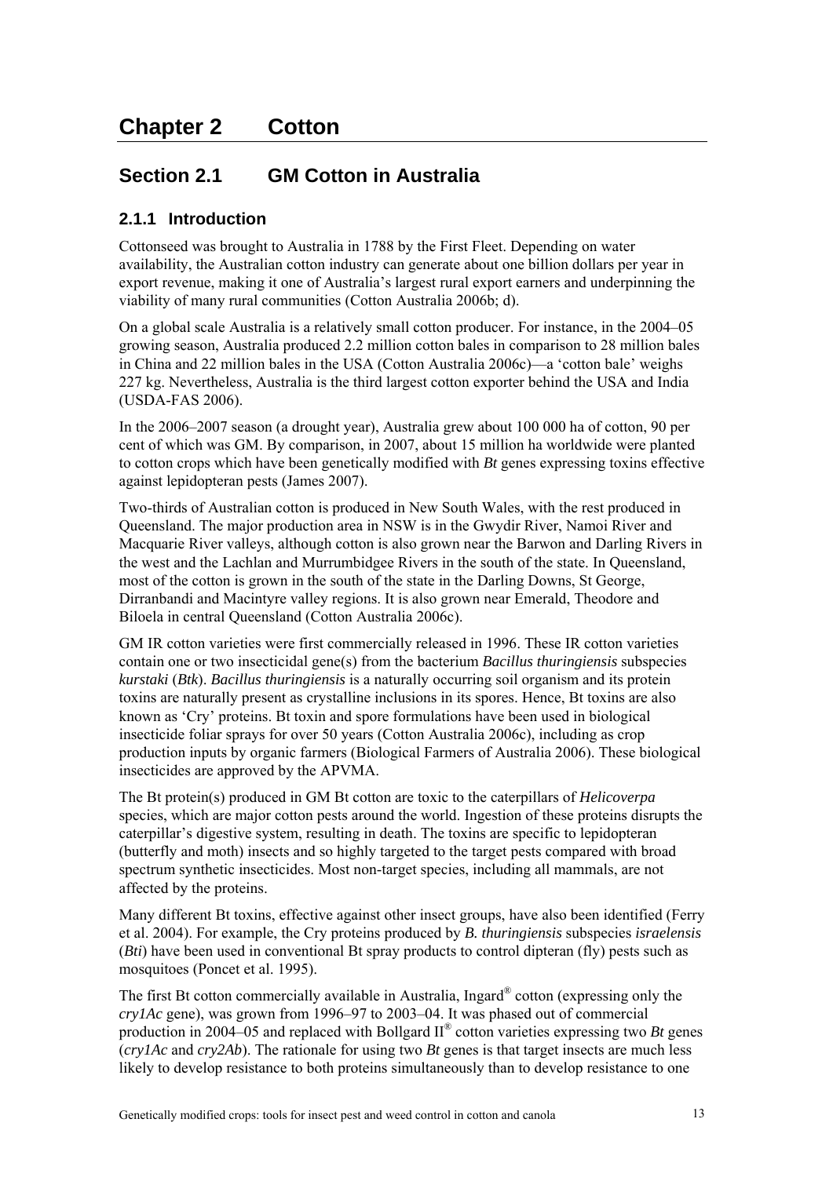# Chapter 2 Cotton

## Section 2.1 GM Cotton in Australia

### 2.1.1 Introduction

Cottonseed was brought to Australia in 1788 by the First Fleet. Depending on water availability, the Australian cotton industry can generate about one billion dollars per year in export revenue, making it one of Australia's largest rural export earners and underpinning the viability of many rural communities (Cotton Australia 2006b; d).

On a global scale Australia is a relatively small cotton producer. For instance, in the 2004–05 growing season, Australia produced 2.2 million cotton bales in comparison to 28 million bales in China and 22 million bales in the USA (Cotton Australia 2006c)—a 'cotton bale' weighs 227 kg. Nevertheless, Australia is the third largest cotton exporter behind the USA and India (USDA-FAS 2006).

In the 2006–2007 season (a drought year), Australia grew about 100 000 ha of cotton, 90 per cent of which was GM. By comparison, in 2007, about 15 million ha worldwide were planted to cotton crops which have been genetically modified with *Bt* genes expressing toxins effective against lepidopteran pests (James 2007).

Two-thirds of Australian cotton is produced in New South Wales, with the rest produced in Queensland. The major production area in NSW is in the Gwydir River, Namoi River and Macquarie River valleys, although cotton is also grown near the Barwon and Darling Rivers in the west and the Lachlan and Murrumbidgee Rivers in the south of the state. In Queensland, most of the cotton is grown in the south of the state in the Darling Downs, St George, Dirranbandi and Macintyre valley regions. It is also grown near Emerald, Theodore and Biloela in central Queensland (Cotton Australia 2006c).

GM IR cotton varieties were first commercially released in 1996. These IR cotton varieties contain one or two insecticidal gene(s) from the bacterium *Bacillus thuringiensis* subspecies *kurstaki* (*Btk*). *Bacillus thuringiensis* is a naturally occurring soil organism and its protein toxins are naturally present as crystalline inclusions in its spores. Hence, Bt toxins are also known as 'Cry' proteins. Bt toxin and spore formulations have been used in biological insecticide foliar sprays for over 50 years (Cotton Australia 2006c), including as crop production inputs by organic farmers (Biological Farmers of Australia 2006). These biological insecticides are approved by the APVMA.

The Bt protein(s) produced in GM Bt cotton are toxic to the caterpillars of *Helicoverpa* species, which are major cotton pests around the world. Ingestion of these proteins disrupts the caterpillar's digestive system, resulting in death. The toxins are specific to lepidopteran (butterfly and moth) insects and so highly targeted to the target pests compared with broad spectrum synthetic insecticides. Most non-target species, including all mammals, are not affected by the proteins.

Many different Bt toxins, effective against other insect groups, have also been identified (Ferry et al. 2004). For example, the Cry proteins produced by *B. thuringiensis* subspecies *israelensis* (*Bti*) have been used in conventional Bt spray products to control dipteran (fly) pests such as mosquitoes (Poncet et al. 1995).

The first Bt cotton commercially available in Australia, Ingard® cotton (expressing only the *cry1Ac* gene), was grown from 1996–97 to 2003–04. It was phased out of commercial production in 2004–05 and replaced with Bollgard II® cotton varieties expressing two *Bt* genes (*cry1Ac* and *cry2Ab*). The rationale for using two *Bt* genes is that target insects are much less likely to develop resistance to both proteins simultaneously than to develop resistance to one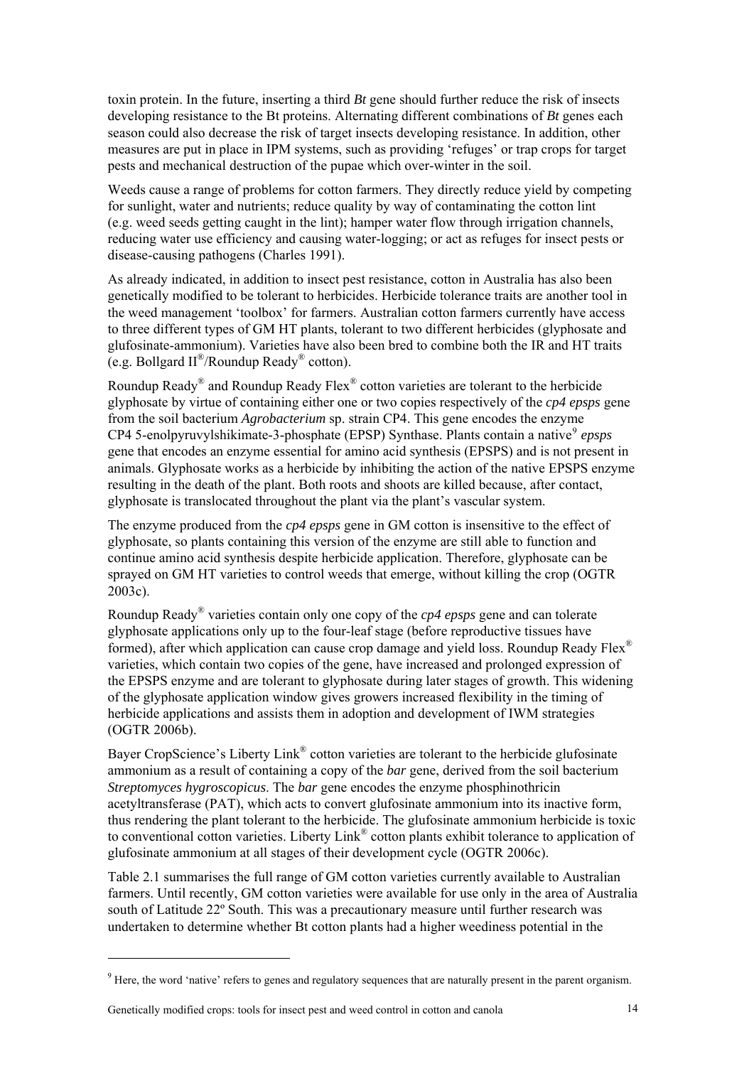toxin protein. In the future, inserting a third *Bt* gene should further reduce the risk of insects developing resistance to the Bt proteins. Alternating different combinations of *Bt* genes each season could also decrease the risk of target insects developing resistance. In addition, other measures are put in place in IPM systems, such as providing 'refuges' or trap crops for target pests and mechanical destruction of the pupae which over-winter in the soil.

Weeds cause a range of problems for cotton farmers. They directly reduce yield by competing for sunlight, water and nutrients; reduce quality by way of contaminating the cotton lint (e.g. weed seeds getting caught in the lint); hamper water flow through irrigation channels, reducing water use efficiency and causing water-logging; or act as refuges for insect pests or disease-causing pathogens (Charles 1991).

As already indicated, in addition to insect pest resistance, cotton in Australia has also been genetically modified to be tolerant to herbicides. Herbicide tolerance traits are another tool in the weed management 'toolbox' for farmers. Australian cotton farmers currently have access to three different types of GM HT plants, tolerant to two different herbicides (glyphosate and glufosinate-ammonium). Varieties have also been bred to combine both the IR and HT traits (e.g. Bollgard II®/Roundup Ready® cotton).

Roundup Ready® and Roundup Ready Flex® cotton varieties are tolerant to the herbicide glyphosate by virtue of containing either one or two copies respectively of the *cp4 epsps* gene from the soil bacterium *Agrobacterium* sp. strain CP4. This gene encodes the enzyme CP4 5-enolpyruvylshikimate-3-phosphate (EPSP) Synthase. Plants contain a native[9] *epsps* gene that encodes an enzyme essential for amino acid synthesis (EPSPS) and is not present in animals. Glyphosate works as a herbicide by inhibiting the action of the native EPSPS enzyme resulting in the death of the plant. Both roots and shoots are killed because, after contact, glyphosate is translocated throughout the plant via the plant's vascular system.

The enzyme produced from the *cp4 epsps* gene in GM cotton is insensitive to the effect of glyphosate, so plants containing this version of the enzyme are still able to function and continue amino acid synthesis despite herbicide application. Therefore, glyphosate can be sprayed on GM HT varieties to control weeds that emerge, without killing the crop (OGTR 2003c).

Roundup Ready® varieties contain only one copy of the *cp4 epsps* gene and can tolerate glyphosate applications only up to the four-leaf stage (before reproductive tissues have formed), after which application can cause crop damage and yield loss. Roundup Ready Flex® varieties, which contain two copies of the gene, have increased and prolonged expression of the EPSPS enzyme and are tolerant to glyphosate during later stages of growth. This widening of the glyphosate application window gives growers increased flexibility in the timing of herbicide applications and assists them in adoption and development of IWM strategies (OGTR 2006b).

Bayer CropScience's Liberty Link® cotton varieties are tolerant to the herbicide glufosinate ammonium as a result of containing a copy of the *bar* gene, derived from the soil bacterium *Streptomyces hygroscopicus*. The *bar* gene encodes the enzyme phosphinothricin acetyltransferase (PAT), which acts to convert glufosinate ammonium into its inactive form, thus rendering the plant tolerant to the herbicide. The glufosinate ammonium herbicide is toxic to conventional cotton varieties. Liberty Link® cotton plants exhibit tolerance to application of glufosinate ammonium at all stages of their development cycle (OGTR 2006c).

Table 2.1 summarises the full range of GM cotton varieties currently available to Australian farmers. Until recently, GM cotton varieties were available for use only in the area of Australia south of Latitude 22º South. This was a precautionary measure until further research was undertaken to determine whether Bt cotton plants had a higher weediness potential in the

[9] Here, the word 'native' refers to genes and regulatory sequences that are naturally present in the parent organism.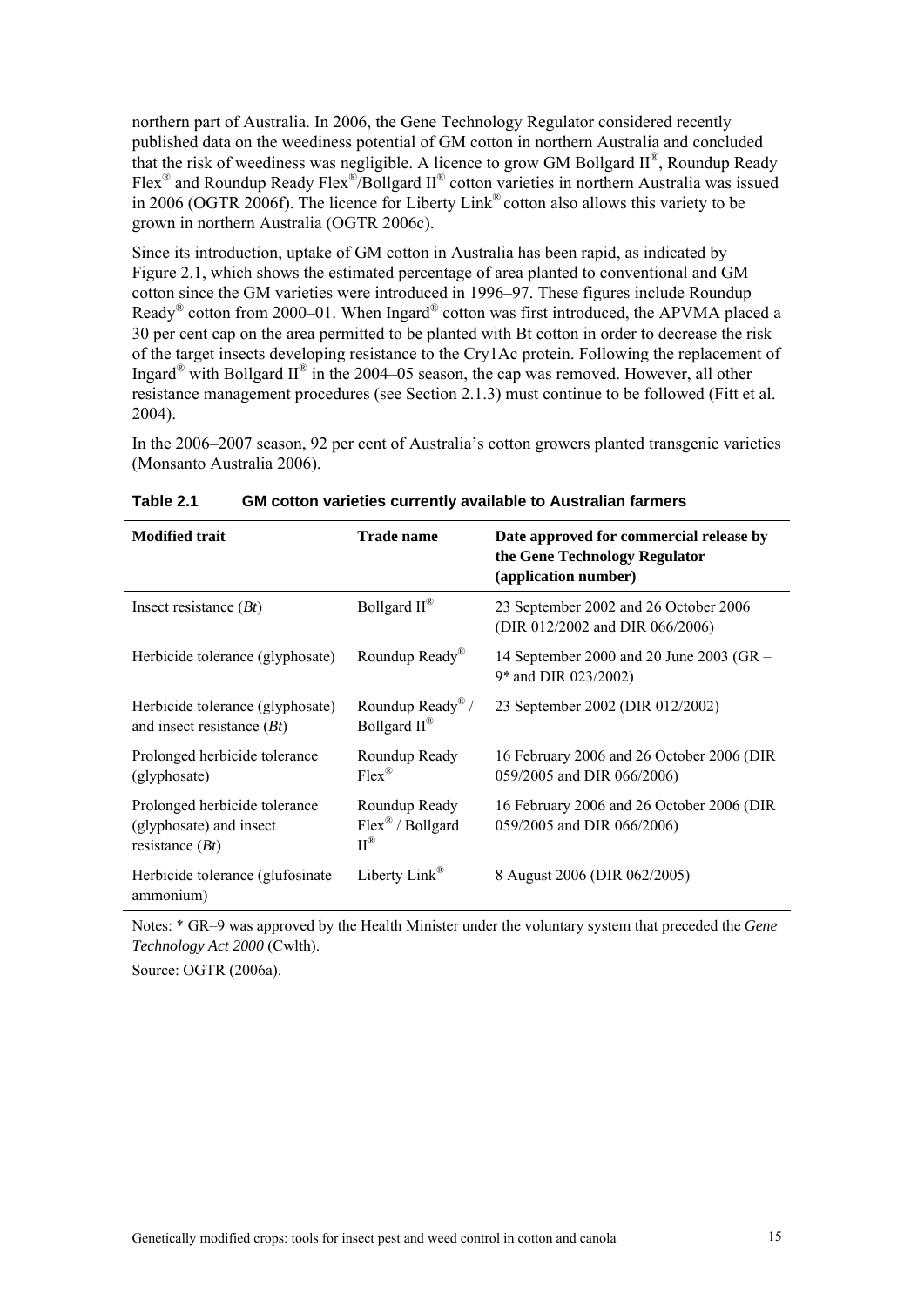northern part of Australia. In 2006, the Gene Technology Regulator considered recently published data on the weediness potential of GM cotton in northern Australia and concluded that the risk of weediness was negligible. A licence to grow GM Bollgard II®, Roundup Ready Flex® and Roundup Ready Flex®/Bollgard II® cotton varieties in northern Australia was issued in 2006 (OGTR 2006f). The licence for Liberty Link® cotton also allows this variety to be grown in northern Australia (OGTR 2006c).

Since its introduction, uptake of GM cotton in Australia has been rapid, as indicated by Figure 2.1, which shows the estimated percentage of area planted to conventional and GM cotton since the GM varieties were introduced in 1996–97. These figures include Roundup Ready® cotton from 2000–01. When Ingard® cotton was first introduced, the APVMA placed a 30 per cent cap on the area permitted to be planted with Bt cotton in order to decrease the risk of the target insects developing resistance to the Cry1Ac protein. Following the replacement of Ingard® with Bollgard II® in the 2004–05 season, the cap was removed. However, all other resistance management procedures (see Section 2.1.3) must continue to be followed (Fitt et al. 2004).

In the 2006–2007 season, 92 per cent of Australia's cotton growers planted transgenic varieties (Monsanto Australia 2006).

**Table 2.1 GM cotton varieties currently available to Australian farmers**

| Modified trait | Trade name | Date approved for commercial release by the Gene Technology Regulator (application number) |
|---|---|---|
| Insect resistance (*Bt*) | Bollgard II® | 23 September 2002 and 26 October 2006 (DIR 012/2002 and DIR 066/2006) |
| Herbicide tolerance (glyphosate) | Roundup Ready® | 14 September 2000 and 20 June 2003 (GR – 9* and DIR 023/2002) |
| Herbicide tolerance (glyphosate) and insect resistance (*Bt*) | Roundup Ready® / Bollgard II® | 23 September 2002 (DIR 012/2002) |
| Prolonged herbicide tolerance (glyphosate) | Roundup Ready Flex® | 16 February 2006 and 26 October 2006 (DIR 059/2005 and DIR 066/2006) |
| Prolonged herbicide tolerance (glyphosate) and insect resistance (*Bt*) | Roundup Ready Flex® / Bollgard II® | 16 February 2006 and 26 October 2006 (DIR 059/2005 and DIR 066/2006) |
| Herbicide tolerance (glufosinate ammonium) | Liberty Link® | 8 August 2006 (DIR 062/2005) |

Notes: * GR–9 was approved by the Health Minister under the voluntary system that preceded the *Gene Technology Act 2000* (Cwlth).

Source: OGTR (2006a).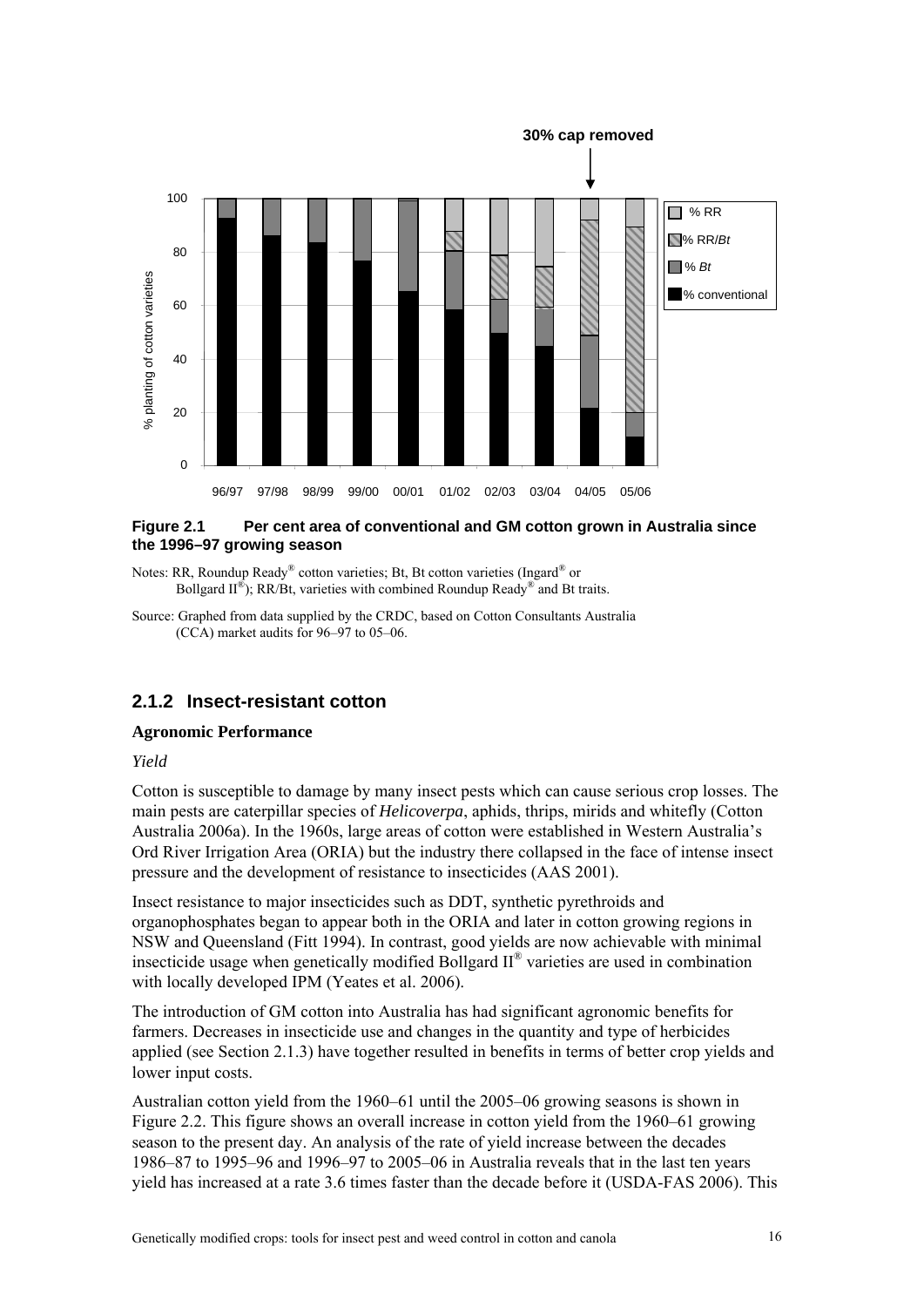**Figure 2.1 Per cent area of conventional and GM cotton grown in Australia since the 1996–97 growing season**

Notes: RR, Roundup Ready® cotton varieties; Bt, Bt cotton varieties (Ingard® or Bollgard II®); RR/Bt, varieties with combined Roundup Ready® and Bt traits.

Source: Graphed from data supplied by the CRDC, based on Cotton Consultants Australia (CCA) market audits for 96–97 to 05–06.

## 2.1.2 Insect-resistant cotton

**Agronomic Performance**

*Yield*

Cotton is susceptible to damage by many insect pests which can cause serious crop losses. The main pests are caterpillar species of *Helicoverpa*, aphids, thrips, mirids and whitefly (Cotton Australia 2006a). In the 1960s, large areas of cotton were established in Western Australia's Ord River Irrigation Area (ORIA) but the industry there collapsed in the face of intense insect pressure and the development of resistance to insecticides (AAS 2001).

Insect resistance to major insecticides such as DDT, synthetic pyrethroids and organophosphates began to appear both in the ORIA and later in cotton growing regions in NSW and Queensland (Fitt 1994). In contrast, good yields are now achievable with minimal insecticide usage when genetically modified Bollgard II® varieties are used in combination with locally developed IPM (Yeates et al. 2006).

The introduction of GM cotton into Australia has had significant agronomic benefits for farmers. Decreases in insecticide use and changes in the quantity and type of herbicides applied (see Section 2.1.3) have together resulted in benefits in terms of better crop yields and lower input costs.

Australian cotton yield from the 1960–61 until the 2005–06 growing seasons is shown in Figure 2.2. This figure shows an overall increase in cotton yield from the 1960–61 growing season to the present day. An analysis of the rate of yield increase between the decades 1986–87 to 1995–96 and 1996–97 to 2005–06 in Australia reveals that in the last ten years yield has increased at a rate 3.6 times faster than the decade before it (USDA-FAS 2006). This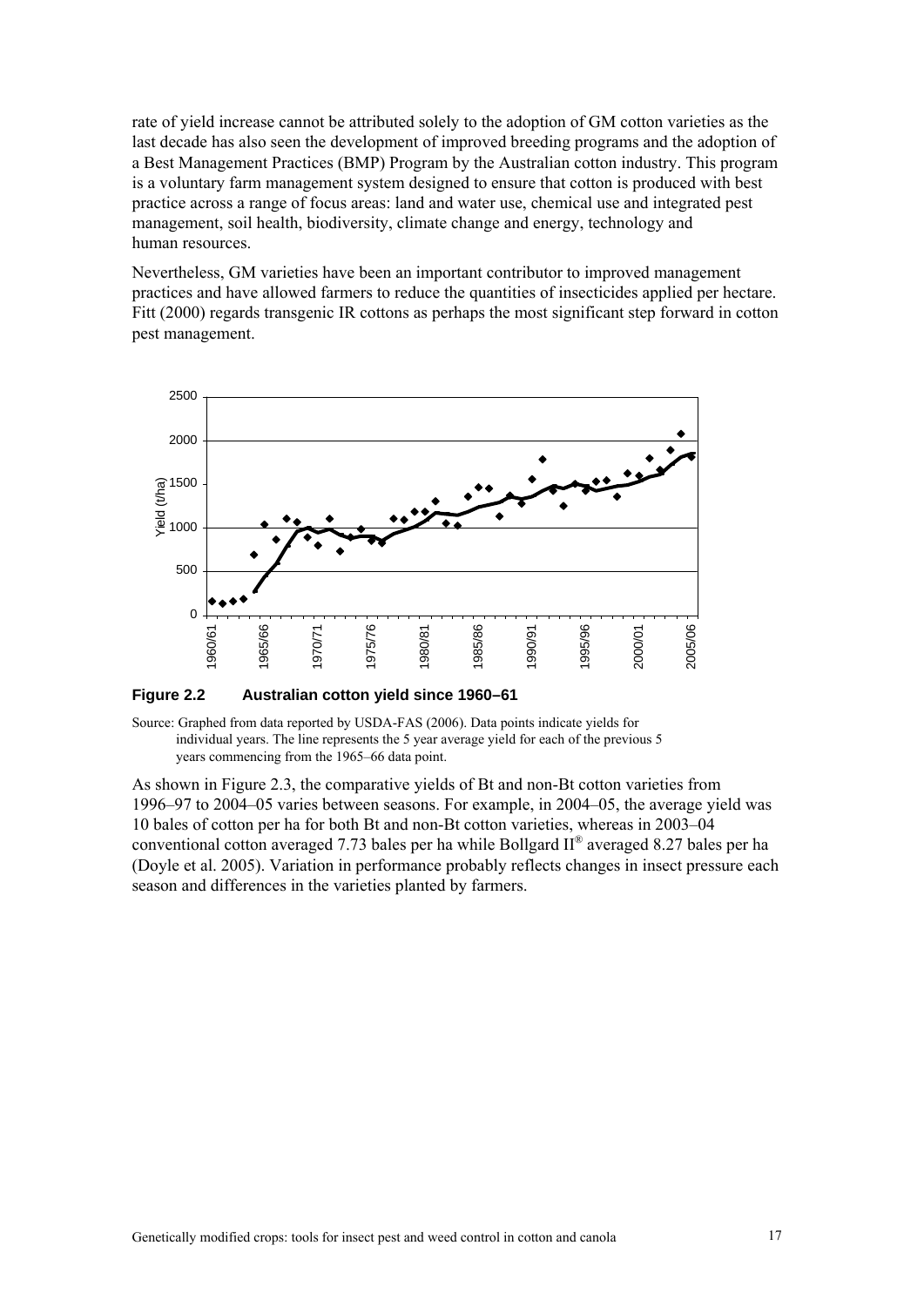rate of yield increase cannot be attributed solely to the adoption of GM cotton varieties as the last decade has also seen the development of improved breeding programs and the adoption of a Best Management Practices (BMP) Program by the Australian cotton industry. This program is a voluntary farm management system designed to ensure that cotton is produced with best practice across a range of focus areas: land and water use, chemical use and integrated pest management, soil health, biodiversity, climate change and energy, technology and human resources.

Nevertheless, GM varieties have been an important contributor to improved management practices and have allowed farmers to reduce the quantities of insecticides applied per hectare. Fitt (2000) regards transgenic IR cottons as perhaps the most significant step forward in cotton pest management.

**Figure 2.2 Australian cotton yield since 1960–61**

Source: Graphed from data reported by USDA-FAS (2006). Data points indicate yields for individual years. The line represents the 5 year average yield for each of the previous 5 years commencing from the 1965–66 data point.

As shown in Figure 2.3, the comparative yields of Bt and non-Bt cotton varieties from 1996–97 to 2004–05 varies between seasons. For example, in 2004–05, the average yield was 10 bales of cotton per ha for both Bt and non-Bt cotton varieties, whereas in 2003–04 conventional cotton averaged 7.73 bales per ha while Bollgard II® averaged 8.27 bales per ha (Doyle et al. 2005). Variation in performance probably reflects changes in insect pressure each season and differences in the varieties planted by farmers.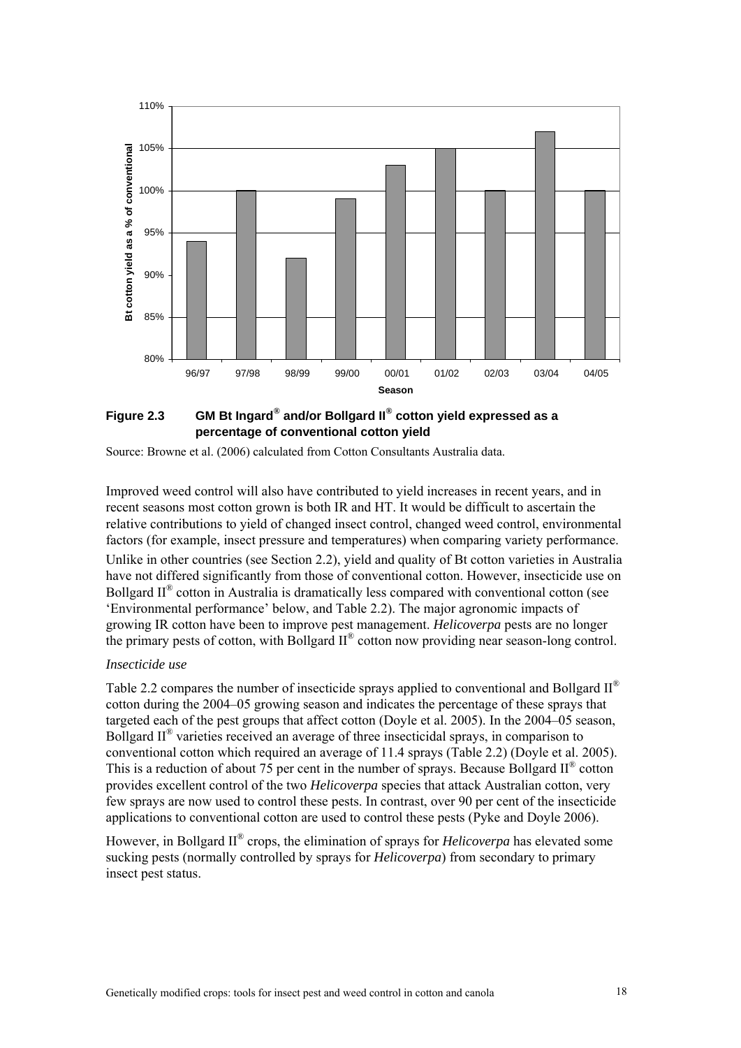**Figure 2.3 GM Bt Ingard® and/or Bollgard II® cotton yield expressed as a percentage of conventional cotton yield**

Source: Browne et al. (2006) calculated from Cotton Consultants Australia data.

Improved weed control will also have contributed to yield increases in recent years, and in recent seasons most cotton grown is both IR and HT. It would be difficult to ascertain the relative contributions to yield of changed insect control, changed weed control, environmental factors (for example, insect pressure and temperatures) when comparing variety performance.

Unlike in other countries (see Section 2.2), yield and quality of Bt cotton varieties in Australia have not differed significantly from those of conventional cotton. However, insecticide use on Bollgard II® cotton in Australia is dramatically less compared with conventional cotton (see 'Environmental performance' below, and Table 2.2). The major agronomic impacts of growing IR cotton have been to improve pest management. *Helicoverpa* pests are no longer the primary pests of cotton, with Bollgard II® cotton now providing near season-long control.

*Insecticide use*

Table 2.2 compares the number of insecticide sprays applied to conventional and Bollgard II® cotton during the 2004–05 growing season and indicates the percentage of these sprays that targeted each of the pest groups that affect cotton (Doyle et al. 2005). In the 2004–05 season, Bollgard II® varieties received an average of three insecticidal sprays, in comparison to conventional cotton which required an average of 11.4 sprays (Table 2.2) (Doyle et al. 2005). This is a reduction of about 75 per cent in the number of sprays. Because Bollgard II® cotton provides excellent control of the two *Helicoverpa* species that attack Australian cotton, very few sprays are now used to control these pests. In contrast, over 90 per cent of the insecticide applications to conventional cotton are used to control these pests (Pyke and Doyle 2006).

However, in Bollgard II® crops, the elimination of sprays for *Helicoverpa* has elevated some sucking pests (normally controlled by sprays for *Helicoverpa*) from secondary to primary insect pest status.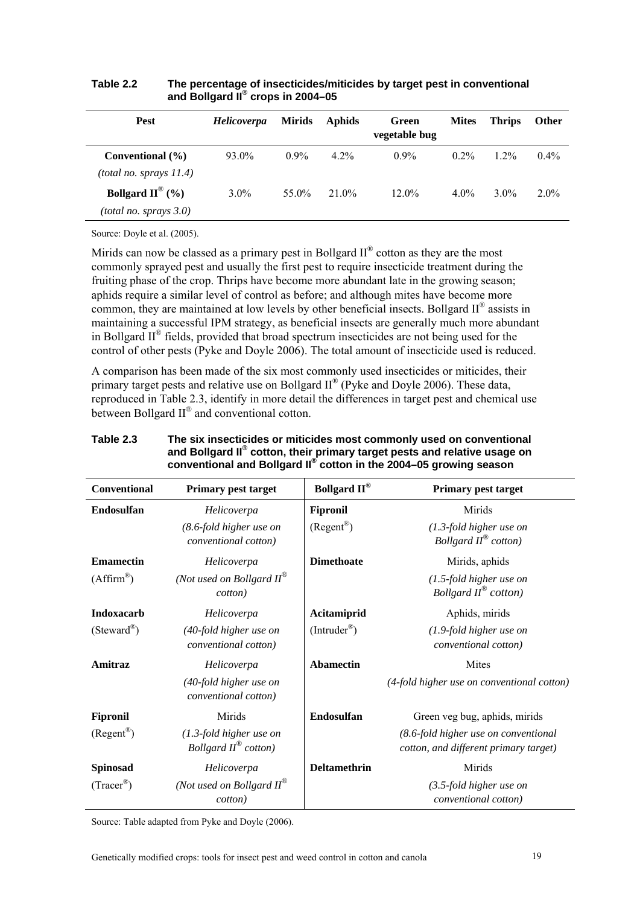**Table 2.2 The percentage of insecticides/miticides by target pest in conventional and Bollgard II® crops in 2004–05**

| Pest | *Helicoverpa* | Mirids | Aphids | Green vegetable bug | Mites | Thrips | Other |
|---|---|---|---|---|---|---|---|
| **Conventional (%)** *(total no. sprays 11.4)* | 93.0% | 0.9% | 4.2% | 0.9% | 0.2% | 1.2% | 0.4% |
| **Bollgard II® (%)** *(total no. sprays 3.0)* | 3.0% | 55.0% | 21.0% | 12.0% | 4.0% | 3.0% | 2.0% |

Source: Doyle et al. (2005).

Mirids can now be classed as a primary pest in Bollgard II® cotton as they are the most commonly sprayed pest and usually the first pest to require insecticide treatment during the fruiting phase of the crop. Thrips have become more abundant late in the growing season; aphids require a similar level of control as before; and although mites have become more common, they are maintained at low levels by other beneficial insects. Bollgard II® assists in maintaining a successful IPM strategy, as beneficial insects are generally much more abundant in Bollgard II® fields, provided that broad spectrum insecticides are not being used for the control of other pests (Pyke and Doyle 2006). The total amount of insecticide used is reduced.

A comparison has been made of the six most commonly used insecticides or miticides, their primary target pests and relative use on Bollgard II® (Pyke and Doyle 2006). These data, reproduced in Table 2.3, identify in more detail the differences in target pest and chemical use between Bollgard II® and conventional cotton.

**Table 2.3 The six insecticides or miticides most commonly used on conventional and Bollgard II® cotton, their primary target pests and relative usage on conventional and Bollgard II® cotton in the 2004–05 growing season**

| Conventional | Primary pest target | Bollgard II® | Primary pest target |
|---|---|---|---|
| **Endosulfan** | *Helicoverpa* *(8.6-fold higher use on conventional cotton)* | **Fipronil** (Regent®) | Mirids *(1.3-fold higher use on Bollgard II® cotton)* |
| **Emamectin** (Affirm®) | *Helicoverpa* *(Not used on Bollgard II® cotton)* | **Dimethoate** | Mirids, aphids *(1.5-fold higher use on Bollgard II® cotton)* |
| **Indoxacarb** (Steward®) | *Helicoverpa* *(40-fold higher use on conventional cotton)* | **Acitamiprid** (Intruder®) | Aphids, mirids *(1.9-fold higher use on conventional cotton)* |
| **Amitraz** | *Helicoverpa* *(40-fold higher use on conventional cotton)* | **Abamectin** | Mites *(4-fold higher use on conventional cotton)* |
| **Fipronil** (Regent®) | Mirids *(1.3-fold higher use on Bollgard II® cotton)* | **Endosulfan** | Green veg bug, aphids, mirids *(8.6-fold higher use on conventional cotton, and different primary target)* |
| **Spinosad** (Tracer®) | *Helicoverpa* *(Not used on Bollgard II® cotton)* | **Deltamethrin** | Mirids *(3.5-fold higher use on conventional cotton)* |

Source: Table adapted from Pyke and Doyle (2006).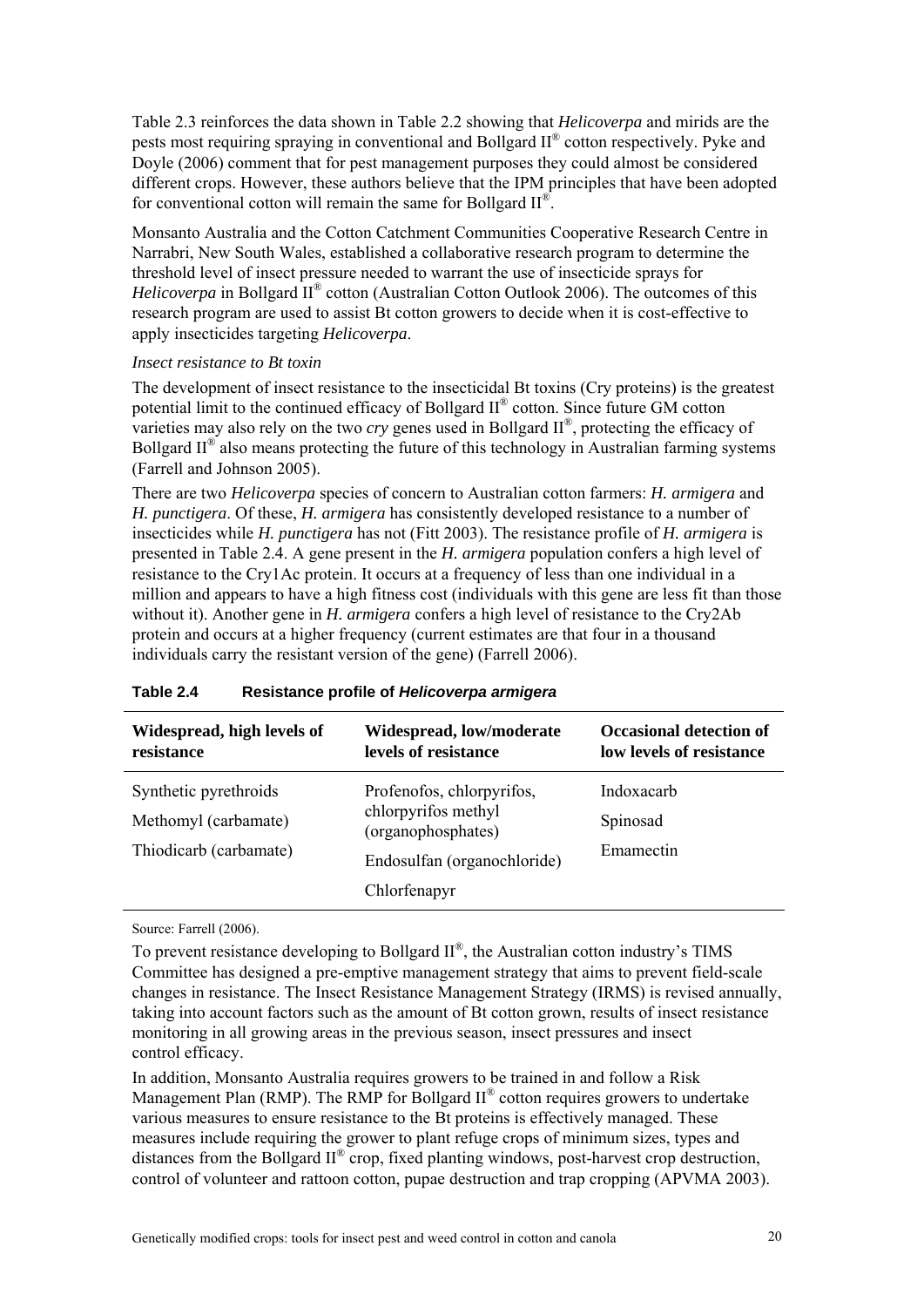Table 2.3 reinforces the data shown in Table 2.2 showing that *Helicoverpa* and mirids are the pests most requiring spraying in conventional and Bollgard II® cotton respectively. Pyke and Doyle (2006) comment that for pest management purposes they could almost be considered different crops. However, these authors believe that the IPM principles that have been adopted for conventional cotton will remain the same for Bollgard II®.

Monsanto Australia and the Cotton Catchment Communities Cooperative Research Centre in Narrabri, New South Wales, established a collaborative research program to determine the threshold level of insect pressure needed to warrant the use of insecticide sprays for *Helicoverpa* in Bollgard II® cotton (Australian Cotton Outlook 2006). The outcomes of this research program are used to assist Bt cotton growers to decide when it is cost-effective to apply insecticides targeting *Helicoverpa*.

*Insect resistance to Bt toxin*

The development of insect resistance to the insecticidal Bt toxins (Cry proteins) is the greatest potential limit to the continued efficacy of Bollgard II® cotton. Since future GM cotton varieties may also rely on the two *cry* genes used in Bollgard II®, protecting the efficacy of Bollgard II® also means protecting the future of this technology in Australian farming systems (Farrell and Johnson 2005).

There are two *Helicoverpa* species of concern to Australian cotton farmers: *H. armigera* and *H. punctigera*. Of these, *H. armigera* has consistently developed resistance to a number of insecticides while *H. punctigera* has not (Fitt 2003). The resistance profile of *H. armigera* is presented in Table 2.4. A gene present in the *H. armigera* population confers a high level of resistance to the Cry1Ac protein. It occurs at a frequency of less than one individual in a million and appears to have a high fitness cost (individuals with this gene are less fit than those without it). Another gene in *H. armigera* confers a high level of resistance to the Cry2Ab protein and occurs at a higher frequency (current estimates are that four in a thousand individuals carry the resistant version of the gene) (Farrell 2006).

**Table 2.4 Resistance profile of *Helicoverpa armigera***

| Widespread, high levels of resistance | Widespread, low/moderate levels of resistance | Occasional detection of low levels of resistance |
|---|---|---|
| Synthetic pyrethroids | Profenofos, chlorpyrifos, chlorpyrifos methyl (organophosphates) | Indoxacarb |
| Methomyl (carbamate) | Endosulfan (organochloride) | Spinosad |
| Thiodicarb (carbamate) | Chlorfenapyr | Emamectin |

Source: Farrell (2006).

To prevent resistance developing to Bollgard II®, the Australian cotton industry's TIMS Committee has designed a pre-emptive management strategy that aims to prevent field-scale changes in resistance. The Insect Resistance Management Strategy (IRMS) is revised annually, taking into account factors such as the amount of Bt cotton grown, results of insect resistance monitoring in all growing areas in the previous season, insect pressures and insect control efficacy.

In addition, Monsanto Australia requires growers to be trained in and follow a Risk Management Plan (RMP). The RMP for Bollgard II® cotton requires growers to undertake various measures to ensure resistance to the Bt proteins is effectively managed. These measures include requiring the grower to plant refuge crops of minimum sizes, types and distances from the Bollgard II® crop, fixed planting windows, post-harvest crop destruction, control of volunteer and rattoon cotton, pupae destruction and trap cropping (APVMA 2003).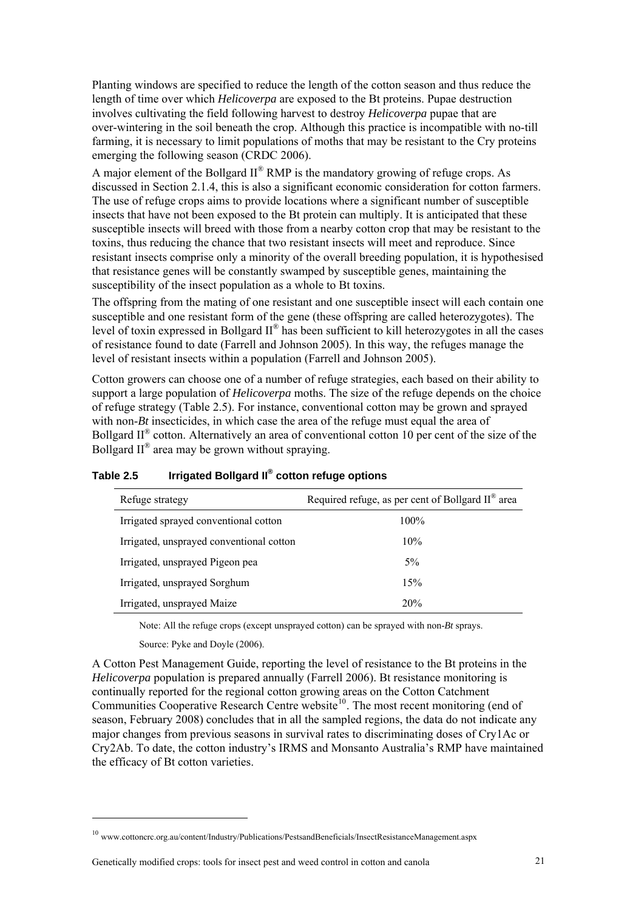Planting windows are specified to reduce the length of the cotton season and thus reduce the length of time over which *Helicoverpa* are exposed to the Bt proteins. Pupae destruction involves cultivating the field following harvest to destroy *Helicoverpa* pupae that are over-wintering in the soil beneath the crop. Although this practice is incompatible with no-till farming, it is necessary to limit populations of moths that may be resistant to the Cry proteins emerging the following season (CRDC 2006).

A major element of the Bollgard II® RMP is the mandatory growing of refuge crops. As discussed in Section 2.1.4, this is also a significant economic consideration for cotton farmers. The use of refuge crops aims to provide locations where a significant number of susceptible insects that have not been exposed to the Bt protein can multiply. It is anticipated that these susceptible insects will breed with those from a nearby cotton crop that may be resistant to the toxins, thus reducing the chance that two resistant insects will meet and reproduce. Since resistant insects comprise only a minority of the overall breeding population, it is hypothesised that resistance genes will be constantly swamped by susceptible genes, maintaining the susceptibility of the insect population as a whole to Bt toxins.

The offspring from the mating of one resistant and one susceptible insect will each contain one susceptible and one resistant form of the gene (these offspring are called heterozygotes). The level of toxin expressed in Bollgard II® has been sufficient to kill heterozygotes in all the cases of resistance found to date (Farrell and Johnson 2005). In this way, the refuges manage the level of resistant insects within a population (Farrell and Johnson 2005).

Cotton growers can choose one of a number of refuge strategies, each based on their ability to support a large population of *Helicoverpa* moths. The size of the refuge depends on the choice of refuge strategy (Table 2.5). For instance, conventional cotton may be grown and sprayed with non-*Bt* insecticides, in which case the area of the refuge must equal the area of Bollgard II® cotton. Alternatively an area of conventional cotton 10 per cent of the size of the Bollgard II® area may be grown without spraying.

**Table 2.5 Irrigated Bollgard II® cotton refuge options**

| Refuge strategy | Required refuge, as per cent of Bollgard II® area |
|---|---|
| Irrigated sprayed conventional cotton | 100% |
| Irrigated, unsprayed conventional cotton | 10% |
| Irrigated, unsprayed Pigeon pea | 5% |
| Irrigated, unsprayed Sorghum | 15% |
| Irrigated, unsprayed Maize | 20% |

Note: All the refuge crops (except unsprayed cotton) can be sprayed with non-*Bt* sprays.

Source: Pyke and Doyle (2006).

A Cotton Pest Management Guide, reporting the level of resistance to the Bt proteins in the *Helicoverpa* population is prepared annually (Farrell 2006). Bt resistance monitoring is continually reported for the regional cotton growing areas on the Cotton Catchment Communities Cooperative Research Centre website[10]. The most recent monitoring (end of season, February 2008) concludes that in all the sampled regions, the data do not indicate any major changes from previous seasons in survival rates to discriminating doses of Cry1Ac or Cry2Ab. To date, the cotton industry's IRMS and Monsanto Australia's RMP have maintained the efficacy of Bt cotton varieties.

[10] www.cottoncrc.org.au/content/Industry/Publications/PestsandBeneficials/InsectResistanceManagement.aspx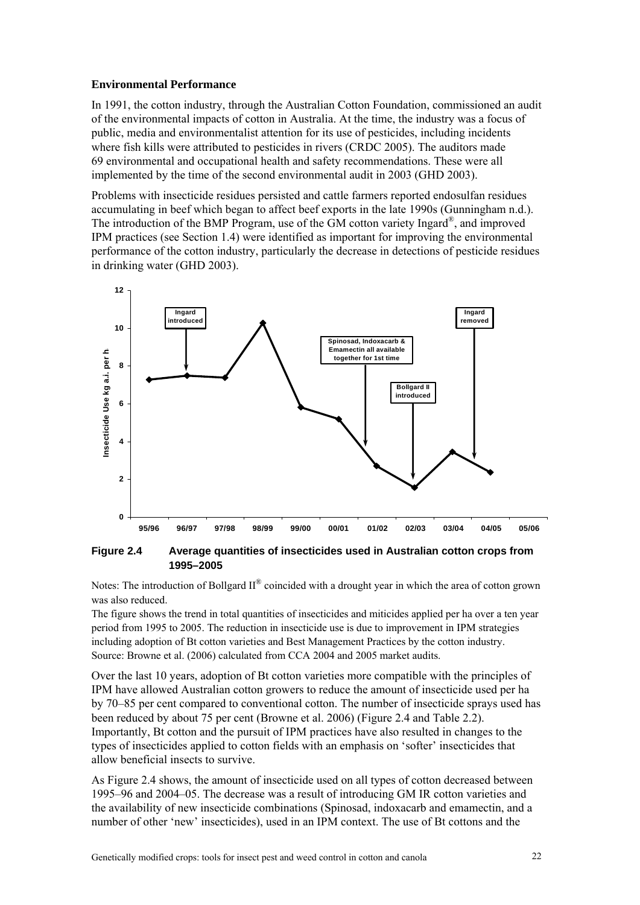**Environmental Performance**

In 1991, the cotton industry, through the Australian Cotton Foundation, commissioned an audit of the environmental impacts of cotton in Australia. At the time, the industry was a focus of public, media and environmentalist attention for its use of pesticides, including incidents where fish kills were attributed to pesticides in rivers (CRDC 2005). The auditors made 69 environmental and occupational health and safety recommendations. These were all implemented by the time of the second environmental audit in 2003 (GHD 2003).

Problems with insecticide residues persisted and cattle farmers reported endosulfan residues accumulating in beef which began to affect beef exports in the late 1990s (Gunningham n.d.). The introduction of the BMP Program, use of the GM cotton variety Ingard®, and improved IPM practices (see Section 1.4) were identified as important for improving the environmental performance of the cotton industry, particularly the decrease in detections of pesticide residues in drinking water (GHD 2003).

**Figure 2.4 Average quantities of insecticides used in Australian cotton crops from 1995–2005**

Notes: The introduction of Bollgard II® coincided with a drought year in which the area of cotton grown was also reduced.

The figure shows the trend in total quantities of insecticides and miticides applied per ha over a ten year period from 1995 to 2005. The reduction in insecticide use is due to improvement in IPM strategies including adoption of Bt cotton varieties and Best Management Practices by the cotton industry.

Source: Browne et al. (2006) calculated from CCA 2004 and 2005 market audits.

Over the last 10 years, adoption of Bt cotton varieties more compatible with the principles of IPM have allowed Australian cotton growers to reduce the amount of insecticide used per ha by 70–85 per cent compared to conventional cotton. The number of insecticide sprays used has been reduced by about 75 per cent (Browne et al. 2006) (Figure 2.4 and Table 2.2). Importantly, Bt cotton and the pursuit of IPM practices have also resulted in changes to the types of insecticides applied to cotton fields with an emphasis on 'softer' insecticides that allow beneficial insects to survive.

As Figure 2.4 shows, the amount of insecticide used on all types of cotton decreased between 1995–96 and 2004–05. The decrease was a result of introducing GM IR cotton varieties and the availability of new insecticide combinations (Spinosad, indoxacarb and emamectin, and a number of other 'new' insecticides), used in an IPM context. The use of Bt cottons and the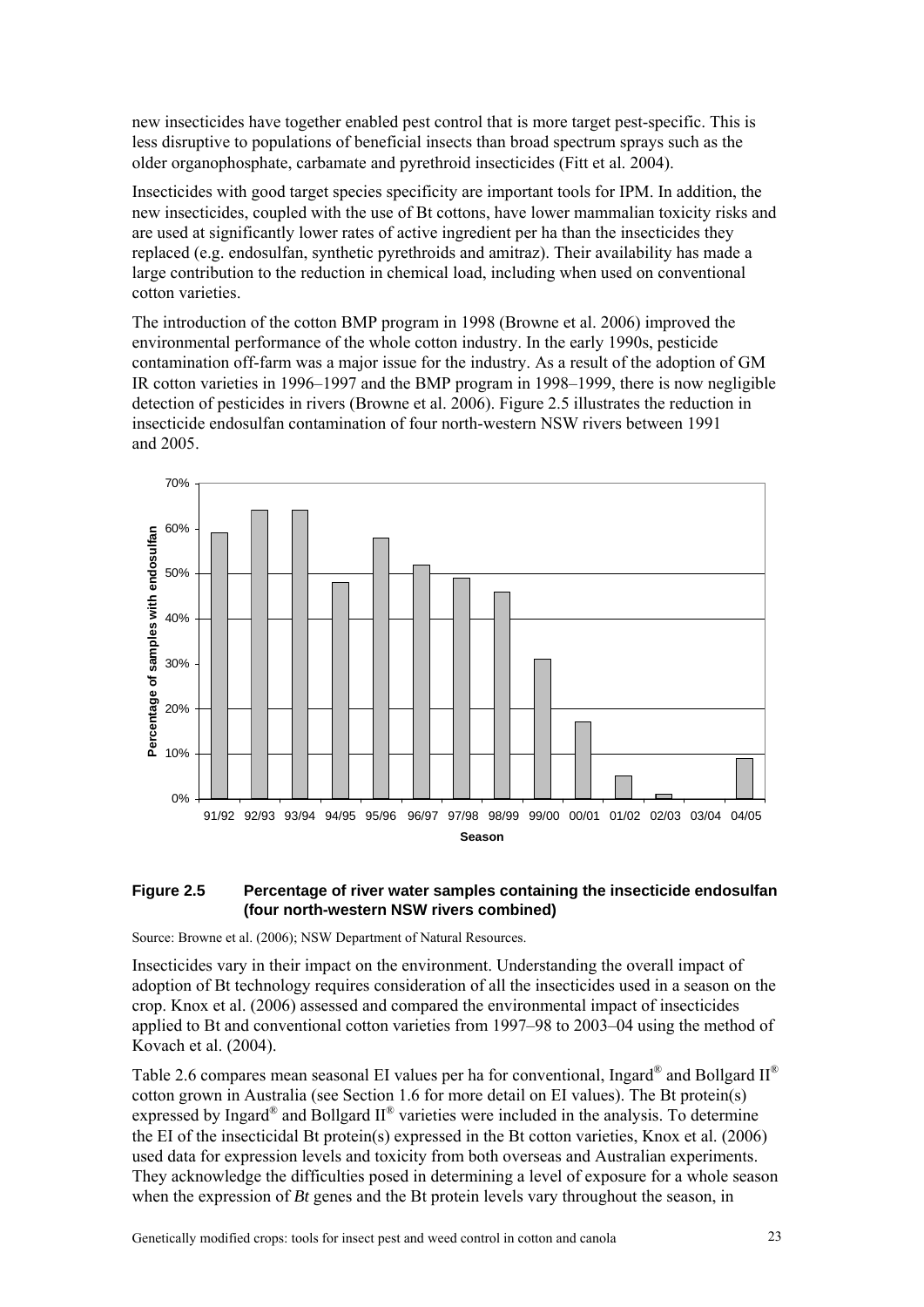new insecticides have together enabled pest control that is more target pest-specific. This is less disruptive to populations of beneficial insects than broad spectrum sprays such as the older organophosphate, carbamate and pyrethroid insecticides (Fitt et al. 2004).

Insecticides with good target species specificity are important tools for IPM. In addition, the new insecticides, coupled with the use of Bt cottons, have lower mammalian toxicity risks and are used at significantly lower rates of active ingredient per ha than the insecticides they replaced (e.g. endosulfan, synthetic pyrethroids and amitraz). Their availability has made a large contribution to the reduction in chemical load, including when used on conventional cotton varieties.

The introduction of the cotton BMP program in 1998 (Browne et al. 2006) improved the environmental performance of the whole cotton industry. In the early 1990s, pesticide contamination off-farm was a major issue for the industry. As a result of the adoption of GM IR cotton varieties in 1996–1997 and the BMP program in 1998–1999, there is now negligible detection of pesticides in rivers (Browne et al. 2006). Figure 2.5 illustrates the reduction in insecticide endosulfan contamination of four north-western NSW rivers between 1991 and 2005.

**Figure 2.5 Percentage of river water samples containing the insecticide endosulfan (four north-western NSW rivers combined)**

Source: Browne et al. (2006); NSW Department of Natural Resources.

Insecticides vary in their impact on the environment. Understanding the overall impact of adoption of Bt technology requires consideration of all the insecticides used in a season on the crop. Knox et al. (2006) assessed and compared the environmental impact of insecticides applied to Bt and conventional cotton varieties from 1997–98 to 2003–04 using the method of Kovach et al. (2004).

Table 2.6 compares mean seasonal EI values per ha for conventional, Ingard® and Bollgard II® cotton grown in Australia (see Section 1.6 for more detail on EI values). The Bt protein(s) expressed by Ingard® and Bollgard II® varieties were included in the analysis. To determine the EI of the insecticidal Bt protein(s) expressed in the Bt cotton varieties, Knox et al. (2006) used data for expression levels and toxicity from both overseas and Australian experiments. They acknowledge the difficulties posed in determining a level of exposure for a whole season when the expression of *Bt* genes and the Bt protein levels vary throughout the season, in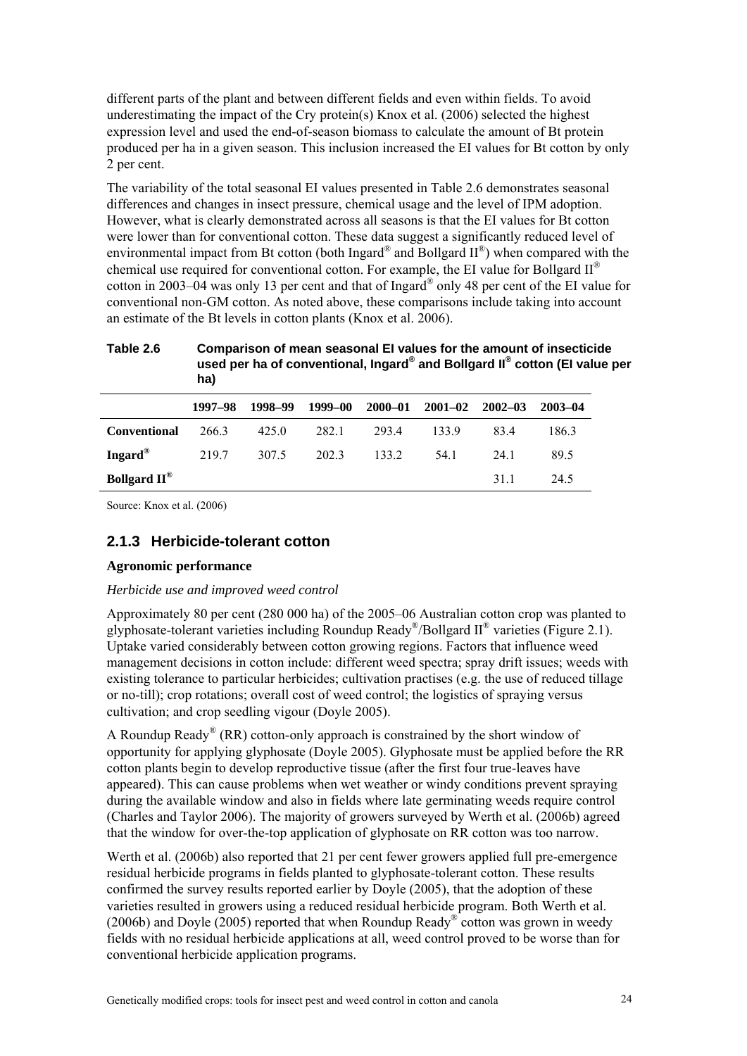different parts of the plant and between different fields and even within fields. To avoid underestimating the impact of the Cry protein(s) Knox et al. (2006) selected the highest expression level and used the end-of-season biomass to calculate the amount of Bt protein produced per ha in a given season. This inclusion increased the EI values for Bt cotton by only 2 per cent.

The variability of the total seasonal EI values presented in Table 2.6 demonstrates seasonal differences and changes in insect pressure, chemical usage and the level of IPM adoption. However, what is clearly demonstrated across all seasons is that the EI values for Bt cotton were lower than for conventional cotton. These data suggest a significantly reduced level of environmental impact from Bt cotton (both Ingard® and Bollgard II®) when compared with the chemical use required for conventional cotton. For example, the EI value for Bollgard II® cotton in 2003–04 was only 13 per cent and that of Ingard® only 48 per cent of the EI value for conventional non-GM cotton. As noted above, these comparisons include taking into account an estimate of the Bt levels in cotton plants (Knox et al. 2006).

**Table 2.6 Comparison of mean seasonal EI values for the amount of insecticide used per ha of conventional, Ingard® and Bollgard II® cotton (EI value per ha)**

| | 1997–98 | 1998–99 | 1999–00 | 2000–01 | 2001–02 | 2002–03 | 2003–04 |
|---|---|---|---|---|---|---|---|
| **Conventional** | 266.3 | 425.0 | 282.1 | 293.4 | 133.9 | 83.4 | 186.3 |
| **Ingard®** | 219.7 | 307.5 | 202.3 | 133.2 | 54.1 | 24.1 | 89.5 |
| **Bollgard II®** | | | | | | 31.1 | 24.5 |

Source: Knox et al. (2006)

### 2.1.3 Herbicide-tolerant cotton

**Agronomic performance**

*Herbicide use and improved weed control*

Approximately 80 per cent (280 000 ha) of the 2005–06 Australian cotton crop was planted to glyphosate-tolerant varieties including Roundup Ready®/Bollgard II® varieties (Figure 2.1). Uptake varied considerably between cotton growing regions. Factors that influence weed management decisions in cotton include: different weed spectra; spray drift issues; weeds with existing tolerance to particular herbicides; cultivation practises (e.g. the use of reduced tillage or no-till); crop rotations; overall cost of weed control; the logistics of spraying versus cultivation; and crop seedling vigour (Doyle 2005).

A Roundup Ready® (RR) cotton-only approach is constrained by the short window of opportunity for applying glyphosate (Doyle 2005). Glyphosate must be applied before the RR cotton plants begin to develop reproductive tissue (after the first four true-leaves have appeared). This can cause problems when wet weather or windy conditions prevent spraying during the available window and also in fields where late germinating weeds require control (Charles and Taylor 2006). The majority of growers surveyed by Werth et al. (2006b) agreed that the window for over-the-top application of glyphosate on RR cotton was too narrow.

Werth et al. (2006b) also reported that 21 per cent fewer growers applied full pre-emergence residual herbicide programs in fields planted to glyphosate-tolerant cotton. These results confirmed the survey results reported earlier by Doyle (2005), that the adoption of these varieties resulted in growers using a reduced residual herbicide program. Both Werth et al. (2006b) and Doyle (2005) reported that when Roundup Ready® cotton was grown in weedy fields with no residual herbicide applications at all, weed control proved to be worse than for conventional herbicide application programs.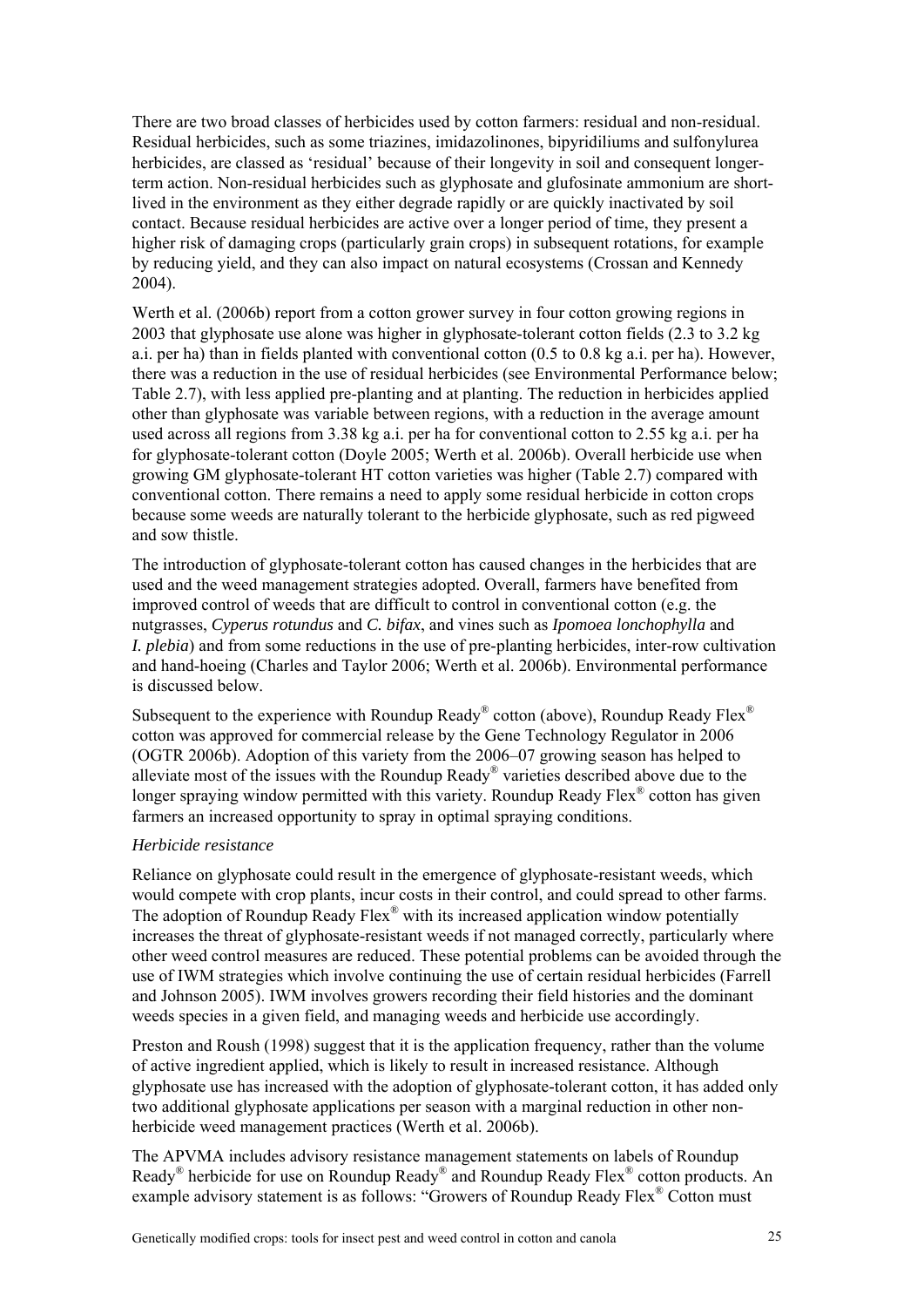There are two broad classes of herbicides used by cotton farmers: residual and non-residual. Residual herbicides, such as some triazines, imidazolinones, bipyridiliums and sulfonylurea herbicides, are classed as 'residual' because of their longevity in soil and consequent longer-term action. Non-residual herbicides such as glyphosate and glufosinate ammonium are short-lived in the environment as they either degrade rapidly or are quickly inactivated by soil contact. Because residual herbicides are active over a longer period of time, they present a higher risk of damaging crops (particularly grain crops) in subsequent rotations, for example by reducing yield, and they can also impact on natural ecosystems (Crossan and Kennedy 2004).

Werth et al. (2006b) report from a cotton grower survey in four cotton growing regions in 2003 that glyphosate use alone was higher in glyphosate-tolerant cotton fields (2.3 to 3.2 kg a.i. per ha) than in fields planted with conventional cotton (0.5 to 0.8 kg a.i. per ha). However, there was a reduction in the use of residual herbicides (see Environmental Performance below; Table 2.7), with less applied pre-planting and at planting. The reduction in herbicides applied other than glyphosate was variable between regions, with a reduction in the average amount used across all regions from 3.38 kg a.i. per ha for conventional cotton to 2.55 kg a.i. per ha for glyphosate-tolerant cotton (Doyle 2005; Werth et al. 2006b). Overall herbicide use when growing GM glyphosate-tolerant HT cotton varieties was higher (Table 2.7) compared with conventional cotton. There remains a need to apply some residual herbicide in cotton crops because some weeds are naturally tolerant to the herbicide glyphosate, such as red pigweed and sow thistle.

The introduction of glyphosate-tolerant cotton has caused changes in the herbicides that are used and the weed management strategies adopted. Overall, farmers have benefited from improved control of weeds that are difficult to control in conventional cotton (e.g. the nutgrasses, *Cyperus rotundus* and *C. bifax*, and vines such as *Ipomoea lonchophylla* and *I. plebia*) and from some reductions in the use of pre-planting herbicides, inter-row cultivation and hand-hoeing (Charles and Taylor 2006; Werth et al. 2006b). Environmental performance is discussed below.

Subsequent to the experience with Roundup Ready® cotton (above), Roundup Ready Flex® cotton was approved for commercial release by the Gene Technology Regulator in 2006 (OGTR 2006b). Adoption of this variety from the 2006–07 growing season has helped to alleviate most of the issues with the Roundup Ready® varieties described above due to the longer spraying window permitted with this variety. Roundup Ready Flex® cotton has given farmers an increased opportunity to spray in optimal spraying conditions.

*Herbicide resistance*

Reliance on glyphosate could result in the emergence of glyphosate-resistant weeds, which would compete with crop plants, incur costs in their control, and could spread to other farms. The adoption of Roundup Ready Flex® with its increased application window potentially increases the threat of glyphosate-resistant weeds if not managed correctly, particularly where other weed control measures are reduced. These potential problems can be avoided through the use of IWM strategies which involve continuing the use of certain residual herbicides (Farrell and Johnson 2005). IWM involves growers recording their field histories and the dominant weeds species in a given field, and managing weeds and herbicide use accordingly.

Preston and Roush (1998) suggest that it is the application frequency, rather than the volume of active ingredient applied, which is likely to result in increased resistance. Although glyphosate use has increased with the adoption of glyphosate-tolerant cotton, it has added only two additional glyphosate applications per season with a marginal reduction in other non-herbicide weed management practices (Werth et al. 2006b).

The APVMA includes advisory resistance management statements on labels of Roundup Ready® herbicide for use on Roundup Ready® and Roundup Ready Flex® cotton products. An example advisory statement is as follows: "Growers of Roundup Ready Flex® Cotton must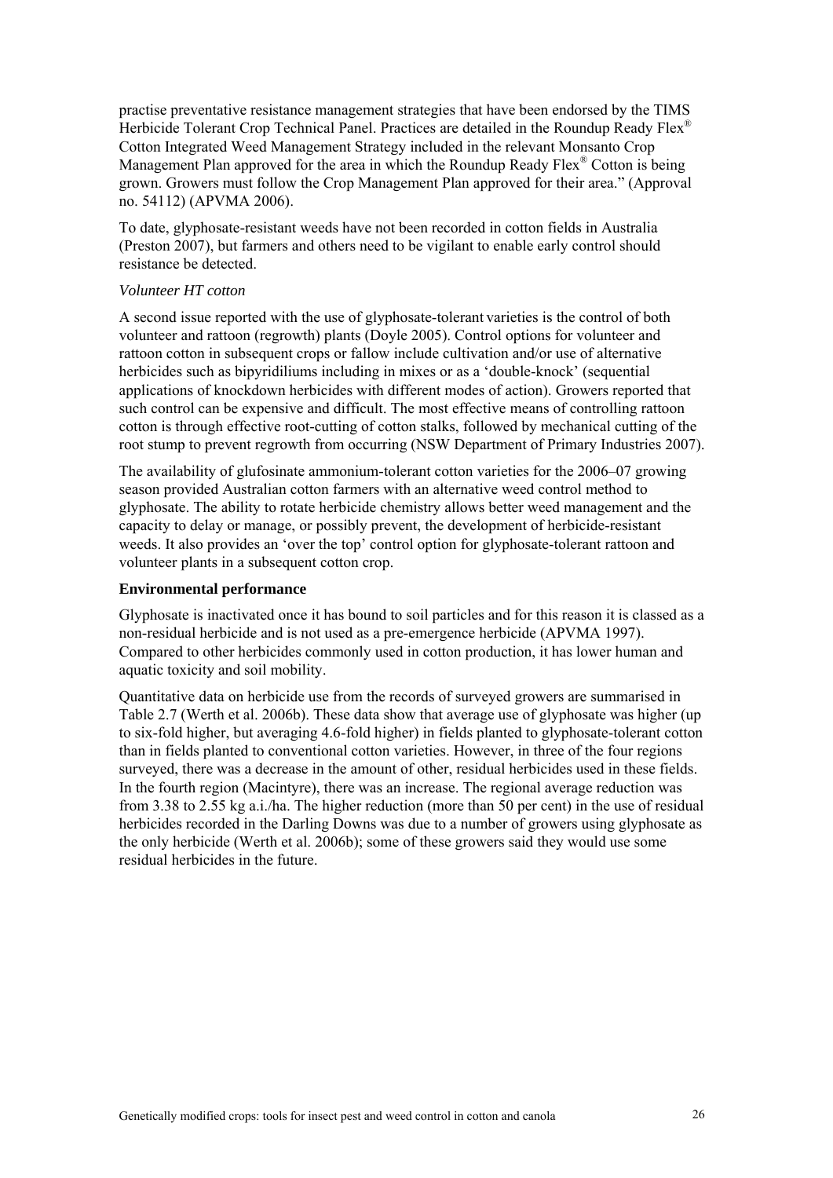practise preventative resistance management strategies that have been endorsed by the TIMS Herbicide Tolerant Crop Technical Panel. Practices are detailed in the Roundup Ready Flex® Cotton Integrated Weed Management Strategy included in the relevant Monsanto Crop Management Plan approved for the area in which the Roundup Ready Flex® Cotton is being grown. Growers must follow the Crop Management Plan approved for their area." (Approval no. 54112) (APVMA 2006).

To date, glyphosate-resistant weeds have not been recorded in cotton fields in Australia (Preston 2007), but farmers and others need to be vigilant to enable early control should resistance be detected.

*Volunteer HT cotton*

A second issue reported with the use of glyphosate-tolerant varieties is the control of both volunteer and rattoon (regrowth) plants (Doyle 2005). Control options for volunteer and rattoon cotton in subsequent crops or fallow include cultivation and/or use of alternative herbicides such as bipyridiliums including in mixes or as a 'double-knock' (sequential applications of knockdown herbicides with different modes of action). Growers reported that such control can be expensive and difficult. The most effective means of controlling rattoon cotton is through effective root-cutting of cotton stalks, followed by mechanical cutting of the root stump to prevent regrowth from occurring (NSW Department of Primary Industries 2007).

The availability of glufosinate ammonium-tolerant cotton varieties for the 2006–07 growing season provided Australian cotton farmers with an alternative weed control method to glyphosate. The ability to rotate herbicide chemistry allows better weed management and the capacity to delay or manage, or possibly prevent, the development of herbicide-resistant weeds. It also provides an 'over the top' control option for glyphosate-tolerant rattoon and volunteer plants in a subsequent cotton crop.

**Environmental performance**

Glyphosate is inactivated once it has bound to soil particles and for this reason it is classed as a non-residual herbicide and is not used as a pre-emergence herbicide (APVMA 1997). Compared to other herbicides commonly used in cotton production, it has lower human and aquatic toxicity and soil mobility.

Quantitative data on herbicide use from the records of surveyed growers are summarised in Table 2.7 (Werth et al. 2006b). These data show that average use of glyphosate was higher (up to six-fold higher, but averaging 4.6-fold higher) in fields planted to glyphosate-tolerant cotton than in fields planted to conventional cotton varieties. However, in three of the four regions surveyed, there was a decrease in the amount of other, residual herbicides used in these fields. In the fourth region (Macintyre), there was an increase. The regional average reduction was from 3.38 to 2.55 kg a.i./ha. The higher reduction (more than 50 per cent) in the use of residual herbicides recorded in the Darling Downs was due to a number of growers using glyphosate as the only herbicide (Werth et al. 2006b); some of these growers said they would use some residual herbicides in the future.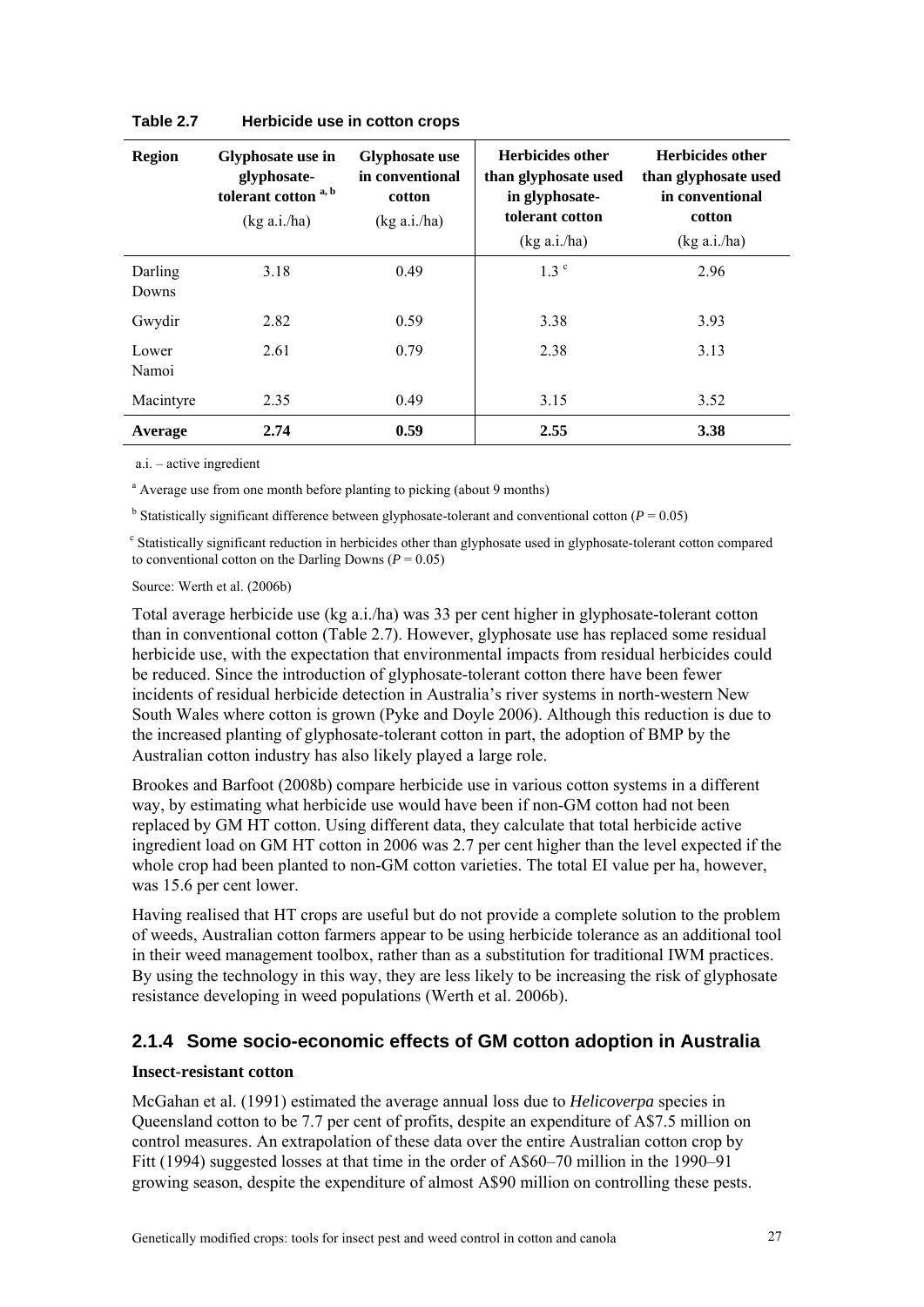**Table 2.7 Herbicide use in cotton crops**

| Region | Glyphosate use in glyphosate-tolerant cotton [a, b] (kg a.i./ha) | Glyphosate use in conventional cotton (kg a.i./ha) | Herbicides other than glyphosate used in glyphosate-tolerant cotton (kg a.i./ha) | Herbicides other than glyphosate used in conventional cotton (kg a.i./ha) |
|---|---|---|---|---|
| Darling Downs | 3.18 | 0.49 | 1.3 [c] | 2.96 |
| Gwydir | 2.82 | 0.59 | 3.38 | 3.93 |
| Lower Namoi | 2.61 | 0.79 | 2.38 | 3.13 |
| Macintyre | 2.35 | 0.49 | 3.15 | 3.52 |
| **Average** | **2.74** | **0.59** | **2.55** | **3.38** |

a.i. – active ingredient

[a] Average use from one month before planting to picking (about 9 months)

[b] Statistically significant difference between glyphosate-tolerant and conventional cotton ($P = 0.05$)

[c] Statistically significant reduction in herbicides other than glyphosate used in glyphosate-tolerant cotton compared to conventional cotton on the Darling Downs ($P = 0.05$)

Source: Werth et al. (2006b)

Total average herbicide use (kg a.i./ha) was 33 per cent higher in glyphosate-tolerant cotton than in conventional cotton (Table 2.7). However, glyphosate use has replaced some residual herbicide use, with the expectation that environmental impacts from residual herbicides could be reduced. Since the introduction of glyphosate-tolerant cotton there have been fewer incidents of residual herbicide detection in Australia's river systems in north-western New South Wales where cotton is grown (Pyke and Doyle 2006). Although this reduction is due to the increased planting of glyphosate-tolerant cotton in part, the adoption of BMP by the Australian cotton industry has also likely played a large role.

Brookes and Barfoot (2008b) compare herbicide use in various cotton systems in a different way, by estimating what herbicide use would have been if non-GM cotton had not been replaced by GM HT cotton. Using different data, they calculate that total herbicide active ingredient load on GM HT cotton in 2006 was 2.7 per cent higher than the level expected if the whole crop had been planted to non-GM cotton varieties. The total EI value per ha, however, was 15.6 per cent lower.

Having realised that HT crops are useful but do not provide a complete solution to the problem of weeds, Australian cotton farmers appear to be using herbicide tolerance as an additional tool in their weed management toolbox, rather than as a substitution for traditional IWM practices. By using the technology in this way, they are less likely to be increasing the risk of glyphosate resistance developing in weed populations (Werth et al. 2006b).

### 2.1.4 Some socio-economic effects of GM cotton adoption in Australia

**Insect-resistant cotton**

McGahan et al. (1991) estimated the average annual loss due to *Helicoverpa* species in Queensland cotton to be 7.7 per cent of profits, despite an expenditure of A$7.5 million on control measures. An extrapolation of these data over the entire Australian cotton crop by Fitt (1994) suggested losses at that time in the order of A$60–70 million in the 1990–91 growing season, despite the expenditure of almost A$90 million on controlling these pests.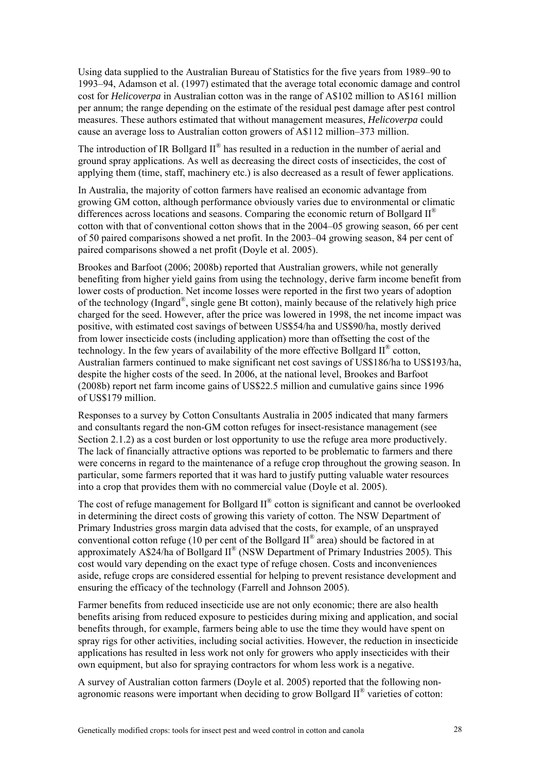Using data supplied to the Australian Bureau of Statistics for the five years from 1989–90 to 1993–94, Adamson et al. (1997) estimated that the average total economic damage and control cost for *Helicoverpa* in Australian cotton was in the range of A$102 million to A$161 million per annum; the range depending on the estimate of the residual pest damage after pest control measures. These authors estimated that without management measures, *Helicoverpa* could cause an average loss to Australian cotton growers of A$112 million–373 million.

The introduction of IR Bollgard II® has resulted in a reduction in the number of aerial and ground spray applications. As well as decreasing the direct costs of insecticides, the cost of applying them (time, staff, machinery etc.) is also decreased as a result of fewer applications.

In Australia, the majority of cotton farmers have realised an economic advantage from growing GM cotton, although performance obviously varies due to environmental or climatic differences across locations and seasons. Comparing the economic return of Bollgard II® cotton with that of conventional cotton shows that in the 2004–05 growing season, 66 per cent of 50 paired comparisons showed a net profit. In the 2003–04 growing season, 84 per cent of paired comparisons showed a net profit (Doyle et al. 2005).

Brookes and Barfoot (2006; 2008b) reported that Australian growers, while not generally benefiting from higher yield gains from using the technology, derive farm income benefit from lower costs of production. Net income losses were reported in the first two years of adoption of the technology (Ingard®, single gene Bt cotton), mainly because of the relatively high price charged for the seed. However, after the price was lowered in 1998, the net income impact was positive, with estimated cost savings of between US$54/ha and US$90/ha, mostly derived from lower insecticide costs (including application) more than offsetting the cost of the technology. In the few years of availability of the more effective Bollgard II® cotton, Australian farmers continued to make significant net cost savings of US$186/ha to US$193/ha, despite the higher costs of the seed. In 2006, at the national level, Brookes and Barfoot (2008b) report net farm income gains of US$22.5 million and cumulative gains since 1996 of US$179 million.

Responses to a survey by Cotton Consultants Australia in 2005 indicated that many farmers and consultants regard the non-GM cotton refuges for insect-resistance management (see Section 2.1.2) as a cost burden or lost opportunity to use the refuge area more productively. The lack of financially attractive options was reported to be problematic to farmers and there were concerns in regard to the maintenance of a refuge crop throughout the growing season. In particular, some farmers reported that it was hard to justify putting valuable water resources into a crop that provides them with no commercial value (Doyle et al. 2005).

The cost of refuge management for Bollgard II® cotton is significant and cannot be overlooked in determining the direct costs of growing this variety of cotton. The NSW Department of Primary Industries gross margin data advised that the costs, for example, of an unsprayed conventional cotton refuge (10 per cent of the Bollgard II® area) should be factored in at approximately A$24/ha of Bollgard II® (NSW Department of Primary Industries 2005). This cost would vary depending on the exact type of refuge chosen. Costs and inconveniences aside, refuge crops are considered essential for helping to prevent resistance development and ensuring the efficacy of the technology (Farrell and Johnson 2005).

Farmer benefits from reduced insecticide use are not only economic; there are also health benefits arising from reduced exposure to pesticides during mixing and application, and social benefits through, for example, farmers being able to use the time they would have spent on spray rigs for other activities, including social activities. However, the reduction in insecticide applications has resulted in less work not only for growers who apply insecticides with their own equipment, but also for spraying contractors for whom less work is a negative.

A survey of Australian cotton farmers (Doyle et al. 2005) reported that the following non-agronomic reasons were important when deciding to grow Bollgard II® varieties of cotton: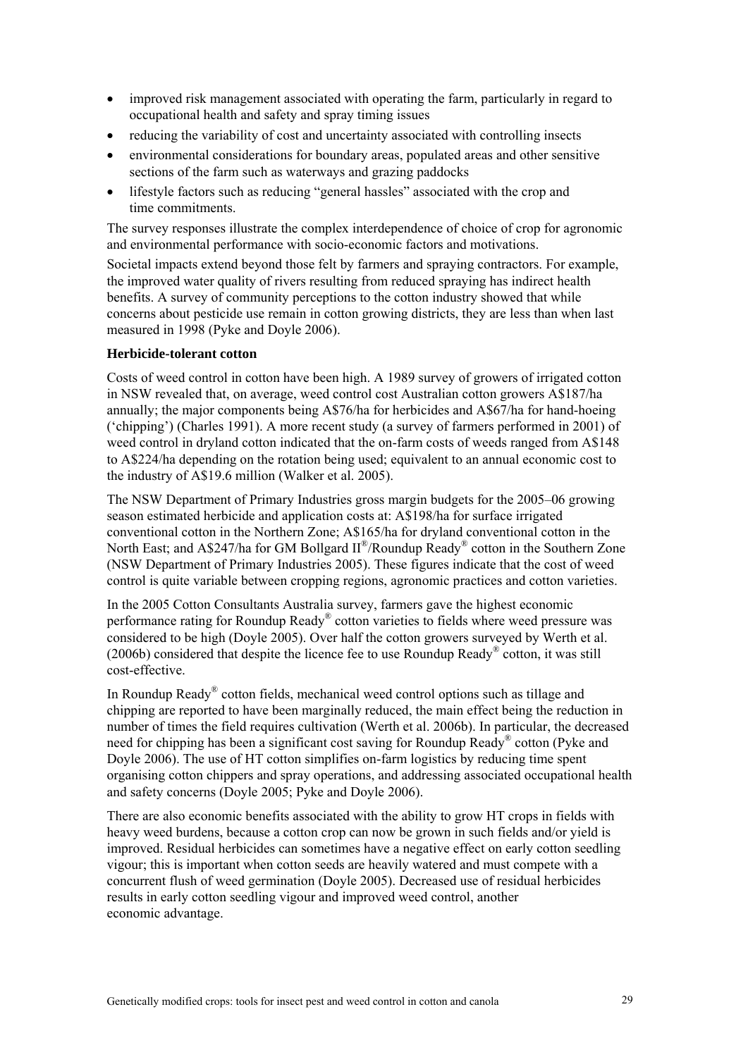- improved risk management associated with operating the farm, particularly in regard to occupational health and safety and spray timing issues
- reducing the variability of cost and uncertainty associated with controlling insects
- environmental considerations for boundary areas, populated areas and other sensitive sections of the farm such as waterways and grazing paddocks
- lifestyle factors such as reducing "general hassles" associated with the crop and time commitments.

The survey responses illustrate the complex interdependence of choice of crop for agronomic and environmental performance with socio-economic factors and motivations.

Societal impacts extend beyond those felt by farmers and spraying contractors. For example, the improved water quality of rivers resulting from reduced spraying has indirect health benefits. A survey of community perceptions to the cotton industry showed that while concerns about pesticide use remain in cotton growing districts, they are less than when last measured in 1998 (Pyke and Doyle 2006).

**Herbicide-tolerant cotton**

Costs of weed control in cotton have been high. A 1989 survey of growers of irrigated cotton in NSW revealed that, on average, weed control cost Australian cotton growers A$187/ha annually; the major components being A$76/ha for herbicides and A$67/ha for hand-hoeing ('chipping') (Charles 1991). A more recent study (a survey of farmers performed in 2001) of weed control in dryland cotton indicated that the on-farm costs of weeds ranged from A$148 to A$224/ha depending on the rotation being used; equivalent to an annual economic cost to the industry of A$19.6 million (Walker et al. 2005).

The NSW Department of Primary Industries gross margin budgets for the 2005–06 growing season estimated herbicide and application costs at: A$198/ha for surface irrigated conventional cotton in the Northern Zone; A$165/ha for dryland conventional cotton in the North East; and A$247/ha for GM Bollgard II®/Roundup Ready® cotton in the Southern Zone (NSW Department of Primary Industries 2005). These figures indicate that the cost of weed control is quite variable between cropping regions, agronomic practices and cotton varieties.

In the 2005 Cotton Consultants Australia survey, farmers gave the highest economic performance rating for Roundup Ready® cotton varieties to fields where weed pressure was considered to be high (Doyle 2005). Over half the cotton growers surveyed by Werth et al. (2006b) considered that despite the licence fee to use Roundup Ready® cotton, it was still cost-effective.

In Roundup Ready® cotton fields, mechanical weed control options such as tillage and chipping are reported to have been marginally reduced, the main effect being the reduction in number of times the field requires cultivation (Werth et al. 2006b). In particular, the decreased need for chipping has been a significant cost saving for Roundup Ready® cotton (Pyke and Doyle 2006). The use of HT cotton simplifies on-farm logistics by reducing time spent organising cotton chippers and spray operations, and addressing associated occupational health and safety concerns (Doyle 2005; Pyke and Doyle 2006).

There are also economic benefits associated with the ability to grow HT crops in fields with heavy weed burdens, because a cotton crop can now be grown in such fields and/or yield is improved. Residual herbicides can sometimes have a negative effect on early cotton seedling vigour; this is important when cotton seeds are heavily watered and must compete with a concurrent flush of weed germination (Doyle 2005). Decreased use of residual herbicides results in early cotton seedling vigour and improved weed control, another economic advantage.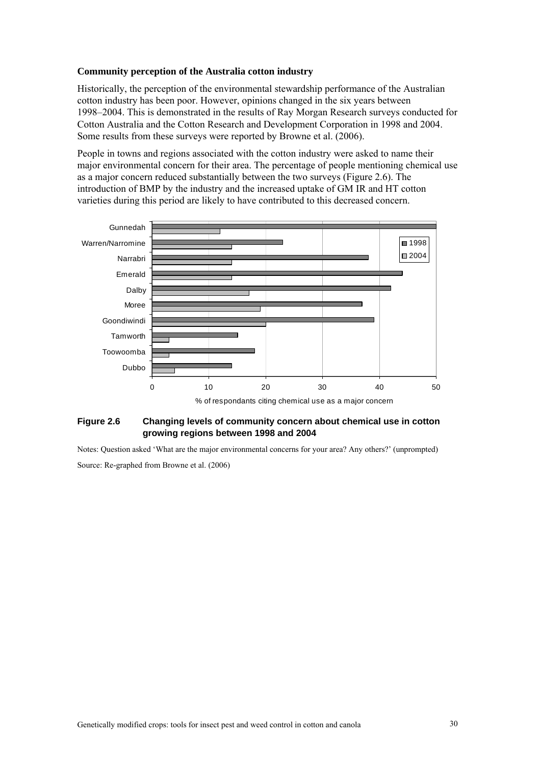**Community perception of the Australia cotton industry**

Historically, the perception of the environmental stewardship performance of the Australian cotton industry has been poor. However, opinions changed in the six years between 1998–2004. This is demonstrated in the results of Ray Morgan Research surveys conducted for Cotton Australia and the Cotton Research and Development Corporation in 1998 and 2004. Some results from these surveys were reported by Browne et al. (2006).

People in towns and regions associated with the cotton industry were asked to name their major environmental concern for their area. The percentage of people mentioning chemical use as a major concern reduced substantially between the two surveys (Figure 2.6). The introduction of BMP by the industry and the increased uptake of GM IR and HT cotton varieties during this period are likely to have contributed to this decreased concern.

**Figure 2.6 Changing levels of community concern about chemical use in cotton growing regions between 1998 and 2004**

Notes: Question asked 'What are the major environmental concerns for your area? Any others?' (unprompted)

Source: Re-graphed from Browne et al. (2006)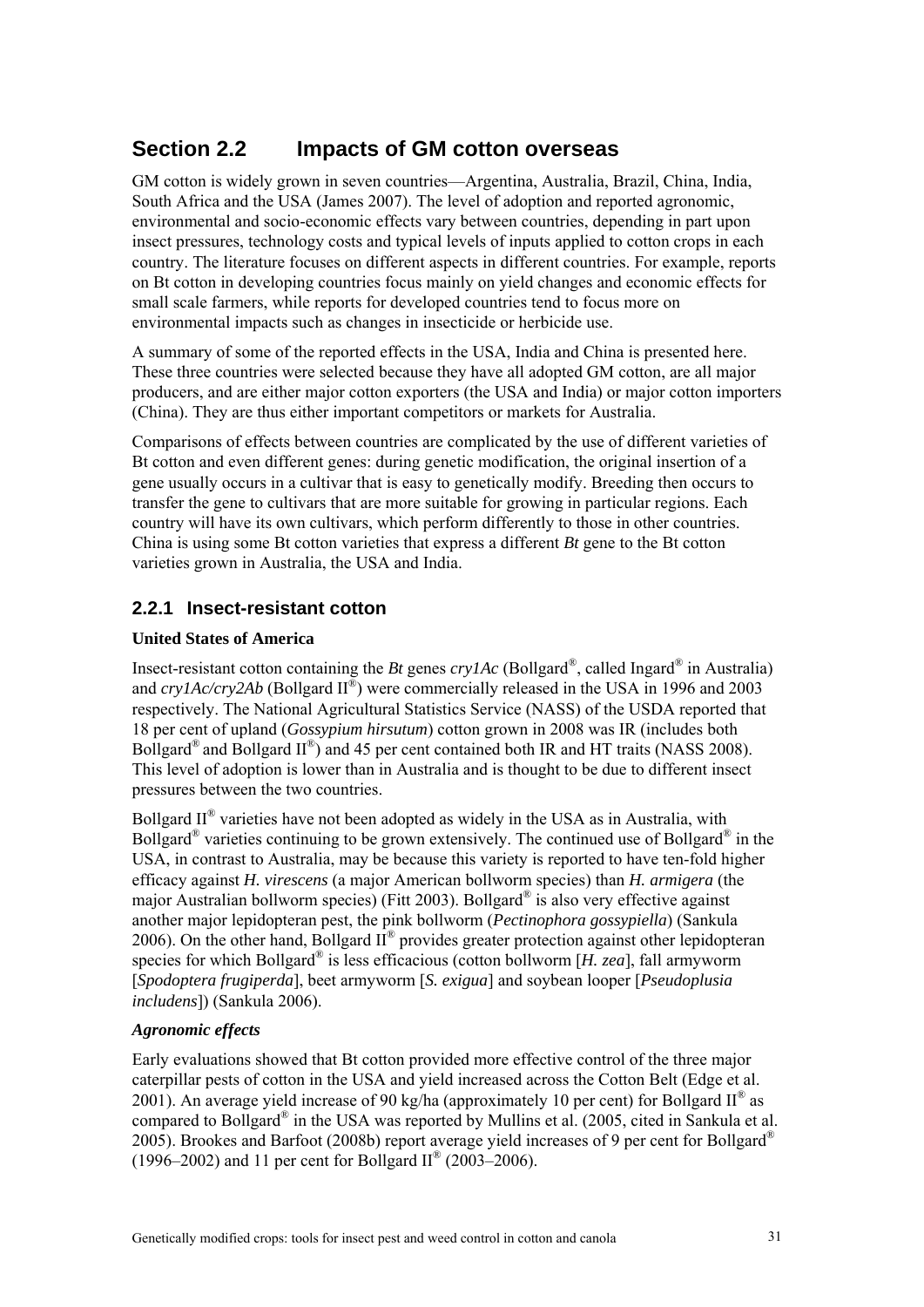## Section 2.2 Impacts of GM cotton overseas

GM cotton is widely grown in seven countries—Argentina, Australia, Brazil, China, India, South Africa and the USA (James 2007). The level of adoption and reported agronomic, environmental and socio-economic effects vary between countries, depending in part upon insect pressures, technology costs and typical levels of inputs applied to cotton crops in each country. The literature focuses on different aspects in different countries. For example, reports on Bt cotton in developing countries focus mainly on yield changes and economic effects for small scale farmers, while reports for developed countries tend to focus more on environmental impacts such as changes in insecticide or herbicide use.

A summary of some of the reported effects in the USA, India and China is presented here. These three countries were selected because they have all adopted GM cotton, are all major producers, and are either major cotton exporters (the USA and India) or major cotton importers (China). They are thus either important competitors or markets for Australia.

Comparisons of effects between countries are complicated by the use of different varieties of Bt cotton and even different genes: during genetic modification, the original insertion of a gene usually occurs in a cultivar that is easy to genetically modify. Breeding then occurs to transfer the gene to cultivars that are more suitable for growing in particular regions. Each country will have its own cultivars, which perform differently to those in other countries. China is using some Bt cotton varieties that express a different *Bt* gene to the Bt cotton varieties grown in Australia, the USA and India.

### 2.2.1 Insect-resistant cotton

**United States of America**

Insect-resistant cotton containing the *Bt* genes *cry1Ac* (Bollgard®, called Ingard® in Australia) and *cry1Ac/cry2Ab* (Bollgard II®) were commercially released in the USA in 1996 and 2003 respectively. The National Agricultural Statistics Service (NASS) of the USDA reported that 18 per cent of upland (*Gossypium hirsutum*) cotton grown in 2008 was IR (includes both Bollgard® and Bollgard II®) and 45 per cent contained both IR and HT traits (NASS 2008). This level of adoption is lower than in Australia and is thought to be due to different insect pressures between the two countries.

Bollgard II® varieties have not been adopted as widely in the USA as in Australia, with Bollgard® varieties continuing to be grown extensively. The continued use of Bollgard® in the USA, in contrast to Australia, may be because this variety is reported to have ten-fold higher efficacy against *H. virescens* (a major American bollworm species) than *H. armigera* (the major Australian bollworm species) (Fitt 2003). Bollgard® is also very effective against another major lepidopteran pest, the pink bollworm (*Pectinophora gossypiella*) (Sankula 2006). On the other hand, Bollgard II® provides greater protection against other lepidopteran species for which Bollgard® is less efficacious (cotton bollworm [*H. zea*], fall armyworm [*Spodoptera frugiperda*], beet armyworm [*S. exigua*] and soybean looper [*Pseudoplusia includens*]) (Sankula 2006).

***Agronomic effects***

Early evaluations showed that Bt cotton provided more effective control of the three major caterpillar pests of cotton in the USA and yield increased across the Cotton Belt (Edge et al. 2001). An average yield increase of 90 kg/ha (approximately 10 per cent) for Bollgard II® as compared to Bollgard® in the USA was reported by Mullins et al. (2005, cited in Sankula et al. 2005). Brookes and Barfoot (2008b) report average yield increases of 9 per cent for Bollgard® (1996–2002) and 11 per cent for Bollgard II® (2003–2006).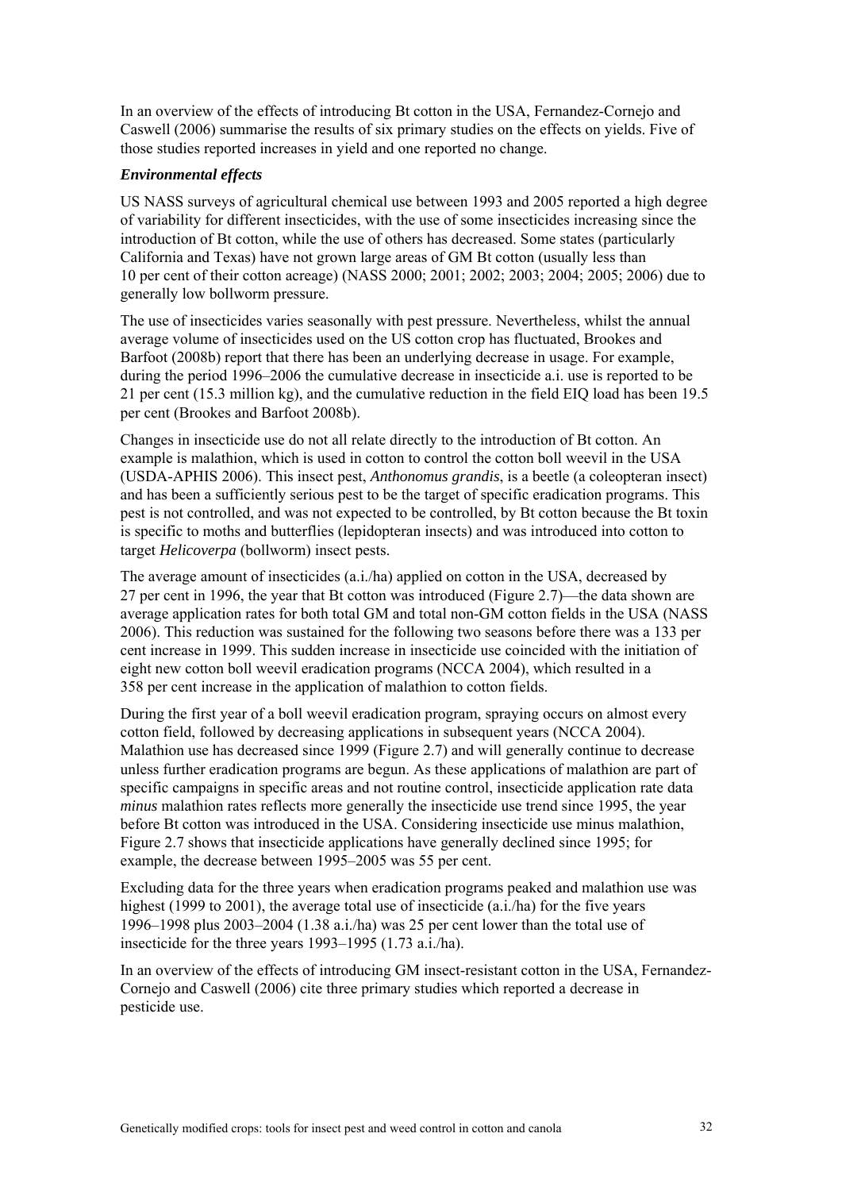In an overview of the effects of introducing Bt cotton in the USA, Fernandez-Cornejo and Caswell (2006) summarise the results of six primary studies on the effects on yields. Five of those studies reported increases in yield and one reported no change.

### *Environmental effects*

US NASS surveys of agricultural chemical use between 1993 and 2005 reported a high degree of variability for different insecticides, with the use of some insecticides increasing since the introduction of Bt cotton, while the use of others has decreased. Some states (particularly California and Texas) have not grown large areas of GM Bt cotton (usually less than 10 per cent of their cotton acreage) (NASS 2000; 2001; 2002; 2003; 2004; 2005; 2006) due to generally low bollworm pressure.

The use of insecticides varies seasonally with pest pressure. Nevertheless, whilst the annual average volume of insecticides used on the US cotton crop has fluctuated, Brookes and Barfoot (2008b) report that there has been an underlying decrease in usage. For example, during the period 1996–2006 the cumulative decrease in insecticide a.i. use is reported to be 21 per cent (15.3 million kg), and the cumulative reduction in the field EIQ load has been 19.5 per cent (Brookes and Barfoot 2008b).

Changes in insecticide use do not all relate directly to the introduction of Bt cotton. An example is malathion, which is used in cotton to control the cotton boll weevil in the USA (USDA-APHIS 2006). This insect pest, *Anthonomus grandis*, is a beetle (a coleopteran insect) and has been a sufficiently serious pest to be the target of specific eradication programs. This pest is not controlled, and was not expected to be controlled, by Bt cotton because the Bt toxin is specific to moths and butterflies (lepidopteran insects) and was introduced into cotton to target *Helicoverpa* (bollworm) insect pests.

The average amount of insecticides (a.i./ha) applied on cotton in the USA, decreased by 27 per cent in 1996, the year that Bt cotton was introduced (Figure 2.7)—the data shown are average application rates for both total GM and total non-GM cotton fields in the USA (NASS 2006). This reduction was sustained for the following two seasons before there was a 133 per cent increase in 1999. This sudden increase in insecticide use coincided with the initiation of eight new cotton boll weevil eradication programs (NCCA 2004), which resulted in a 358 per cent increase in the application of malathion to cotton fields.

During the first year of a boll weevil eradication program, spraying occurs on almost every cotton field, followed by decreasing applications in subsequent years (NCCA 2004). Malathion use has decreased since 1999 (Figure 2.7) and will generally continue to decrease unless further eradication programs are begun. As these applications of malathion are part of specific campaigns in specific areas and not routine control, insecticide application rate data *minus* malathion rates reflects more generally the insecticide use trend since 1995, the year before Bt cotton was introduced in the USA. Considering insecticide use minus malathion, Figure 2.7 shows that insecticide applications have generally declined since 1995; for example, the decrease between 1995–2005 was 55 per cent.

Excluding data for the three years when eradication programs peaked and malathion use was highest (1999 to 2001), the average total use of insecticide (a.i./ha) for the five years 1996–1998 plus 2003–2004 (1.38 a.i./ha) was 25 per cent lower than the total use of insecticide for the three years 1993–1995 (1.73 a.i./ha).

In an overview of the effects of introducing GM insect-resistant cotton in the USA, Fernandez-Cornejo and Caswell (2006) cite three primary studies which reported a decrease in pesticide use.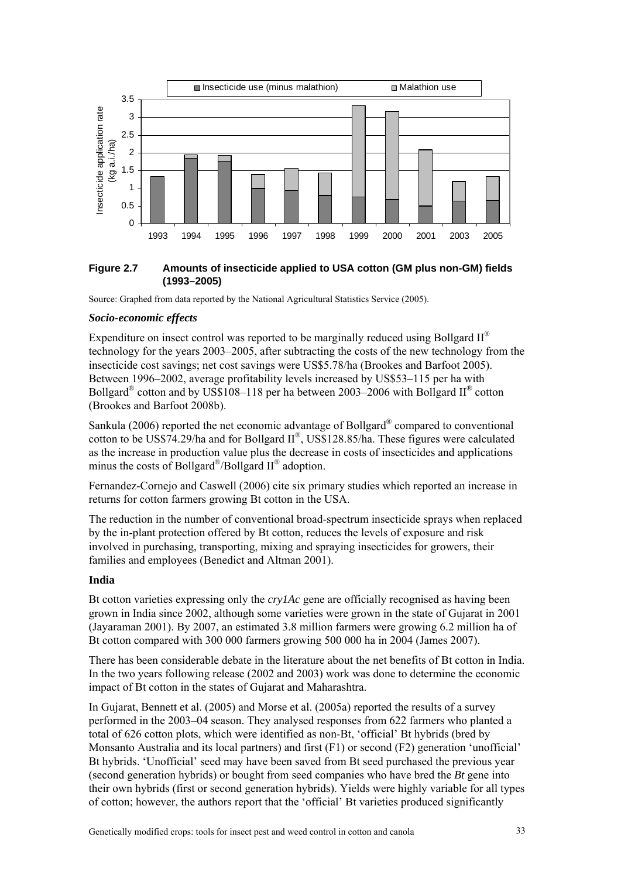**Figure 2.7 Amounts of insecticide applied to USA cotton (GM plus non-GM) fields (1993–2005)**

Source: Graphed from data reported by the National Agricultural Statistics Service (2005).

### *Socio-economic effects*

Expenditure on insect control was reported to be marginally reduced using Bollgard II® technology for the years 2003–2005, after subtracting the costs of the new technology from the insecticide cost savings; net cost savings were US$5.78/ha (Brookes and Barfoot 2005). Between 1996–2002, average profitability levels increased by US$53–115 per ha with Bollgard® cotton and by US$108–118 per ha between 2003–2006 with Bollgard II® cotton (Brookes and Barfoot 2008b).

Sankula (2006) reported the net economic advantage of Bollgard® compared to conventional cotton to be US$74.29/ha and for Bollgard II®, US$128.85/ha. These figures were calculated as the increase in production value plus the decrease in costs of insecticides and applications minus the costs of Bollgard®/Bollgard II® adoption.

Fernandez-Cornejo and Caswell (2006) cite six primary studies which reported an increase in returns for cotton farmers growing Bt cotton in the USA.

The reduction in the number of conventional broad-spectrum insecticide sprays when replaced by the in-plant protection offered by Bt cotton, reduces the levels of exposure and risk involved in purchasing, transporting, mixing and spraying insecticides for growers, their families and employees (Benedict and Altman 2001).

### India

Bt cotton varieties expressing only the *cry1Ac* gene are officially recognised as having been grown in India since 2002, although some varieties were grown in the state of Gujarat in 2001 (Jayaraman 2001). By 2007, an estimated 3.8 million farmers were growing 6.2 million ha of Bt cotton compared with 300 000 farmers growing 500 000 ha in 2004 (James 2007).

There has been considerable debate in the literature about the net benefits of Bt cotton in India. In the two years following release (2002 and 2003) work was done to determine the economic impact of Bt cotton in the states of Gujarat and Maharashtra.

In Gujarat, Bennett et al. (2005) and Morse et al. (2005a) reported the results of a survey performed in the 2003–04 season. They analysed responses from 622 farmers who planted a total of 626 cotton plots, which were identified as non-Bt, 'official' Bt hybrids (bred by Monsanto Australia and its local partners) and first (F1) or second (F2) generation 'unofficial' Bt hybrids. 'Unofficial' seed may have been saved from Bt seed purchased the previous year (second generation hybrids) or bought from seed companies who have bred the *Bt* gene into their own hybrids (first or second generation hybrids). Yields were highly variable for all types of cotton; however, the authors report that the 'official' Bt varieties produced significantly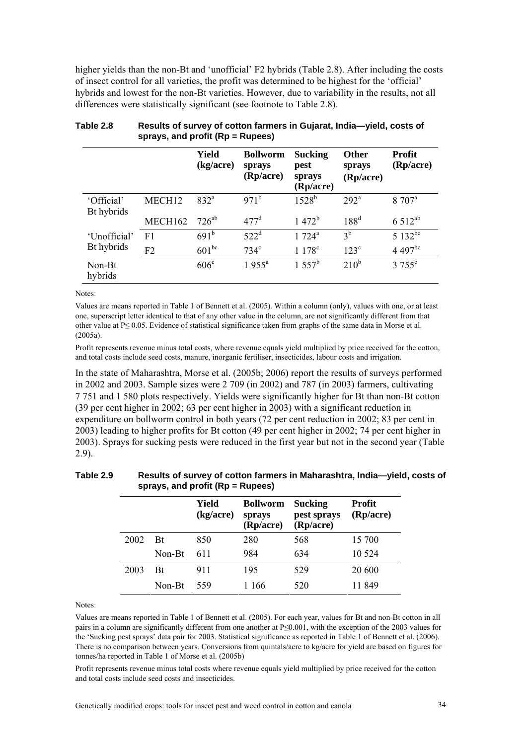higher yields than the non-Bt and 'unofficial' F2 hybrids (Table 2.8). After including the costs of insect control for all varieties, the profit was determined to be highest for the 'official' hybrids and lowest for the non-Bt varieties. However, due to variability in the results, not all differences were statistically significant (see footnote to Table 2.8).

**Table 2.8 Results of survey of cotton farmers in Gujarat, India—yield, costs of sprays, and profit (Rp = Rupees)**

| | | Yield (kg/acre) | Bollworm sprays (Rp/acre) | Sucking pest sprays (Rp/acre) | Other sprays (Rp/acre) | Profit (Rp/acre) |
|---|---|---|---|---|---|---|
| 'Official' Bt hybrids | MECH12 | 832[a] | 971[b] | 1528[b] | 292[a] | 8 707[a] |
| | MECH162 | 726[ab] | 477[d] | 1 472[b] | 188[d] | 6 512[ab] |
| 'Unofficial' Bt hybrids | F1 | 691[b] | 522[d] | 1 724[a] | 3[b] | 5 132[bc] |
| | F2 | 601[bc] | 734[c] | 1 178[c] | 123[c] | 4 497[bc] |
| Non-Bt hybrids | | 606[c] | 1 955[a] | 1 557[b] | 210[b] | 3 755[c] |

Notes:

Values are means reported in Table 1 of Bennett et al. (2005). Within a column (only), values with one, or at least one, superscript letter identical to that of any other value in the column, are not significantly different from that other value at $P \leq 0.05$. Evidence of statistical significance taken from graphs of the same data in Morse et al. (2005a).

Profit represents revenue minus total costs, where revenue equals yield multiplied by price received for the cotton, and total costs include seed costs, manure, inorganic fertiliser, insecticides, labour costs and irrigation.

In the state of Maharashtra, Morse et al. (2005b; 2006) report the results of surveys performed in 2002 and 2003. Sample sizes were 2 709 (in 2002) and 787 (in 2003) farmers, cultivating 7 751 and 1 580 plots respectively. Yields were significantly higher for Bt than non-Bt cotton (39 per cent higher in 2002; 63 per cent higher in 2003) with a significant reduction in expenditure on bollworm control in both years (72 per cent reduction in 2002; 83 per cent in 2003) leading to higher profits for Bt cotton (49 per cent higher in 2002; 74 per cent higher in 2003). Sprays for sucking pests were reduced in the first year but not in the second year (Table 2.9).

**Table 2.9 Results of survey of cotton farmers in Maharashtra, India—yield, costs of sprays, and profit (Rp = Rupees)**

| | | Yield (kg/acre) | Bollworm sprays (Rp/acre) | Sucking pest sprays (Rp/acre) | Profit (Rp/acre) |
|---|---|---|---|---|---|
| 2002 | Bt | 850 | 280 | 568 | 15 700 |
| | Non-Bt | 611 | 984 | 634 | 10 524 |
| 2003 | Bt | 911 | 195 | 529 | 20 600 |
| | Non-Bt | 559 | 1 166 | 520 | 11 849 |

Notes:

Values are means reported in Table 1 of Bennett et al. (2005). For each year, values for Bt and non-Bt cotton in all pairs in a column are significantly different from one another at $P \leq 0.001$, with the exception of the 2003 values for the 'Sucking pest sprays' data pair for 2003. Statistical significance as reported in Table 1 of Bennett et al. (2006). There is no comparison between years. Conversions from quintals/acre to kg/acre for yield are based on figures for tonnes/ha reported in Table 1 of Morse et al. (2005b)

Profit represents revenue minus total costs where revenue equals yield multiplied by price received for the cotton and total costs include seed costs and insecticides.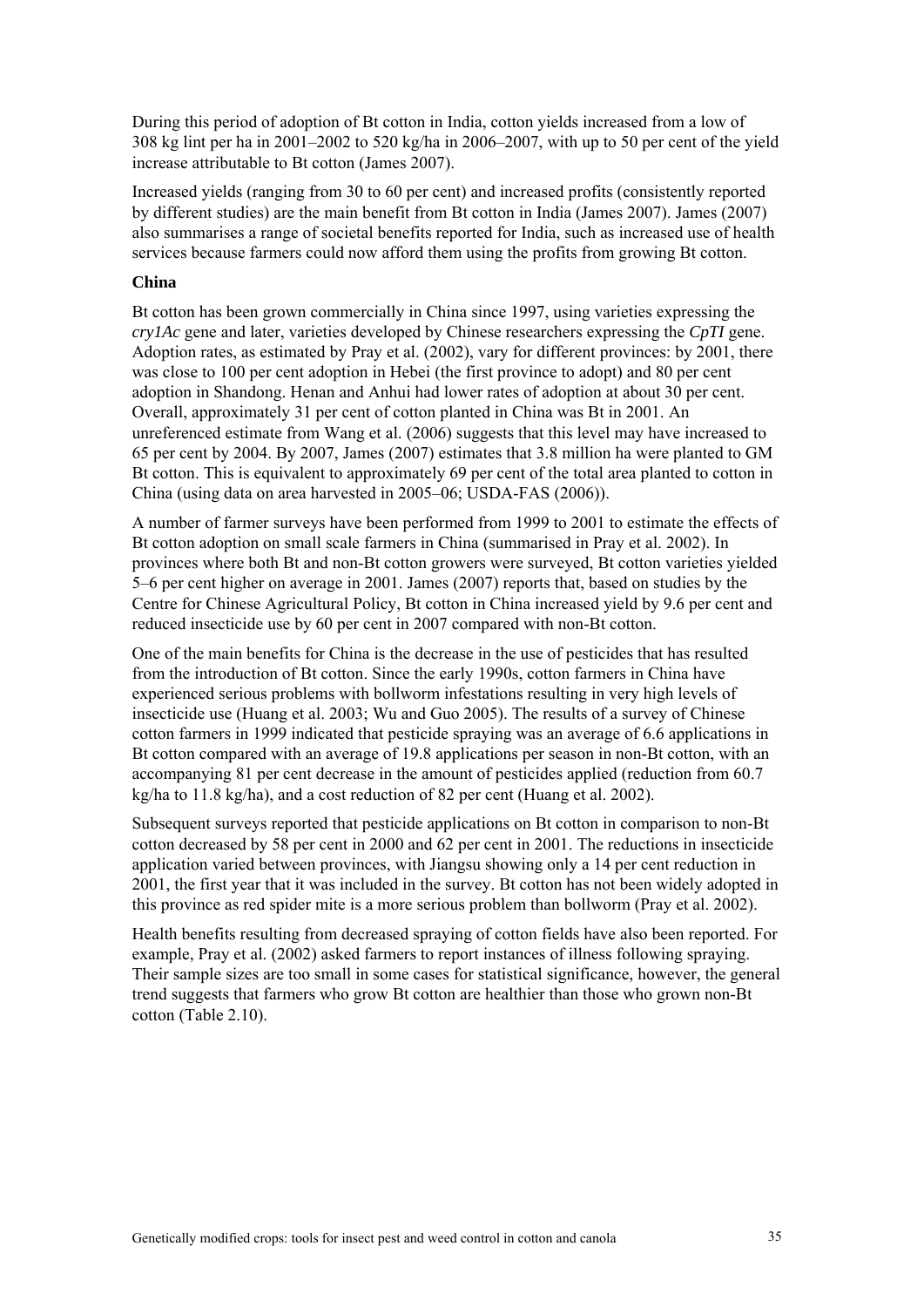During this period of adoption of Bt cotton in India, cotton yields increased from a low of 308 kg lint per ha in 2001–2002 to 520 kg/ha in 2006–2007, with up to 50 per cent of the yield increase attributable to Bt cotton (James 2007).

Increased yields (ranging from 30 to 60 per cent) and increased profits (consistently reported by different studies) are the main benefit from Bt cotton in India (James 2007). James (2007) also summarises a range of societal benefits reported for India, such as increased use of health services because farmers could now afford them using the profits from growing Bt cotton.

**China**

Bt cotton has been grown commercially in China since 1997, using varieties expressing the *cry1Ac* gene and later, varieties developed by Chinese researchers expressing the *CpTI* gene. Adoption rates, as estimated by Pray et al. (2002), vary for different provinces: by 2001, there was close to 100 per cent adoption in Hebei (the first province to adopt) and 80 per cent adoption in Shandong. Henan and Anhui had lower rates of adoption at about 30 per cent. Overall, approximately 31 per cent of cotton planted in China was Bt in 2001. An unreferenced estimate from Wang et al. (2006) suggests that this level may have increased to 65 per cent by 2004. By 2007, James (2007) estimates that 3.8 million ha were planted to GM Bt cotton. This is equivalent to approximately 69 per cent of the total area planted to cotton in China (using data on area harvested in 2005–06; USDA-FAS (2006)).

A number of farmer surveys have been performed from 1999 to 2001 to estimate the effects of Bt cotton adoption on small scale farmers in China (summarised in Pray et al. 2002). In provinces where both Bt and non-Bt cotton growers were surveyed, Bt cotton varieties yielded 5–6 per cent higher on average in 2001. James (2007) reports that, based on studies by the Centre for Chinese Agricultural Policy, Bt cotton in China increased yield by 9.6 per cent and reduced insecticide use by 60 per cent in 2007 compared with non-Bt cotton.

One of the main benefits for China is the decrease in the use of pesticides that has resulted from the introduction of Bt cotton. Since the early 1990s, cotton farmers in China have experienced serious problems with bollworm infestations resulting in very high levels of insecticide use (Huang et al. 2003; Wu and Guo 2005). The results of a survey of Chinese cotton farmers in 1999 indicated that pesticide spraying was an average of 6.6 applications in Bt cotton compared with an average of 19.8 applications per season in non-Bt cotton, with an accompanying 81 per cent decrease in the amount of pesticides applied (reduction from 60.7 kg/ha to 11.8 kg/ha), and a cost reduction of 82 per cent (Huang et al. 2002).

Subsequent surveys reported that pesticide applications on Bt cotton in comparison to non-Bt cotton decreased by 58 per cent in 2000 and 62 per cent in 2001. The reductions in insecticide application varied between provinces, with Jiangsu showing only a 14 per cent reduction in 2001, the first year that it was included in the survey. Bt cotton has not been widely adopted in this province as red spider mite is a more serious problem than bollworm (Pray et al. 2002).

Health benefits resulting from decreased spraying of cotton fields have also been reported. For example, Pray et al. (2002) asked farmers to report instances of illness following spraying. Their sample sizes are too small in some cases for statistical significance, however, the general trend suggests that farmers who grow Bt cotton are healthier than those who grown non-Bt cotton (Table 2.10).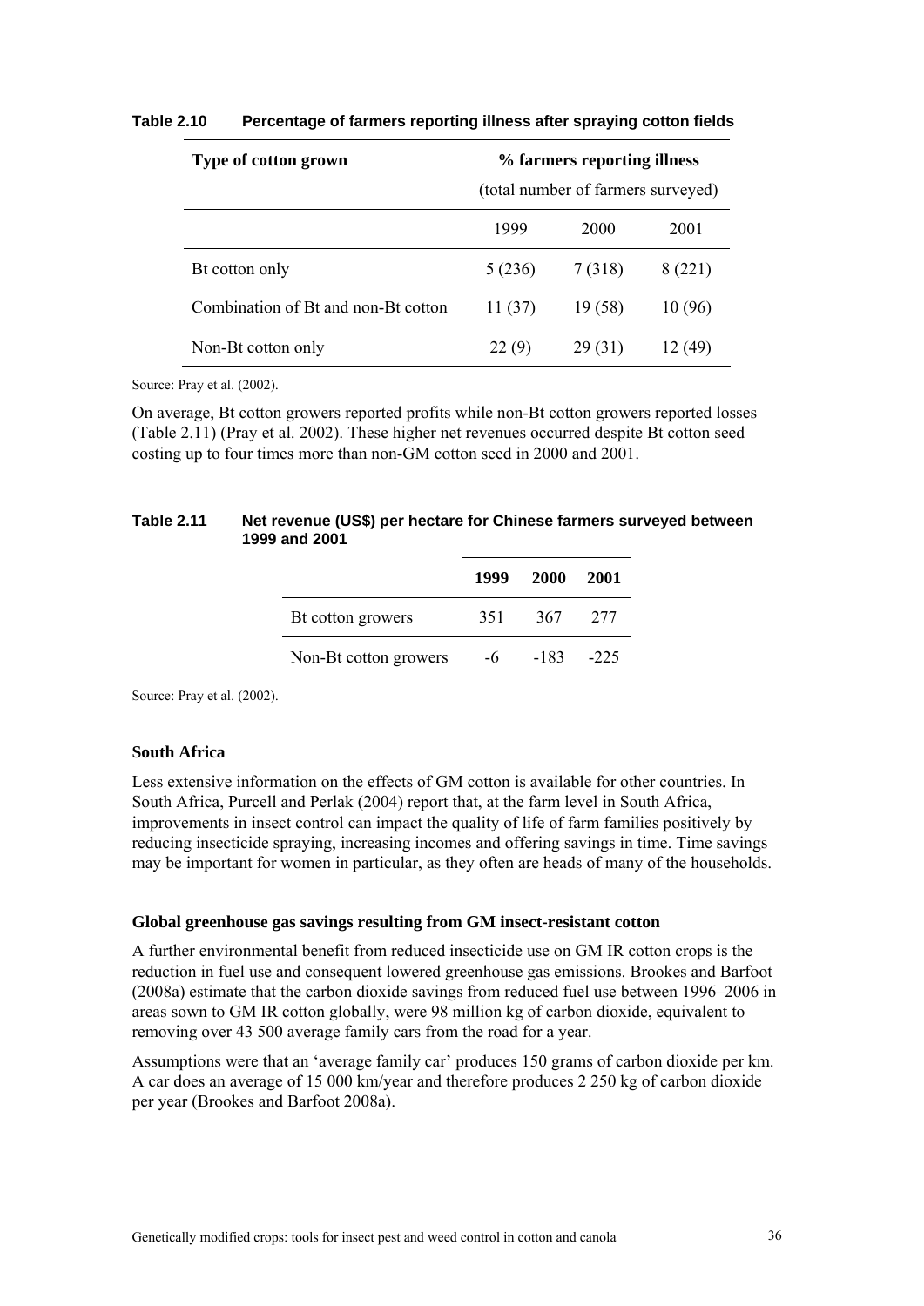**Table 2.10 Percentage of farmers reporting illness after spraying cotton fields**

| Type of cotton grown | % farmers reporting illness (total number of farmers surveyed) | | |
|---|---|---|---|
| | 1999 | 2000 | 2001 |
| Bt cotton only | 5 (236) | 7 (318) | 8 (221) |
| Combination of Bt and non-Bt cotton | 11 (37) | 19 (58) | 10 (96) |
| Non-Bt cotton only | 22 (9) | 29 (31) | 12 (49) |

Source: Pray et al. (2002).

On average, Bt cotton growers reported profits while non-Bt cotton growers reported losses (Table 2.11) (Pray et al. 2002). These higher net revenues occurred despite Bt cotton seed costing up to four times more than non-GM cotton seed in 2000 and 2001.

**Table 2.11 Net revenue (US$) per hectare for Chinese farmers surveyed between 1999 and 2001**

| | 1999 | 2000 | 2001 |
|---|---|---|---|
| Bt cotton growers | 351 | 367 | 277 |
| Non-Bt cotton growers | -6 | -183 | -225 |

Source: Pray et al. (2002).

**South Africa**

Less extensive information on the effects of GM cotton is available for other countries. In South Africa, Purcell and Perlak (2004) report that, at the farm level in South Africa, improvements in insect control can impact the quality of life of farm families positively by reducing insecticide spraying, increasing incomes and offering savings in time. Time savings may be important for women in particular, as they often are heads of many of the households.

**Global greenhouse gas savings resulting from GM insect-resistant cotton**

A further environmental benefit from reduced insecticide use on GM IR cotton crops is the reduction in fuel use and consequent lowered greenhouse gas emissions. Brookes and Barfoot (2008a) estimate that the carbon dioxide savings from reduced fuel use between 1996–2006 in areas sown to GM IR cotton globally, were 98 million kg of carbon dioxide, equivalent to removing over 43 500 average family cars from the road for a year.

Assumptions were that an 'average family car' produces 150 grams of carbon dioxide per km. A car does an average of 15 000 km/year and therefore produces 2 250 kg of carbon dioxide per year (Brookes and Barfoot 2008a).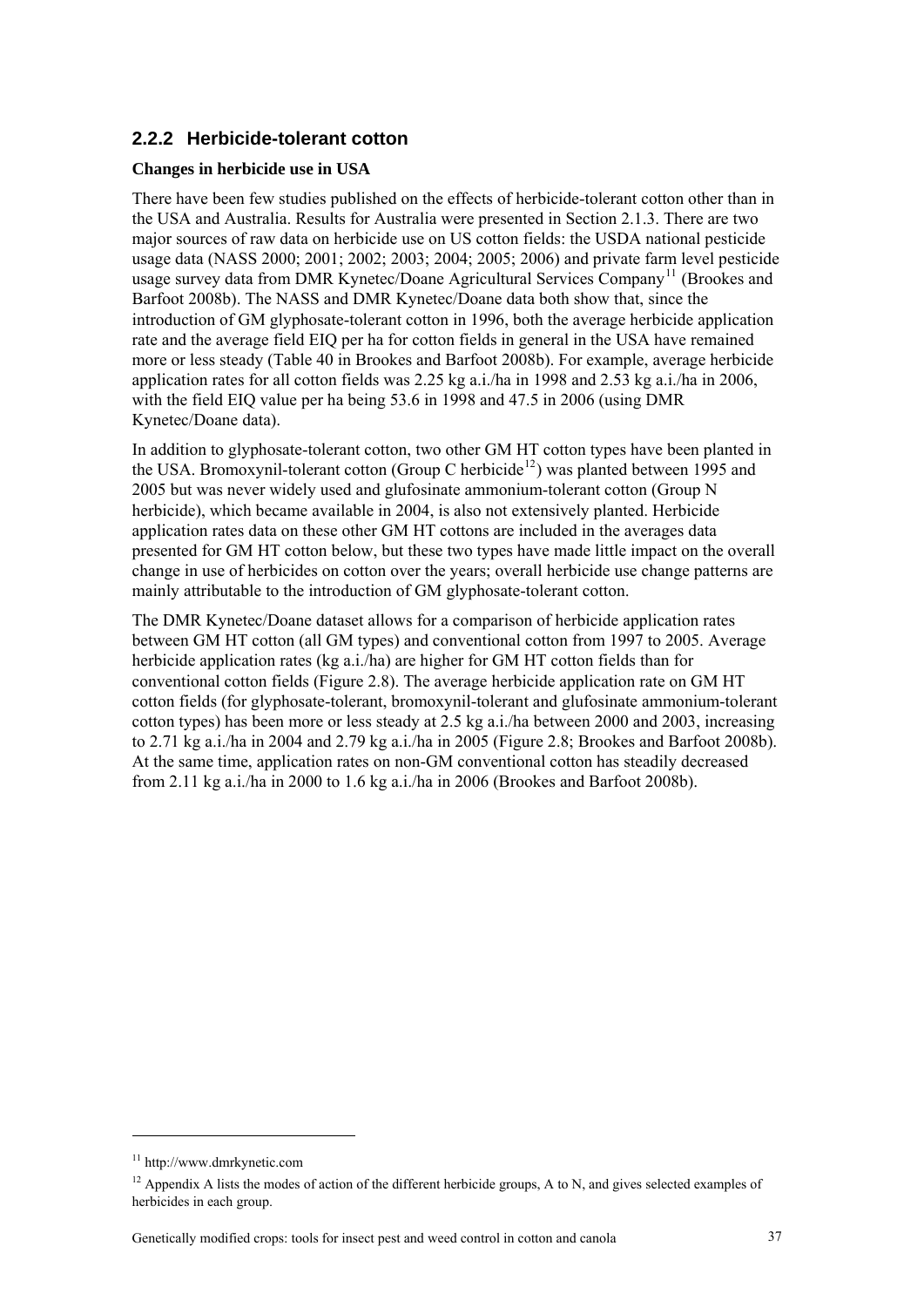### 2.2.2 Herbicide-tolerant cotton

**Changes in herbicide use in USA**

There have been few studies published on the effects of herbicide-tolerant cotton other than in the USA and Australia. Results for Australia were presented in Section 2.1.3. There are two major sources of raw data on herbicide use on US cotton fields: the USDA national pesticide usage data (NASS 2000; 2001; 2002; 2003; 2004; 2005; 2006) and private farm level pesticide usage survey data from DMR Kynetec/Doane Agricultural Services Company[11] (Brookes and Barfoot 2008b). The NASS and DMR Kynetec/Doane data both show that, since the introduction of GM glyphosate-tolerant cotton in 1996, both the average herbicide application rate and the average field EIQ per ha for cotton fields in general in the USA have remained more or less steady (Table 40 in Brookes and Barfoot 2008b). For example, average herbicide application rates for all cotton fields was 2.25 kg a.i./ha in 1998 and 2.53 kg a.i./ha in 2006, with the field EIQ value per ha being 53.6 in 1998 and 47.5 in 2006 (using DMR Kynetec/Doane data).

In addition to glyphosate-tolerant cotton, two other GM HT cotton types have been planted in the USA. Bromoxynil-tolerant cotton (Group C herbicide[12]) was planted between 1995 and 2005 but was never widely used and glufosinate ammonium-tolerant cotton (Group N herbicide), which became available in 2004, is also not extensively planted. Herbicide application rates data on these other GM HT cottons are included in the averages data presented for GM HT cotton below, but these two types have made little impact on the overall change in use of herbicides on cotton over the years; overall herbicide use change patterns are mainly attributable to the introduction of GM glyphosate-tolerant cotton.

The DMR Kynetec/Doane dataset allows for a comparison of herbicide application rates between GM HT cotton (all GM types) and conventional cotton from 1997 to 2005. Average herbicide application rates (kg a.i./ha) are higher for GM HT cotton fields than for conventional cotton fields (Figure 2.8). The average herbicide application rate on GM HT cotton fields (for glyphosate-tolerant, bromoxynil-tolerant and glufosinate ammonium-tolerant cotton types) has been more or less steady at 2.5 kg a.i./ha between 2000 and 2003, increasing to 2.71 kg a.i./ha in 2004 and 2.79 kg a.i./ha in 2005 (Figure 2.8; Brookes and Barfoot 2008b). At the same time, application rates on non-GM conventional cotton has steadily decreased from 2.11 kg a.i./ha in 2000 to 1.6 kg a.i./ha in 2006 (Brookes and Barfoot 2008b).

---

[11] http://www.dmrkynetic.com

[12] Appendix A lists the modes of action of the different herbicide groups, A to N, and gives selected examples of herbicides in each group.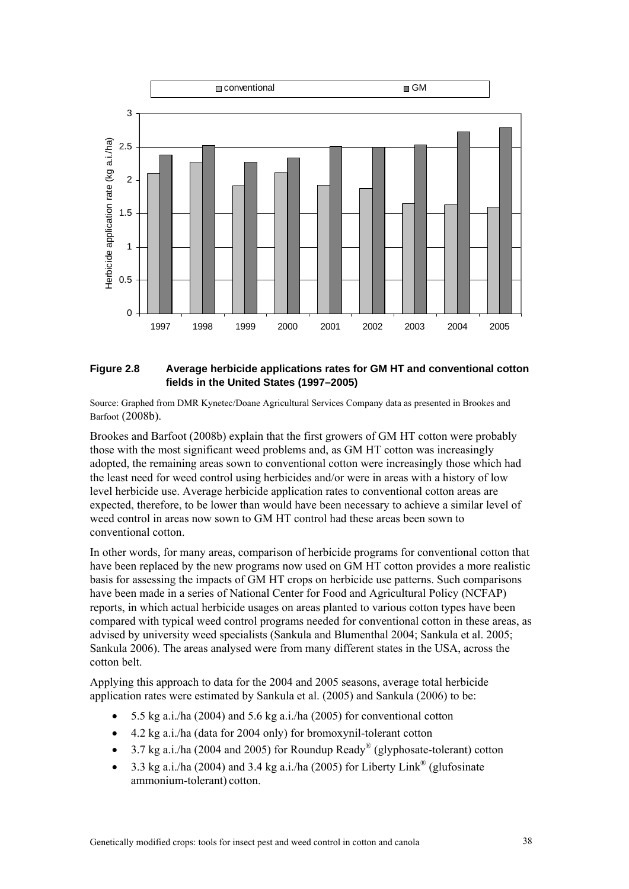**Figure 2.8 Average herbicide applications rates for GM HT and conventional cotton fields in the United States (1997–2005)**

Source: Graphed from DMR Kynetec/Doane Agricultural Services Company data as presented in Brookes and Barfoot (2008b).

Brookes and Barfoot (2008b) explain that the first growers of GM HT cotton were probably those with the most significant weed problems and, as GM HT cotton was increasingly adopted, the remaining areas sown to conventional cotton were increasingly those which had the least need for weed control using herbicides and/or were in areas with a history of low level herbicide use. Average herbicide application rates to conventional cotton areas are expected, therefore, to be lower than would have been necessary to achieve a similar level of weed control in areas now sown to GM HT control had these areas been sown to conventional cotton.

In other words, for many areas, comparison of herbicide programs for conventional cotton that have been replaced by the new programs now used on GM HT cotton provides a more realistic basis for assessing the impacts of GM HT crops on herbicide use patterns. Such comparisons have been made in a series of National Center for Food and Agricultural Policy (NCFAP) reports, in which actual herbicide usages on areas planted to various cotton types have been compared with typical weed control programs needed for conventional cotton in these areas, as advised by university weed specialists (Sankula and Blumenthal 2004; Sankula et al. 2005; Sankula 2006). The areas analysed were from many different states in the USA, across the cotton belt.

Applying this approach to data for the 2004 and 2005 seasons, average total herbicide application rates were estimated by Sankula et al. (2005) and Sankula (2006) to be:

- 5.5 kg a.i./ha (2004) and 5.6 kg a.i./ha (2005) for conventional cotton
- 4.2 kg a.i./ha (data for 2004 only) for bromoxynil-tolerant cotton
- 3.7 kg a.i./ha (2004 and 2005) for Roundup Ready® (glyphosate-tolerant) cotton
- 3.3 kg a.i./ha (2004) and 3.4 kg a.i./ha (2005) for Liberty Link® (glufosinate ammonium-tolerant) cotton.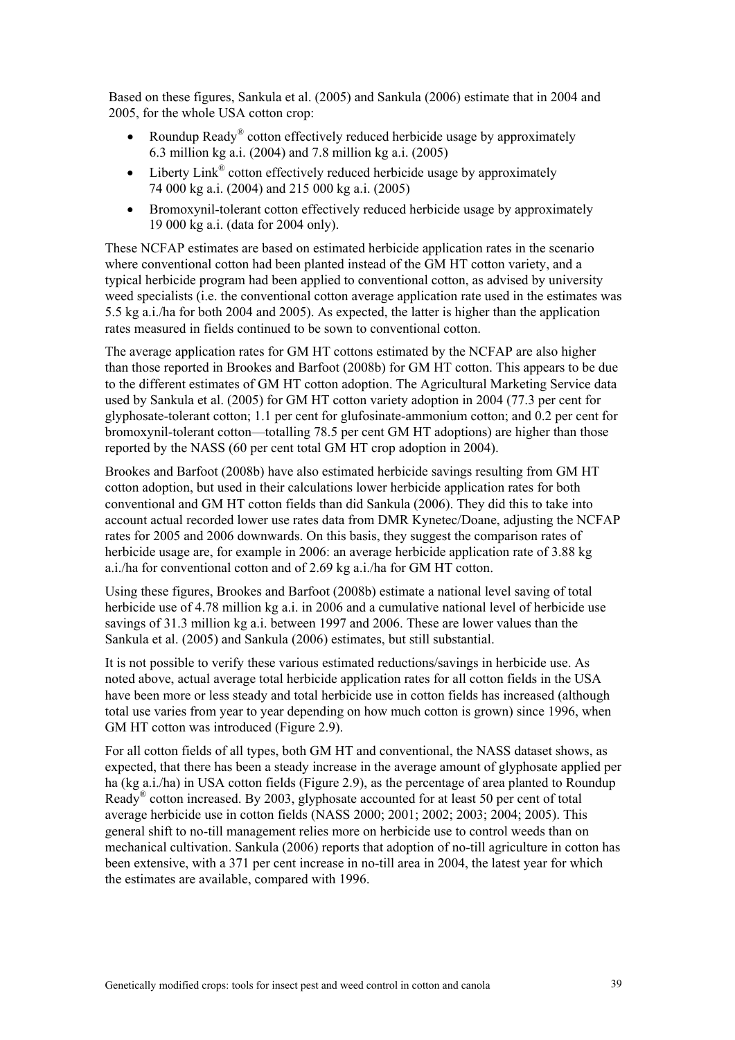Based on these figures, Sankula et al. (2005) and Sankula (2006) estimate that in 2004 and 2005, for the whole USA cotton crop:

- Roundup Ready® cotton effectively reduced herbicide usage by approximately 6.3 million kg a.i. (2004) and 7.8 million kg a.i. (2005)
- Liberty Link® cotton effectively reduced herbicide usage by approximately 74 000 kg a.i. (2004) and 215 000 kg a.i. (2005)
- Bromoxynil-tolerant cotton effectively reduced herbicide usage by approximately 19 000 kg a.i. (data for 2004 only).

These NCFAP estimates are based on estimated herbicide application rates in the scenario where conventional cotton had been planted instead of the GM HT cotton variety, and a typical herbicide program had been applied to conventional cotton, as advised by university weed specialists (i.e. the conventional cotton average application rate used in the estimates was 5.5 kg a.i./ha for both 2004 and 2005). As expected, the latter is higher than the application rates measured in fields continued to be sown to conventional cotton.

The average application rates for GM HT cottons estimated by the NCFAP are also higher than those reported in Brookes and Barfoot (2008b) for GM HT cotton. This appears to be due to the different estimates of GM HT cotton adoption. The Agricultural Marketing Service data used by Sankula et al. (2005) for GM HT cotton variety adoption in 2004 (77.3 per cent for glyphosate-tolerant cotton; 1.1 per cent for glufosinate-ammonium cotton; and 0.2 per cent for bromoxynil-tolerant cotton—totalling 78.5 per cent GM HT adoptions) are higher than those reported by the NASS (60 per cent total GM HT crop adoption in 2004).

Brookes and Barfoot (2008b) have also estimated herbicide savings resulting from GM HT cotton adoption, but used in their calculations lower herbicide application rates for both conventional and GM HT cotton fields than did Sankula (2006). They did this to take into account actual recorded lower use rates data from DMR Kynetec/Doane, adjusting the NCFAP rates for 2005 and 2006 downwards. On this basis, they suggest the comparison rates of herbicide usage are, for example in 2006: an average herbicide application rate of 3.88 kg a.i./ha for conventional cotton and of 2.69 kg a.i./ha for GM HT cotton.

Using these figures, Brookes and Barfoot (2008b) estimate a national level saving of total herbicide use of 4.78 million kg a.i. in 2006 and a cumulative national level of herbicide use savings of 31.3 million kg a.i. between 1997 and 2006. These are lower values than the Sankula et al. (2005) and Sankula (2006) estimates, but still substantial.

It is not possible to verify these various estimated reductions/savings in herbicide use. As noted above, actual average total herbicide application rates for all cotton fields in the USA have been more or less steady and total herbicide use in cotton fields has increased (although total use varies from year to year depending on how much cotton is grown) since 1996, when GM HT cotton was introduced (Figure 2.9).

For all cotton fields of all types, both GM HT and conventional, the NASS dataset shows, as expected, that there has been a steady increase in the average amount of glyphosate applied per ha (kg a.i./ha) in USA cotton fields (Figure 2.9), as the percentage of area planted to Roundup Ready® cotton increased. By 2003, glyphosate accounted for at least 50 per cent of total average herbicide use in cotton fields (NASS 2000; 2001; 2002; 2003; 2004; 2005). This general shift to no-till management relies more on herbicide use to control weeds than on mechanical cultivation. Sankula (2006) reports that adoption of no-till agriculture in cotton has been extensive, with a 371 per cent increase in no-till area in 2004, the latest year for which the estimates are available, compared with 1996.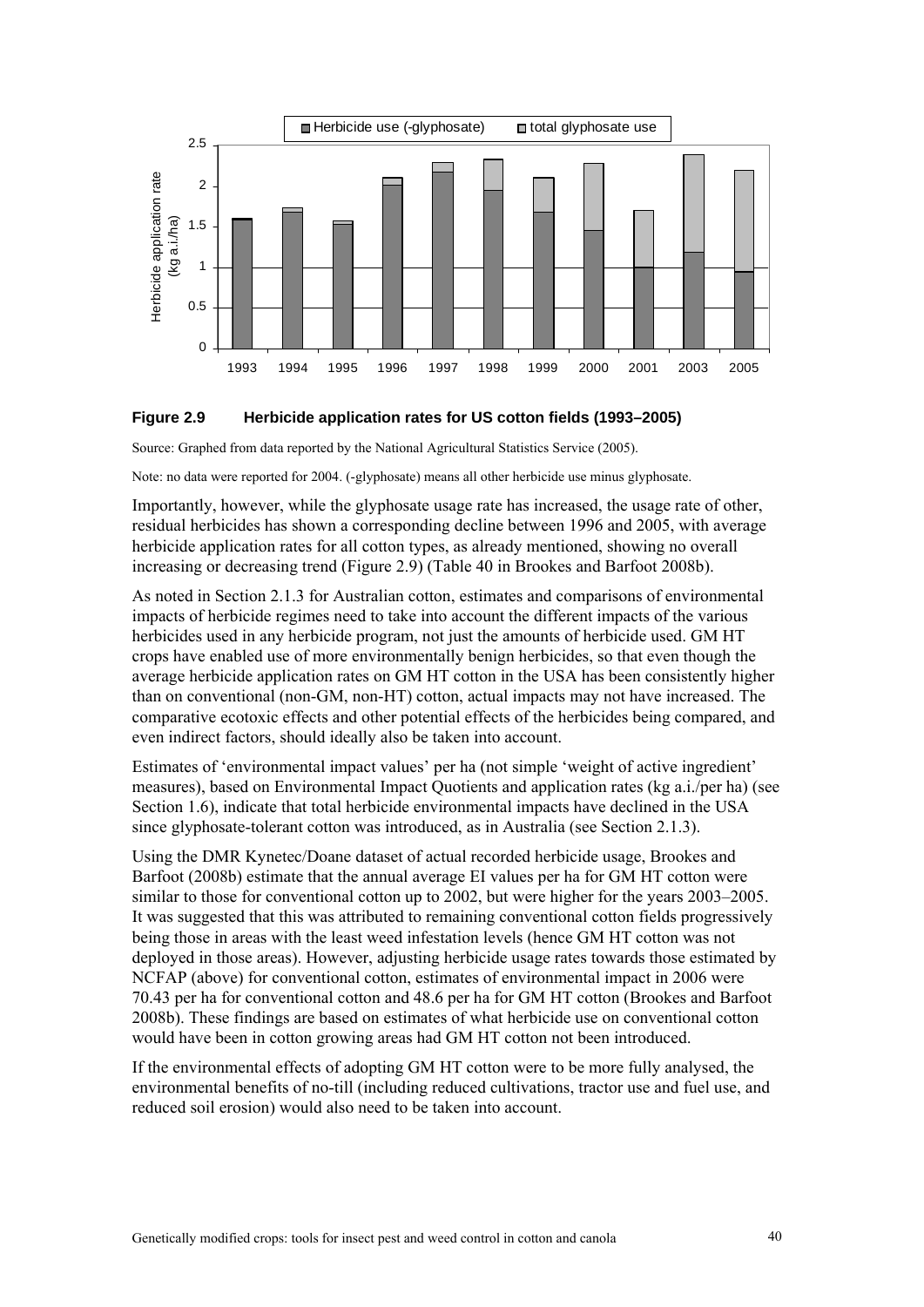**Figure 2.9 Herbicide application rates for US cotton fields (1993–2005)**

Source: Graphed from data reported by the National Agricultural Statistics Service (2005).

Note: no data were reported for 2004. (-glyphosate) means all other herbicide use minus glyphosate.

Importantly, however, while the glyphosate usage rate has increased, the usage rate of other, residual herbicides has shown a corresponding decline between 1996 and 2005, with average herbicide application rates for all cotton types, as already mentioned, showing no overall increasing or decreasing trend (Figure 2.9) (Table 40 in Brookes and Barfoot 2008b).

As noted in Section 2.1.3 for Australian cotton, estimates and comparisons of environmental impacts of herbicide regimes need to take into account the different impacts of the various herbicides used in any herbicide program, not just the amounts of herbicide used. GM HT crops have enabled use of more environmentally benign herbicides, so that even though the average herbicide application rates on GM HT cotton in the USA has been consistently higher than on conventional (non-GM, non-HT) cotton, actual impacts may not have increased. The comparative ecotoxic effects and other potential effects of the herbicides being compared, and even indirect factors, should ideally also be taken into account.

Estimates of 'environmental impact values' per ha (not simple 'weight of active ingredient' measures), based on Environmental Impact Quotients and application rates (kg a.i./per ha) (see Section 1.6), indicate that total herbicide environmental impacts have declined in the USA since glyphosate-tolerant cotton was introduced, as in Australia (see Section 2.1.3).

Using the DMR Kynetec/Doane dataset of actual recorded herbicide usage, Brookes and Barfoot (2008b) estimate that the annual average EI values per ha for GM HT cotton were similar to those for conventional cotton up to 2002, but were higher for the years 2003–2005. It was suggested that this was attributed to remaining conventional cotton fields progressively being those in areas with the least weed infestation levels (hence GM HT cotton was not deployed in those areas). However, adjusting herbicide usage rates towards those estimated by NCFAP (above) for conventional cotton, estimates of environmental impact in 2006 were 70.43 per ha for conventional cotton and 48.6 per ha for GM HT cotton (Brookes and Barfoot 2008b). These findings are based on estimates of what herbicide use on conventional cotton would have been in cotton growing areas had GM HT cotton not been introduced.

If the environmental effects of adopting GM HT cotton were to be more fully analysed, the environmental benefits of no-till (including reduced cultivations, tractor use and fuel use, and reduced soil erosion) would also need to be taken into account.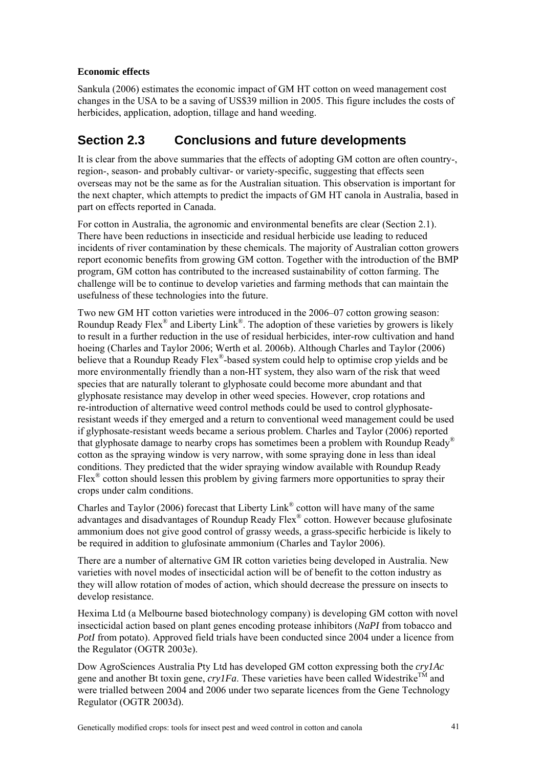**Economic effects**

Sankula (2006) estimates the economic impact of GM HT cotton on weed management cost changes in the USA to be a saving of US$39 million in 2005. This figure includes the costs of herbicides, application, adoption, tillage and hand weeding.

## Section 2.3 Conclusions and future developments

It is clear from the above summaries that the effects of adopting GM cotton are often country-, region-, season- and probably cultivar- or variety-specific, suggesting that effects seen overseas may not be the same as for the Australian situation. This observation is important for the next chapter, which attempts to predict the impacts of GM HT canola in Australia, based in part on effects reported in Canada.

For cotton in Australia, the agronomic and environmental benefits are clear (Section 2.1). There have been reductions in insecticide and residual herbicide use leading to reduced incidents of river contamination by these chemicals. The majority of Australian cotton growers report economic benefits from growing GM cotton. Together with the introduction of the BMP program, GM cotton has contributed to the increased sustainability of cotton farming. The challenge will be to continue to develop varieties and farming methods that can maintain the usefulness of these technologies into the future.

Two new GM HT cotton varieties were introduced in the 2006–07 cotton growing season: Roundup Ready Flex® and Liberty Link®. The adoption of these varieties by growers is likely to result in a further reduction in the use of residual herbicides, inter-row cultivation and hand hoeing (Charles and Taylor 2006; Werth et al. 2006b). Although Charles and Taylor (2006) believe that a Roundup Ready Flex®-based system could help to optimise crop yields and be more environmentally friendly than a non-HT system, they also warn of the risk that weed species that are naturally tolerant to glyphosate could become more abundant and that glyphosate resistance may develop in other weed species. However, crop rotations and re-introduction of alternative weed control methods could be used to control glyphosate-resistant weeds if they emerged and a return to conventional weed management could be used if glyphosate-resistant weeds became a serious problem. Charles and Taylor (2006) reported that glyphosate damage to nearby crops has sometimes been a problem with Roundup Ready® cotton as the spraying window is very narrow, with some spraying done in less than ideal conditions. They predicted that the wider spraying window available with Roundup Ready Flex® cotton should lessen this problem by giving farmers more opportunities to spray their crops under calm conditions.

Charles and Taylor (2006) forecast that Liberty Link® cotton will have many of the same advantages and disadvantages of Roundup Ready Flex® cotton. However because glufosinate ammonium does not give good control of grassy weeds, a grass-specific herbicide is likely to be required in addition to glufosinate ammonium (Charles and Taylor 2006).

There are a number of alternative GM IR cotton varieties being developed in Australia. New varieties with novel modes of insecticidal action will be of benefit to the cotton industry as they will allow rotation of modes of action, which should decrease the pressure on insects to develop resistance.

Hexima Ltd (a Melbourne based biotechnology company) is developing GM cotton with novel insecticidal action based on plant genes encoding protease inhibitors (*NaPI* from tobacco and *PotI* from potato). Approved field trials have been conducted since 2004 under a licence from the Regulator (OGTR 2003e).

Dow AgroSciences Australia Pty Ltd has developed GM cotton expressing both the *cry1Ac* gene and another Bt toxin gene, *cry1Fa*. These varieties have been called Widestrike™ and were trialled between 2004 and 2006 under two separate licences from the Gene Technology Regulator (OGTR 2003d).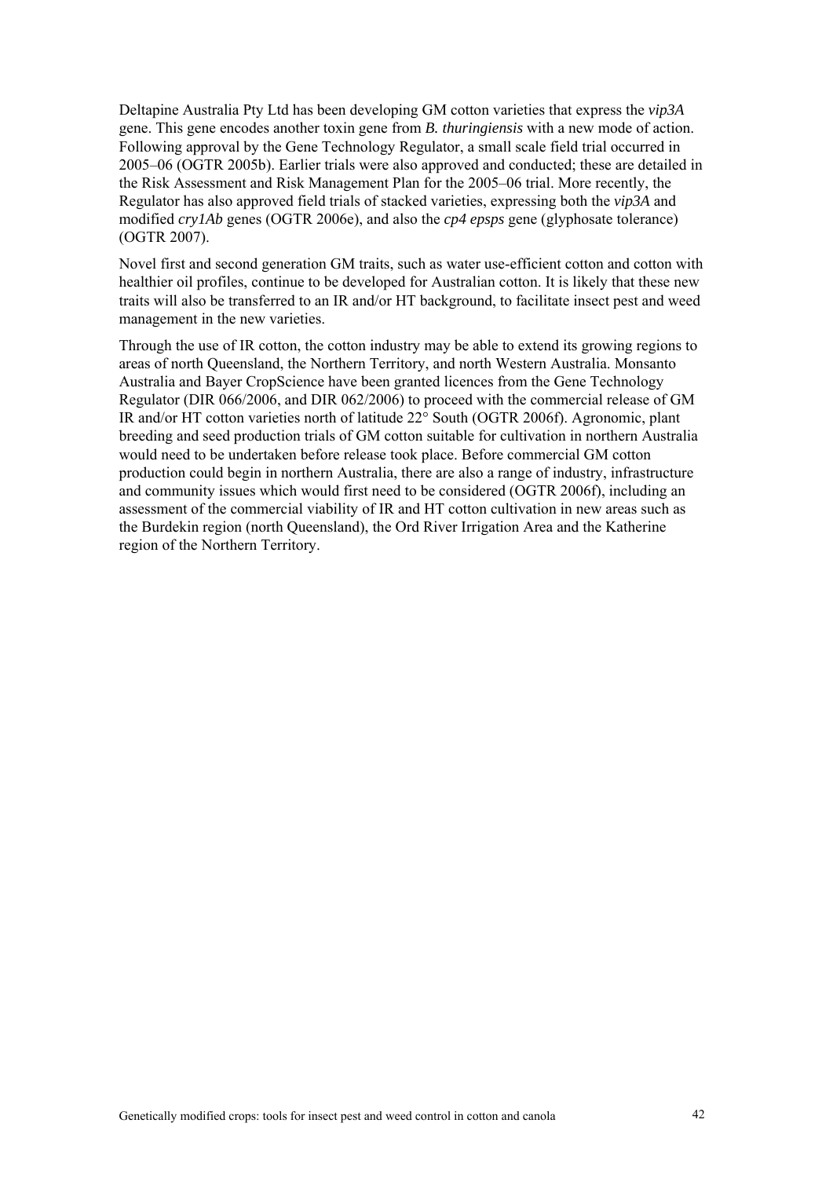Deltapine Australia Pty Ltd has been developing GM cotton varieties that express the *vip3A* gene. This gene encodes another toxin gene from *B. thuringiensis* with a new mode of action. Following approval by the Gene Technology Regulator, a small scale field trial occurred in 2005–06 (OGTR 2005b). Earlier trials were also approved and conducted; these are detailed in the Risk Assessment and Risk Management Plan for the 2005–06 trial. More recently, the Regulator has also approved field trials of stacked varieties, expressing both the *vip3A* and modified *cry1Ab* genes (OGTR 2006e), and also the *cp4 epsps* gene (glyphosate tolerance) (OGTR 2007).

Novel first and second generation GM traits, such as water use-efficient cotton and cotton with healthier oil profiles, continue to be developed for Australian cotton. It is likely that these new traits will also be transferred to an IR and/or HT background, to facilitate insect pest and weed management in the new varieties.

Through the use of IR cotton, the cotton industry may be able to extend its growing regions to areas of north Queensland, the Northern Territory, and north Western Australia. Monsanto Australia and Bayer CropScience have been granted licences from the Gene Technology Regulator (DIR 066/2006, and DIR 062/2006) to proceed with the commercial release of GM IR and/or HT cotton varieties north of latitude 22° South (OGTR 2006f). Agronomic, plant breeding and seed production trials of GM cotton suitable for cultivation in northern Australia would need to be undertaken before release took place. Before commercial GM cotton production could begin in northern Australia, there are also a range of industry, infrastructure and community issues which would first need to be considered (OGTR 2006f), including an assessment of the commercial viability of IR and HT cotton cultivation in new areas such as the Burdekin region (north Queensland), the Ord River Irrigation Area and the Katherine region of the Northern Territory.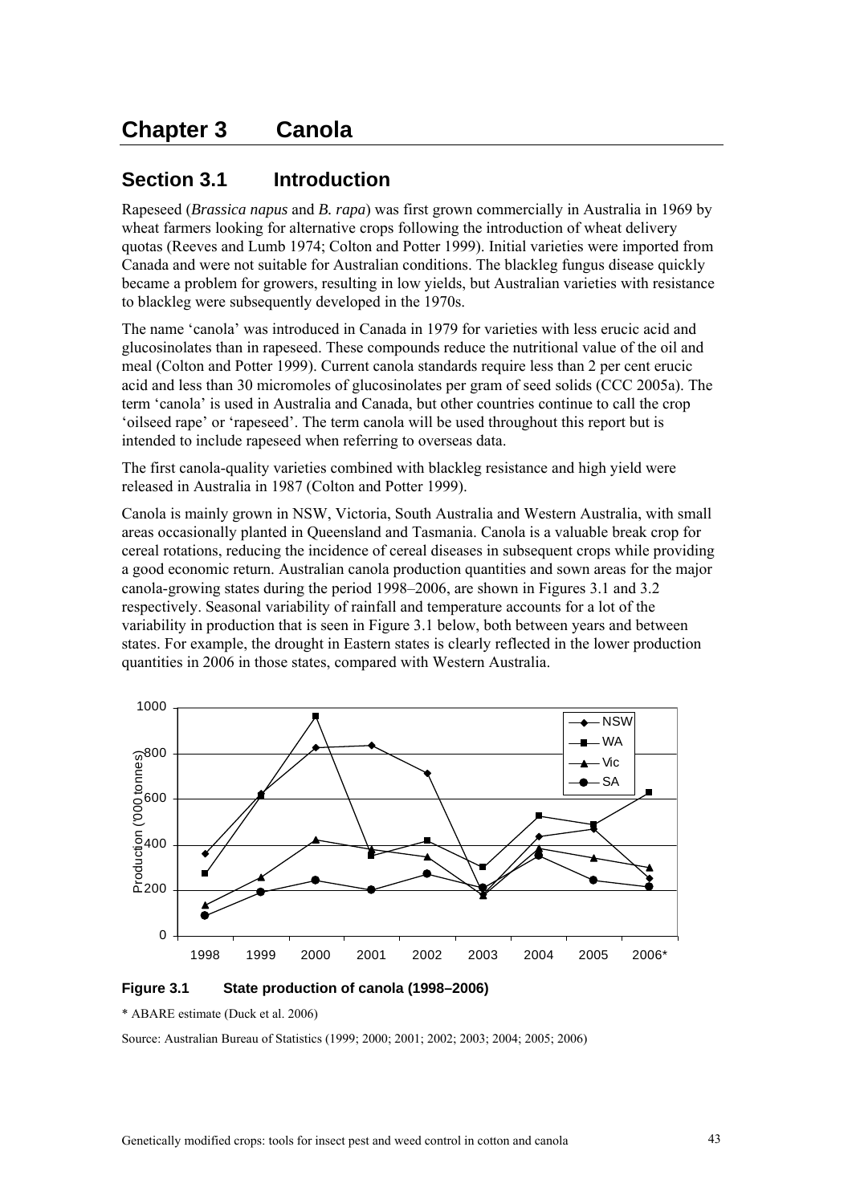# Chapter 3 Canola

## Section 3.1 Introduction

Rapeseed (*Brassica napus* and *B. rapa*) was first grown commercially in Australia in 1969 by wheat farmers looking for alternative crops following the introduction of wheat delivery quotas (Reeves and Lumb 1974; Colton and Potter 1999). Initial varieties were imported from Canada and were not suitable for Australian conditions. The blackleg fungus disease quickly became a problem for growers, resulting in low yields, but Australian varieties with resistance to blackleg were subsequently developed in the 1970s.

The name 'canola' was introduced in Canada in 1979 for varieties with less erucic acid and glucosinolates than in rapeseed. These compounds reduce the nutritional value of the oil and meal (Colton and Potter 1999). Current canola standards require less than 2 per cent erucic acid and less than 30 micromoles of glucosinolates per gram of seed solids (CCC 2005a). The term 'canola' is used in Australia and Canada, but other countries continue to call the crop 'oilseed rape' or 'rapeseed'. The term canola will be used throughout this report but is intended to include rapeseed when referring to overseas data.

The first canola-quality varieties combined with blackleg resistance and high yield were released in Australia in 1987 (Colton and Potter 1999).

Canola is mainly grown in NSW, Victoria, South Australia and Western Australia, with small areas occasionally planted in Queensland and Tasmania. Canola is a valuable break crop for cereal rotations, reducing the incidence of cereal diseases in subsequent crops while providing a good economic return. Australian canola production quantities and sown areas for the major canola-growing states during the period 1998–2006, are shown in Figures 3.1 and 3.2 respectively. Seasonal variability of rainfall and temperature accounts for a lot of the variability in production that is seen in Figure 3.1 below, both between years and between states. For example, the drought in Eastern states is clearly reflected in the lower production quantities in 2006 in those states, compared with Western Australia.

**Figure 3.1 State production of canola (1998–2006)**

\* ABARE estimate (Duck et al. 2006)

Source: Australian Bureau of Statistics (1999; 2000; 2001; 2002; 2003; 2004; 2005; 2006)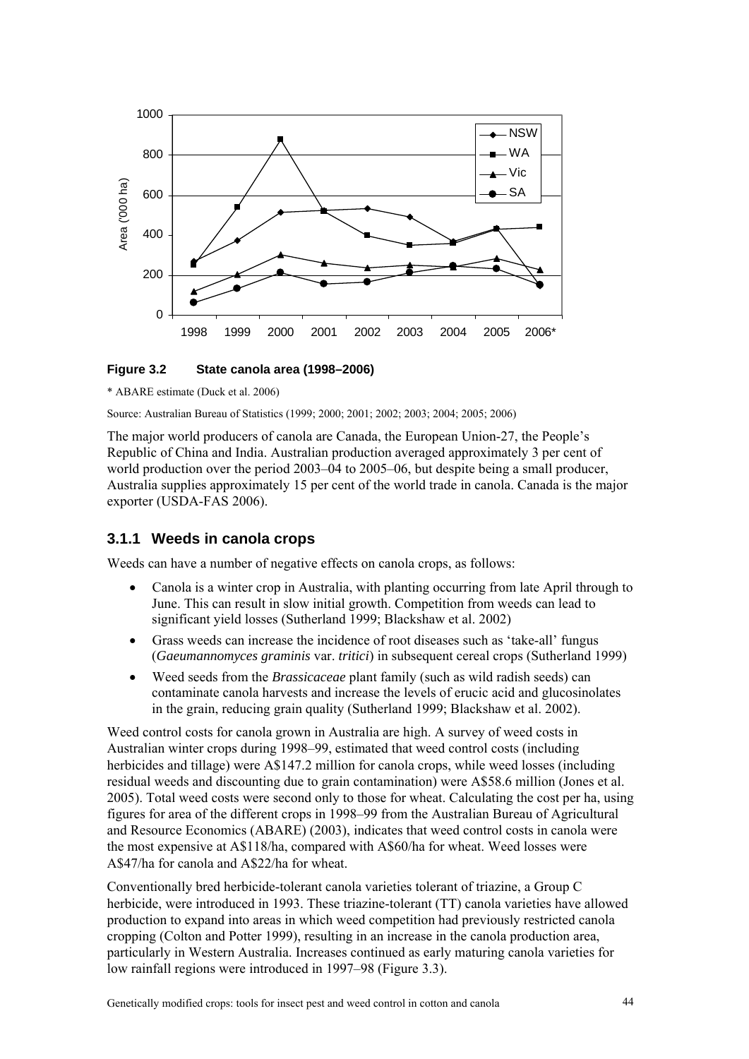**Figure 3.2 State canola area (1998–2006)**

\* ABARE estimate (Duck et al. 2006)

Source: Australian Bureau of Statistics (1999; 2000; 2001; 2002; 2003; 2004; 2005; 2006)

The major world producers of canola are Canada, the European Union-27, the People's Republic of China and India. Australian production averaged approximately 3 per cent of world production over the period 2003–04 to 2005–06, but despite being a small producer, Australia supplies approximately 15 per cent of the world trade in canola. Canada is the major exporter (USDA-FAS 2006).

### 3.1.1 Weeds in canola crops

Weeds can have a number of negative effects on canola crops, as follows:

- Canola is a winter crop in Australia, with planting occurring from late April through to June. This can result in slow initial growth. Competition from weeds can lead to significant yield losses (Sutherland 1999; Blackshaw et al. 2002)
- Grass weeds can increase the incidence of root diseases such as 'take-all' fungus (*Gaeumannomyces graminis* var. *tritici*) in subsequent cereal crops (Sutherland 1999)
- Weed seeds from the *Brassicaceae* plant family (such as wild radish seeds) can contaminate canola harvests and increase the levels of erucic acid and glucosinolates in the grain, reducing grain quality (Sutherland 1999; Blackshaw et al. 2002).

Weed control costs for canola grown in Australia are high. A survey of weed costs in Australian winter crops during 1998–99, estimated that weed control costs (including herbicides and tillage) were A$147.2 million for canola crops, while weed losses (including residual weeds and discounting due to grain contamination) were A$58.6 million (Jones et al. 2005). Total weed costs were second only to those for wheat. Calculating the cost per ha, using figures for area of the different crops in 1998–99 from the Australian Bureau of Agricultural and Resource Economics (ABARE) (2003), indicates that weed control costs in canola were the most expensive at A$118/ha, compared with A$60/ha for wheat. Weed losses were A$47/ha for canola and A$22/ha for wheat.

Conventionally bred herbicide-tolerant canola varieties tolerant of triazine, a Group C herbicide, were introduced in 1993. These triazine-tolerant (TT) canola varieties have allowed production to expand into areas in which weed competition had previously restricted canola cropping (Colton and Potter 1999), resulting in an increase in the canola production area, particularly in Western Australia. Increases continued as early maturing canola varieties for low rainfall regions were introduced in 1997–98 (Figure 3.3).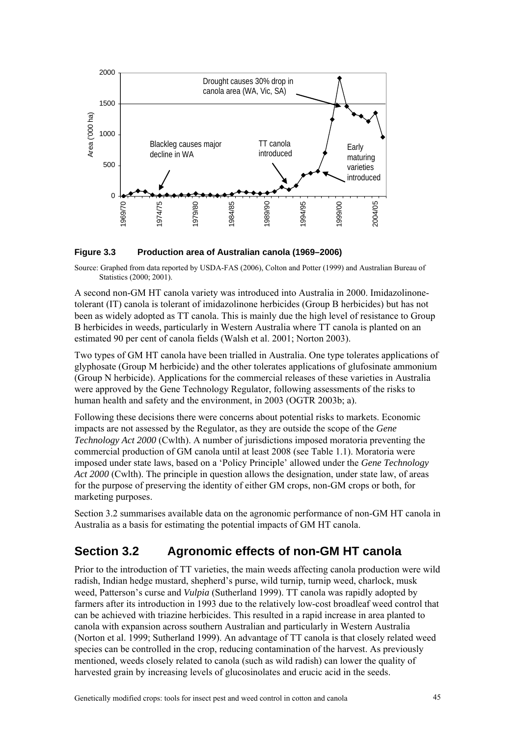**Figure 3.3 Production area of Australian canola (1969–2006)**

Source: Graphed from data reported by USDA-FAS (2006), Colton and Potter (1999) and Australian Bureau of Statistics (2000; 2001).

A second non-GM HT canola variety was introduced into Australia in 2000. Imidazolinone-tolerant (IT) canola is tolerant of imidazolinone herbicides (Group B herbicides) but has not been as widely adopted as TT canola. This is mainly due the high level of resistance to Group B herbicides in weeds, particularly in Western Australia where TT canola is planted on an estimated 90 per cent of canola fields (Walsh et al. 2001; Norton 2003).

Two types of GM HT canola have been trialled in Australia. One type tolerates applications of glyphosate (Group M herbicide) and the other tolerates applications of glufosinate ammonium (Group N herbicide). Applications for the commercial releases of these varieties in Australia were approved by the Gene Technology Regulator, following assessments of the risks to human health and safety and the environment, in 2003 (OGTR 2003b; a).

Following these decisions there were concerns about potential risks to markets. Economic impacts are not assessed by the Regulator, as they are outside the scope of the *Gene Technology Act 2000* (Cwlth). A number of jurisdictions imposed moratoria preventing the commercial production of GM canola until at least 2008 (see Table 1.1). Moratoria were imposed under state laws, based on a 'Policy Principle' allowed under the *Gene Technology Act 2000* (Cwlth). The principle in question allows the designation, under state law, of areas for the purpose of preserving the identity of either GM crops, non-GM crops or both, for marketing purposes.

Section 3.2 summarises available data on the agronomic performance of non-GM HT canola in Australia as a basis for estimating the potential impacts of GM HT canola.

## Section 3.2 Agronomic effects of non-GM HT canola

Prior to the introduction of TT varieties, the main weeds affecting canola production were wild radish, Indian hedge mustard, shepherd's purse, wild turnip, turnip weed, charlock, musk weed, Patterson's curse and *Vulpia* (Sutherland 1999). TT canola was rapidly adopted by farmers after its introduction in 1993 due to the relatively low-cost broadleaf weed control that can be achieved with triazine herbicides. This resulted in a rapid increase in area planted to canola with expansion across southern Australian and particularly in Western Australia (Norton et al. 1999; Sutherland 1999). An advantage of TT canola is that closely related weed species can be controlled in the crop, reducing contamination of the harvest. As previously mentioned, weeds closely related to canola (such as wild radish) can lower the quality of harvested grain by increasing levels of glucosinolates and erucic acid in the seeds.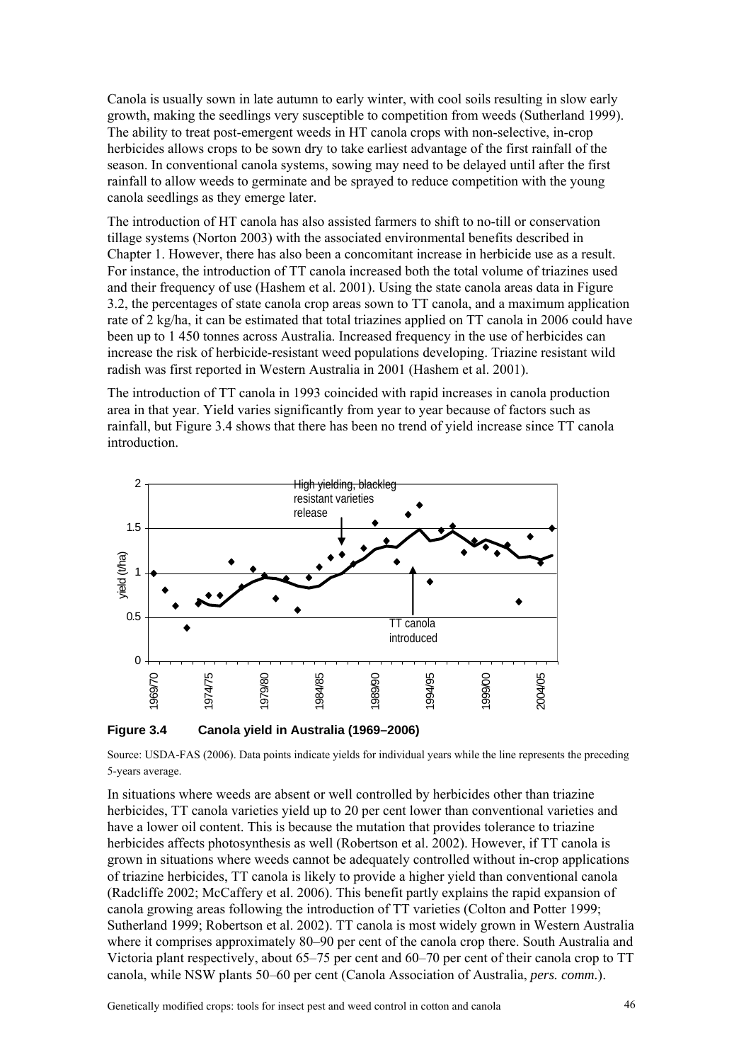Canola is usually sown in late autumn to early winter, with cool soils resulting in slow early growth, making the seedlings very susceptible to competition from weeds (Sutherland 1999). The ability to treat post-emergent weeds in HT canola crops with non-selective, in-crop herbicides allows crops to be sown dry to take earliest advantage of the first rainfall of the season. In conventional canola systems, sowing may need to be delayed until after the first rainfall to allow weeds to germinate and be sprayed to reduce competition with the young canola seedlings as they emerge later.

The introduction of HT canola has also assisted farmers to shift to no-till or conservation tillage systems (Norton 2003) with the associated environmental benefits described in Chapter 1. However, there has also been a concomitant increase in herbicide use as a result. For instance, the introduction of TT canola increased both the total volume of triazines used and their frequency of use (Hashem et al. 2001). Using the state canola areas data in Figure 3.2, the percentages of state canola crop areas sown to TT canola, and a maximum application rate of 2 kg/ha, it can be estimated that total triazines applied on TT canola in 2006 could have been up to 1 450 tonnes across Australia. Increased frequency in the use of herbicides can increase the risk of herbicide-resistant weed populations developing. Triazine resistant wild radish was first reported in Western Australia in 2001 (Hashem et al. 2001).

The introduction of TT canola in 1993 coincided with rapid increases in canola production area in that year. Yield varies significantly from year to year because of factors such as rainfall, but Figure 3.4 shows that there has been no trend of yield increase since TT canola introduction.

**Figure 3.4 Canola yield in Australia (1969–2006)**

Source: USDA-FAS (2006). Data points indicate yields for individual years while the line represents the preceding 5-years average.

In situations where weeds are absent or well controlled by herbicides other than triazine herbicides, TT canola varieties yield up to 20 per cent lower than conventional varieties and have a lower oil content. This is because the mutation that provides tolerance to triazine herbicides affects photosynthesis as well (Robertson et al. 2002). However, if TT canola is grown in situations where weeds cannot be adequately controlled without in-crop applications of triazine herbicides, TT canola is likely to provide a higher yield than conventional canola (Radcliffe 2002; McCaffery et al. 2006). This benefit partly explains the rapid expansion of canola growing areas following the introduction of TT varieties (Colton and Potter 1999; Sutherland 1999; Robertson et al. 2002). TT canola is most widely grown in Western Australia where it comprises approximately 80–90 per cent of the canola crop there. South Australia and Victoria plant respectively, about 65–75 per cent and 60–70 per cent of their canola crop to TT canola, while NSW plants 50–60 per cent (Canola Association of Australia, *pers. comm.*).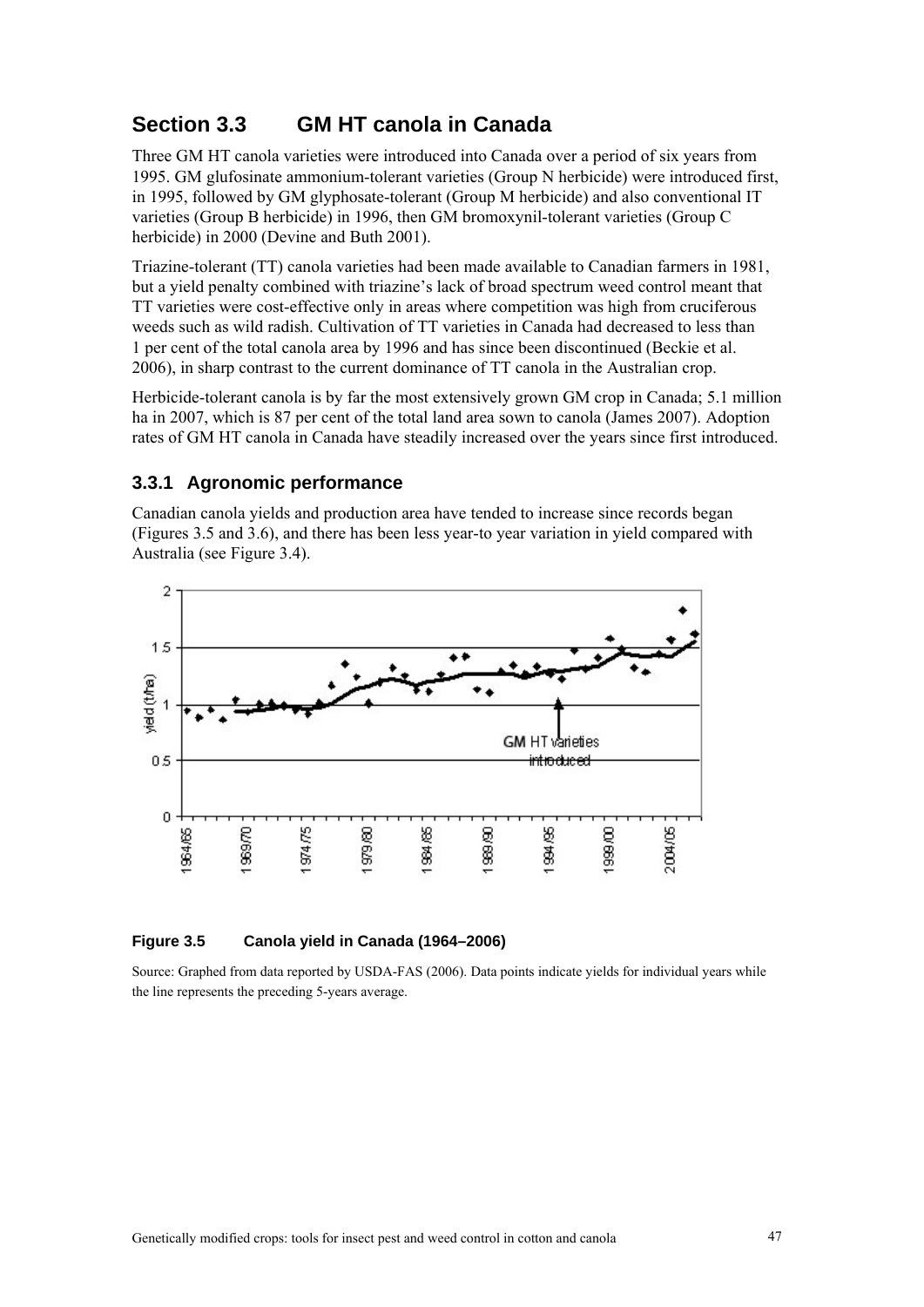## Section 3.3 GM HT canola in Canada

Three GM HT canola varieties were introduced into Canada over a period of six years from 1995. GM glufosinate ammonium-tolerant varieties (Group N herbicide) were introduced first, in 1995, followed by GM glyphosate-tolerant (Group M herbicide) and also conventional IT varieties (Group B herbicide) in 1996, then GM bromoxynil-tolerant varieties (Group C herbicide) in 2000 (Devine and Buth 2001).

Triazine-tolerant (TT) canola varieties had been made available to Canadian farmers in 1981, but a yield penalty combined with triazine's lack of broad spectrum weed control meant that TT varieties were cost-effective only in areas where competition was high from cruciferous weeds such as wild radish. Cultivation of TT varieties in Canada had decreased to less than 1 per cent of the total canola area by 1996 and has since been discontinued (Beckie et al. 2006), in sharp contrast to the current dominance of TT canola in the Australian crop.

Herbicide-tolerant canola is by far the most extensively grown GM crop in Canada; 5.1 million ha in 2007, which is 87 per cent of the total land area sown to canola (James 2007). Adoption rates of GM HT canola in Canada have steadily increased over the years since first introduced.

### 3.3.1 Agronomic performance

Canadian canola yields and production area have tended to increase since records began (Figures 3.5 and 3.6), and there has been less year-to year variation in yield compared with Australia (see Figure 3.4).

**Figure 3.5 Canola yield in Canada (1964–2006)**

Source: Graphed from data reported by USDA-FAS (2006). Data points indicate yields for individual years while the line represents the preceding 5-years average.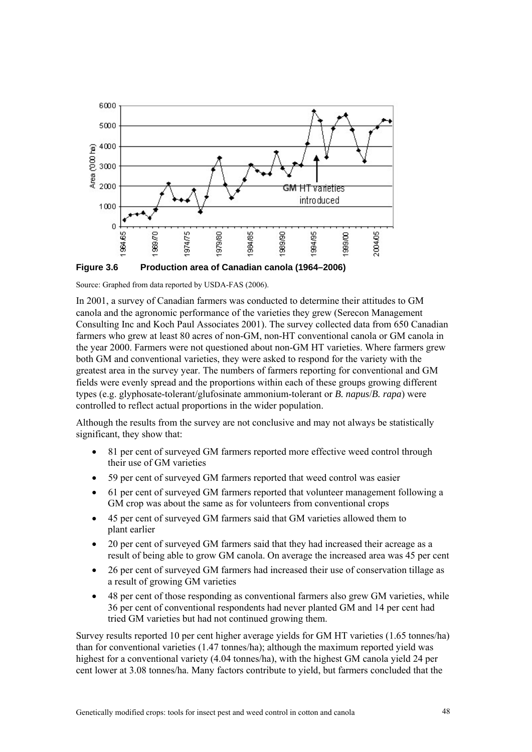**Figure 3.6 Production area of Canadian canola (1964–2006)**

Source: Graphed from data reported by USDA-FAS (2006).

In 2001, a survey of Canadian farmers was conducted to determine their attitudes to GM canola and the agronomic performance of the varieties they grew (Serecon Management Consulting Inc and Koch Paul Associates 2001). The survey collected data from 650 Canadian farmers who grew at least 80 acres of non-GM, non-HT conventional canola or GM canola in the year 2000. Farmers were not questioned about non-GM HT varieties. Where farmers grew both GM and conventional varieties, they were asked to respond for the variety with the greatest area in the survey year. The numbers of farmers reporting for conventional and GM fields were evenly spread and the proportions within each of these groups growing different types (e.g. glyphosate-tolerant/glufosinate ammonium-tolerant or *B. napus*/*B. rapa*) were controlled to reflect actual proportions in the wider population.

Although the results from the survey are not conclusive and may not always be statistically significant, they show that:

- 81 per cent of surveyed GM farmers reported more effective weed control through their use of GM varieties
- 59 per cent of surveyed GM farmers reported that weed control was easier
- 61 per cent of surveyed GM farmers reported that volunteer management following a GM crop was about the same as for volunteers from conventional crops
- 45 per cent of surveyed GM farmers said that GM varieties allowed them to plant earlier
- 20 per cent of surveyed GM farmers said that they had increased their acreage as a result of being able to grow GM canola. On average the increased area was 45 per cent
- 26 per cent of surveyed GM farmers had increased their use of conservation tillage as a result of growing GM varieties
- 48 per cent of those responding as conventional farmers also grew GM varieties, while 36 per cent of conventional respondents had never planted GM and 14 per cent had tried GM varieties but had not continued growing them.

Survey results reported 10 per cent higher average yields for GM HT varieties (1.65 tonnes/ha) than for conventional varieties (1.47 tonnes/ha); although the maximum reported yield was highest for a conventional variety (4.04 tonnes/ha), with the highest GM canola yield 24 per cent lower at 3.08 tonnes/ha. Many factors contribute to yield, but farmers concluded that the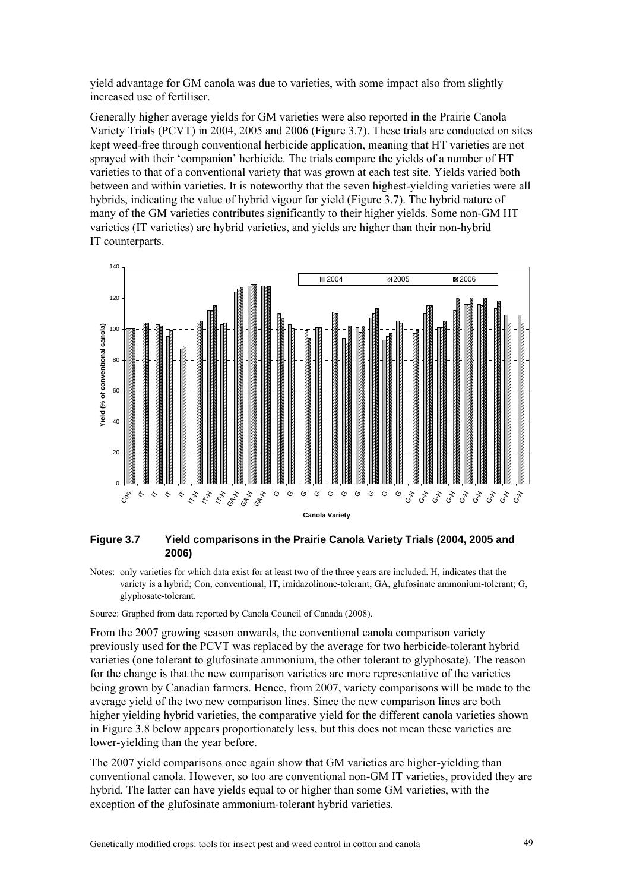yield advantage for GM canola was due to varieties, with some impact also from slightly increased use of fertiliser.

Generally higher average yields for GM varieties were also reported in the Prairie Canola Variety Trials (PCVT) in 2004, 2005 and 2006 (Figure 3.7). These trials are conducted on sites kept weed-free through conventional herbicide application, meaning that HT varieties are not sprayed with their 'companion' herbicide. The trials compare the yields of a number of HT varieties to that of a conventional variety that was grown at each test site. Yields varied both between and within varieties. It is noteworthy that the seven highest-yielding varieties were all hybrids, indicating the value of hybrid vigour for yield (Figure 3.7). The hybrid nature of many of the GM varieties contributes significantly to their higher yields. Some non-GM HT varieties (IT varieties) are hybrid varieties, and yields are higher than their non-hybrid IT counterparts.

**Figure 3.7 Yield comparisons in the Prairie Canola Variety Trials (2004, 2005 and 2006)**

Notes: only varieties for which data exist for at least two of the three years are included. H, indicates that the variety is a hybrid; Con, conventional; IT, imidazolinone-tolerant; GA, glufosinate ammonium-tolerant; G, glyphosate-tolerant.

Source: Graphed from data reported by Canola Council of Canada (2008).

From the 2007 growing season onwards, the conventional canola comparison variety previously used for the PCVT was replaced by the average for two herbicide-tolerant hybrid varieties (one tolerant to glufosinate ammonium, the other tolerant to glyphosate). The reason for the change is that the new comparison varieties are more representative of the varieties being grown by Canadian farmers. Hence, from 2007, variety comparisons will be made to the average yield of the two new comparison lines. Since the new comparison lines are both higher yielding hybrid varieties, the comparative yield for the different canola varieties shown in Figure 3.8 below appears proportionately less, but this does not mean these varieties are lower-yielding than the year before.

The 2007 yield comparisons once again show that GM varieties are higher-yielding than conventional canola. However, so too are conventional non-GM IT varieties, provided they are hybrid. The latter can have yields equal to or higher than some GM varieties, with the exception of the glufosinate ammonium-tolerant hybrid varieties.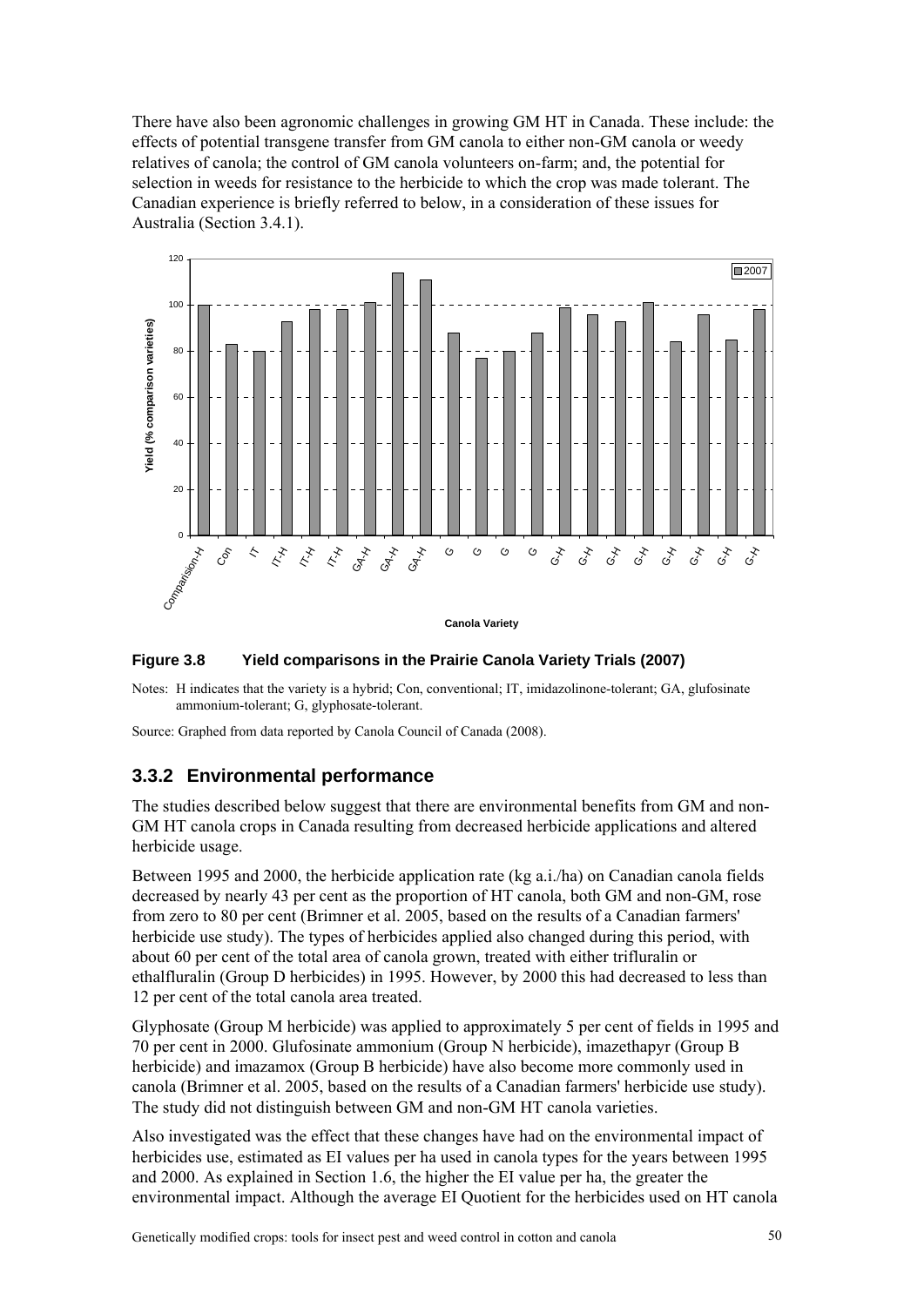There have also been agronomic challenges in growing GM HT in Canada. These include: the effects of potential transgene transfer from GM canola to either non-GM canola or weedy relatives of canola; the control of GM canola volunteers on-farm; and, the potential for selection in weeds for resistance to the herbicide to which the crop was made tolerant. The Canadian experience is briefly referred to below, in a consideration of these issues for Australia (Section 3.4.1).

**Figure 3.8 Yield comparisons in the Prairie Canola Variety Trials (2007)**

Notes: H indicates that the variety is a hybrid; Con, conventional; IT, imidazolinone-tolerant; GA, glufosinate ammonium-tolerant; G, glyphosate-tolerant.

Source: Graphed from data reported by Canola Council of Canada (2008).

## 3.3.2 Environmental performance

The studies described below suggest that there are environmental benefits from GM and non-GM HT canola crops in Canada resulting from decreased herbicide applications and altered herbicide usage.

Between 1995 and 2000, the herbicide application rate (kg a.i./ha) on Canadian canola fields decreased by nearly 43 per cent as the proportion of HT canola, both GM and non-GM, rose from zero to 80 per cent (Brimner et al. 2005, based on the results of a Canadian farmers' herbicide use study). The types of herbicides applied also changed during this period, with about 60 per cent of the total area of canola grown, treated with either trifluralin or ethalfluralin (Group D herbicides) in 1995. However, by 2000 this had decreased to less than 12 per cent of the total canola area treated.

Glyphosate (Group M herbicide) was applied to approximately 5 per cent of fields in 1995 and 70 per cent in 2000. Glufosinate ammonium (Group N herbicide), imazethapyr (Group B herbicide) and imazamox (Group B herbicide) have also become more commonly used in canola (Brimner et al. 2005, based on the results of a Canadian farmers' herbicide use study). The study did not distinguish between GM and non-GM HT canola varieties.

Also investigated was the effect that these changes have had on the environmental impact of herbicides use, estimated as EI values per ha used in canola types for the years between 1995 and 2000. As explained in Section 1.6, the higher the EI value per ha, the greater the environmental impact. Although the average EI Quotient for the herbicides used on HT canola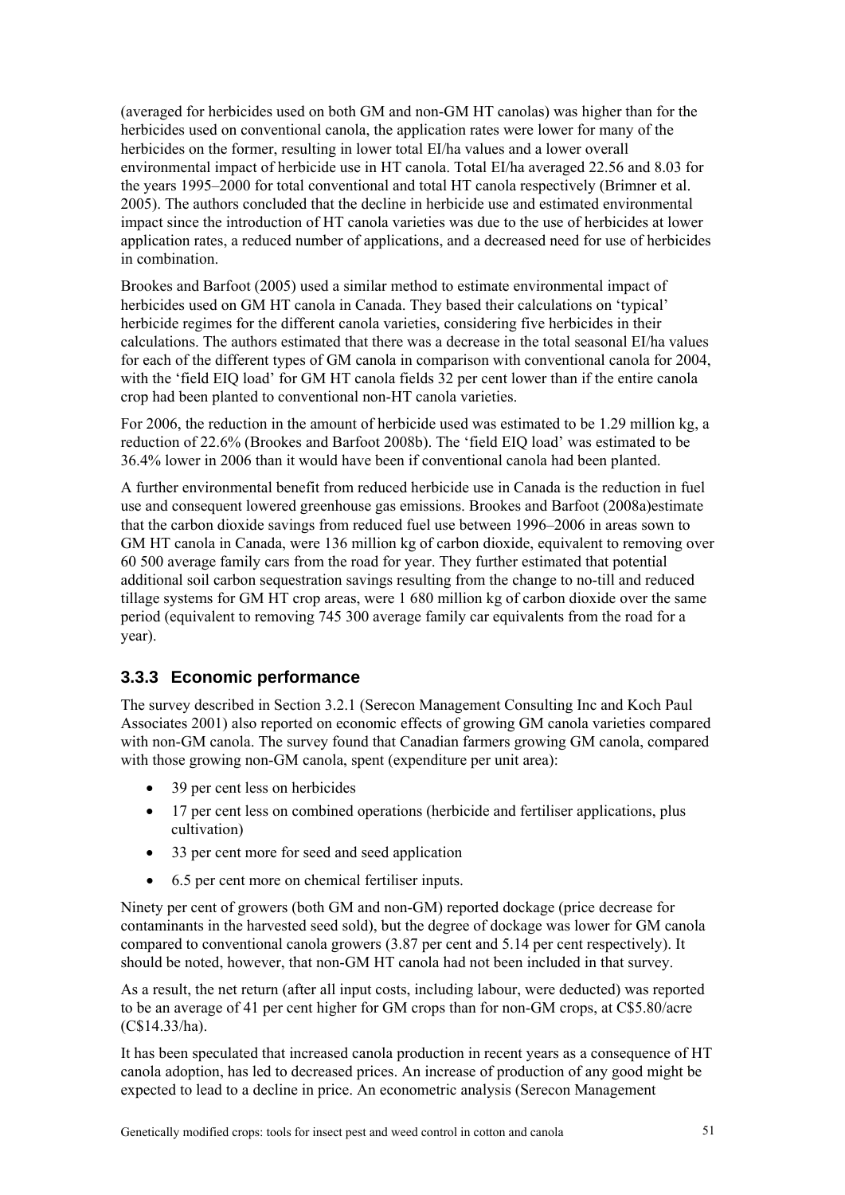(averaged for herbicides used on both GM and non-GM HT canolas) was higher than for the herbicides used on conventional canola, the application rates were lower for many of the herbicides on the former, resulting in lower total EI/ha values and a lower overall environmental impact of herbicide use in HT canola. Total EI/ha averaged 22.56 and 8.03 for the years 1995–2000 for total conventional and total HT canola respectively (Brimner et al. 2005). The authors concluded that the decline in herbicide use and estimated environmental impact since the introduction of HT canola varieties was due to the use of herbicides at lower application rates, a reduced number of applications, and a decreased need for use of herbicides in combination.

Brookes and Barfoot (2005) used a similar method to estimate environmental impact of herbicides used on GM HT canola in Canada. They based their calculations on 'typical' herbicide regimes for the different canola varieties, considering five herbicides in their calculations. The authors estimated that there was a decrease in the total seasonal EI/ha values for each of the different types of GM canola in comparison with conventional canola for 2004, with the 'field EIQ load' for GM HT canola fields 32 per cent lower than if the entire canola crop had been planted to conventional non-HT canola varieties.

For 2006, the reduction in the amount of herbicide used was estimated to be 1.29 million kg, a reduction of 22.6% (Brookes and Barfoot 2008b). The 'field EIQ load' was estimated to be 36.4% lower in 2006 than it would have been if conventional canola had been planted.

A further environmental benefit from reduced herbicide use in Canada is the reduction in fuel use and consequent lowered greenhouse gas emissions. Brookes and Barfoot (2008a)estimate that the carbon dioxide savings from reduced fuel use between 1996–2006 in areas sown to GM HT canola in Canada, were 136 million kg of carbon dioxide, equivalent to removing over 60 500 average family cars from the road for year. They further estimated that potential additional soil carbon sequestration savings resulting from the change to no-till and reduced tillage systems for GM HT crop areas, were 1 680 million kg of carbon dioxide over the same period (equivalent to removing 745 300 average family car equivalents from the road for a year).

### 3.3.3 Economic performance

The survey described in Section 3.2.1 (Serecon Management Consulting Inc and Koch Paul Associates 2001) also reported on economic effects of growing GM canola varieties compared with non-GM canola. The survey found that Canadian farmers growing GM canola, compared with those growing non-GM canola, spent (expenditure per unit area):

- 39 per cent less on herbicides
- 17 per cent less on combined operations (herbicide and fertiliser applications, plus cultivation)
- 33 per cent more for seed and seed application
- 6.5 per cent more on chemical fertiliser inputs.

Ninety per cent of growers (both GM and non-GM) reported dockage (price decrease for contaminants in the harvested seed sold), but the degree of dockage was lower for GM canola compared to conventional canola growers (3.87 per cent and 5.14 per cent respectively). It should be noted, however, that non-GM HT canola had not been included in that survey.

As a result, the net return (after all input costs, including labour, were deducted) was reported to be an average of 41 per cent higher for GM crops than for non-GM crops, at C$5.80/acre (C$14.33/ha).

It has been speculated that increased canola production in recent years as a consequence of HT canola adoption, has led to decreased prices. An increase of production of any good might be expected to lead to a decline in price. An econometric analysis (Serecon Management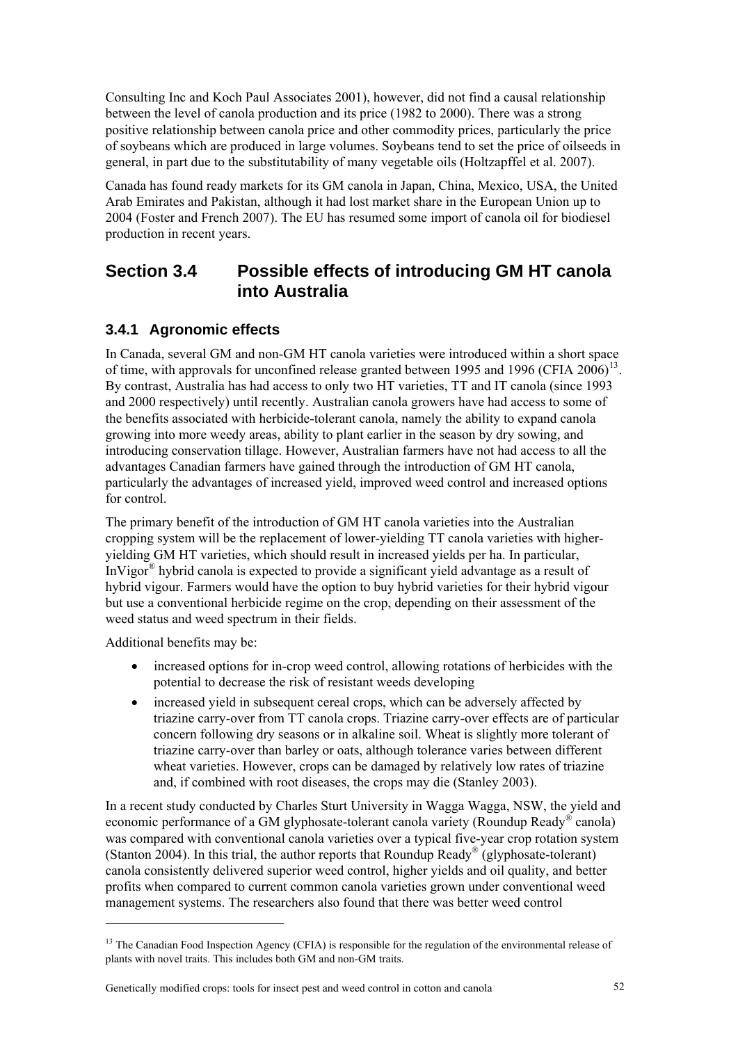Consulting Inc and Koch Paul Associates 2001), however, did not find a causal relationship between the level of canola production and its price (1982 to 2000). There was a strong positive relationship between canola price and other commodity prices, particularly the price of soybeans which are produced in large volumes. Soybeans tend to set the price of oilseeds in general, in part due to the substitutability of many vegetable oils (Holtzapffel et al. 2007).

Canada has found ready markets for its GM canola in Japan, China, Mexico, USA, the United Arab Emirates and Pakistan, although it had lost market share in the European Union up to 2004 (Foster and French 2007). The EU has resumed some import of canola oil for biodiesel production in recent years.

## Section 3.4 Possible effects of introducing GM HT canola into Australia

### 3.4.1 Agronomic effects

In Canada, several GM and non-GM HT canola varieties were introduced within a short space of time, with approvals for unconfined release granted between 1995 and 1996 (CFIA 2006)[13]. By contrast, Australia has had access to only two HT varieties, TT and IT canola (since 1993 and 2000 respectively) until recently. Australian canola growers have had access to some of the benefits associated with herbicide-tolerant canola, namely the ability to expand canola growing into more weedy areas, ability to plant earlier in the season by dry sowing, and introducing conservation tillage. However, Australian farmers have not had access to all the advantages Canadian farmers have gained through the introduction of GM HT canola, particularly the advantages of increased yield, improved weed control and increased options for control.

The primary benefit of the introduction of GM HT canola varieties into the Australian cropping system will be the replacement of lower-yielding TT canola varieties with higher-yielding GM HT varieties, which should result in increased yields per ha. In particular, InVigor® hybrid canola is expected to provide a significant yield advantage as a result of hybrid vigour. Farmers would have the option to buy hybrid varieties for their hybrid vigour but use a conventional herbicide regime on the crop, depending on their assessment of the weed status and weed spectrum in their fields.

Additional benefits may be:

- increased options for in-crop weed control, allowing rotations of herbicides with the potential to decrease the risk of resistant weeds developing
- increased yield in subsequent cereal crops, which can be adversely affected by triazine carry-over from TT canola crops. Triazine carry-over effects are of particular concern following dry seasons or in alkaline soil. Wheat is slightly more tolerant of triazine carry-over than barley or oats, although tolerance varies between different wheat varieties. However, crops can be damaged by relatively low rates of triazine and, if combined with root diseases, the crops may die (Stanley 2003).

In a recent study conducted by Charles Sturt University in Wagga Wagga, NSW, the yield and economic performance of a GM glyphosate-tolerant canola variety (Roundup Ready® canola) was compared with conventional canola varieties over a typical five-year crop rotation system (Stanton 2004). In this trial, the author reports that Roundup Ready® (glyphosate-tolerant) canola consistently delivered superior weed control, higher yields and oil quality, and better profits when compared to current common canola varieties grown under conventional weed management systems. The researchers also found that there was better weed control

---

[13] The Canadian Food Inspection Agency (CFIA) is responsible for the regulation of the environmental release of plants with novel traits. This includes both GM and non-GM traits.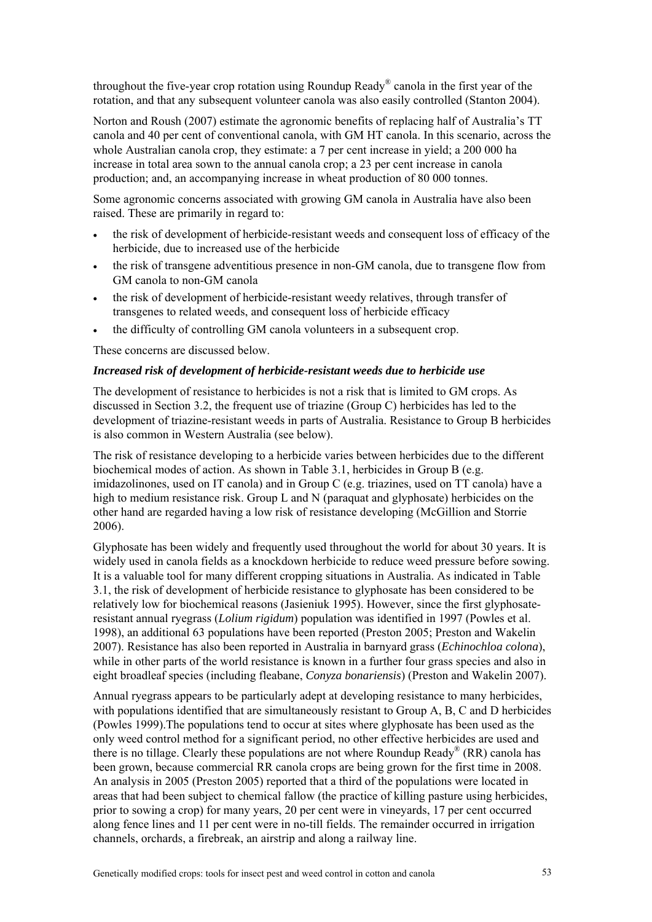throughout the five-year crop rotation using Roundup Ready® canola in the first year of the rotation, and that any subsequent volunteer canola was also easily controlled (Stanton 2004).

Norton and Roush (2007) estimate the agronomic benefits of replacing half of Australia's TT canola and 40 per cent of conventional canola, with GM HT canola. In this scenario, across the whole Australian canola crop, they estimate: a 7 per cent increase in yield; a 200 000 ha increase in total area sown to the annual canola crop; a 23 per cent increase in canola production; and, an accompanying increase in wheat production of 80 000 tonnes.

Some agronomic concerns associated with growing GM canola in Australia have also been raised. These are primarily in regard to:

- the risk of development of herbicide-resistant weeds and consequent loss of efficacy of the herbicide, due to increased use of the herbicide
- the risk of transgene adventitious presence in non-GM canola, due to transgene flow from GM canola to non-GM canola
- the risk of development of herbicide-resistant weedy relatives, through transfer of transgenes to related weeds, and consequent loss of herbicide efficacy
- the difficulty of controlling GM canola volunteers in a subsequent crop.

These concerns are discussed below.

***Increased risk of development of herbicide-resistant weeds due to herbicide use***

The development of resistance to herbicides is not a risk that is limited to GM crops. As discussed in Section 3.2, the frequent use of triazine (Group C) herbicides has led to the development of triazine-resistant weeds in parts of Australia. Resistance to Group B herbicides is also common in Western Australia (see below).

The risk of resistance developing to a herbicide varies between herbicides due to the different biochemical modes of action. As shown in Table 3.1, herbicides in Group B (e.g. imidazolinones, used on IT canola) and in Group C (e.g. triazines, used on TT canola) have a high to medium resistance risk. Group L and N (paraquat and glyphosate) herbicides on the other hand are regarded having a low risk of resistance developing (McGillion and Storrie 2006).

Glyphosate has been widely and frequently used throughout the world for about 30 years. It is widely used in canola fields as a knockdown herbicide to reduce weed pressure before sowing. It is a valuable tool for many different cropping situations in Australia. As indicated in Table 3.1, the risk of development of herbicide resistance to glyphosate has been considered to be relatively low for biochemical reasons (Jasieniuk 1995). However, since the first glyphosate-resistant annual ryegrass (*Lolium rigidum*) population was identified in 1997 (Powles et al. 1998), an additional 63 populations have been reported (Preston 2005; Preston and Wakelin 2007). Resistance has also been reported in Australia in barnyard grass (*Echinochloa colona*), while in other parts of the world resistance is known in a further four grass species and also in eight broadleaf species (including fleabane, *Conyza bonariensis*) (Preston and Wakelin 2007).

Annual ryegrass appears to be particularly adept at developing resistance to many herbicides, with populations identified that are simultaneously resistant to Group A, B, C and D herbicides (Powles 1999).The populations tend to occur at sites where glyphosate has been used as the only weed control method for a significant period, no other effective herbicides are used and there is no tillage. Clearly these populations are not where Roundup Ready® (RR) canola has been grown, because commercial RR canola crops are being grown for the first time in 2008. An analysis in 2005 (Preston 2005) reported that a third of the populations were located in areas that had been subject to chemical fallow (the practice of killing pasture using herbicides, prior to sowing a crop) for many years, 20 per cent were in vineyards, 17 per cent occurred along fence lines and 11 per cent were in no-till fields. The remainder occurred in irrigation channels, orchards, a firebreak, an airstrip and along a railway line.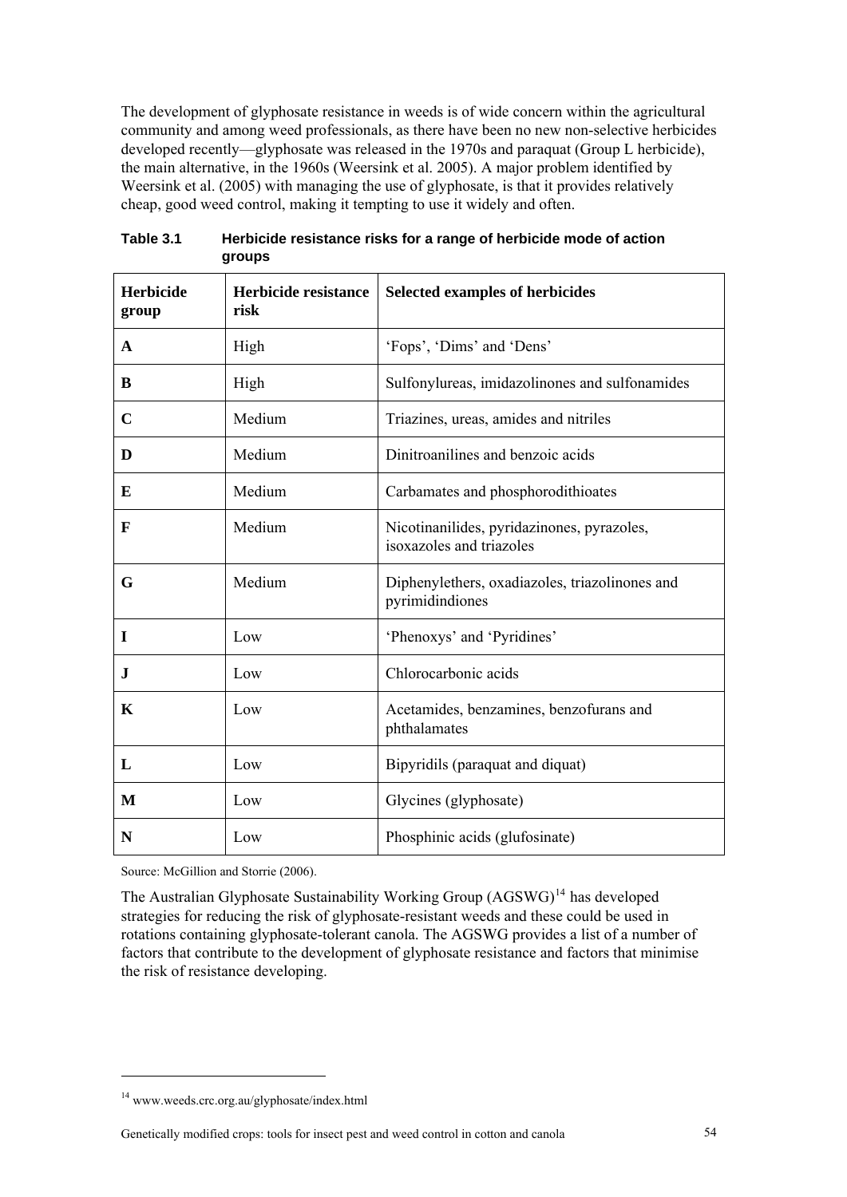The development of glyphosate resistance in weeds is of wide concern within the agricultural community and among weed professionals, as there have been no new non-selective herbicides developed recently—glyphosate was released in the 1970s and paraquat (Group L herbicide), the main alternative, in the 1960s (Weersink et al. 2005). A major problem identified by Weersink et al. (2005) with managing the use of glyphosate, is that it provides relatively cheap, good weed control, making it tempting to use it widely and often.

**Table 3.1 Herbicide resistance risks for a range of herbicide mode of action groups**

| Herbicide group | Herbicide resistance risk | Selected examples of herbicides |
|---|---|---|
| **A** | High | 'Fops', 'Dims' and 'Dens' |
| **B** | High | Sulfonylureas, imidazolinones and sulfonamides |
| **C** | Medium | Triazines, ureas, amides and nitriles |
| **D** | Medium | Dinitroanilines and benzoic acids |
| **E** | Medium | Carbamates and phosphorodithioates |
| **F** | Medium | Nicotinanilides, pyridazinones, pyrazoles, isoxazoles and triazoles |
| **G** | Medium | Diphenylethers, oxadiazoles, triazolinones and pyrimidindiones |
| **I** | Low | 'Phenoxys' and 'Pyridines' |
| **J** | Low | Chlorocarbonic acids |
| **K** | Low | Acetamides, benzamines, benzofurans and phthalamates |
| **L** | Low | Bipyridils (paraquat and diquat) |
| **M** | Low | Glycines (glyphosate) |
| **N** | Low | Phosphinic acids (glufosinate) |

Source: McGillion and Storrie (2006).

The Australian Glyphosate Sustainability Working Group (AGSWG)[14] has developed strategies for reducing the risk of glyphosate-resistant weeds and these could be used in rotations containing glyphosate-tolerant canola. The AGSWG provides a list of a number of factors that contribute to the development of glyphosate resistance and factors that minimise the risk of resistance developing.

[14] www.weeds.crc.org.au/glyphosate/index.html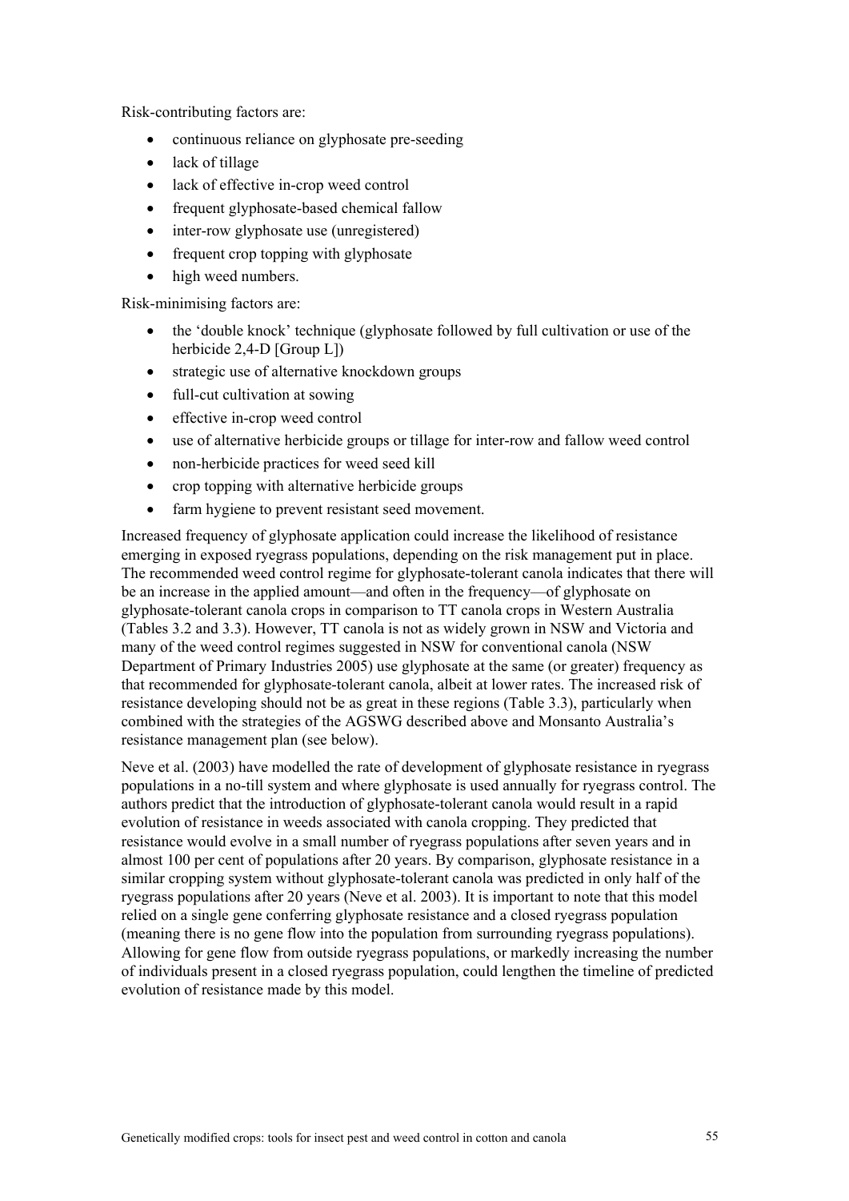Risk-contributing factors are:

- continuous reliance on glyphosate pre-seeding
- lack of tillage
- lack of effective in-crop weed control
- frequent glyphosate-based chemical fallow
- inter-row glyphosate use (unregistered)
- frequent crop topping with glyphosate
- high weed numbers.

Risk-minimising factors are:

- the 'double knock' technique (glyphosate followed by full cultivation or use of the herbicide 2,4-D [Group L])
- strategic use of alternative knockdown groups
- full-cut cultivation at sowing
- effective in-crop weed control
- use of alternative herbicide groups or tillage for inter-row and fallow weed control
- non-herbicide practices for weed seed kill
- crop topping with alternative herbicide groups
- farm hygiene to prevent resistant seed movement.

Increased frequency of glyphosate application could increase the likelihood of resistance emerging in exposed ryegrass populations, depending on the risk management put in place. The recommended weed control regime for glyphosate-tolerant canola indicates that there will be an increase in the applied amount—and often in the frequency—of glyphosate on glyphosate-tolerant canola crops in comparison to TT canola crops in Western Australia (Tables 3.2 and 3.3). However, TT canola is not as widely grown in NSW and Victoria and many of the weed control regimes suggested in NSW for conventional canola (NSW Department of Primary Industries 2005) use glyphosate at the same (or greater) frequency as that recommended for glyphosate-tolerant canola, albeit at lower rates. The increased risk of resistance developing should not be as great in these regions (Table 3.3), particularly when combined with the strategies of the AGSWG described above and Monsanto Australia's resistance management plan (see below).

Neve et al. (2003) have modelled the rate of development of glyphosate resistance in ryegrass populations in a no-till system and where glyphosate is used annually for ryegrass control. The authors predict that the introduction of glyphosate-tolerant canola would result in a rapid evolution of resistance in weeds associated with canola cropping. They predicted that resistance would evolve in a small number of ryegrass populations after seven years and in almost 100 per cent of populations after 20 years. By comparison, glyphosate resistance in a similar cropping system without glyphosate-tolerant canola was predicted in only half of the ryegrass populations after 20 years (Neve et al. 2003). It is important to note that this model relied on a single gene conferring glyphosate resistance and a closed ryegrass population (meaning there is no gene flow into the population from surrounding ryegrass populations). Allowing for gene flow from outside ryegrass populations, or markedly increasing the number of individuals present in a closed ryegrass population, could lengthen the timeline of predicted evolution of resistance made by this model.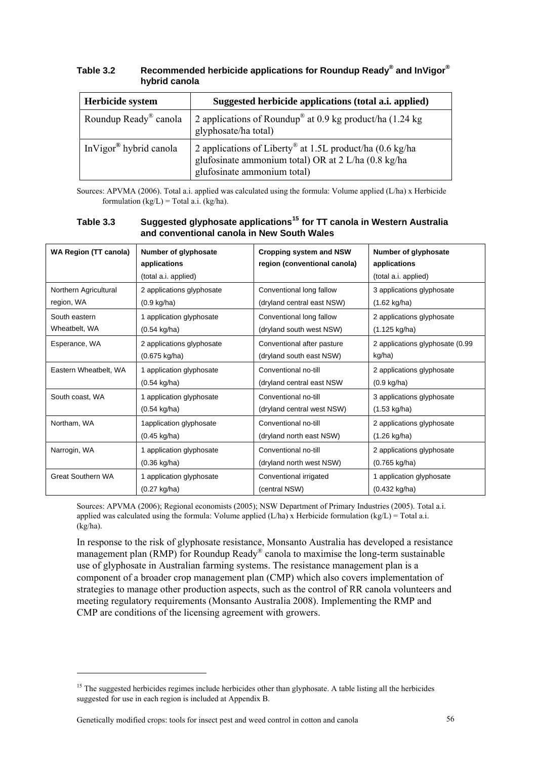**Table 3.2 Recommended herbicide applications for Roundup Ready® and InVigor® hybrid canola**

| Herbicide system | Suggested herbicide applications (total a.i. applied) |
|---|---|
| Roundup Ready® canola | 2 applications of Roundup® at 0.9 kg product/ha (1.24 kg glyphosate/ha total) |
| InVigor® hybrid canola | 2 applications of Liberty® at 1.5L product/ha (0.6 kg/ha glufosinate ammonium total) OR at 2 L/ha (0.8 kg/ha glufosinate ammonium total) |

Sources: APVMA (2006). Total a.i. applied was calculated using the formula: Volume applied (L/ha) x Herbicide formulation (kg/L) = Total a.i. (kg/ha).

**Table 3.3 Suggested glyphosate applications[15] for TT canola in Western Australia and conventional canola in New South Wales**

| WA Region (TT canola) | Number of glyphosate applications (total a.i. applied) | Cropping system and NSW region (conventional canola) | Number of glyphosate applications (total a.i. applied) |
|---|---|---|---|
| Northern Agricultural region, WA | 2 applications glyphosate (0.9 kg/ha) | Conventional long fallow (dryland central east NSW) | 3 applications glyphosate (1.62 kg/ha) |
| South eastern Wheatbelt, WA | 1 application glyphosate (0.54 kg/ha) | Conventional long fallow (dryland south west NSW) | 2 applications glyphosate (1.125 kg/ha) |
| Esperance, WA | 2 applications glyphosate (0.675 kg/ha) | Conventional after pasture (dryland south east NSW) | 2 applications glyphosate (0.99 kg/ha) |
| Eastern Wheatbelt, WA | 1 application glyphosate (0.54 kg/ha) | Conventional no-till (dryland central east NSW | 2 applications glyphosate (0.9 kg/ha) |
| South coast, WA | 1 application glyphosate (0.54 kg/ha) | Conventional no-till (dryland central west NSW) | 3 applications glyphosate (1.53 kg/ha) |
| Northam, WA | 1application glyphosate (0.45 kg/ha) | Conventional no-till (dryland north east NSW) | 2 applications glyphosate (1.26 kg/ha) |
| Narrogin, WA | 1 application glyphosate (0.36 kg/ha) | Conventional no-till (dryland north west NSW) | 2 applications glyphosate (0.765 kg/ha) |
| Great Southern WA | 1 application glyphosate (0.27 kg/ha) | Conventional irrigated (central NSW) | 1 application glyphosate (0.432 kg/ha) |

Sources: APVMA (2006); Regional economists (2005); NSW Department of Primary Industries (2005). Total a.i. applied was calculated using the formula: Volume applied (L/ha) x Herbicide formulation (kg/L) = Total a.i. (kg/ha).

In response to the risk of glyphosate resistance, Monsanto Australia has developed a resistance management plan (RMP) for Roundup Ready® canola to maximise the long-term sustainable use of glyphosate in Australian farming systems. The resistance management plan is a component of a broader crop management plan (CMP) which also covers implementation of strategies to manage other production aspects, such as the control of RR canola volunteers and meeting regulatory requirements (Monsanto Australia 2008). Implementing the RMP and CMP are conditions of the licensing agreement with growers.

[15] The suggested herbicides regimes include herbicides other than glyphosate. A table listing all the herbicides suggested for use in each region is included at Appendix B.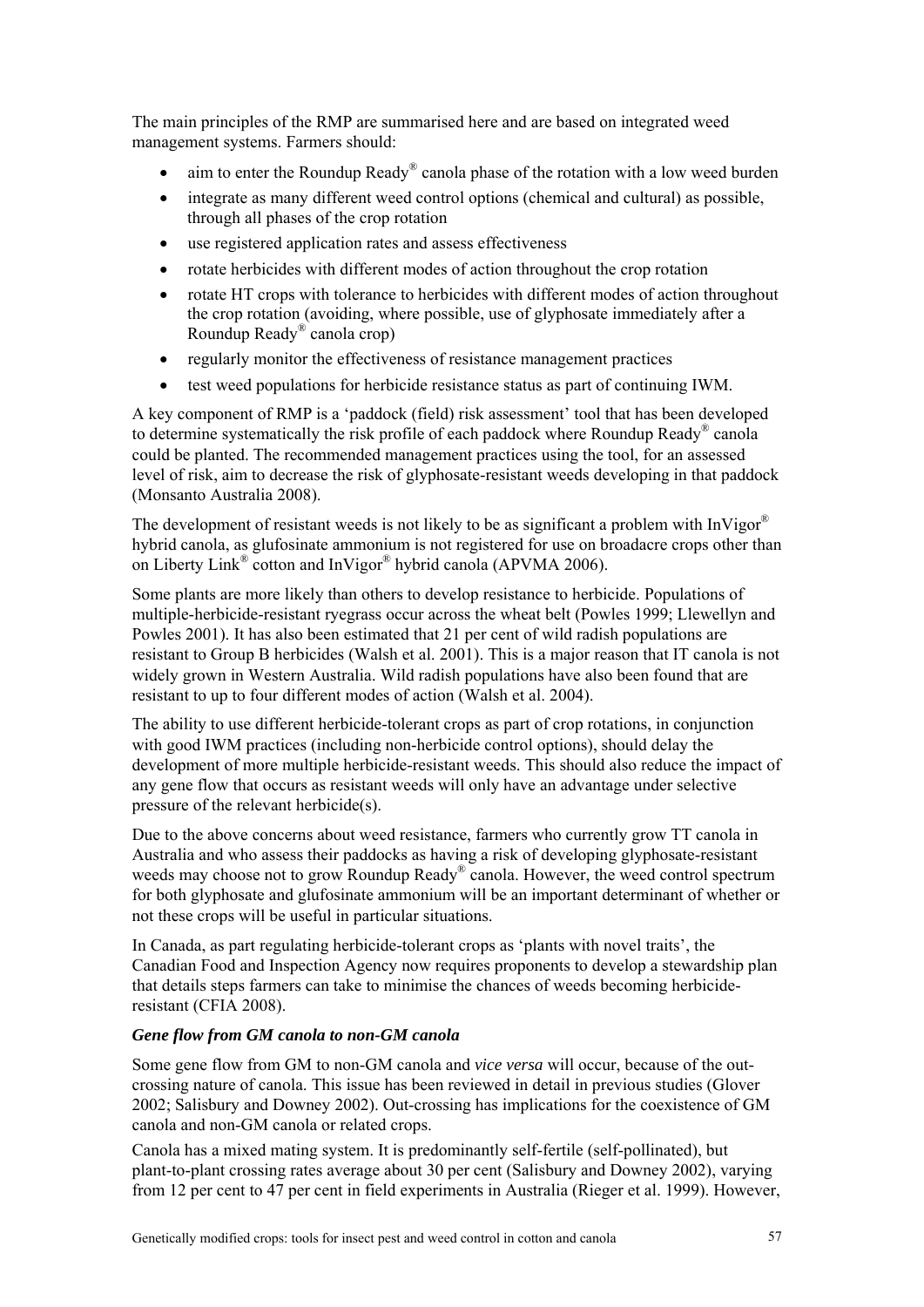The main principles of the RMP are summarised here and are based on integrated weed management systems. Farmers should:

- aim to enter the Roundup Ready® canola phase of the rotation with a low weed burden
- integrate as many different weed control options (chemical and cultural) as possible, through all phases of the crop rotation
- use registered application rates and assess effectiveness
- rotate herbicides with different modes of action throughout the crop rotation
- rotate HT crops with tolerance to herbicides with different modes of action throughout the crop rotation (avoiding, where possible, use of glyphosate immediately after a Roundup Ready® canola crop)
- regularly monitor the effectiveness of resistance management practices
- test weed populations for herbicide resistance status as part of continuing IWM.

A key component of RMP is a 'paddock (field) risk assessment' tool that has been developed to determine systematically the risk profile of each paddock where Roundup Ready® canola could be planted. The recommended management practices using the tool, for an assessed level of risk, aim to decrease the risk of glyphosate-resistant weeds developing in that paddock (Monsanto Australia 2008).

The development of resistant weeds is not likely to be as significant a problem with InVigor® hybrid canola, as glufosinate ammonium is not registered for use on broadacre crops other than on Liberty Link® cotton and InVigor® hybrid canola (APVMA 2006).

Some plants are more likely than others to develop resistance to herbicide. Populations of multiple-herbicide-resistant ryegrass occur across the wheat belt (Powles 1999; Llewellyn and Powles 2001). It has also been estimated that 21 per cent of wild radish populations are resistant to Group B herbicides (Walsh et al. 2001). This is a major reason that IT canola is not widely grown in Western Australia. Wild radish populations have also been found that are resistant to up to four different modes of action (Walsh et al. 2004).

The ability to use different herbicide-tolerant crops as part of crop rotations, in conjunction with good IWM practices (including non-herbicide control options), should delay the development of more multiple herbicide-resistant weeds. This should also reduce the impact of any gene flow that occurs as resistant weeds will only have an advantage under selective pressure of the relevant herbicide(s).

Due to the above concerns about weed resistance, farmers who currently grow TT canola in Australia and who assess their paddocks as having a risk of developing glyphosate-resistant weeds may choose not to grow Roundup Ready® canola. However, the weed control spectrum for both glyphosate and glufosinate ammonium will be an important determinant of whether or not these crops will be useful in particular situations.

In Canada, as part regulating herbicide-tolerant crops as 'plants with novel traits', the Canadian Food and Inspection Agency now requires proponents to develop a stewardship plan that details steps farmers can take to minimise the chances of weeds becoming herbicide-resistant (CFIA 2008).

#### *Gene flow from GM canola to non-GM canola*

Some gene flow from GM to non-GM canola and *vice versa* will occur, because of the out-crossing nature of canola. This issue has been reviewed in detail in previous studies (Glover 2002; Salisbury and Downey 2002). Out-crossing has implications for the coexistence of GM canola and non-GM canola or related crops.

Canola has a mixed mating system. It is predominantly self-fertile (self-pollinated), but plant-to-plant crossing rates average about 30 per cent (Salisbury and Downey 2002), varying from 12 per cent to 47 per cent in field experiments in Australia (Rieger et al. 1999). However,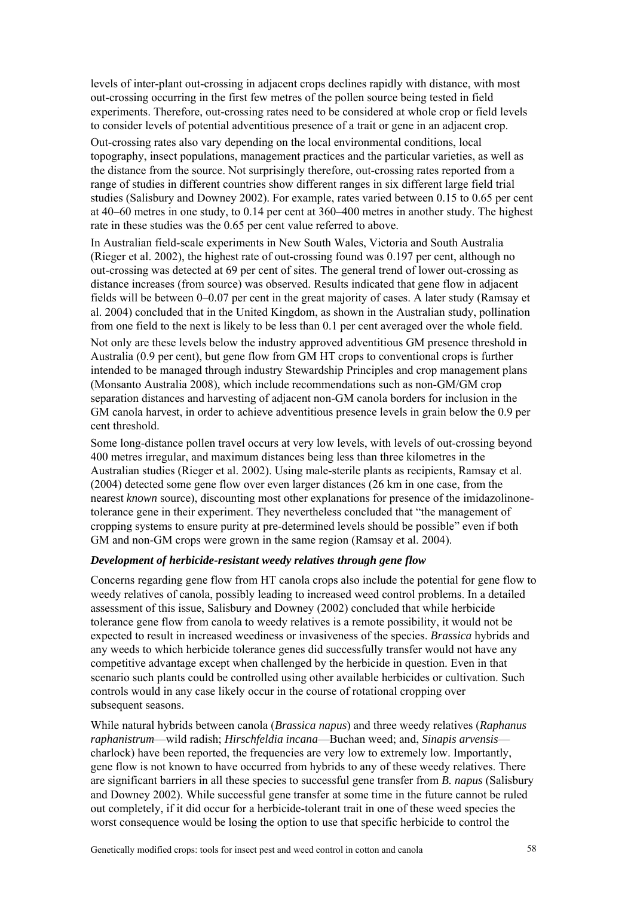levels of inter-plant out-crossing in adjacent crops declines rapidly with distance, with most out-crossing occurring in the first few metres of the pollen source being tested in field experiments. Therefore, out-crossing rates need to be considered at whole crop or field levels to consider levels of potential adventitious presence of a trait or gene in an adjacent crop.

Out-crossing rates also vary depending on the local environmental conditions, local topography, insect populations, management practices and the particular varieties, as well as the distance from the source. Not surprisingly therefore, out-crossing rates reported from a range of studies in different countries show different ranges in six different large field trial studies (Salisbury and Downey 2002). For example, rates varied between 0.15 to 0.65 per cent at 40–60 metres in one study, to 0.14 per cent at 360–400 metres in another study. The highest rate in these studies was the 0.65 per cent value referred to above.

In Australian field-scale experiments in New South Wales, Victoria and South Australia (Rieger et al. 2002), the highest rate of out-crossing found was 0.197 per cent, although no out-crossing was detected at 69 per cent of sites. The general trend of lower out-crossing as distance increases (from source) was observed. Results indicated that gene flow in adjacent fields will be between 0–0.07 per cent in the great majority of cases. A later study (Ramsay et al. 2004) concluded that in the United Kingdom, as shown in the Australian study, pollination from one field to the next is likely to be less than 0.1 per cent averaged over the whole field.

Not only are these levels below the industry approved adventitious GM presence threshold in Australia (0.9 per cent), but gene flow from GM HT crops to conventional crops is further intended to be managed through industry Stewardship Principles and crop management plans (Monsanto Australia 2008), which include recommendations such as non-GM/GM crop separation distances and harvesting of adjacent non-GM canola borders for inclusion in the GM canola harvest, in order to achieve adventitious presence levels in grain below the 0.9 per cent threshold.

Some long-distance pollen travel occurs at very low levels, with levels of out-crossing beyond 400 metres irregular, and maximum distances being less than three kilometres in the Australian studies (Rieger et al. 2002). Using male-sterile plants as recipients, Ramsay et al. (2004) detected some gene flow over even larger distances (26 km in one case, from the nearest *known* source), discounting most other explanations for presence of the imidazolinone-tolerance gene in their experiment. They nevertheless concluded that "the management of cropping systems to ensure purity at pre-determined levels should be possible" even if both GM and non-GM crops were grown in the same region (Ramsay et al. 2004).

### *Development of herbicide-resistant weedy relatives through gene flow*

Concerns regarding gene flow from HT canola crops also include the potential for gene flow to weedy relatives of canola, possibly leading to increased weed control problems. In a detailed assessment of this issue, Salisbury and Downey (2002) concluded that while herbicide tolerance gene flow from canola to weedy relatives is a remote possibility, it would not be expected to result in increased weediness or invasiveness of the species. *Brassica* hybrids and any weeds to which herbicide tolerance genes did successfully transfer would not have any competitive advantage except when challenged by the herbicide in question. Even in that scenario such plants could be controlled using other available herbicides or cultivation. Such controls would in any case likely occur in the course of rotational cropping over subsequent seasons.

While natural hybrids between canola (*Brassica napus*) and three weedy relatives (*Raphanus raphanistrum*—wild radish; *Hirschfeldia incana*—Buchan weed; and, *Sinapis arvensis*—charlock) have been reported, the frequencies are very low to extremely low. Importantly, gene flow is not known to have occurred from hybrids to any of these weedy relatives. There are significant barriers in all these species to successful gene transfer from *B. napus* (Salisbury and Downey 2002). While successful gene transfer at some time in the future cannot be ruled out completely, if it did occur for a herbicide-tolerant trait in one of these weed species the worst consequence would be losing the option to use that specific herbicide to control the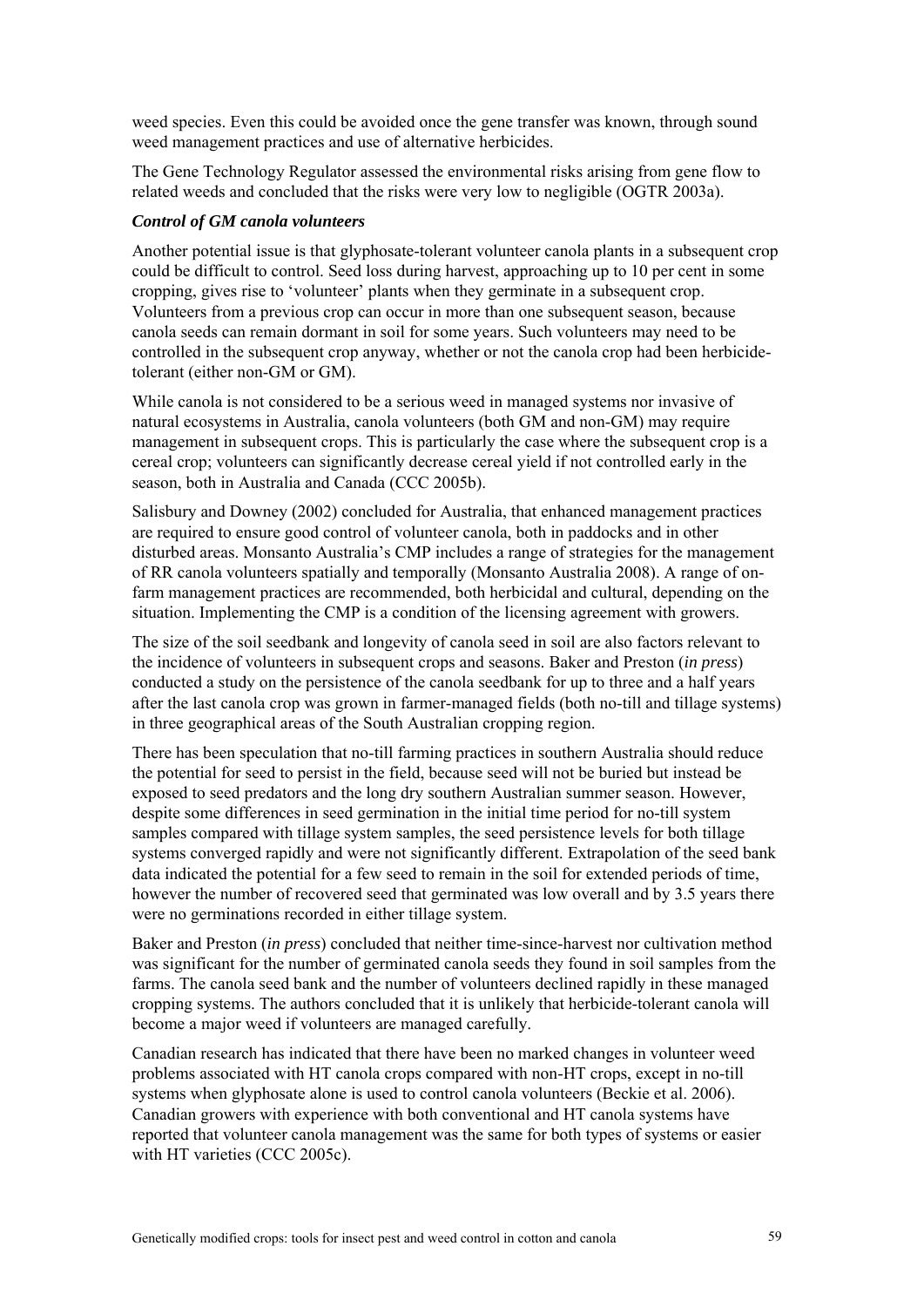weed species. Even this could be avoided once the gene transfer was known, through sound weed management practices and use of alternative herbicides.

The Gene Technology Regulator assessed the environmental risks arising from gene flow to related weeds and concluded that the risks were very low to negligible (OGTR 2003a).

***Control of GM canola volunteers***

Another potential issue is that glyphosate-tolerant volunteer canola plants in a subsequent crop could be difficult to control. Seed loss during harvest, approaching up to 10 per cent in some cropping, gives rise to 'volunteer' plants when they germinate in a subsequent crop. Volunteers from a previous crop can occur in more than one subsequent season, because canola seeds can remain dormant in soil for some years. Such volunteers may need to be controlled in the subsequent crop anyway, whether or not the canola crop had been herbicide-tolerant (either non-GM or GM).

While canola is not considered to be a serious weed in managed systems nor invasive of natural ecosystems in Australia, canola volunteers (both GM and non-GM) may require management in subsequent crops. This is particularly the case where the subsequent crop is a cereal crop; volunteers can significantly decrease cereal yield if not controlled early in the season, both in Australia and Canada (CCC 2005b).

Salisbury and Downey (2002) concluded for Australia, that enhanced management practices are required to ensure good control of volunteer canola, both in paddocks and in other disturbed areas. Monsanto Australia's CMP includes a range of strategies for the management of RR canola volunteers spatially and temporally (Monsanto Australia 2008). A range of on-farm management practices are recommended, both herbicidal and cultural, depending on the situation. Implementing the CMP is a condition of the licensing agreement with growers.

The size of the soil seedbank and longevity of canola seed in soil are also factors relevant to the incidence of volunteers in subsequent crops and seasons. Baker and Preston (*in press*) conducted a study on the persistence of the canola seedbank for up to three and a half years after the last canola crop was grown in farmer-managed fields (both no-till and tillage systems) in three geographical areas of the South Australian cropping region.

There has been speculation that no-till farming practices in southern Australia should reduce the potential for seed to persist in the field, because seed will not be buried but instead be exposed to seed predators and the long dry southern Australian summer season. However, despite some differences in seed germination in the initial time period for no-till system samples compared with tillage system samples, the seed persistence levels for both tillage systems converged rapidly and were not significantly different. Extrapolation of the seed bank data indicated the potential for a few seed to remain in the soil for extended periods of time, however the number of recovered seed that germinated was low overall and by 3.5 years there were no germinations recorded in either tillage system.

Baker and Preston (*in press*) concluded that neither time-since-harvest nor cultivation method was significant for the number of germinated canola seeds they found in soil samples from the farms. The canola seed bank and the number of volunteers declined rapidly in these managed cropping systems. The authors concluded that it is unlikely that herbicide-tolerant canola will become a major weed if volunteers are managed carefully.

Canadian research has indicated that there have been no marked changes in volunteer weed problems associated with HT canola crops compared with non-HT crops, except in no-till systems when glyphosate alone is used to control canola volunteers (Beckie et al. 2006). Canadian growers with experience with both conventional and HT canola systems have reported that volunteer canola management was the same for both types of systems or easier with HT varieties (CCC 2005c).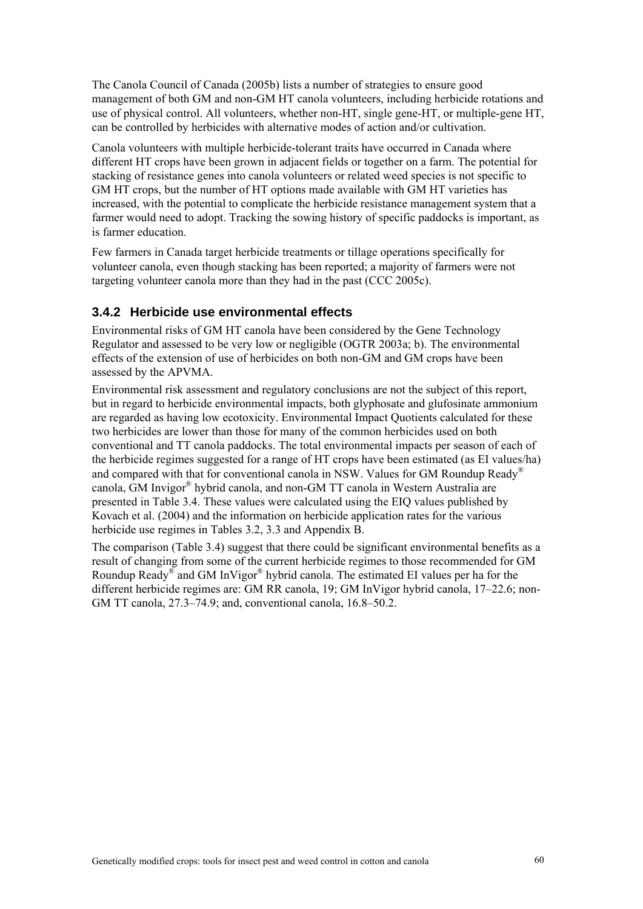The Canola Council of Canada (2005b) lists a number of strategies to ensure good management of both GM and non-GM HT canola volunteers, including herbicide rotations and use of physical control. All volunteers, whether non-HT, single gene-HT, or multiple-gene HT, can be controlled by herbicides with alternative modes of action and/or cultivation.

Canola volunteers with multiple herbicide-tolerant traits have occurred in Canada where different HT crops have been grown in adjacent fields or together on a farm. The potential for stacking of resistance genes into canola volunteers or related weed species is not specific to GM HT crops, but the number of HT options made available with GM HT varieties has increased, with the potential to complicate the herbicide resistance management system that a farmer would need to adopt. Tracking the sowing history of specific paddocks is important, as is farmer education.

Few farmers in Canada target herbicide treatments or tillage operations specifically for volunteer canola, even though stacking has been reported; a majority of farmers were not targeting volunteer canola more than they had in the past (CCC 2005c).

### 3.4.2 Herbicide use environmental effects

Environmental risks of GM HT canola have been considered by the Gene Technology Regulator and assessed to be very low or negligible (OGTR 2003a; b). The environmental effects of the extension of use of herbicides on both non-GM and GM crops have been assessed by the APVMA.

Environmental risk assessment and regulatory conclusions are not the subject of this report, but in regard to herbicide environmental impacts, both glyphosate and glufosinate ammonium are regarded as having low ecotoxicity. Environmental Impact Quotients calculated for these two herbicides are lower than those for many of the common herbicides used on both conventional and TT canola paddocks. The total environmental impacts per season of each of the herbicide regimes suggested for a range of HT crops have been estimated (as EI values/ha) and compared with that for conventional canola in NSW. Values for GM Roundup Ready® canola, GM Invigor® hybrid canola, and non-GM TT canola in Western Australia are presented in Table 3.4. These values were calculated using the EIQ values published by Kovach et al. (2004) and the information on herbicide application rates for the various herbicide use regimes in Tables 3.2, 3.3 and Appendix B.

The comparison (Table 3.4) suggest that there could be significant environmental benefits as a result of changing from some of the current herbicide regimes to those recommended for GM Roundup Ready® and GM InVigor® hybrid canola. The estimated EI values per ha for the different herbicide regimes are: GM RR canola, 19; GM InVigor hybrid canola, 17–22.6; non-GM TT canola, 27.3–74.9; and, conventional canola, 16.8–50.2.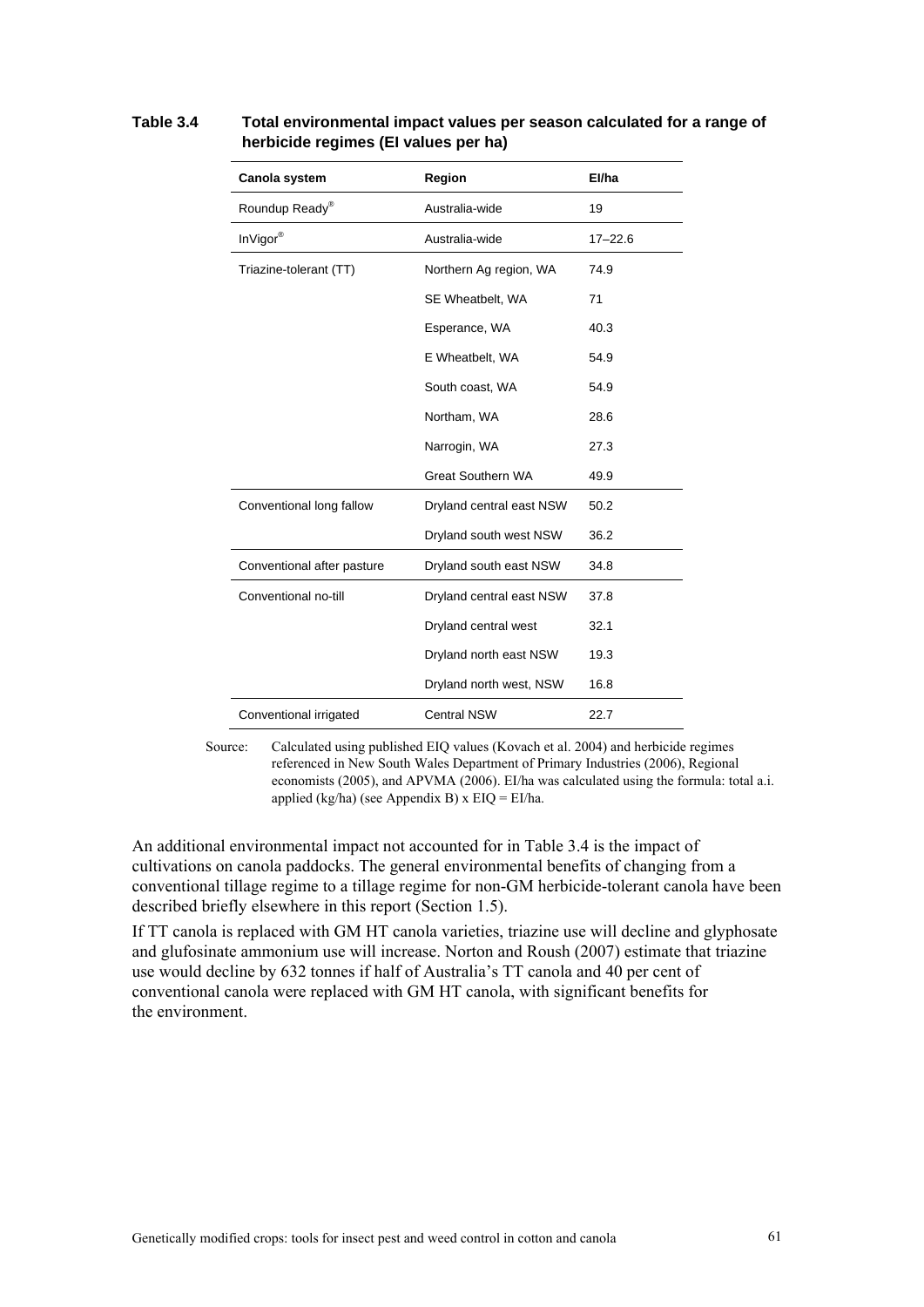**Table 3.4 Total environmental impact values per season calculated for a range of herbicide regimes (EI values per ha)**

| Canola system | Region | EI/ha |
|---|---|---|
| Roundup Ready® | Australia-wide | 19 |
| InVigor® | Australia-wide | 17–22.6 |
| Triazine-tolerant (TT) | Northern Ag region, WA | 74.9 |
| | SE Wheatbelt, WA | 71 |
| | Esperance, WA | 40.3 |
| | E Wheatbelt, WA | 54.9 |
| | South coast, WA | 54.9 |
| | Northam, WA | 28.6 |
| | Narrogin, WA | 27.3 |
| | Great Southern WA | 49.9 |
| Conventional long fallow | Dryland central east NSW | 50.2 |
| | Dryland south west NSW | 36.2 |
| Conventional after pasture | Dryland south east NSW | 34.8 |
| Conventional no-till | Dryland central east NSW | 37.8 |
| | Dryland central west | 32.1 |
| | Dryland north east NSW | 19.3 |
| | Dryland north west, NSW | 16.8 |
| Conventional irrigated | Central NSW | 22.7 |

Source: Calculated using published EIQ values (Kovach et al. 2004) and herbicide regimes referenced in New South Wales Department of Primary Industries (2006), Regional economists (2005), and APVMA (2006). EI/ha was calculated using the formula: total a.i. applied (kg/ha) (see Appendix B) x EIQ = EI/ha.

An additional environmental impact not accounted for in Table 3.4 is the impact of cultivations on canola paddocks. The general environmental benefits of changing from a conventional tillage regime to a tillage regime for non-GM herbicide-tolerant canola have been described briefly elsewhere in this report (Section 1.5).

If TT canola is replaced with GM HT canola varieties, triazine use will decline and glyphosate and glufosinate ammonium use will increase. Norton and Roush (2007) estimate that triazine use would decline by 632 tonnes if half of Australia's TT canola and 40 per cent of conventional canola were replaced with GM HT canola, with significant benefits for the environment.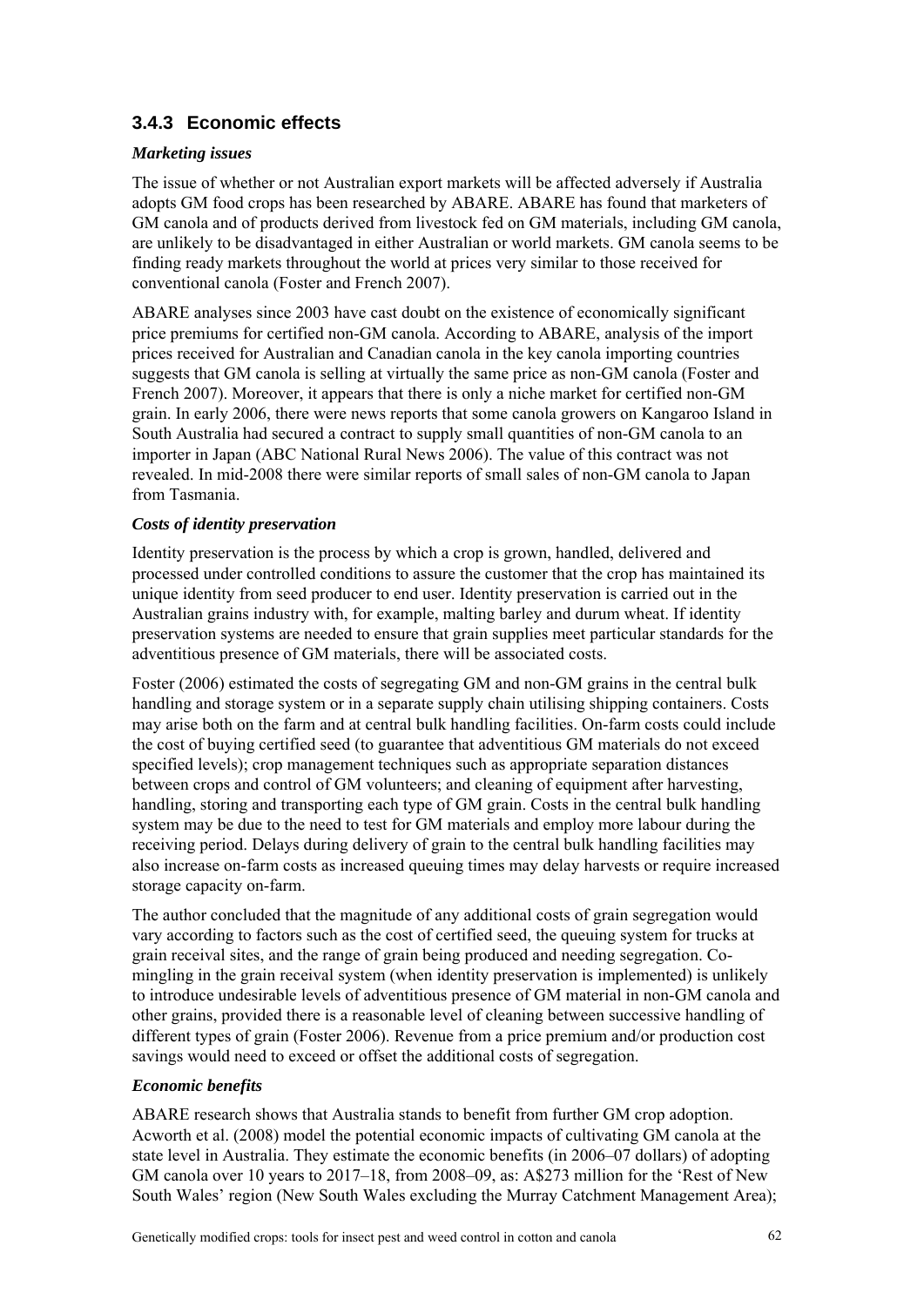### 3.4.3 Economic effects

***Marketing issues***

The issue of whether or not Australian export markets will be affected adversely if Australia adopts GM food crops has been researched by ABARE. ABARE has found that marketers of GM canola and of products derived from livestock fed on GM materials, including GM canola, are unlikely to be disadvantaged in either Australian or world markets. GM canola seems to be finding ready markets throughout the world at prices very similar to those received for conventional canola (Foster and French 2007).

ABARE analyses since 2003 have cast doubt on the existence of economically significant price premiums for certified non-GM canola. According to ABARE, analysis of the import prices received for Australian and Canadian canola in the key canola importing countries suggests that GM canola is selling at virtually the same price as non-GM canola (Foster and French 2007). Moreover, it appears that there is only a niche market for certified non-GM grain. In early 2006, there were news reports that some canola growers on Kangaroo Island in South Australia had secured a contract to supply small quantities of non-GM canola to an importer in Japan (ABC National Rural News 2006). The value of this contract was not revealed. In mid-2008 there were similar reports of small sales of non-GM canola to Japan from Tasmania.

***Costs of identity preservation***

Identity preservation is the process by which a crop is grown, handled, delivered and processed under controlled conditions to assure the customer that the crop has maintained its unique identity from seed producer to end user. Identity preservation is carried out in the Australian grains industry with, for example, malting barley and durum wheat. If identity preservation systems are needed to ensure that grain supplies meet particular standards for the adventitious presence of GM materials, there will be associated costs.

Foster (2006) estimated the costs of segregating GM and non-GM grains in the central bulk handling and storage system or in a separate supply chain utilising shipping containers. Costs may arise both on the farm and at central bulk handling facilities. On-farm costs could include the cost of buying certified seed (to guarantee that adventitious GM materials do not exceed specified levels); crop management techniques such as appropriate separation distances between crops and control of GM volunteers; and cleaning of equipment after harvesting, handling, storing and transporting each type of GM grain. Costs in the central bulk handling system may be due to the need to test for GM materials and employ more labour during the receiving period. Delays during delivery of grain to the central bulk handling facilities may also increase on-farm costs as increased queuing times may delay harvests or require increased storage capacity on-farm.

The author concluded that the magnitude of any additional costs of grain segregation would vary according to factors such as the cost of certified seed, the queuing system for trucks at grain receival sites, and the range of grain being produced and needing segregation. Co-mingling in the grain receival system (when identity preservation is implemented) is unlikely to introduce undesirable levels of adventitious presence of GM material in non-GM canola and other grains, provided there is a reasonable level of cleaning between successive handling of different types of grain (Foster 2006). Revenue from a price premium and/or production cost savings would need to exceed or offset the additional costs of segregation.

***Economic benefits***

ABARE research shows that Australia stands to benefit from further GM crop adoption. Acworth et al. (2008) model the potential economic impacts of cultivating GM canola at the state level in Australia. They estimate the economic benefits (in 2006–07 dollars) of adopting GM canola over 10 years to 2017–18, from 2008–09, as: A$273 million for the 'Rest of New South Wales' region (New South Wales excluding the Murray Catchment Management Area);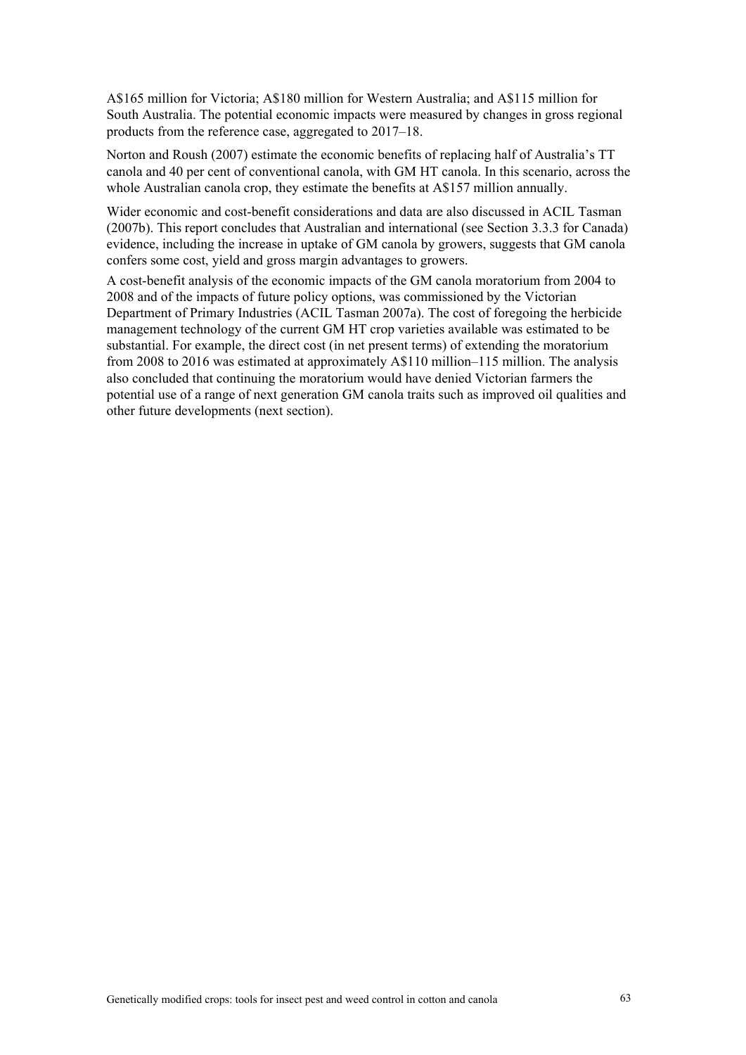A$165 million for Victoria; A$180 million for Western Australia; and A$115 million for South Australia. The potential economic impacts were measured by changes in gross regional products from the reference case, aggregated to 2017–18.

Norton and Roush (2007) estimate the economic benefits of replacing half of Australia's TT canola and 40 per cent of conventional canola, with GM HT canola. In this scenario, across the whole Australian canola crop, they estimate the benefits at A$157 million annually.

Wider economic and cost-benefit considerations and data are also discussed in ACIL Tasman (2007b). This report concludes that Australian and international (see Section 3.3.3 for Canada) evidence, including the increase in uptake of GM canola by growers, suggests that GM canola confers some cost, yield and gross margin advantages to growers.

A cost-benefit analysis of the economic impacts of the GM canola moratorium from 2004 to 2008 and of the impacts of future policy options, was commissioned by the Victorian Department of Primary Industries (ACIL Tasman 2007a). The cost of foregoing the herbicide management technology of the current GM HT crop varieties available was estimated to be substantial. For example, the direct cost (in net present terms) of extending the moratorium from 2008 to 2016 was estimated at approximately A$110 million–115 million. The analysis also concluded that continuing the moratorium would have denied Victorian farmers the potential use of a range of next generation GM canola traits such as improved oil qualities and other future developments (next section).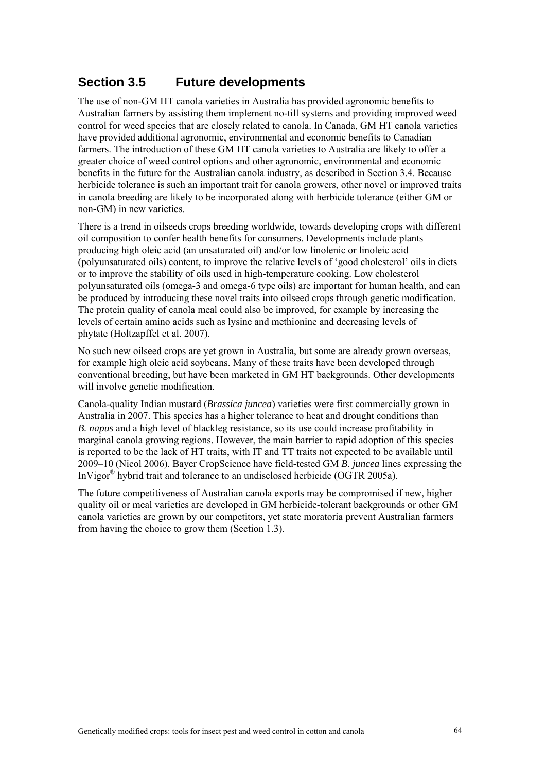## Section 3.5 Future developments

The use of non-GM HT canola varieties in Australia has provided agronomic benefits to Australian farmers by assisting them implement no-till systems and providing improved weed control for weed species that are closely related to canola. In Canada, GM HT canola varieties have provided additional agronomic, environmental and economic benefits to Canadian farmers. The introduction of these GM HT canola varieties to Australia are likely to offer a greater choice of weed control options and other agronomic, environmental and economic benefits in the future for the Australian canola industry, as described in Section 3.4. Because herbicide tolerance is such an important trait for canola growers, other novel or improved traits in canola breeding are likely to be incorporated along with herbicide tolerance (either GM or non-GM) in new varieties.

There is a trend in oilseeds crops breeding worldwide, towards developing crops with different oil composition to confer health benefits for consumers. Developments include plants producing high oleic acid (an unsaturated oil) and/or low linolenic or linoleic acid (polyunsaturated oils) content, to improve the relative levels of 'good cholesterol' oils in diets or to improve the stability of oils used in high-temperature cooking. Low cholesterol polyunsaturated oils (omega-3 and omega-6 type oils) are important for human health, and can be produced by introducing these novel traits into oilseed crops through genetic modification. The protein quality of canola meal could also be improved, for example by increasing the levels of certain amino acids such as lysine and methionine and decreasing levels of phytate (Holtzapffel et al. 2007).

No such new oilseed crops are yet grown in Australia, but some are already grown overseas, for example high oleic acid soybeans. Many of these traits have been developed through conventional breeding, but have been marketed in GM HT backgrounds. Other developments will involve genetic modification.

Canola-quality Indian mustard (*Brassica juncea*) varieties were first commercially grown in Australia in 2007. This species has a higher tolerance to heat and drought conditions than *B. napus* and a high level of blackleg resistance, so its use could increase profitability in marginal canola growing regions. However, the main barrier to rapid adoption of this species is reported to be the lack of HT traits, with IT and TT traits not expected to be available until 2009–10 (Nicol 2006). Bayer CropScience have field-tested GM *B. juncea* lines expressing the InVigor® hybrid trait and tolerance to an undisclosed herbicide (OGTR 2005a).

The future competitiveness of Australian canola exports may be compromised if new, higher quality oil or meal varieties are developed in GM herbicide-tolerant backgrounds or other GM canola varieties are grown by our competitors, yet state moratoria prevent Australian farmers from having the choice to grow them (Section 1.3).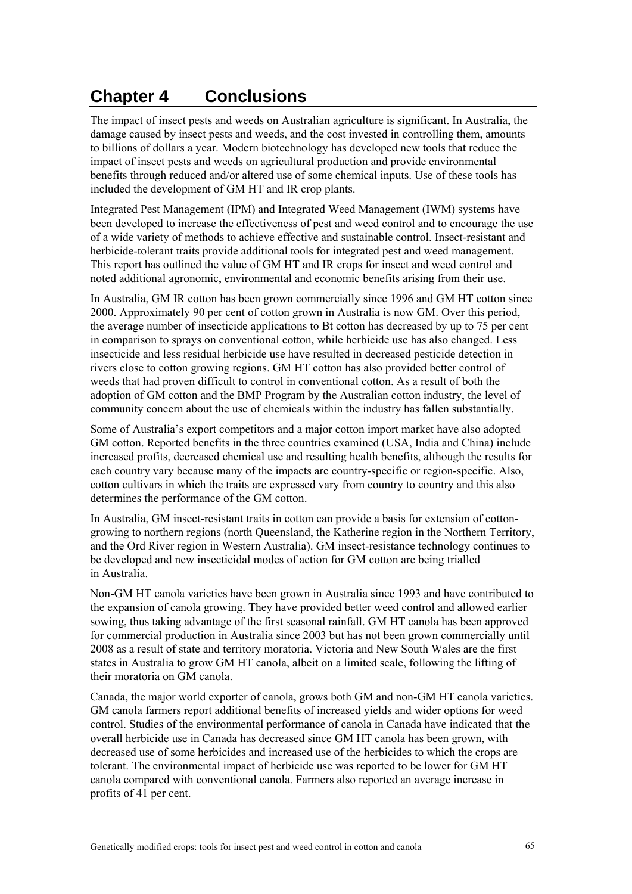# Chapter 4 Conclusions

The impact of insect pests and weeds on Australian agriculture is significant. In Australia, the damage caused by insect pests and weeds, and the cost invested in controlling them, amounts to billions of dollars a year. Modern biotechnology has developed new tools that reduce the impact of insect pests and weeds on agricultural production and provide environmental benefits through reduced and/or altered use of some chemical inputs. Use of these tools has included the development of GM HT and IR crop plants.

Integrated Pest Management (IPM) and Integrated Weed Management (IWM) systems have been developed to increase the effectiveness of pest and weed control and to encourage the use of a wide variety of methods to achieve effective and sustainable control. Insect-resistant and herbicide-tolerant traits provide additional tools for integrated pest and weed management. This report has outlined the value of GM HT and IR crops for insect and weed control and noted additional agronomic, environmental and economic benefits arising from their use.

In Australia, GM IR cotton has been grown commercially since 1996 and GM HT cotton since 2000. Approximately 90 per cent of cotton grown in Australia is now GM. Over this period, the average number of insecticide applications to Bt cotton has decreased by up to 75 per cent in comparison to sprays on conventional cotton, while herbicide use has also changed. Less insecticide and less residual herbicide use have resulted in decreased pesticide detection in rivers close to cotton growing regions. GM HT cotton has also provided better control of weeds that had proven difficult to control in conventional cotton. As a result of both the adoption of GM cotton and the BMP Program by the Australian cotton industry, the level of community concern about the use of chemicals within the industry has fallen substantially.

Some of Australia's export competitors and a major cotton import market have also adopted GM cotton. Reported benefits in the three countries examined (USA, India and China) include increased profits, decreased chemical use and resulting health benefits, although the results for each country vary because many of the impacts are country-specific or region-specific. Also, cotton cultivars in which the traits are expressed vary from country to country and this also determines the performance of the GM cotton.

In Australia, GM insect-resistant traits in cotton can provide a basis for extension of cotton-growing to northern regions (north Queensland, the Katherine region in the Northern Territory, and the Ord River region in Western Australia). GM insect-resistance technology continues to be developed and new insecticidal modes of action for GM cotton are being trialled in Australia.

Non-GM HT canola varieties have been grown in Australia since 1993 and have contributed to the expansion of canola growing. They have provided better weed control and allowed earlier sowing, thus taking advantage of the first seasonal rainfall. GM HT canola has been approved for commercial production in Australia since 2003 but has not been grown commercially until 2008 as a result of state and territory moratoria. Victoria and New South Wales are the first states in Australia to grow GM HT canola, albeit on a limited scale, following the lifting of their moratoria on GM canola.

Canada, the major world exporter of canola, grows both GM and non-GM HT canola varieties. GM canola farmers report additional benefits of increased yields and wider options for weed control. Studies of the environmental performance of canola in Canada have indicated that the overall herbicide use in Canada has decreased since GM HT canola has been grown, with decreased use of some herbicides and increased use of the herbicides to which the crops are tolerant. The environmental impact of herbicide use was reported to be lower for GM HT canola compared with conventional canola. Farmers also reported an average increase in profits of 41 per cent.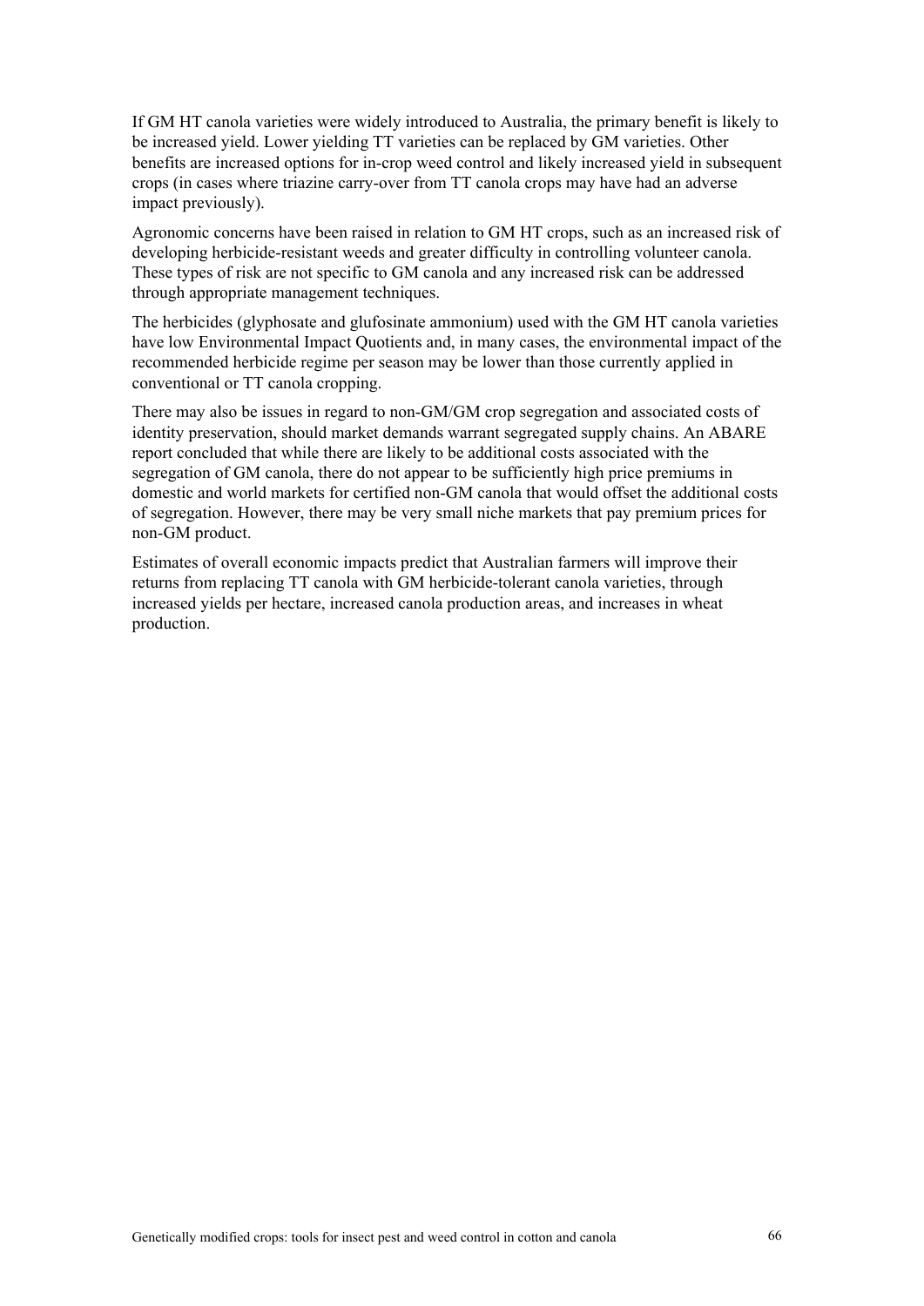If GM HT canola varieties were widely introduced to Australia, the primary benefit is likely to be increased yield. Lower yielding TT varieties can be replaced by GM varieties. Other benefits are increased options for in-crop weed control and likely increased yield in subsequent crops (in cases where triazine carry-over from TT canola crops may have had an adverse impact previously).

Agronomic concerns have been raised in relation to GM HT crops, such as an increased risk of developing herbicide-resistant weeds and greater difficulty in controlling volunteer canola. These types of risk are not specific to GM canola and any increased risk can be addressed through appropriate management techniques.

The herbicides (glyphosate and glufosinate ammonium) used with the GM HT canola varieties have low Environmental Impact Quotients and, in many cases, the environmental impact of the recommended herbicide regime per season may be lower than those currently applied in conventional or TT canola cropping.

There may also be issues in regard to non-GM/GM crop segregation and associated costs of identity preservation, should market demands warrant segregated supply chains. An ABARE report concluded that while there are likely to be additional costs associated with the segregation of GM canola, there do not appear to be sufficiently high price premiums in domestic and world markets for certified non-GM canola that would offset the additional costs of segregation. However, there may be very small niche markets that pay premium prices for non-GM product.

Estimates of overall economic impacts predict that Australian farmers will improve their returns from replacing TT canola with GM herbicide-tolerant canola varieties, through increased yields per hectare, increased canola production areas, and increases in wheat production.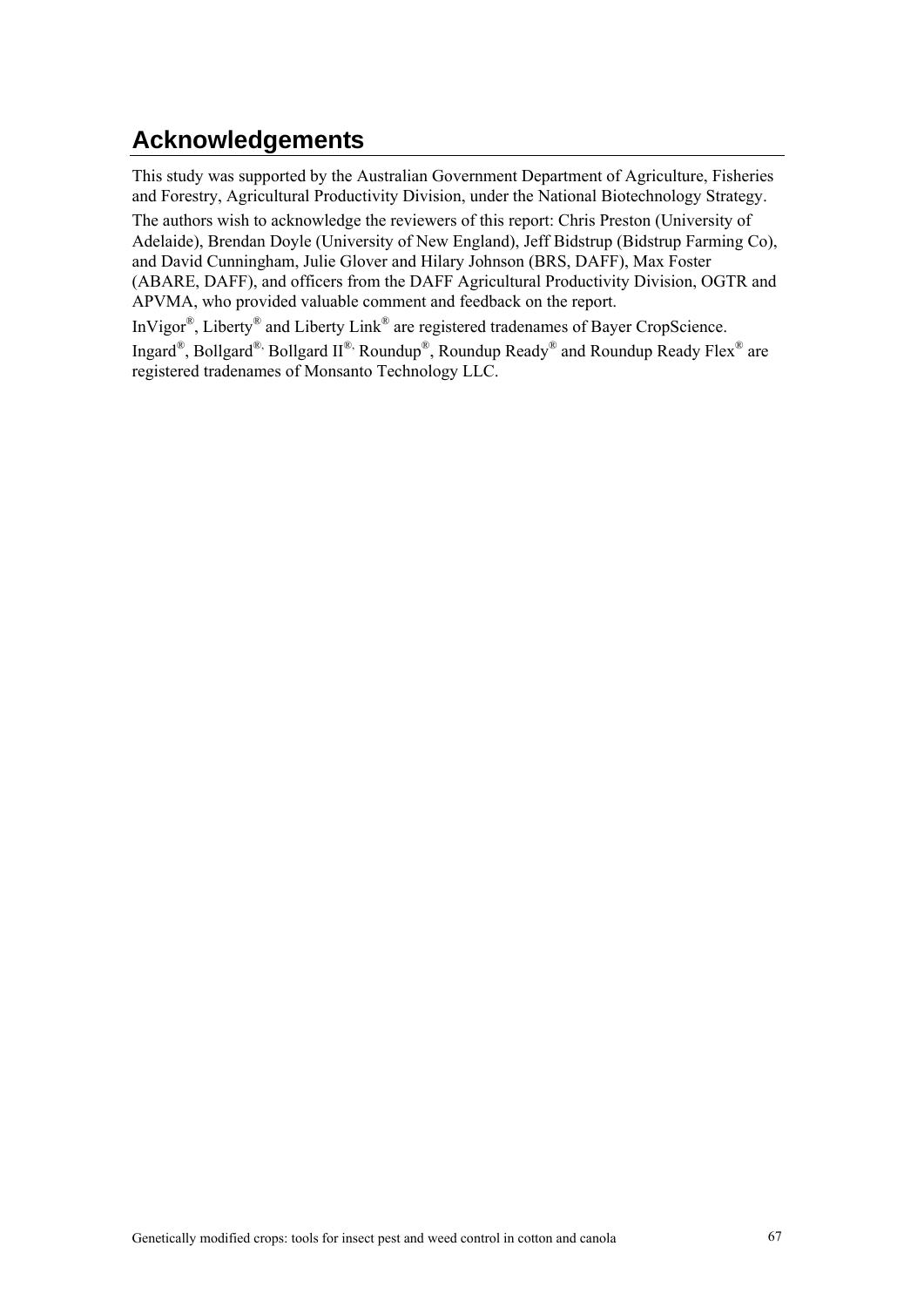# Acknowledgements

This study was supported by the Australian Government Department of Agriculture, Fisheries and Forestry, Agricultural Productivity Division, under the National Biotechnology Strategy.

The authors wish to acknowledge the reviewers of this report: Chris Preston (University of Adelaide), Brendan Doyle (University of New England), Jeff Bidstrup (Bidstrup Farming Co), and David Cunningham, Julie Glover and Hilary Johnson (BRS, DAFF), Max Foster (ABARE, DAFF), and officers from the DAFF Agricultural Productivity Division, OGTR and APVMA, who provided valuable comment and feedback on the report.

InVigor®, Liberty® and Liberty Link® are registered tradenames of Bayer CropScience.

Ingard®, Bollgard®, Bollgard II®, Roundup®, Roundup Ready® and Roundup Ready Flex® are registered tradenames of Monsanto Technology LLC.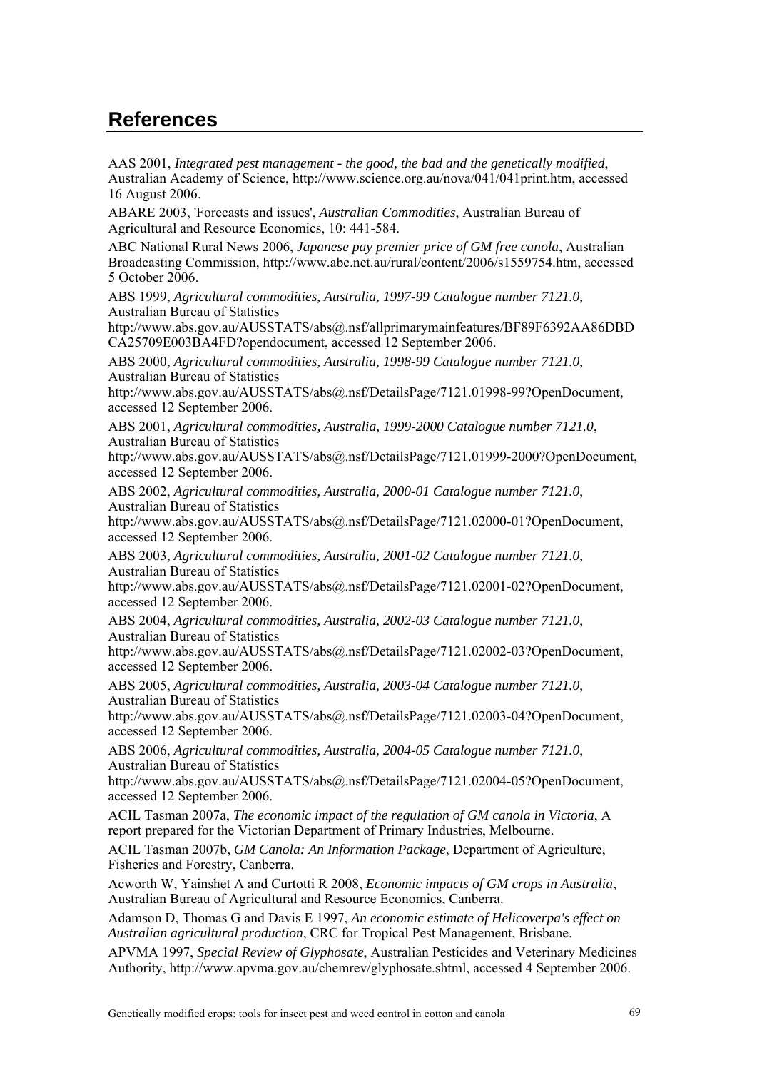# References

AAS 2001, *Integrated pest management - the good, the bad and the genetically modified*, Australian Academy of Science, http://www.science.org.au/nova/041/041print.htm, accessed 16 August 2006.

ABARE 2003, 'Forecasts and issues', *Australian Commodities*, Australian Bureau of Agricultural and Resource Economics, 10: 441-584.

ABC National Rural News 2006, *Japanese pay premier price of GM free canola*, Australian Broadcasting Commission, http://www.abc.net.au/rural/content/2006/s1559754.htm, accessed 5 October 2006.

ABS 1999, *Agricultural commodities, Australia, 1997-99 Catalogue number 7121.0*, Australian Bureau of Statistics http://www.abs.gov.au/AUSSTATS/abs@.nsf/allprimarymainfeatures/BF89F6392AA86DBDCA25709E003BA4FD?opendocument, accessed 12 September 2006.

ABS 2000, *Agricultural commodities, Australia, 1998-99 Catalogue number 7121.0*, Australian Bureau of Statistics http://www.abs.gov.au/AUSSTATS/abs@.nsf/DetailsPage/7121.01998-99?OpenDocument, accessed 12 September 2006.

ABS 2001, *Agricultural commodities, Australia, 1999-2000 Catalogue number 7121.0*, Australian Bureau of Statistics http://www.abs.gov.au/AUSSTATS/abs@.nsf/DetailsPage/7121.01999-2000?OpenDocument, accessed 12 September 2006.

ABS 2002, *Agricultural commodities, Australia, 2000-01 Catalogue number 7121.0*, Australian Bureau of Statistics http://www.abs.gov.au/AUSSTATS/abs@.nsf/DetailsPage/7121.02000-01?OpenDocument, accessed 12 September 2006.

ABS 2003, *Agricultural commodities, Australia, 2001-02 Catalogue number 7121.0*, Australian Bureau of Statistics http://www.abs.gov.au/AUSSTATS/abs@.nsf/DetailsPage/7121.02001-02?OpenDocument, accessed 12 September 2006.

ABS 2004, *Agricultural commodities, Australia, 2002-03 Catalogue number 7121.0*, Australian Bureau of Statistics http://www.abs.gov.au/AUSSTATS/abs@.nsf/DetailsPage/7121.02002-03?OpenDocument, accessed 12 September 2006.

ABS 2005, *Agricultural commodities, Australia, 2003-04 Catalogue number 7121.0*, Australian Bureau of Statistics http://www.abs.gov.au/AUSSTATS/abs@.nsf/DetailsPage/7121.02003-04?OpenDocument, accessed 12 September 2006.

ABS 2006, *Agricultural commodities, Australia, 2004-05 Catalogue number 7121.0*, Australian Bureau of Statistics http://www.abs.gov.au/AUSSTATS/abs@.nsf/DetailsPage/7121.02004-05?OpenDocument, accessed 12 September 2006.

ACIL Tasman 2007a, *The economic impact of the regulation of GM canola in Victoria*, A report prepared for the Victorian Department of Primary Industries, Melbourne.

ACIL Tasman 2007b, *GM Canola: An Information Package*, Department of Agriculture, Fisheries and Forestry, Canberra.

Acworth W, Yainshet A and Curtotti R 2008, *Economic impacts of GM crops in Australia*, Australian Bureau of Agricultural and Resource Economics, Canberra.

Adamson D, Thomas G and Davis E 1997, *An economic estimate of Helicoverpa's effect on Australian agricultural production*, CRC for Tropical Pest Management, Brisbane.

APVMA 1997, *Special Review of Glyphosate*, Australian Pesticides and Veterinary Medicines Authority, http://www.apvma.gov.au/chemrev/glyphosate.shtml, accessed 4 September 2006.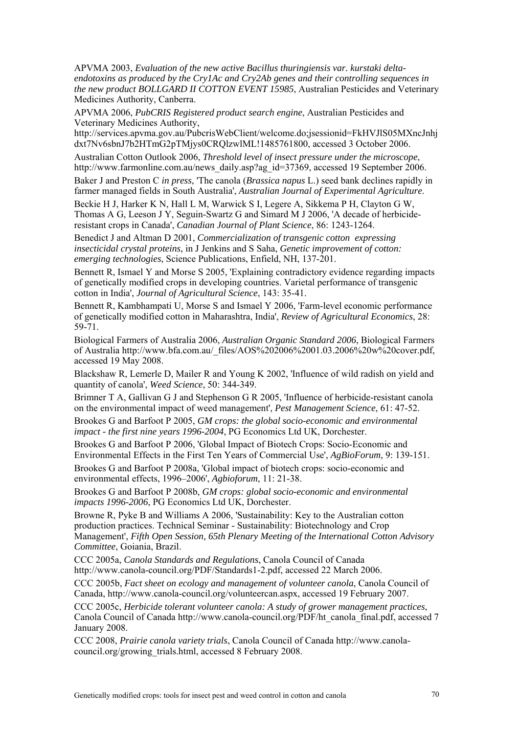APVMA 2003, *Evaluation of the new active Bacillus thuringiensis var. kurstaki delta-endotoxins as produced by the Cry1Ac and Cry2Ab genes and their controlling sequences in the new product BOLLGARD II COTTON EVENT 15985*, Australian Pesticides and Veterinary Medicines Authority, Canberra.

APVMA 2006, *PubCRIS Registered product search engine*, Australian Pesticides and Veterinary Medicines Authority, http://services.apvma.gov.au/PubcrisWebClient/welcome.do;jsessionid=FkHVJlS05MXncJnhjdxt7Nv6sbnJ7b2HTmG2pTMjys0CRQlzwlML!1485761800, accessed 3 October 2006.

Australian Cotton Outlook 2006, *Threshold level of insect pressure under the microscope*, http://www.farmonline.com.au/news_daily.asp?ag_id=37369, accessed 19 September 2006.

Baker J and Preston C *in press*, 'The canola (*Brassica napus* L.) seed bank declines rapidly in farmer managed fields in South Australia', *Australian Journal of Experimental Agriculture*.

Beckie H J, Harker K N, Hall L M, Warwick S I, Legere A, Sikkema P H, Clayton G W, Thomas A G, Leeson J Y, Seguin-Swartz G and Simard M J 2006, 'A decade of herbicide-resistant crops in Canada', *Canadian Journal of Plant Science*, 86: 1243-1264.

Benedict J and Altman D 2001, *Commercialization of transgenic cotton expressing insecticidal crystal proteins*, in J Jenkins and S Saha, *Genetic improvement of cotton: emerging technologies*, Science Publications, Enfield, NH, 137-201.

Bennett R, Ismael Y and Morse S 2005, 'Explaining contradictory evidence regarding impacts of genetically modified crops in developing countries. Varietal performance of transgenic cotton in India', *Journal of Agricultural Science*, 143: 35-41.

Bennett R, Kambhampati U, Morse S and Ismael Y 2006, 'Farm-level economic performance of genetically modified cotton in Maharashtra, India', *Review of Agricultural Economics*, 28: 59-71.

Biological Farmers of Australia 2006, *Australian Organic Standard 2006*, Biological Farmers of Australia http://www.bfa.com.au/_files/AOS%202006%2001.03.2006%20w%20cover.pdf, accessed 19 May 2008.

Blackshaw R, Lemerle D, Mailer R and Young K 2002, 'Influence of wild radish on yield and quantity of canola', *Weed Science*, 50: 344-349.

Brimner T A, Gallivan G J and Stephenson G R 2005, 'Influence of herbicide-resistant canola on the environmental impact of weed management', *Pest Management Science*, 61: 47-52.

Brookes G and Barfoot P 2005, *GM crops: the global socio-economic and environmental impact - the first nine years 1996-2004*, PG Economics Ltd UK, Dorchester.

Brookes G and Barfoot P 2006, 'Global Impact of Biotech Crops: Socio-Economic and Environmental Effects in the First Ten Years of Commercial Use', *AgBioForum*, 9: 139-151.

Brookes G and Barfoot P 2008a, 'Global impact of biotech crops: socio-economic and environmental effects, 1996–2006', *Agbioforum*, 11: 21-38.

Brookes G and Barfoot P 2008b, *GM crops: global socio-economic and environmental impacts 1996-2006*, PG Economics Ltd UK, Dorchester.

Browne R, Pyke B and Williams A 2006, 'Sustainability: Key to the Australian cotton production practices. Technical Seminar - Sustainability: Biotechnology and Crop Management', *Fifth Open Session, 65th Plenary Meeting of the International Cotton Advisory Committee*, Goiania, Brazil.

CCC 2005a, *Canola Standards and Regulations*, Canola Council of Canada http://www.canola-council.org/PDF/Standards1-2.pdf, accessed 22 March 2006.

CCC 2005b, *Fact sheet on ecology and management of volunteer canola*, Canola Council of Canada, http://www.canola-council.org/volunteercan.aspx, accessed 19 February 2007.

CCC 2005c, *Herbicide tolerant volunteer canola: A study of grower management practices*, Canola Council of Canada http://www.canola-council.org/PDF/ht_canola_final.pdf, accessed 7 January 2008.

CCC 2008, *Prairie canola variety trials*, Canola Council of Canada http://www.canola-council.org/growing_trials.html, accessed 8 February 2008.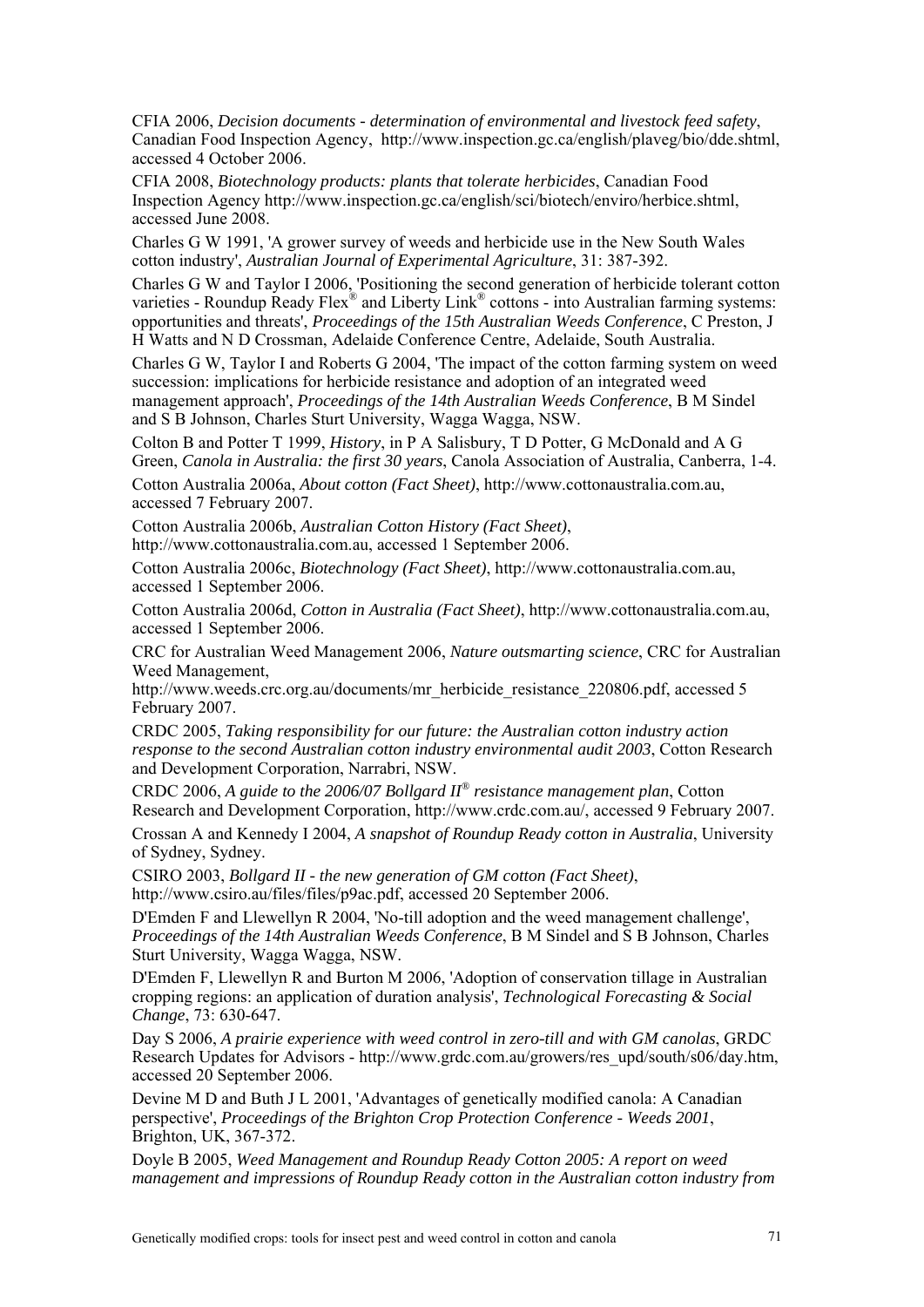CFIA 2006, *Decision documents - determination of environmental and livestock feed safety*, Canadian Food Inspection Agency, http://www.inspection.gc.ca/english/plaveg/bio/dde.shtml, accessed 4 October 2006.

CFIA 2008, *Biotechnology products: plants that tolerate herbicides*, Canadian Food Inspection Agency http://www.inspection.gc.ca/english/sci/biotech/enviro/herbice.shtml, accessed June 2008.

Charles G W 1991, 'A grower survey of weeds and herbicide use in the New South Wales cotton industry', *Australian Journal of Experimental Agriculture*, 31: 387-392.

Charles G W and Taylor I 2006, 'Positioning the second generation of herbicide tolerant cotton varieties - Roundup Ready Flex® and Liberty Link® cottons - into Australian farming systems: opportunities and threats', *Proceedings of the 15th Australian Weeds Conference*, C Preston, J H Watts and N D Crossman, Adelaide Conference Centre, Adelaide, South Australia.

Charles G W, Taylor I and Roberts G 2004, 'The impact of the cotton farming system on weed succession: implications for herbicide resistance and adoption of an integrated weed management approach', *Proceedings of the 14th Australian Weeds Conference*, B M Sindel and S B Johnson, Charles Sturt University, Wagga Wagga, NSW.

Colton B and Potter T 1999, *History*, in P A Salisbury, T D Potter, G McDonald and A G Green, *Canola in Australia: the first 30 years*, Canola Association of Australia, Canberra, 1-4.

Cotton Australia 2006a, *About cotton (Fact Sheet)*, http://www.cottonaustralia.com.au, accessed 7 February 2007.

Cotton Australia 2006b, *Australian Cotton History (Fact Sheet)*, http://www.cottonaustralia.com.au, accessed 1 September 2006.

Cotton Australia 2006c, *Biotechnology (Fact Sheet)*, http://www.cottonaustralia.com.au, accessed 1 September 2006.

Cotton Australia 2006d, *Cotton in Australia (Fact Sheet)*, http://www.cottonaustralia.com.au, accessed 1 September 2006.

CRC for Australian Weed Management 2006, *Nature outsmarting science*, CRC for Australian Weed Management, http://www.weeds.crc.org.au/documents/mr_herbicide_resistance_220806.pdf, accessed 5 February 2007.

CRDC 2005, *Taking responsibility for our future: the Australian cotton industry action response to the second Australian cotton industry environmental audit 2003*, Cotton Research and Development Corporation, Narrabri, NSW.

CRDC 2006, *A guide to the 2006/07 Bollgard II® resistance management plan*, Cotton Research and Development Corporation, http://www.crdc.com.au/, accessed 9 February 2007.

Crossan A and Kennedy I 2004, *A snapshot of Roundup Ready cotton in Australia*, University of Sydney, Sydney.

CSIRO 2003, *Bollgard II - the new generation of GM cotton (Fact Sheet)*, http://www.csiro.au/files/files/p9ac.pdf, accessed 20 September 2006.

D'Emden F and Llewellyn R 2004, 'No-till adoption and the weed management challenge', *Proceedings of the 14th Australian Weeds Conference*, B M Sindel and S B Johnson, Charles Sturt University, Wagga Wagga, NSW.

D'Emden F, Llewellyn R and Burton M 2006, 'Adoption of conservation tillage in Australian cropping regions: an application of duration analysis', *Technological Forecasting & Social Change*, 73: 630-647.

Day S 2006, *A prairie experience with weed control in zero-till and with GM canolas*, GRDC Research Updates for Advisors - http://www.grdc.com.au/growers/res_upd/south/s06/day.htm, accessed 20 September 2006.

Devine M D and Buth J L 2001, 'Advantages of genetically modified canola: A Canadian perspective', *Proceedings of the Brighton Crop Protection Conference - Weeds 2001*, Brighton, UK, 367-372.

Doyle B 2005, *Weed Management and Roundup Ready Cotton 2005: A report on weed management and impressions of Roundup Ready cotton in the Australian cotton industry from*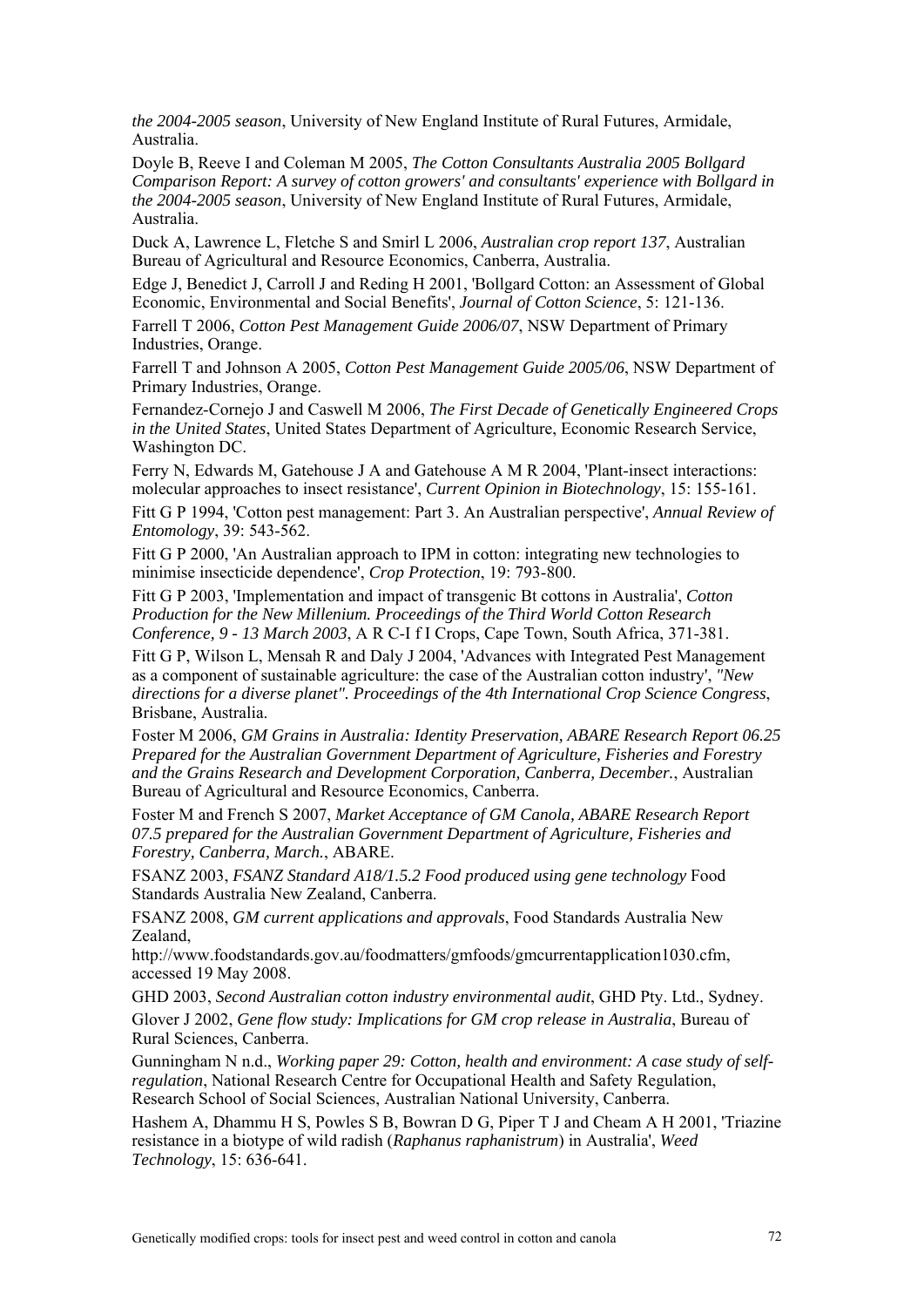*the 2004-2005 season*, University of New England Institute of Rural Futures, Armidale, Australia.

Doyle B, Reeve I and Coleman M 2005, *The Cotton Consultants Australia 2005 Bollgard Comparison Report: A survey of cotton growers' and consultants' experience with Bollgard in the 2004-2005 season*, University of New England Institute of Rural Futures, Armidale, Australia.

Duck A, Lawrence L, Fletche S and Smirl L 2006, *Australian crop report 137*, Australian Bureau of Agricultural and Resource Economics, Canberra, Australia.

Edge J, Benedict J, Carroll J and Reding H 2001, 'Bollgard Cotton: an Assessment of Global Economic, Environmental and Social Benefits', *Journal of Cotton Science*, 5: 121-136.

Farrell T 2006, *Cotton Pest Management Guide 2006/07*, NSW Department of Primary Industries, Orange.

Farrell T and Johnson A 2005, *Cotton Pest Management Guide 2005/06*, NSW Department of Primary Industries, Orange.

Fernandez-Cornejo J and Caswell M 2006, *The First Decade of Genetically Engineered Crops in the United States*, United States Department of Agriculture, Economic Research Service, Washington DC.

Ferry N, Edwards M, Gatehouse J A and Gatehouse A M R 2004, 'Plant-insect interactions: molecular approaches to insect resistance', *Current Opinion in Biotechnology*, 15: 155-161.

Fitt G P 1994, 'Cotton pest management: Part 3. An Australian perspective', *Annual Review of Entomology*, 39: 543-562.

Fitt G P 2000, 'An Australian approach to IPM in cotton: integrating new technologies to minimise insecticide dependence', *Crop Protection*, 19: 793-800.

Fitt G P 2003, 'Implementation and impact of transgenic Bt cottons in Australia', *Cotton Production for the New Millenium. Proceedings of the Third World Cotton Research Conference, 9 - 13 March 2003*, A R C-I f I Crops, Cape Town, South Africa, 371-381.

Fitt G P, Wilson L, Mensah R and Daly J 2004, 'Advances with Integrated Pest Management as a component of sustainable agriculture: the case of the Australian cotton industry', *"New directions for a diverse planet". Proceedings of the 4th International Crop Science Congress*, Brisbane, Australia.

Foster M 2006, *GM Grains in Australia: Identity Preservation, ABARE Research Report 06.25 Prepared for the Australian Government Department of Agriculture, Fisheries and Forestry and the Grains Research and Development Corporation, Canberra, December.*, Australian Bureau of Agricultural and Resource Economics, Canberra.

Foster M and French S 2007, *Market Acceptance of GM Canola, ABARE Research Report 07.5 prepared for the Australian Government Department of Agriculture, Fisheries and Forestry, Canberra, March.*, ABARE.

FSANZ 2003, *FSANZ Standard A18/1.5.2 Food produced using gene technology* Food Standards Australia New Zealand, Canberra.

FSANZ 2008, *GM current applications and approvals*, Food Standards Australia New Zealand, http://www.foodstandards.gov.au/foodmatters/gmfoods/gmcurrentapplication1030.cfm, accessed 19 May 2008.

GHD 2003, *Second Australian cotton industry environmental audit*, GHD Pty. Ltd., Sydney.

Glover J 2002, *Gene flow study: Implications for GM crop release in Australia*, Bureau of Rural Sciences, Canberra.

Gunningham N n.d., *Working paper 29: Cotton, health and environment: A case study of self-regulation*, National Research Centre for Occupational Health and Safety Regulation, Research School of Social Sciences, Australian National University, Canberra.

Hashem A, Dhammu H S, Powles S B, Bowran D G, Piper T J and Cheam A H 2001, 'Triazine resistance in a biotype of wild radish (*Raphanus raphanistrum*) in Australia', *Weed Technology*, 15: 636-641.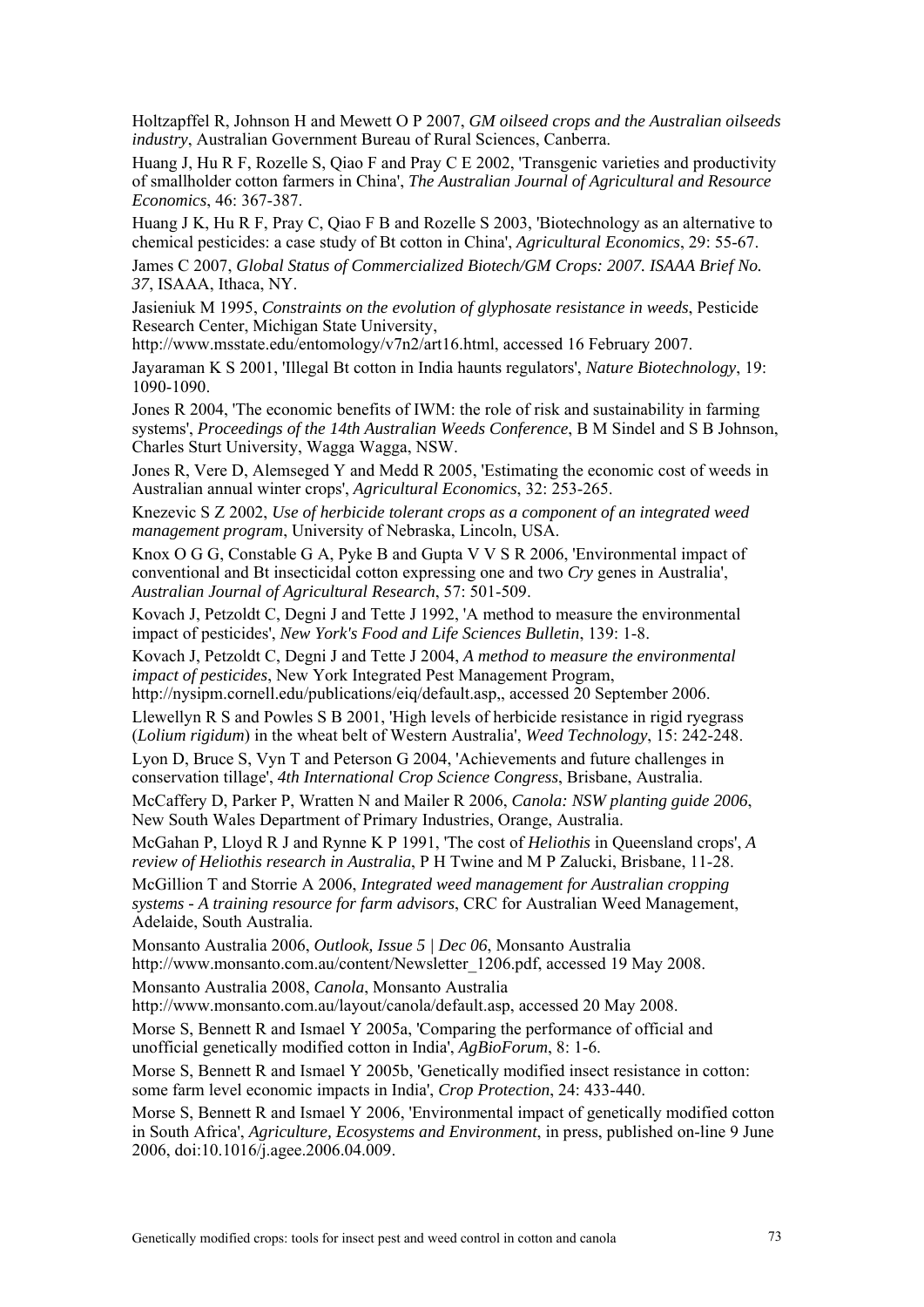Holtzapffel R, Johnson H and Mewett O P 2007, *GM oilseed crops and the Australian oilseeds industry*, Australian Government Bureau of Rural Sciences, Canberra.

Huang J, Hu R F, Rozelle S, Qiao F and Pray C E 2002, 'Transgenic varieties and productivity of smallholder cotton farmers in China', *The Australian Journal of Agricultural and Resource Economics*, 46: 367-387.

Huang J K, Hu R F, Pray C, Qiao F B and Rozelle S 2003, 'Biotechnology as an alternative to chemical pesticides: a case study of Bt cotton in China', *Agricultural Economics*, 29: 55-67.

James C 2007, *Global Status of Commercialized Biotech/GM Crops: 2007. ISAAA Brief No. 37*, ISAAA, Ithaca, NY.

Jasieniuk M 1995, *Constraints on the evolution of glyphosate resistance in weeds*, Pesticide Research Center, Michigan State University, http://www.msstate.edu/entomology/v7n2/art16.html, accessed 16 February 2007.

Jayaraman K S 2001, 'Illegal Bt cotton in India haunts regulators', *Nature Biotechnology*, 19: 1090-1090.

Jones R 2004, 'The economic benefits of IWM: the role of risk and sustainability in farming systems', *Proceedings of the 14th Australian Weeds Conference*, B M Sindel and S B Johnson, Charles Sturt University, Wagga Wagga, NSW.

Jones R, Vere D, Alemseged Y and Medd R 2005, 'Estimating the economic cost of weeds in Australian annual winter crops', *Agricultural Economics*, 32: 253-265.

Knezevic S Z 2002, *Use of herbicide tolerant crops as a component of an integrated weed management program*, University of Nebraska, Lincoln, USA.

Knox O G G, Constable G A, Pyke B and Gupta V V S R 2006, 'Environmental impact of conventional and Bt insecticidal cotton expressing one and two *Cry* genes in Australia', *Australian Journal of Agricultural Research*, 57: 501-509.

Kovach J, Petzoldt C, Degni J and Tette J 1992, 'A method to measure the environmental impact of pesticides', *New York's Food and Life Sciences Bulletin*, 139: 1-8.

Kovach J, Petzoldt C, Degni J and Tette J 2004, *A method to measure the environmental impact of pesticides*, New York Integrated Pest Management Program, http://nysipm.cornell.edu/publications/eiq/default.asp,, accessed 20 September 2006.

Llewellyn R S and Powles S B 2001, 'High levels of herbicide resistance in rigid ryegrass (*Lolium rigidum*) in the wheat belt of Western Australia', *Weed Technology*, 15: 242-248.

Lyon D, Bruce S, Vyn T and Peterson G 2004, 'Achievements and future challenges in conservation tillage', *4th International Crop Science Congress*, Brisbane, Australia.

McCaffery D, Parker P, Wratten N and Mailer R 2006, *Canola: NSW planting guide 2006*, New South Wales Department of Primary Industries, Orange, Australia.

McGahan P, Lloyd R J and Rynne K P 1991, 'The cost of *Heliothis* in Queensland crops', *A review of Heliothis research in Australia*, P H Twine and M P Zalucki, Brisbane, 11-28.

McGillion T and Storrie A 2006, *Integrated weed management for Australian cropping systems - A training resource for farm advisors*, CRC for Australian Weed Management, Adelaide, South Australia.

Monsanto Australia 2006, *Outlook, Issue 5 | Dec 06*, Monsanto Australia http://www.monsanto.com.au/content/Newsletter_1206.pdf, accessed 19 May 2008.

Monsanto Australia 2008, *Canola*, Monsanto Australia http://www.monsanto.com.au/layout/canola/default.asp, accessed 20 May 2008.

Morse S, Bennett R and Ismael Y 2005a, 'Comparing the performance of official and unofficial genetically modified cotton in India', *AgBioForum*, 8: 1-6.

Morse S, Bennett R and Ismael Y 2005b, 'Genetically modified insect resistance in cotton: some farm level economic impacts in India', *Crop Protection*, 24: 433-440.

Morse S, Bennett R and Ismael Y 2006, 'Environmental impact of genetically modified cotton in South Africa', *Agriculture, Ecosystems and Environment*, in press, published on-line 9 June 2006, doi:10.1016/j.agee.2006.04.009.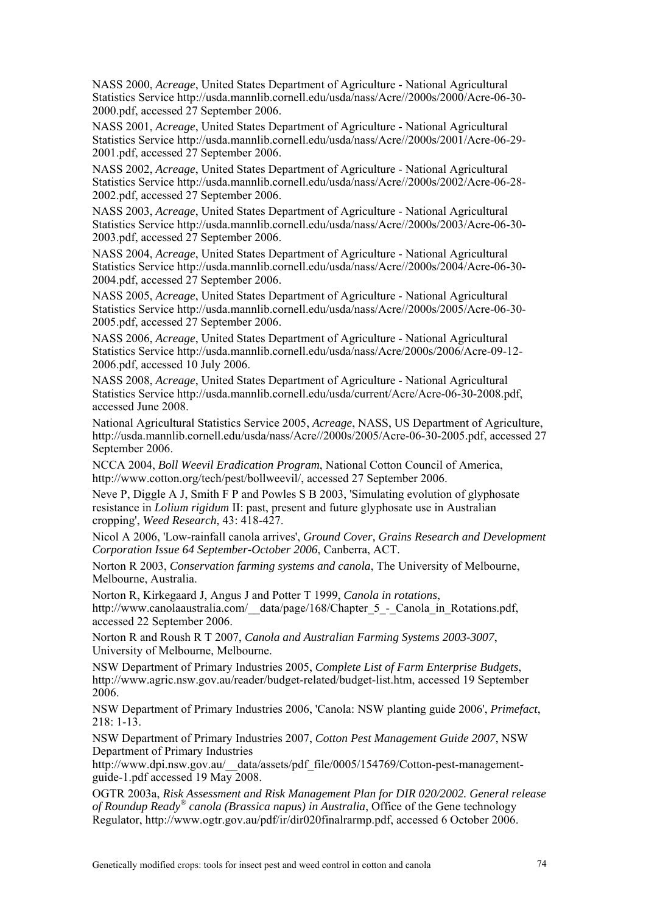NASS 2000, *Acreage*, United States Department of Agriculture - National Agricultural Statistics Service http://usda.mannlib.cornell.edu/usda/nass/Acre//2000s/2000/Acre-06-30-2000.pdf, accessed 27 September 2006.

NASS 2001, *Acreage*, United States Department of Agriculture - National Agricultural Statistics Service http://usda.mannlib.cornell.edu/usda/nass/Acre//2000s/2001/Acre-06-29-2001.pdf, accessed 27 September 2006.

NASS 2002, *Acreage*, United States Department of Agriculture - National Agricultural Statistics Service http://usda.mannlib.cornell.edu/usda/nass/Acre//2000s/2002/Acre-06-28-2002.pdf, accessed 27 September 2006.

NASS 2003, *Acreage*, United States Department of Agriculture - National Agricultural Statistics Service http://usda.mannlib.cornell.edu/usda/nass/Acre//2000s/2003/Acre-06-30-2003.pdf, accessed 27 September 2006.

NASS 2004, *Acreage*, United States Department of Agriculture - National Agricultural Statistics Service http://usda.mannlib.cornell.edu/usda/nass/Acre//2000s/2004/Acre-06-30-2004.pdf, accessed 27 September 2006.

NASS 2005, *Acreage*, United States Department of Agriculture - National Agricultural Statistics Service http://usda.mannlib.cornell.edu/usda/nass/Acre//2000s/2005/Acre-06-30-2005.pdf, accessed 27 September 2006.

NASS 2006, *Acreage*, United States Department of Agriculture - National Agricultural Statistics Service http://usda.mannlib.cornell.edu/usda/nass/Acre/2000s/2006/Acre-09-12-2006.pdf, accessed 10 July 2006.

NASS 2008, *Acreage*, United States Department of Agriculture - National Agricultural Statistics Service http://usda.mannlib.cornell.edu/usda/current/Acre/Acre-06-30-2008.pdf, accessed June 2008.

National Agricultural Statistics Service 2005, *Acreage*, NASS, US Department of Agriculture, http://usda.mannlib.cornell.edu/usda/nass/Acre//2000s/2005/Acre-06-30-2005.pdf, accessed 27 September 2006.

NCCA 2004, *Boll Weevil Eradication Program*, National Cotton Council of America, http://www.cotton.org/tech/pest/bollweevil/, accessed 27 September 2006.

Neve P, Diggle A J, Smith F P and Powles S B 2003, 'Simulating evolution of glyphosate resistance in *Lolium rigidum* II: past, present and future glyphosate use in Australian cropping', *Weed Research*, 43: 418-427.

Nicol A 2006, 'Low-rainfall canola arrives', *Ground Cover, Grains Research and Development Corporation Issue 64 September-October 2006*, Canberra, ACT.

Norton R 2003, *Conservation farming systems and canola*, The University of Melbourne, Melbourne, Australia.

Norton R, Kirkegaard J, Angus J and Potter T 1999, *Canola in rotations*, http://www.canolaaustralia.com/__data/page/168/Chapter_5_-_Canola_in_Rotations.pdf, accessed 22 September 2006.

Norton R and Roush R T 2007, *Canola and Australian Farming Systems 2003-3007*, University of Melbourne, Melbourne.

NSW Department of Primary Industries 2005, *Complete List of Farm Enterprise Budgets*, http://www.agric.nsw.gov.au/reader/budget-related/budget-list.htm, accessed 19 September 2006.

NSW Department of Primary Industries 2006, 'Canola: NSW planting guide 2006', *Primefact*, 218: 1-13.

NSW Department of Primary Industries 2007, *Cotton Pest Management Guide 2007*, NSW Department of Primary Industries http://www.dpi.nsw.gov.au/__data/assets/pdf_file/0005/154769/Cotton-pest-management-guide-1.pdf accessed 19 May 2008.

OGTR 2003a, *Risk Assessment and Risk Management Plan for DIR 020/2002. General release of Roundup Ready® canola (Brassica napus) in Australia*, Office of the Gene technology Regulator, http://www.ogtr.gov.au/pdf/ir/dir020finalrarmp.pdf, accessed 6 October 2006.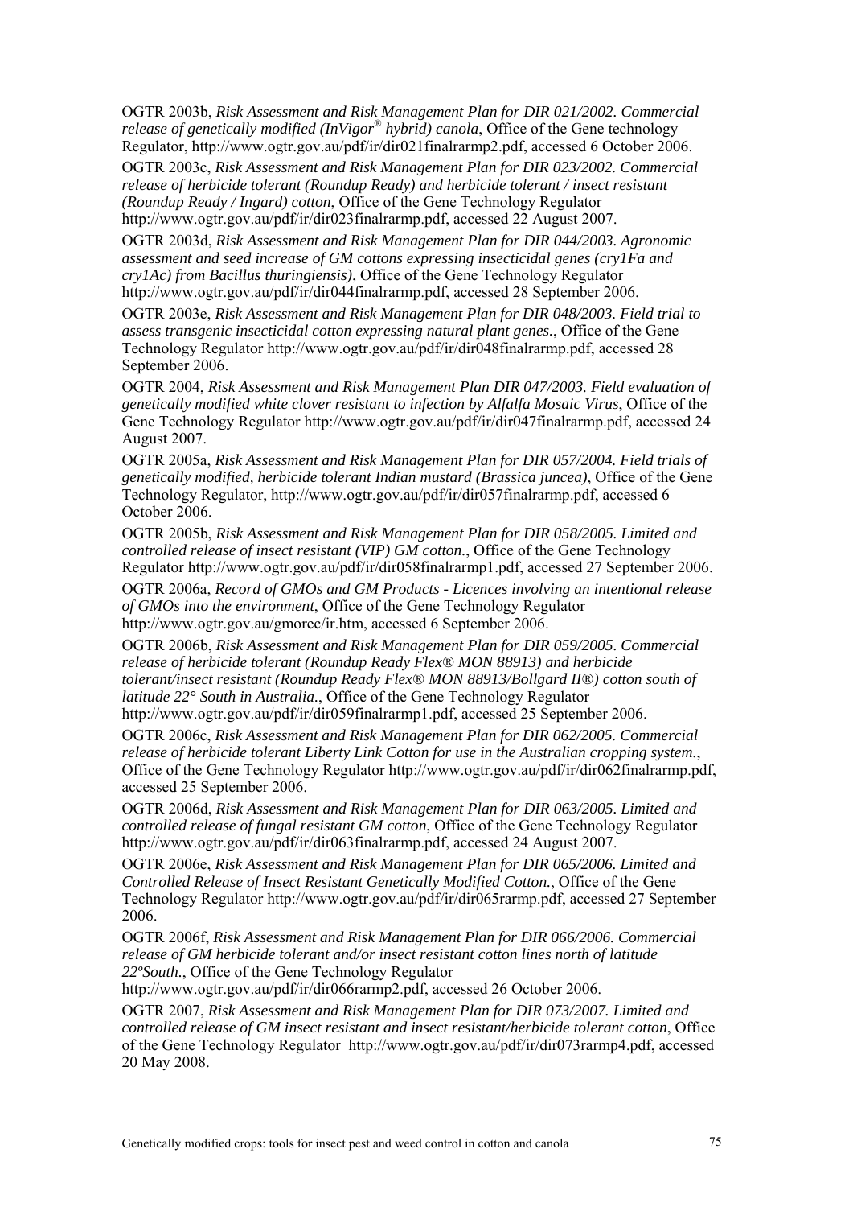OGTR 2003b, *Risk Assessment and Risk Management Plan for DIR 021/2002. Commercial release of genetically modified (InVigor® hybrid) canola*, Office of the Gene technology Regulator, http://www.ogtr.gov.au/pdf/ir/dir021finalrarmp2.pdf, accessed 6 October 2006.

OGTR 2003c, *Risk Assessment and Risk Management Plan for DIR 023/2002. Commercial release of herbicide tolerant (Roundup Ready) and herbicide tolerant / insect resistant (Roundup Ready / Ingard) cotton*, Office of the Gene Technology Regulator http://www.ogtr.gov.au/pdf/ir/dir023finalrarmp.pdf, accessed 22 August 2007.

OGTR 2003d, *Risk Assessment and Risk Management Plan for DIR 044/2003. Agronomic assessment and seed increase of GM cottons expressing insecticidal genes (cry1Fa and cry1Ac) from Bacillus thuringiensis)*, Office of the Gene Technology Regulator http://www.ogtr.gov.au/pdf/ir/dir044finalrarmp.pdf, accessed 28 September 2006.

OGTR 2003e, *Risk Assessment and Risk Management Plan for DIR 048/2003. Field trial to assess transgenic insecticidal cotton expressing natural plant genes.*, Office of the Gene Technology Regulator http://www.ogtr.gov.au/pdf/ir/dir048finalrarmp.pdf, accessed 28 September 2006.

OGTR 2004, *Risk Assessment and Risk Management Plan DIR 047/2003. Field evaluation of genetically modified white clover resistant to infection by Alfalfa Mosaic Virus*, Office of the Gene Technology Regulator http://www.ogtr.gov.au/pdf/ir/dir047finalrarmp.pdf, accessed 24 August 2007.

OGTR 2005a, *Risk Assessment and Risk Management Plan for DIR 057/2004. Field trials of genetically modified, herbicide tolerant Indian mustard (Brassica juncea)*, Office of the Gene Technology Regulator, http://www.ogtr.gov.au/pdf/ir/dir057finalrarmp.pdf, accessed 6 October 2006.

OGTR 2005b, *Risk Assessment and Risk Management Plan for DIR 058/2005. Limited and controlled release of insect resistant (VIP) GM cotton.*, Office of the Gene Technology Regulator http://www.ogtr.gov.au/pdf/ir/dir058finalrarmp1.pdf, accessed 27 September 2006.

OGTR 2006a, *Record of GMOs and GM Products - Licences involving an intentional release of GMOs into the environment*, Office of the Gene Technology Regulator http://www.ogtr.gov.au/gmorec/ir.htm, accessed 6 September 2006.

OGTR 2006b, *Risk Assessment and Risk Management Plan for DIR 059/2005. Commercial release of herbicide tolerant (Roundup Ready Flex® MON 88913) and herbicide tolerant/insect resistant (Roundup Ready Flex® MON 88913/Bollgard II®) cotton south of latitude 22° South in Australia.*, Office of the Gene Technology Regulator http://www.ogtr.gov.au/pdf/ir/dir059finalrarmp1.pdf, accessed 25 September 2006.

OGTR 2006c, *Risk Assessment and Risk Management Plan for DIR 062/2005. Commercial release of herbicide tolerant Liberty Link Cotton for use in the Australian cropping system.*, Office of the Gene Technology Regulator http://www.ogtr.gov.au/pdf/ir/dir062finalrarmp.pdf, accessed 25 September 2006.

OGTR 2006d, *Risk Assessment and Risk Management Plan for DIR 063/2005. Limited and controlled release of fungal resistant GM cotton*, Office of the Gene Technology Regulator http://www.ogtr.gov.au/pdf/ir/dir063finalrarmp.pdf, accessed 24 August 2007.

OGTR 2006e, *Risk Assessment and Risk Management Plan for DIR 065/2006. Limited and Controlled Release of Insect Resistant Genetically Modified Cotton.*, Office of the Gene Technology Regulator http://www.ogtr.gov.au/pdf/ir/dir065rarmp.pdf, accessed 27 September 2006.

OGTR 2006f, *Risk Assessment and Risk Management Plan for DIR 066/2006. Commercial release of GM herbicide tolerant and/or insect resistant cotton lines north of latitude 22ºSouth.*, Office of the Gene Technology Regulator http://www.ogtr.gov.au/pdf/ir/dir066rarmp2.pdf, accessed 26 October 2006.

OGTR 2007, *Risk Assessment and Risk Management Plan for DIR 073/2007. Limited and controlled release of GM insect resistant and insect resistant/herbicide tolerant cotton*, Office of the Gene Technology Regulator http://www.ogtr.gov.au/pdf/ir/dir073rarmp4.pdf, accessed 20 May 2008.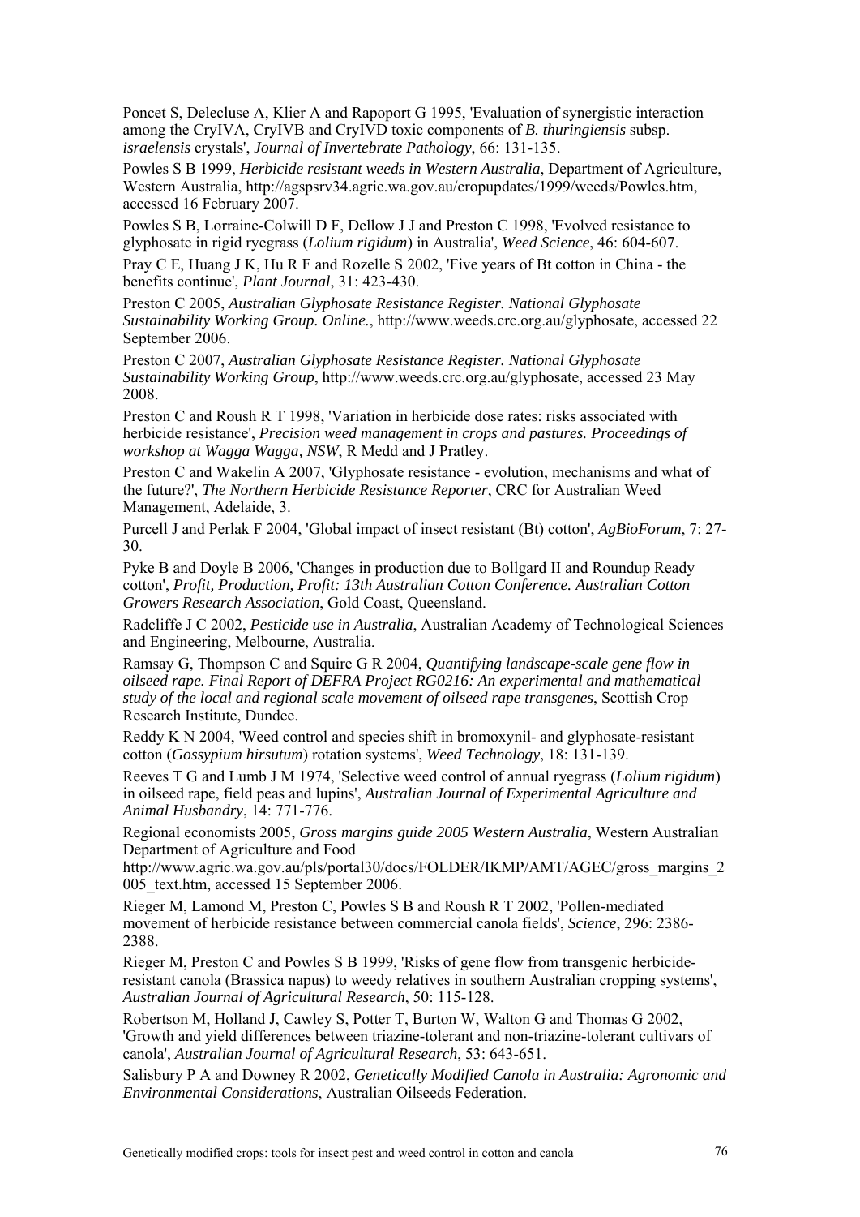Poncet S, Delecluse A, Klier A and Rapoport G 1995, 'Evaluation of synergistic interaction among the CryIVA, CryIVB and CryIVD toxic components of *B. thuringiensis* subsp. *israelensis* crystals', *Journal of Invertebrate Pathology*, 66: 131-135.

Powles S B 1999, *Herbicide resistant weeds in Western Australia*, Department of Agriculture, Western Australia, http://agspsrv34.agric.wa.gov.au/cropupdates/1999/weeds/Powles.htm, accessed 16 February 2007.

Powles S B, Lorraine-Colwill D F, Dellow J J and Preston C 1998, 'Evolved resistance to glyphosate in rigid ryegrass (*Lolium rigidum*) in Australia', *Weed Science*, 46: 604-607.

Pray C E, Huang J K, Hu R F and Rozelle S 2002, 'Five years of Bt cotton in China - the benefits continue', *Plant Journal*, 31: 423-430.

Preston C 2005, *Australian Glyphosate Resistance Register. National Glyphosate Sustainability Working Group. Online.*, http://www.weeds.crc.org.au/glyphosate, accessed 22 September 2006.

Preston C 2007, *Australian Glyphosate Resistance Register. National Glyphosate Sustainability Working Group*, http://www.weeds.crc.org.au/glyphosate, accessed 23 May 2008.

Preston C and Roush R T 1998, 'Variation in herbicide dose rates: risks associated with herbicide resistance', *Precision weed management in crops and pastures. Proceedings of workshop at Wagga Wagga, NSW*, R Medd and J Pratley.

Preston C and Wakelin A 2007, 'Glyphosate resistance - evolution, mechanisms and what of the future?', *The Northern Herbicide Resistance Reporter*, CRC for Australian Weed Management, Adelaide, 3.

Purcell J and Perlak F 2004, 'Global impact of insect resistant (Bt) cotton', *AgBioForum*, 7: 27-30.

Pyke B and Doyle B 2006, 'Changes in production due to Bollgard II and Roundup Ready cotton', *Profit, Production, Profit: 13th Australian Cotton Conference. Australian Cotton Growers Research Association*, Gold Coast, Queensland.

Radcliffe J C 2002, *Pesticide use in Australia*, Australian Academy of Technological Sciences and Engineering, Melbourne, Australia.

Ramsay G, Thompson C and Squire G R 2004, *Quantifying landscape-scale gene flow in oilseed rape. Final Report of DEFRA Project RG0216: An experimental and mathematical study of the local and regional scale movement of oilseed rape transgenes*, Scottish Crop Research Institute, Dundee.

Reddy K N 2004, 'Weed control and species shift in bromoxynil- and glyphosate-resistant cotton (*Gossypium hirsutum*) rotation systems', *Weed Technology*, 18: 131-139.

Reeves T G and Lumb J M 1974, 'Selective weed control of annual ryegrass (*Lolium rigidum*) in oilseed rape, field peas and lupins', *Australian Journal of Experimental Agriculture and Animal Husbandry*, 14: 771-776.

Regional economists 2005, *Gross margins guide 2005 Western Australia*, Western Australian Department of Agriculture and Food http://www.agric.wa.gov.au/pls/portal30/docs/FOLDER/IKMP/AMT/AGEC/gross_margins_2005_text.htm, accessed 15 September 2006.

Rieger M, Lamond M, Preston C, Powles S B and Roush R T 2002, 'Pollen-mediated movement of herbicide resistance between commercial canola fields', *Science*, 296: 2386-2388.

Rieger M, Preston C and Powles S B 1999, 'Risks of gene flow from transgenic herbicide-resistant canola (Brassica napus) to weedy relatives in southern Australian cropping systems', *Australian Journal of Agricultural Research*, 50: 115-128.

Robertson M, Holland J, Cawley S, Potter T, Burton W, Walton G and Thomas G 2002, 'Growth and yield differences between triazine-tolerant and non-triazine-tolerant cultivars of canola', *Australian Journal of Agricultural Research*, 53: 643-651.

Salisbury P A and Downey R 2002, *Genetically Modified Canola in Australia: Agronomic and Environmental Considerations*, Australian Oilseeds Federation.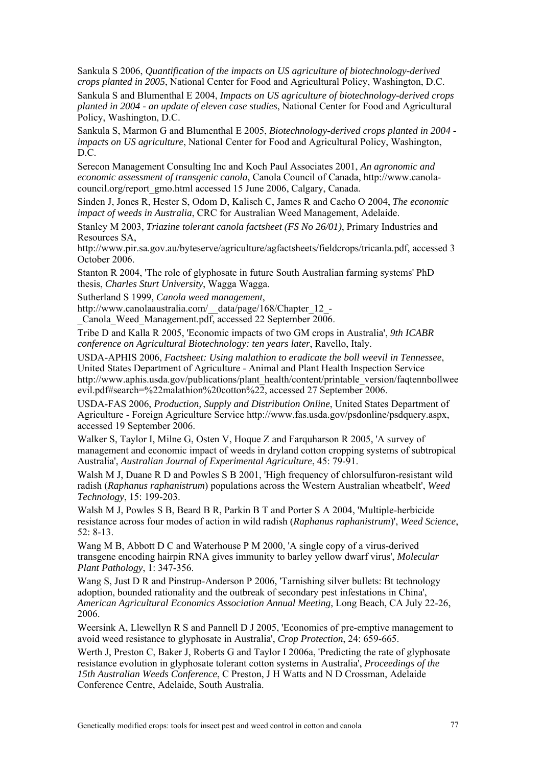Sankula S 2006, *Quantification of the impacts on US agriculture of biotechnology-derived crops planted in 2005*, National Center for Food and Agricultural Policy, Washington, D.C.

Sankula S and Blumenthal E 2004, *Impacts on US agriculture of biotechnology-derived crops planted in 2004 - an update of eleven case studies*, National Center for Food and Agricultural Policy, Washington, D.C.

Sankula S, Marmon G and Blumenthal E 2005, *Biotechnology-derived crops planted in 2004 - impacts on US agriculture*, National Center for Food and Agricultural Policy, Washington, D.C.

Serecon Management Consulting Inc and Koch Paul Associates 2001, *An agronomic and economic assessment of transgenic canola*, Canola Council of Canada, http://www.canola-council.org/report_gmo.html accessed 15 June 2006, Calgary, Canada.

Sinden J, Jones R, Hester S, Odom D, Kalisch C, James R and Cacho O 2004, *The economic impact of weeds in Australia*, CRC for Australian Weed Management, Adelaide.

Stanley M 2003, *Triazine tolerant canola factsheet (FS No 26/01)*, Primary Industries and Resources SA, http://www.pir.sa.gov.au/byteserve/agriculture/agfactsheets/fieldcrops/tricanla.pdf, accessed 3 October 2006.

Stanton R 2004, 'The role of glyphosate in future South Australian farming systems' PhD thesis, *Charles Sturt University*, Wagga Wagga.

Sutherland S 1999, *Canola weed management*, http://www.canolaaustralia.com/__data/page/168/Chapter_12_-_Canola_Weed_Management.pdf, accessed 22 September 2006.

Tribe D and Kalla R 2005, 'Economic impacts of two GM crops in Australia', *9th ICABR conference on Agricultural Biotechnology: ten years later*, Ravello, Italy.

USDA-APHIS 2006, *Factsheet: Using malathion to eradicate the boll weevil in Tennessee*, United States Department of Agriculture - Animal and Plant Health Inspection Service http://www.aphis.usda.gov/publications/plant_health/content/printable_version/faqtennbollweevil.pdf#search=%22malathion%20cotton%22, accessed 27 September 2006.

USDA-FAS 2006, *Production, Supply and Distribution Online*, United States Department of Agriculture - Foreign Agriculture Service http://www.fas.usda.gov/psdonline/psdquery.aspx, accessed 19 September 2006.

Walker S, Taylor I, Milne G, Osten V, Hoque Z and Farquharson R 2005, 'A survey of management and economic impact of weeds in dryland cotton cropping systems of subtropical Australia', *Australian Journal of Experimental Agriculture*, 45: 79-91.

Walsh M J, Duane R D and Powles S B 2001, 'High frequency of chlorsulfuron-resistant wild radish (*Raphanus raphanistrum*) populations across the Western Australian wheatbelt', *Weed Technology*, 15: 199-203.

Walsh M J, Powles S B, Beard B R, Parkin B T and Porter S A 2004, 'Multiple-herbicide resistance across four modes of action in wild radish (*Raphanus raphanistrum*)', *Weed Science*, 52: 8-13.

Wang M B, Abbott D C and Waterhouse P M 2000, 'A single copy of a virus-derived transgene encoding hairpin RNA gives immunity to barley yellow dwarf virus', *Molecular Plant Pathology*, 1: 347-356.

Wang S, Just D R and Pinstrup-Anderson P 2006, 'Tarnishing silver bullets: Bt technology adoption, bounded rationality and the outbreak of secondary pest infestations in China', *American Agricultural Economics Association Annual Meeting*, Long Beach, CA July 22-26, 2006.

Weersink A, Llewellyn R S and Pannell D J 2005, 'Economics of pre-emptive management to avoid weed resistance to glyphosate in Australia', *Crop Protection*, 24: 659-665.

Werth J, Preston C, Baker J, Roberts G and Taylor I 2006a, 'Predicting the rate of glyphosate resistance evolution in glyphosate tolerant cotton systems in Australia', *Proceedings of the 15th Australian Weeds Conference*, C Preston, J H Watts and N D Crossman, Adelaide Conference Centre, Adelaide, South Australia.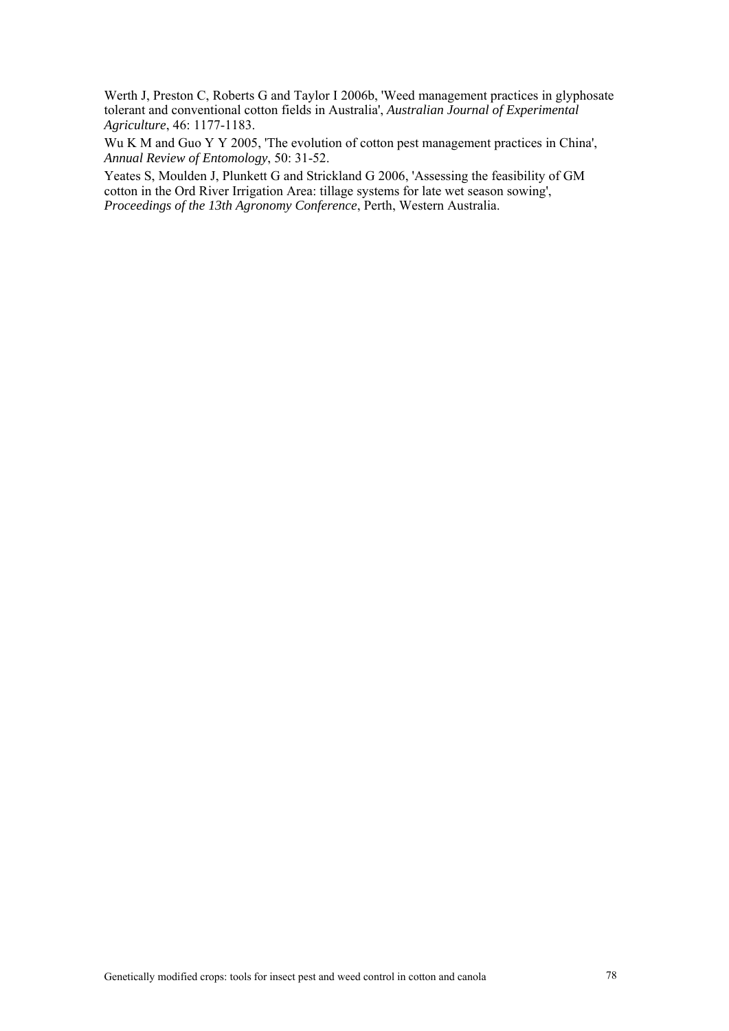Werth J, Preston C, Roberts G and Taylor I 2006b, 'Weed management practices in glyphosate tolerant and conventional cotton fields in Australia', *Australian Journal of Experimental Agriculture*, 46: 1177-1183.

Wu K M and Guo Y Y 2005, 'The evolution of cotton pest management practices in China', *Annual Review of Entomology*, 50: 31-52.

Yeates S, Moulden J, Plunkett G and Strickland G 2006, 'Assessing the feasibility of GM cotton in the Ord River Irrigation Area: tillage systems for late wet season sowing', *Proceedings of the 13th Agronomy Conference*, Perth, Western Australia.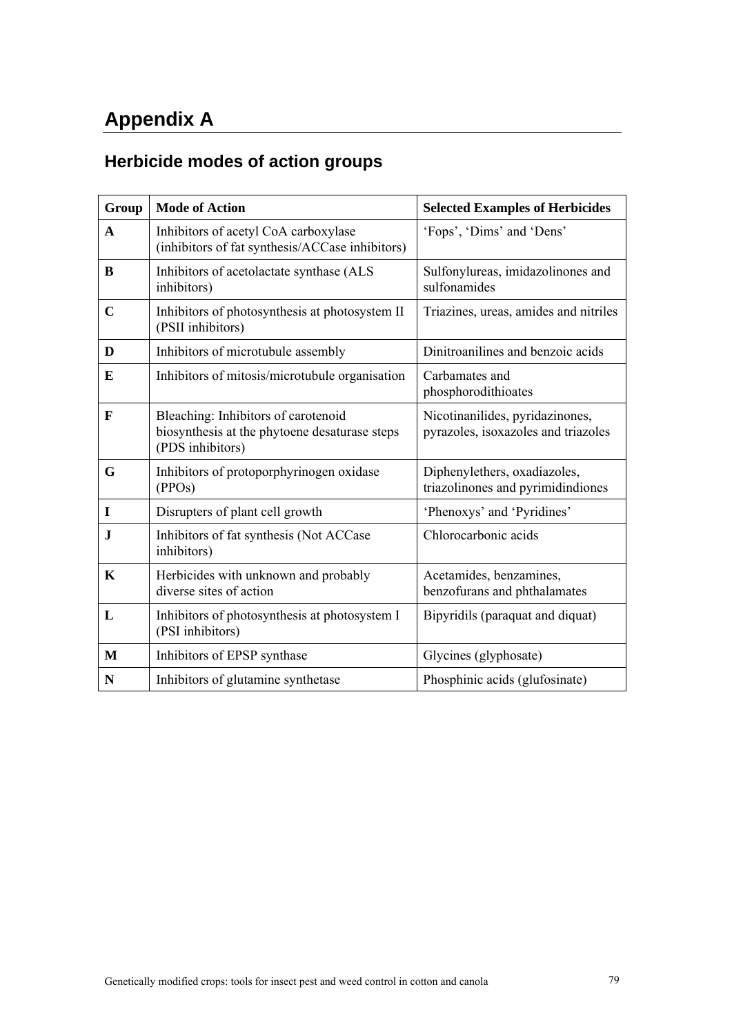# Appendix A

## Herbicide modes of action groups

| Group | Mode of Action | Selected Examples of Herbicides |
|---|---|---|
| **A** | Inhibitors of acetyl CoA carboxylase (inhibitors of fat synthesis/ACCase inhibitors) | 'Fops', 'Dims' and 'Dens' |
| **B** | Inhibitors of acetolactate synthase (ALS inhibitors) | Sulfonylureas, imidazolinones and sulfonamides |
| **C** | Inhibitors of photosynthesis at photosystem II (PSII inhibitors) | Triazines, ureas, amides and nitriles |
| **D** | Inhibitors of microtubule assembly | Dinitroanilines and benzoic acids |
| **E** | Inhibitors of mitosis/microtubule organisation | Carbamates and phosphorodithioates |
| **F** | Bleaching: Inhibitors of carotenoid biosynthesis at the phytoene desaturase steps (PDS inhibitors) | Nicotinanilides, pyridazinones, pyrazoles, isoxazoles and triazoles |
| **G** | Inhibitors of protoporphyrinogen oxidase (PPOs) | Diphenylethers, oxadiazoles, triazolinones and pyrimidindiones |
| **I** | Disrupters of plant cell growth | 'Phenoxys' and 'Pyridines' |
| **J** | Inhibitors of fat synthesis (Not ACCase inhibitors) | Chlorocarbonic acids |
| **K** | Herbicides with unknown and probably diverse sites of action | Acetamides, benzamines, benzofurans and phthalamates |
| **L** | Inhibitors of photosynthesis at photosystem I (PSI inhibitors) | Bipyridils (paraquat and diquat) |
| **M** | Inhibitors of EPSP synthase | Glycines (glyphosate) |
| **N** | Inhibitors of glutamine synthetase | Phosphinic acids (glufosinate) |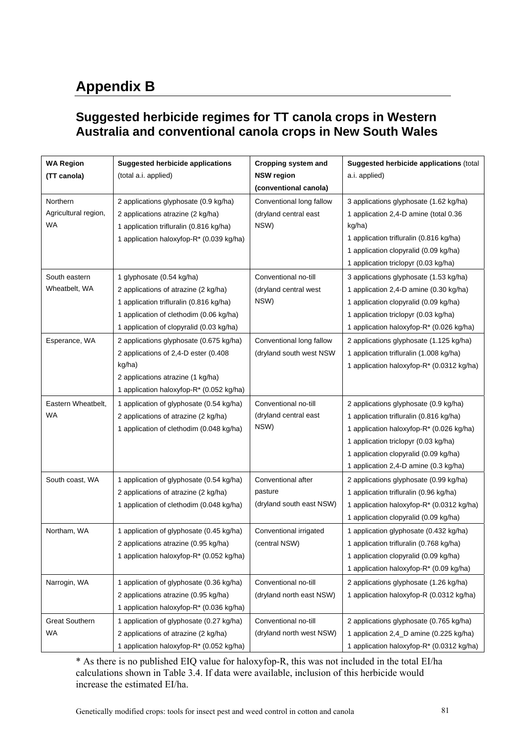# Appendix B

## Suggested herbicide regimes for TT canola crops in Western Australia and conventional canola crops in New South Wales

| **WA Region (TT canola)** | **Suggested herbicide applications** (total a.i. applied) | **Cropping system and NSW region (conventional canola)** | **Suggested herbicide applications** (total a.i. applied) |
|---|---|---|---|
| Northern Agricultural region, WA | 2 applications glyphosate (0.9 kg/ha)<br>2 applications atrazine (2 kg/ha)<br>1 application trifluralin (0.816 kg/ha)<br>1 application haloxyfop-R* (0.039 kg/ha) | Conventional long fallow (dryland central east NSW) | 3 applications glyphosate (1.62 kg/ha)<br>1 application 2,4-D amine (total 0.36 kg/ha)<br>1 application trifluralin (0.816 kg/ha)<br>1 application clopyralid (0.09 kg/ha)<br>1 application triclopyr (0.03 kg/ha) |
| South eastern Wheatbelt, WA | 1 glyphosate (0.54 kg/ha)<br>2 applications of atrazine (2 kg/ha)<br>1 application trifluralin (0.816 kg/ha)<br>1 application of clethodim (0.06 kg/ha)<br>1 application of clopyralid (0.03 kg/ha) | Conventional no-till (dryland central west NSW) | 3 applications glyphosate (1.53 kg/ha)<br>1 application 2,4-D amine (0.30 kg/ha)<br>1 application clopyralid (0.09 kg/ha)<br>1 application triclopyr (0.03 kg/ha)<br>1 application haloxyfop-R* (0.026 kg/ha) |
| Esperance, WA | 2 applications glyphosate (0.675 kg/ha)<br>2 applications of 2,4-D ester (0.408 kg/ha)<br>2 applications atrazine (1 kg/ha)<br>1 application haloxyfop-R* (0.052 kg/ha) | Conventional long fallow (dryland south west NSW | 2 applications glyphosate (1.125 kg/ha)<br>1 application trifluralin (1.008 kg/ha)<br>1 application haloxyfop-R* (0.0312 kg/ha) |
| Eastern Wheatbelt, WA | 1 application of glyphosate (0.54 kg/ha)<br>2 applications of atrazine (2 kg/ha)<br>1 application of clethodim (0.048 kg/ha) | Conventional no-till (dryland central east NSW) | 2 applications glyphosate (0.9 kg/ha)<br>1 application trifluralin (0.816 kg/ha)<br>1 application haloxyfop-R* (0.026 kg/ha)<br>1 application triclopyr (0.03 kg/ha)<br>1 application clopyralid (0.09 kg/ha)<br>1 application 2,4-D amine (0.3 kg/ha) |
| South coast, WA | 1 application of glyphosate (0.54 kg/ha)<br>2 applications of atrazine (2 kg/ha)<br>1 application of clethodim (0.048 kg/ha) | Conventional after pasture (dryland south east NSW) | 2 applications glyphosate (0.99 kg/ha)<br>1 application trifluralin (0.96 kg/ha)<br>1 application haloxyfop-R* (0.0312 kg/ha)<br>1 application clopyralid (0.09 kg/ha) |
| Northam, WA | 1 application of glyphosate (0.45 kg/ha)<br>2 applications atrazine (0.95 kg/ha)<br>1 application haloxyfop-R* (0.052 kg/ha) | Conventional irrigated (central NSW) | 1 application glyphosate (0.432 kg/ha)<br>1 application trifluralin (0.768 kg/ha)<br>1 application clopyralid (0.09 kg/ha)<br>1 application haloxyfop-R* (0.09 kg/ha) |
| Narrogin, WA | 1 application of glyphosate (0.36 kg/ha)<br>2 applications atrazine (0.95 kg/ha)<br>1 application haloxyfop-R* (0.036 kg/ha) | Conventional no-till (dryland north east NSW) | 2 applications glyphosate (1.26 kg/ha)<br>1 application haloxyfop-R (0.0312 kg/ha) |
| Great Southern WA | 1 application of glyphosate (0.27 kg/ha)<br>2 applications of atrazine (2 kg/ha)<br>1 application haloxyfop-R* (0.052 kg/ha) | Conventional no-till (dryland north west NSW) | 2 applications glyphosate (0.765 kg/ha)<br>1 application 2,4_D amine (0.225 kg/ha)<br>1 application haloxyfop-R* (0.0312 kg/ha) |

* As there is no published EIQ value for haloxyfop-R, this was not included in the total EI/ha calculations shown in Table 3.4. If data were available, inclusion of this herbicide would increase the estimated EI/ha.